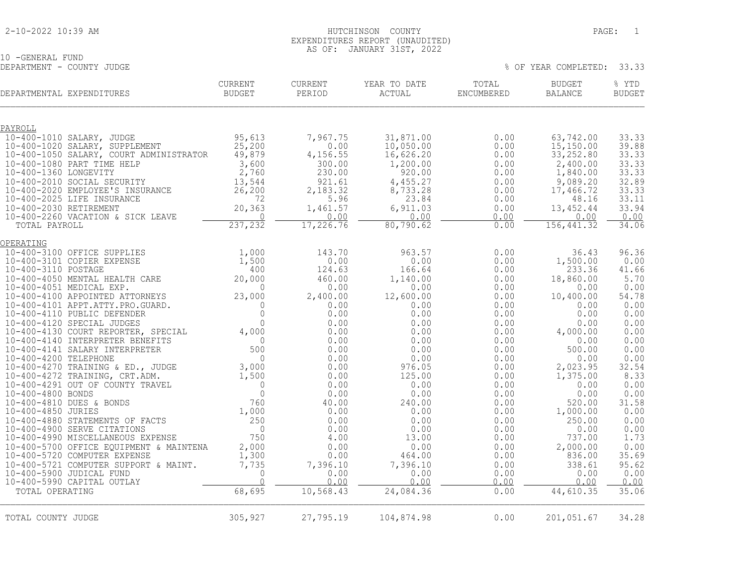HUTCHINSON COUNTY
EXPENDITURES REPORT (UNAUDITED)
AS OF: JANUARY 31ST, 2022

10 -GENERAL FUND
DEPARTMENT - COUNTY JUDGE

% OF YEAR COMPLETED: 33.33

| DEPARTMENTAL EXPENDITURES | CURRENT BUDGET | CURRENT PERIOD | YEAR TO DATE ACTUAL | TOTAL ENCUMBERED | BUDGET BALANCE | % YTD BUDGET |
|---|---|---|---|---|---|---|
| PAYROLL | | | | | | |
| 10-400-1010 SALARY, JUDGE | 95,613 | 7,967.75 | 31,871.00 | 0.00 | 63,742.00 | 33.33 |
| 10-400-1020 SALARY, SUPPLEMENT | 25,200 | 0.00 | 10,050.00 | 0.00 | 15,150.00 | 39.88 |
| 10-400-1050 SALARY, COURT ADMINISTRATOR | 49,879 | 4,156.55 | 16,626.20 | 0.00 | 33,252.80 | 33.33 |
| 10-400-1080 PART TIME HELP | 3,600 | 300.00 | 1,200.00 | 0.00 | 2,400.00 | 33.33 |
| 10-400-1360 LONGEVITY | 2,760 | 230.00 | 920.00 | 0.00 | 1,840.00 | 33.33 |
| 10-400-2010 SOCIAL SECURITY | 13,544 | 921.61 | 4,455.27 | 0.00 | 9,089.20 | 32.89 |
| 10-400-2020 EMPLOYEE'S INSURANCE | 26,200 | 2,183.32 | 8,733.28 | 0.00 | 17,466.72 | 33.33 |
| 10-400-2025 LIFE INSURANCE | 72 | 5.96 | 23.84 | 0.00 | 48.16 | 33.11 |
| 10-400-2030 RETIREMENT | 20,363 | 1,461.57 | 6,911.03 | 0.00 | 13,452.44 | 33.94 |
| 10-400-2260 VACATION & SICK LEAVE | 0 | 0.00 | 0.00 | 0.00 | 0.00 | 0.00 |
| TOTAL PAYROLL | 237,232 | 17,226.76 | 80,790.62 | 0.00 | 156,441.32 | 34.06 |
| OPERATING | | | | | | |
| 10-400-3100 OFFICE SUPPLIES | 1,000 | 143.70 | 963.57 | 0.00 | 36.43 | 96.36 |
| 10-400-3101 COPIER EXPENSE | 1,500 | 0.00 | 0.00 | 0.00 | 1,500.00 | 0.00 |
| 10-400-3110 POSTAGE | 400 | 124.63 | 166.64 | 0.00 | 233.36 | 41.66 |
| 10-400-4050 MENTAL HEALTH CARE | 20,000 | 460.00 | 1,140.00 | 0.00 | 18,860.00 | 5.70 |
| 10-400-4051 MEDICAL EXP. | 0 | 0.00 | 0.00 | 0.00 | 0.00 | 0.00 |
| 10-400-4100 APPOINTED ATTORNEYS | 23,000 | 2,400.00 | 12,600.00 | 0.00 | 10,400.00 | 54.78 |
| 10-400-4101 APPT.ATTY.PRO.GUARD. | 0 | 0.00 | 0.00 | 0.00 | 0.00 | 0.00 |
| 10-400-4110 PUBLIC DEFENDER | 0 | 0.00 | 0.00 | 0.00 | 0.00 | 0.00 |
| 10-400-4120 SPECIAL JUDGES | 0 | 0.00 | 0.00 | 0.00 | 0.00 | 0.00 |
| 10-400-4130 COURT REPORTER, SPECIAL | 4,000 | 0.00 | 0.00 | 0.00 | 4,000.00 | 0.00 |
| 10-400-4140 INTERPRETER BENEFITS | 0 | 0.00 | 0.00 | 0.00 | 0.00 | 0.00 |
| 10-400-4141 SALARY INTERPRETER | 500 | 0.00 | 0.00 | 0.00 | 500.00 | 0.00 |
| 10-400-4200 TELEPHONE | 0 | 0.00 | 0.00 | 0.00 | 0.00 | 0.00 |
| 10-400-4270 TRAINING & ED., JUDGE | 3,000 | 0.00 | 976.05 | 0.00 | 2,023.95 | 32.54 |
| 10-400-4272 TRAINING, CRT.ADM. | 1,500 | 0.00 | 125.00 | 0.00 | 1,375.00 | 8.33 |
| 10-400-4291 OUT OF COUNTY TRAVEL | 0 | 0.00 | 0.00 | 0.00 | 0.00 | 0.00 |
| 10-400-4800 BONDS | 0 | 0.00 | 0.00 | 0.00 | 0.00 | 0.00 |
| 10-400-4810 DUES & BONDS | 760 | 40.00 | 240.00 | 0.00 | 520.00 | 31.58 |
| 10-400-4850 JURIES | 1,000 | 0.00 | 0.00 | 0.00 | 1,000.00 | 0.00 |
| 10-400-4880 STATEMENTS OF FACTS | 250 | 0.00 | 0.00 | 0.00 | 250.00 | 0.00 |
| 10-400-4900 SERVE CITATIONS | 0 | 0.00 | 0.00 | 0.00 | 0.00 | 0.00 |
| 10-400-4990 MISCELLANEOUS EXPENSE | 750 | 4.00 | 13.00 | 0.00 | 737.00 | 1.73 |
| 10-400-5700 OFFICE EQUIPMENT & MAINTENA | 2,000 | 0.00 | 0.00 | 0.00 | 2,000.00 | 0.00 |
| 10-400-5720 COMPUTER EXPENSE | 1,300 | 0.00 | 464.00 | 0.00 | 836.00 | 35.69 |
| 10-400-5721 COMPUTER SUPPORT & MAINT. | 7,735 | 7,396.10 | 7,396.10 | 0.00 | 338.61 | 95.62 |
| 10-400-5900 JUDICAL FUND | 0 | 0.00 | 0.00 | 0.00 | 0.00 | 0.00 |
| 10-400-5990 CAPITAL OUTLAY | 0 | 0.00 | 0.00 | 0.00 | 0.00 | 0.00 |
| TOTAL OPERATING | 68,695 | 10,568.43 | 24,084.36 | 0.00 | 44,610.35 | 35.06 |
| TOTAL COUNTY JUDGE | 305,927 | 27,795.19 | 104,874.98 | 0.00 | 201,051.67 | 34.28 |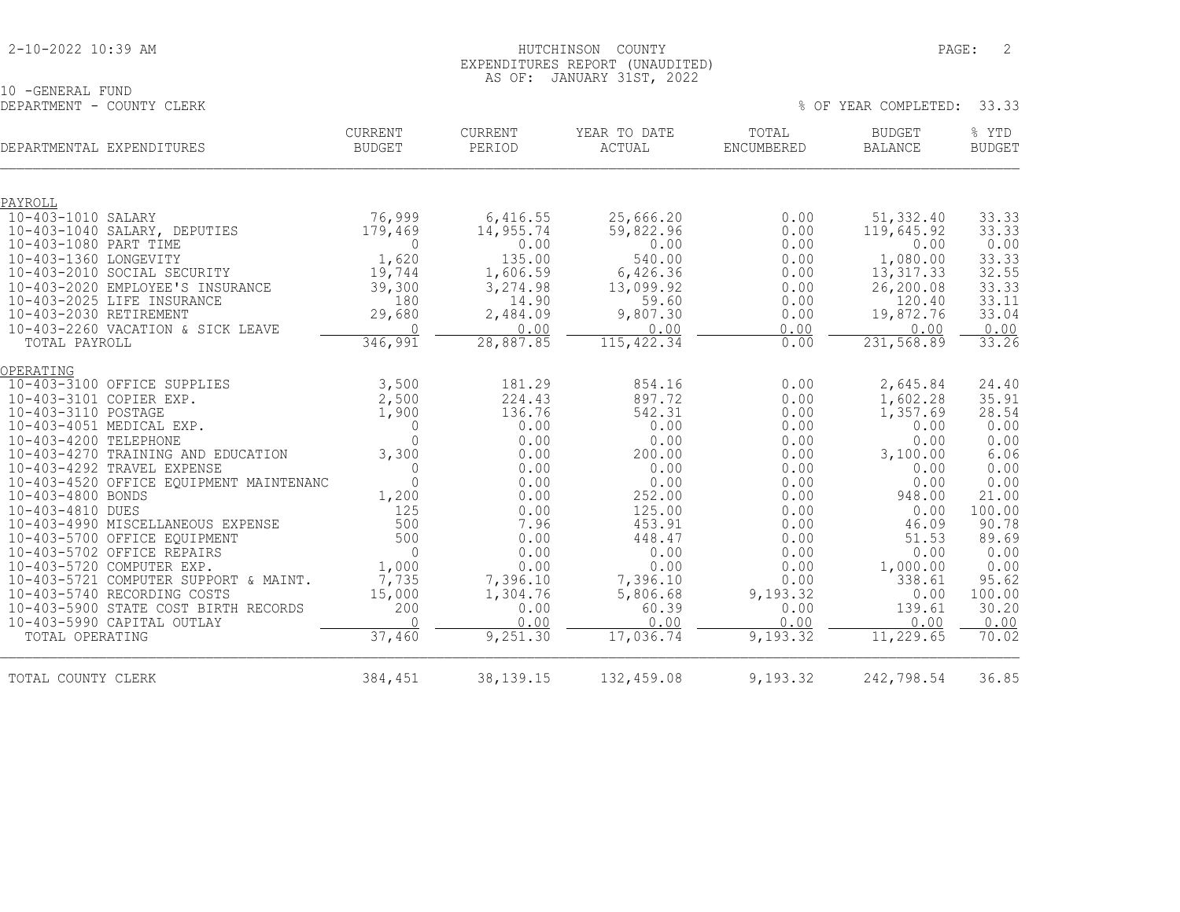HUTCHINSON COUNTY
EXPENDITURES REPORT (UNAUDITED)
AS OF: JANUARY 31ST, 2022

10 -GENERAL FUND
DEPARTMENT - COUNTY CLERK

% OF YEAR COMPLETED: 33.33

| DEPARTMENTAL EXPENDITURES | CURRENT BUDGET | CURRENT PERIOD | YEAR TO DATE ACTUAL | TOTAL ENCUMBERED | BUDGET BALANCE | % YTD BUDGET |
|---|---|---|---|---|---|---|
| PAYROLL | | | | | | |
| 10-403-1010 SALARY | 76,999 | 6,416.55 | 25,666.20 | 0.00 | 51,332.40 | 33.33 |
| 10-403-1040 SALARY, DEPUTIES | 179,469 | 14,955.74 | 59,822.96 | 0.00 | 119,645.92 | 33.33 |
| 10-403-1080 PART TIME | 0 | 0.00 | 0.00 | 0.00 | 0.00 | 0.00 |
| 10-403-1360 LONGEVITY | 1,620 | 135.00 | 540.00 | 0.00 | 1,080.00 | 33.33 |
| 10-403-2010 SOCIAL SECURITY | 19,744 | 1,606.59 | 6,426.36 | 0.00 | 13,317.33 | 32.55 |
| 10-403-2020 EMPLOYEE'S INSURANCE | 39,300 | 3,274.98 | 13,099.92 | 0.00 | 26,200.08 | 33.33 |
| 10-403-2025 LIFE INSURANCE | 180 | 14.90 | 59.60 | 0.00 | 120.40 | 33.11 |
| 10-403-2030 RETIREMENT | 29,680 | 2,484.09 | 9,807.30 | 0.00 | 19,872.76 | 33.04 |
| 10-403-2260 VACATION & SICK LEAVE | 0 | 0.00 | 0.00 | 0.00 | 0.00 | 0.00 |
| TOTAL PAYROLL | 346,991 | 28,887.85 | 115,422.34 | 0.00 | 231,568.89 | 33.26 |
| OPERATING | | | | | | |
| 10-403-3100 OFFICE SUPPLIES | 3,500 | 181.29 | 854.16 | 0.00 | 2,645.84 | 24.40 |
| 10-403-3101 COPIER EXP. | 2,500 | 224.43 | 897.72 | 0.00 | 1,602.28 | 35.91 |
| 10-403-3110 POSTAGE | 1,900 | 136.76 | 542.31 | 0.00 | 1,357.69 | 28.54 |
| 10-403-4051 MEDICAL EXP. | 0 | 0.00 | 0.00 | 0.00 | 0.00 | 0.00 |
| 10-403-4200 TELEPHONE | 0 | 0.00 | 0.00 | 0.00 | 0.00 | 0.00 |
| 10-403-4270 TRAINING AND EDUCATION | 3,300 | 0.00 | 200.00 | 0.00 | 3,100.00 | 6.06 |
| 10-403-4292 TRAVEL EXPENSE | 0 | 0.00 | 0.00 | 0.00 | 0.00 | 0.00 |
| 10-403-4520 OFFICE EQUIPMENT MAINTENANC | 0 | 0.00 | 0.00 | 0.00 | 0.00 | 0.00 |
| 10-403-4800 BONDS | 1,200 | 0.00 | 252.00 | 0.00 | 948.00 | 21.00 |
| 10-403-4810 DUES | 125 | 0.00 | 125.00 | 0.00 | 0.00 | 100.00 |
| 10-403-4990 MISCELLANEOUS EXPENSE | 500 | 7.96 | 453.91 | 0.00 | 46.09 | 90.78 |
| 10-403-5700 OFFICE EQUIPMENT | 500 | 0.00 | 448.47 | 0.00 | 51.53 | 89.69 |
| 10-403-5702 OFFICE REPAIRS | 0 | 0.00 | 0.00 | 0.00 | 0.00 | 0.00 |
| 10-403-5720 COMPUTER EXP. | 1,000 | 0.00 | 0.00 | 0.00 | 1,000.00 | 0.00 |
| 10-403-5721 COMPUTER SUPPORT & MAINT. | 7,735 | 7,396.10 | 7,396.10 | 0.00 | 338.61 | 95.62 |
| 10-403-5740 RECORDING COSTS | 15,000 | 1,304.76 | 5,806.68 | 9,193.32 | 0.00 | 100.00 |
| 10-403-5900 STATE COST BIRTH RECORDS | 200 | 0.00 | 60.39 | 0.00 | 139.61 | 30.20 |
| 10-403-5990 CAPITAL OUTLAY | 0 | 0.00 | 0.00 | 0.00 | 0.00 | 0.00 |
| TOTAL OPERATING | 37,460 | 9,251.30 | 17,036.74 | 9,193.32 | 11,229.65 | 70.02 |
| TOTAL COUNTY CLERK | 384,451 | 38,139.15 | 132,459.08 | 9,193.32 | 242,798.54 | 36.85 |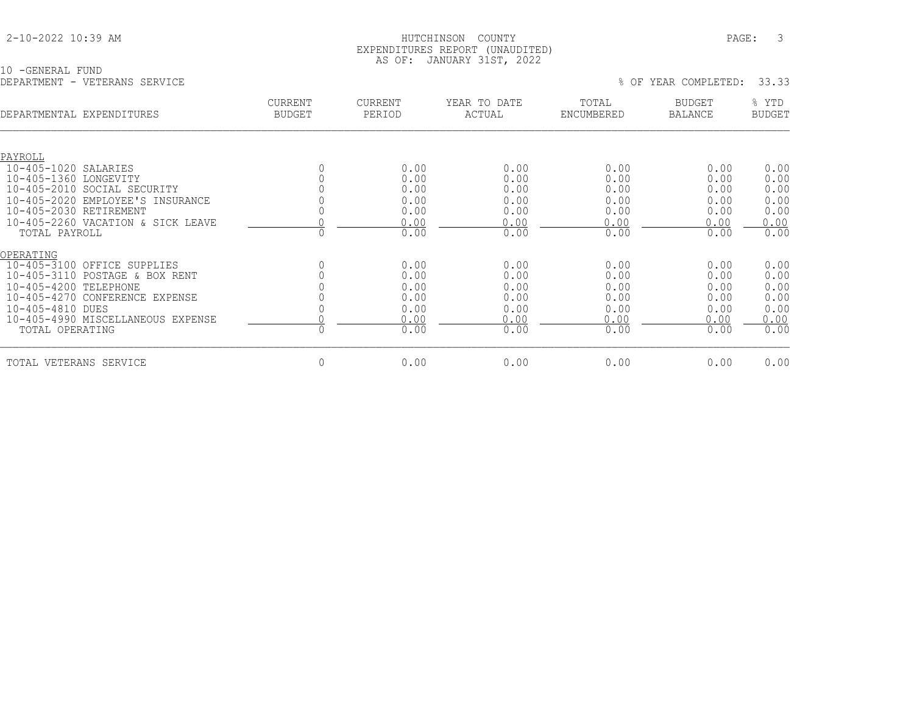HUTCHINSON COUNTY
EXPENDITURES REPORT (UNAUDITED)
AS OF: JANUARY 31ST, 2022

10 -GENERAL FUND
DEPARTMENT - VETERANS SERVICE

% OF YEAR COMPLETED: 33.33

| DEPARTMENTAL EXPENDITURES | CURRENT BUDGET | CURRENT PERIOD | YEAR TO DATE ACTUAL | TOTAL ENCUMBERED | BUDGET BALANCE | % YTD BUDGET |
|---|---|---|---|---|---|---|
| PAYROLL | | | | | | |
| 10-405-1020 SALARIES | 0 | 0.00 | 0.00 | 0.00 | 0.00 | 0.00 |
| 10-405-1360 LONGEVITY | 0 | 0.00 | 0.00 | 0.00 | 0.00 | 0.00 |
| 10-405-2010 SOCIAL SECURITY | 0 | 0.00 | 0.00 | 0.00 | 0.00 | 0.00 |
| 10-405-2020 EMPLOYEE'S INSURANCE | 0 | 0.00 | 0.00 | 0.00 | 0.00 | 0.00 |
| 10-405-2030 RETIREMENT | 0 | 0.00 | 0.00 | 0.00 | 0.00 | 0.00 |
| 10-405-2260 VACATION & SICK LEAVE | 0 | 0.00 | 0.00 | 0.00 | 0.00 | 0.00 |
| TOTAL PAYROLL | 0 | 0.00 | 0.00 | 0.00 | 0.00 | 0.00 |
| OPERATING | | | | | | |
| 10-405-3100 OFFICE SUPPLIES | 0 | 0.00 | 0.00 | 0.00 | 0.00 | 0.00 |
| 10-405-3110 POSTAGE & BOX RENT | 0 | 0.00 | 0.00 | 0.00 | 0.00 | 0.00 |
| 10-405-4200 TELEPHONE | 0 | 0.00 | 0.00 | 0.00 | 0.00 | 0.00 |
| 10-405-4270 CONFERENCE EXPENSE | 0 | 0.00 | 0.00 | 0.00 | 0.00 | 0.00 |
| 10-405-4810 DUES | 0 | 0.00 | 0.00 | 0.00 | 0.00 | 0.00 |
| 10-405-4990 MISCELLANEOUS EXPENSE | 0 | 0.00 | 0.00 | 0.00 | 0.00 | 0.00 |
| TOTAL OPERATING | 0 | 0.00 | 0.00 | 0.00 | 0.00 | 0.00 |
| TOTAL VETERANS SERVICE | 0 | 0.00 | 0.00 | 0.00 | 0.00 | 0.00 |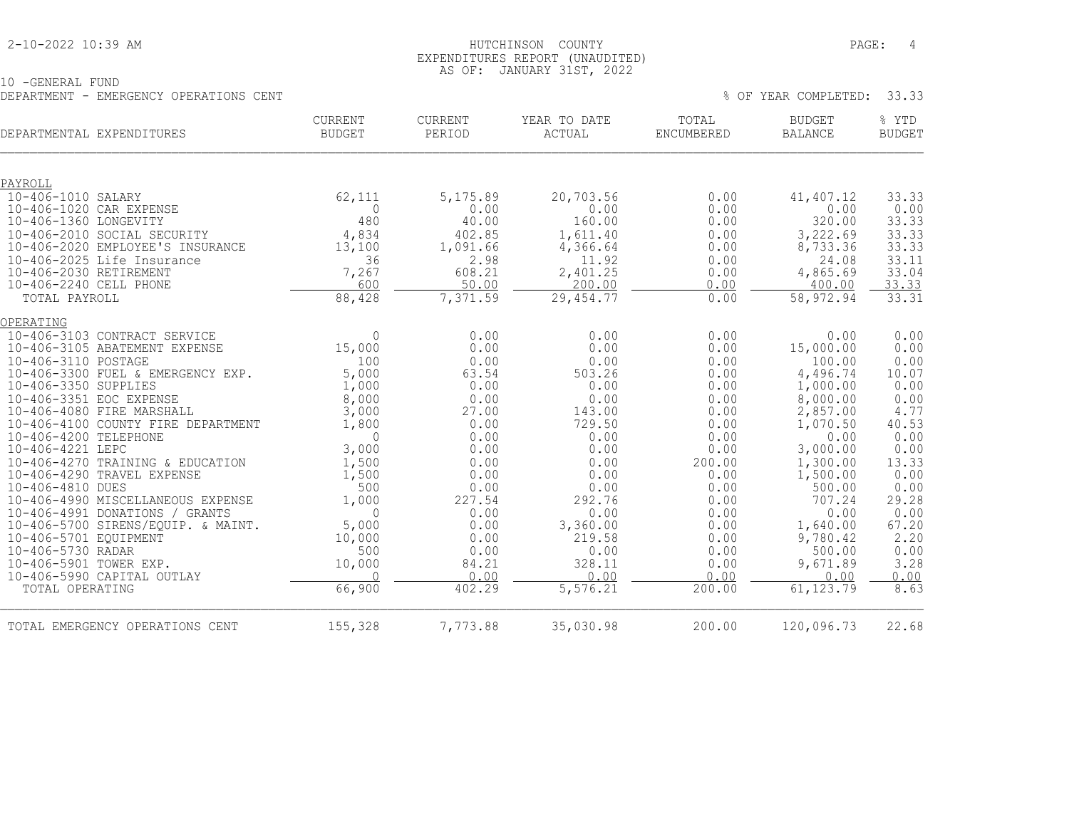HUTCHINSON COUNTY
EXPENDITURES REPORT (UNAUDITED)
AS OF: JANUARY 31ST, 2022

10 -GENERAL FUND
DEPARTMENT - EMERGENCY OPERATIONS CENT

% OF YEAR COMPLETED: 33.33

| DEPARTMENTAL EXPENDITURES | CURRENT BUDGET | CURRENT PERIOD | YEAR TO DATE ACTUAL | TOTAL ENCUMBERED | BUDGET BALANCE | % YTD BUDGET |
|---|---|---|---|---|---|---|
| **PAYROLL** | | | | | | |
| 10-406-1010 SALARY | 62,111 | 5,175.89 | 20,703.56 | 0.00 | 41,407.12 | 33.33 |
| 10-406-1020 CAR EXPENSE | 0 | 0.00 | 0.00 | 0.00 | 0.00 | 0.00 |
| 10-406-1360 LONGEVITY | 480 | 40.00 | 160.00 | 0.00 | 320.00 | 33.33 |
| 10-406-2010 SOCIAL SECURITY | 4,834 | 402.85 | 1,611.40 | 0.00 | 3,222.69 | 33.33 |
| 10-406-2020 EMPLOYEE'S INSURANCE | 13,100 | 1,091.66 | 4,366.64 | 0.00 | 8,733.36 | 33.33 |
| 10-406-2025 Life Insurance | 36 | 2.98 | 11.92 | 0.00 | 24.08 | 33.11 |
| 10-406-2030 RETIREMENT | 7,267 | 608.21 | 2,401.25 | 0.00 | 4,865.69 | 33.04 |
| 10-406-2240 CELL PHONE | 600 | 50.00 | 200.00 | 0.00 | 400.00 | 33.33 |
| TOTAL PAYROLL | 88,428 | 7,371.59 | 29,454.77 | 0.00 | 58,972.94 | 33.31 |
| **OPERATING** | | | | | | |
| 10-406-3103 CONTRACT SERVICE | 0 | 0.00 | 0.00 | 0.00 | 0.00 | 0.00 |
| 10-406-3105 ABATEMENT EXPENSE | 15,000 | 0.00 | 0.00 | 0.00 | 15,000.00 | 0.00 |
| 10-406-3110 POSTAGE | 100 | 0.00 | 0.00 | 0.00 | 100.00 | 0.00 |
| 10-406-3300 FUEL & EMERGENCY EXP. | 5,000 | 63.54 | 503.26 | 0.00 | 4,496.74 | 10.07 |
| 10-406-3350 SUPPLIES | 1,000 | 0.00 | 0.00 | 0.00 | 1,000.00 | 0.00 |
| 10-406-3351 EOC EXPENSE | 8,000 | 0.00 | 0.00 | 0.00 | 8,000.00 | 0.00 |
| 10-406-4080 FIRE MARSHALL | 3,000 | 27.00 | 143.00 | 0.00 | 2,857.00 | 4.77 |
| 10-406-4100 COUNTY FIRE DEPARTMENT | 1,800 | 0.00 | 729.50 | 0.00 | 1,070.50 | 40.53 |
| 10-406-4200 TELEPHONE | 0 | 0.00 | 0.00 | 0.00 | 0.00 | 0.00 |
| 10-406-4221 LEPC | 3,000 | 0.00 | 0.00 | 0.00 | 3,000.00 | 0.00 |
| 10-406-4270 TRAINING & EDUCATION | 1,500 | 0.00 | 0.00 | 200.00 | 1,300.00 | 13.33 |
| 10-406-4290 TRAVEL EXPENSE | 1,500 | 0.00 | 0.00 | 0.00 | 1,500.00 | 0.00 |
| 10-406-4810 DUES | 500 | 0.00 | 0.00 | 0.00 | 500.00 | 0.00 |
| 10-406-4990 MISCELLANEOUS EXPENSE | 1,000 | 227.54 | 292.76 | 0.00 | 707.24 | 29.28 |
| 10-406-4991 DONATIONS / GRANTS | 0 | 0.00 | 0.00 | 0.00 | 0.00 | 0.00 |
| 10-406-5700 SIRENS/EQUIP. & MAINT. | 5,000 | 0.00 | 3,360.00 | 0.00 | 1,640.00 | 67.20 |
| 10-406-5701 EQUIPMENT | 10,000 | 0.00 | 219.58 | 0.00 | 9,780.42 | 2.20 |
| 10-406-5730 RADAR | 500 | 0.00 | 0.00 | 0.00 | 500.00 | 0.00 |
| 10-406-5901 TOWER EXP. | 10,000 | 84.21 | 328.11 | 0.00 | 9,671.89 | 3.28 |
| 10-406-5990 CAPITAL OUTLAY | 0 | 0.00 | 0.00 | 0.00 | 0.00 | 0.00 |
| TOTAL OPERATING | 66,900 | 402.29 | 5,576.21 | 200.00 | 61,123.79 | 8.63 |
| TOTAL EMERGENCY OPERATIONS CENT | 155,328 | 7,773.88 | 35,030.98 | 200.00 | 120,096.73 | 22.68 |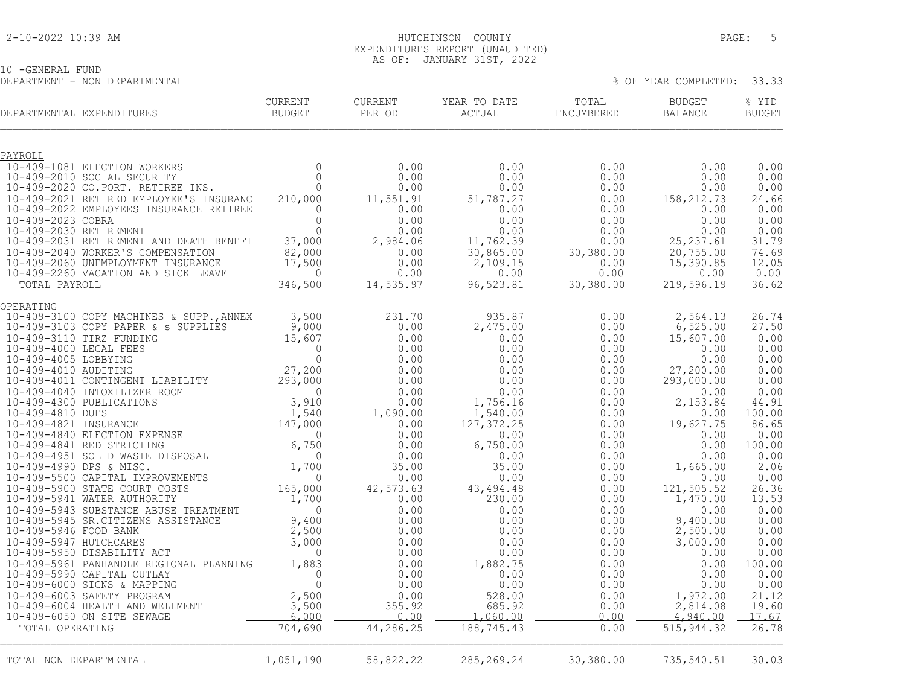HUTCHINSON COUNTY
EXPENDITURES REPORT (UNAUDITED)
AS OF: JANUARY 31ST, 2022

10 -GENERAL FUND
DEPARTMENT - NON DEPARTMENTAL

% OF YEAR COMPLETED: 33.33

| DEPARTMENTAL EXPENDITURES | CURRENT BUDGET | CURRENT PERIOD | YEAR TO DATE ACTUAL | TOTAL ENCUMBERED | BUDGET BALANCE | % YTD BUDGET |
|---|---|---|---|---|---|---|
| **PAYROLL** | | | | | | |
| 10-409-1081 ELECTION WORKERS | 0 | 0.00 | 0.00 | 0.00 | 0.00 | 0.00 |
| 10-409-2010 SOCIAL SECURITY | 0 | 0.00 | 0.00 | 0.00 | 0.00 | 0.00 |
| 10-409-2020 CO.PORT. RETIREE INS. | 0 | 0.00 | 0.00 | 0.00 | 0.00 | 0.00 |
| 10-409-2021 RETIRED EMPLOYEE'S INSURANC | 210,000 | 11,551.91 | 51,787.27 | 0.00 | 158,212.73 | 24.66 |
| 10-409-2022 EMPLOYEES INSURANCE RETIREE | 0 | 0.00 | 0.00 | 0.00 | 0.00 | 0.00 |
| 10-409-2023 COBRA | 0 | 0.00 | 0.00 | 0.00 | 0.00 | 0.00 |
| 10-409-2030 RETIREMENT | 0 | 0.00 | 0.00 | 0.00 | 0.00 | 0.00 |
| 10-409-2031 RETIREMENT AND DEATH BENEFI | 37,000 | 2,984.06 | 11,762.39 | 0.00 | 25,237.61 | 31.79 |
| 10-409-2040 WORKER'S COMPENSATION | 82,000 | 0.00 | 30,865.00 | 30,380.00 | 20,755.00 | 74.69 |
| 10-409-2060 UNEMPLOYMENT INSURANCE | 17,500 | 0.00 | 2,109.15 | 0.00 | 15,390.85 | 12.05 |
| 10-409-2260 VACATION AND SICK LEAVE | 0 | 0.00 | 0.00 | 0.00 | 0.00 | 0.00 |
| TOTAL PAYROLL | 346,500 | 14,535.97 | 96,523.81 | 30,380.00 | 219,596.19 | 36.62 |
| **OPERATING** | | | | | | |
| 10-409-3100 COPY MACHINES & SUPP.,ANNEX | 3,500 | 231.70 | 935.87 | 0.00 | 2,564.13 | 26.74 |
| 10-409-3103 COPY PAPER & s SUPPLIES | 9,000 | 0.00 | 2,475.00 | 0.00 | 6,525.00 | 27.50 |
| 10-409-3110 TIRZ FUNDING | 15,607 | 0.00 | 0.00 | 0.00 | 15,607.00 | 0.00 |
| 10-409-4000 LEGAL FEES | 0 | 0.00 | 0.00 | 0.00 | 0.00 | 0.00 |
| 10-409-4005 LOBBYING | 0 | 0.00 | 0.00 | 0.00 | 0.00 | 0.00 |
| 10-409-4010 AUDITING | 27,200 | 0.00 | 0.00 | 0.00 | 27,200.00 | 0.00 |
| 10-409-4011 CONTINGENT LIABILITY | 293,000 | 0.00 | 0.00 | 0.00 | 293,000.00 | 0.00 |
| 10-409-4040 INTOXILIZER ROOM | 0 | 0.00 | 0.00 | 0.00 | 0.00 | 0.00 |
| 10-409-4300 PUBLICATIONS | 3,910 | 0.00 | 1,756.16 | 0.00 | 2,153.84 | 44.91 |
| 10-409-4810 DUES | 1,540 | 1,090.00 | 1,540.00 | 0.00 | 0.00 | 100.00 |
| 10-409-4821 INSURANCE | 147,000 | 0.00 | 127,372.25 | 0.00 | 19,627.75 | 86.65 |
| 10-409-4840 ELECTION EXPENSE | 0 | 0.00 | 0.00 | 0.00 | 0.00 | 0.00 |
| 10-409-4841 REDISTRICTING | 6,750 | 0.00 | 6,750.00 | 0.00 | 0.00 | 100.00 |
| 10-409-4951 SOLID WASTE DISPOSAL | 0 | 0.00 | 0.00 | 0.00 | 0.00 | 0.00 |
| 10-409-4990 DPS & MISC. | 1,700 | 35.00 | 35.00 | 0.00 | 1,665.00 | 2.06 |
| 10-409-5500 CAPITAL IMPROVEMENTS | 0 | 0.00 | 0.00 | 0.00 | 0.00 | 0.00 |
| 10-409-5900 STATE COURT COSTS | 165,000 | 42,573.63 | 43,494.48 | 0.00 | 121,505.52 | 26.36 |
| 10-409-5941 WATER AUTHORITY | 1,700 | 0.00 | 230.00 | 0.00 | 1,470.00 | 13.53 |
| 10-409-5943 SUBSTANCE ABUSE TREATMENT | 0 | 0.00 | 0.00 | 0.00 | 0.00 | 0.00 |
| 10-409-5945 SR.CITIZENS ASSISTANCE | 9,400 | 0.00 | 0.00 | 0.00 | 9,400.00 | 0.00 |
| 10-409-5946 FOOD BANK | 2,500 | 0.00 | 0.00 | 0.00 | 2,500.00 | 0.00 |
| 10-409-5947 HUTCHCARES | 3,000 | 0.00 | 0.00 | 0.00 | 3,000.00 | 0.00 |
| 10-409-5950 DISABILITY ACT | 0 | 0.00 | 0.00 | 0.00 | 0.00 | 0.00 |
| 10-409-5961 PANHANDLE REGIONAL PLANNING | 1,883 | 0.00 | 1,882.75 | 0.00 | 0.00 | 100.00 |
| 10-409-5990 CAPITAL OUTLAY | 0 | 0.00 | 0.00 | 0.00 | 0.00 | 0.00 |
| 10-409-6000 SIGNS & MAPPING | 0 | 0.00 | 0.00 | 0.00 | 0.00 | 0.00 |
| 10-409-6003 SAFETY PROGRAM | 2,500 | 0.00 | 528.00 | 0.00 | 1,972.00 | 21.12 |
| 10-409-6004 HEALTH AND WELLMENT | 3,500 | 355.92 | 685.92 | 0.00 | 2,814.08 | 19.60 |
| 10-409-6050 ON SITE SEWAGE | 6,000 | 0.00 | 1,060.00 | 0.00 | 4,940.00 | 17.67 |
| TOTAL OPERATING | 704,690 | 44,286.25 | 188,745.43 | 0.00 | 515,944.32 | 26.78 |
| TOTAL NON DEPARTMENTAL | 1,051,190 | 58,822.22 | 285,269.24 | 30,380.00 | 735,540.51 | 30.03 |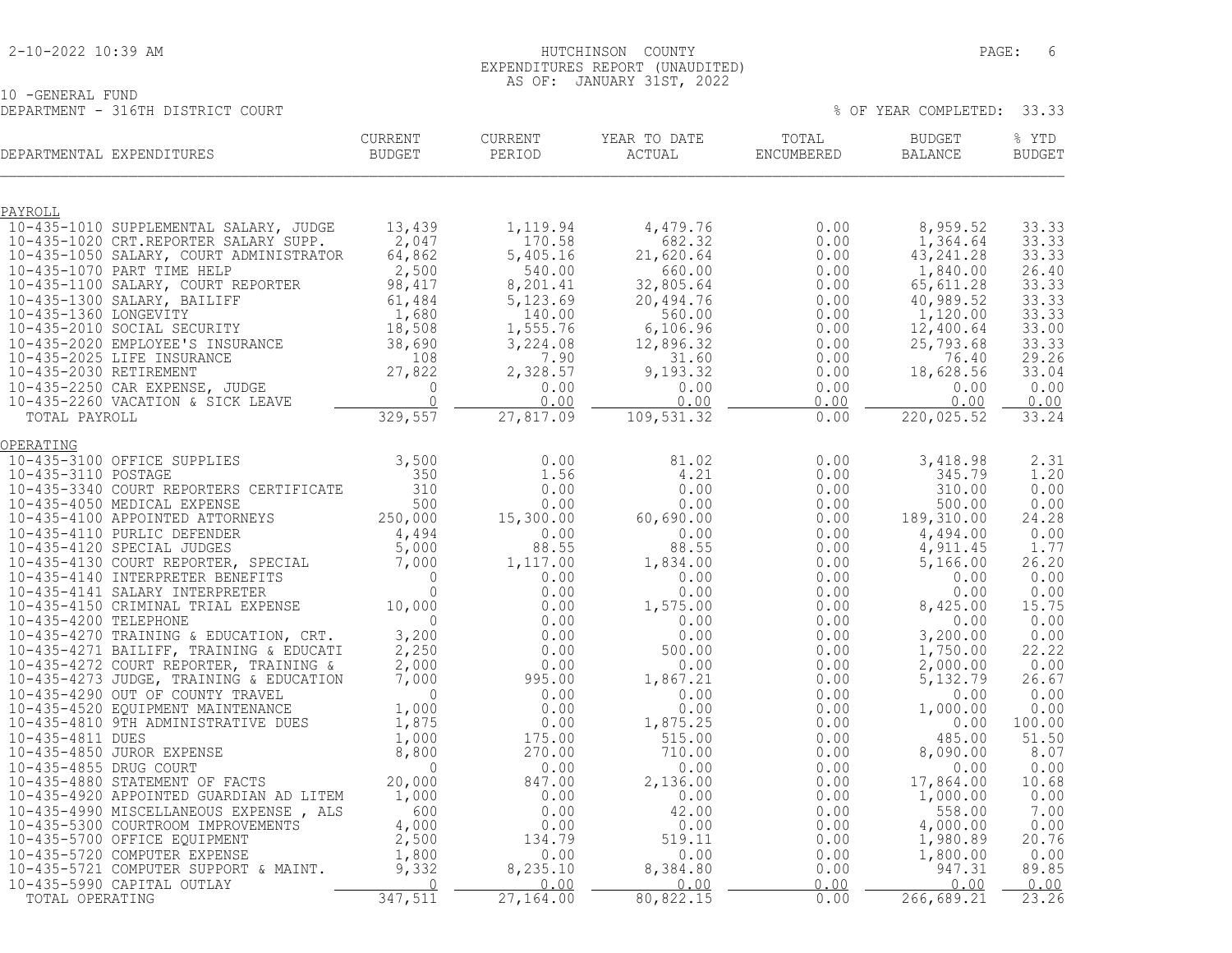HUTCHINSON COUNTY
EXPENDITURES REPORT (UNAUDITED)
AS OF: JANUARY 31ST, 2022

10 -GENERAL FUND
DEPARTMENT - 316TH DISTRICT COURT

% OF YEAR COMPLETED: 33.33

| DEPARTMENTAL EXPENDITURES | CURRENT BUDGET | CURRENT PERIOD | YEAR TO DATE ACTUAL | TOTAL ENCUMBERED | BUDGET BALANCE | % YTD BUDGET |
|---|---|---|---|---|---|---|
| **PAYROLL** | | | | | | |
| 10-435-1010 SUPPLEMENTAL SALARY, JUDGE | 13,439 | 1,119.94 | 4,479.76 | 0.00 | 8,959.52 | 33.33 |
| 10-435-1020 CRT.REPORTER SALARY SUPP. | 2,047 | 170.58 | 682.32 | 0.00 | 1,364.64 | 33.33 |
| 10-435-1050 SALARY, COURT ADMINISTRATOR | 64,862 | 5,405.16 | 21,620.64 | 0.00 | 43,241.28 | 33.33 |
| 10-435-1070 PART TIME HELP | 2,500 | 540.00 | 660.00 | 0.00 | 1,840.00 | 26.40 |
| 10-435-1100 SALARY, COURT REPORTER | 98,417 | 8,201.41 | 32,805.64 | 0.00 | 65,611.28 | 33.33 |
| 10-435-1300 SALARY, BAILIFF | 61,484 | 5,123.69 | 20,494.76 | 0.00 | 40,989.52 | 33.33 |
| 10-435-1360 LONGEVITY | 1,680 | 140.00 | 560.00 | 0.00 | 1,120.00 | 33.33 |
| 10-435-2010 SOCIAL SECURITY | 18,508 | 1,555.76 | 6,106.96 | 0.00 | 12,400.64 | 33.00 |
| 10-435-2020 EMPLOYEE'S INSURANCE | 38,690 | 3,224.08 | 12,896.32 | 0.00 | 25,793.68 | 33.33 |
| 10-435-2025 LIFE INSURANCE | 108 | 7.90 | 31.60 | 0.00 | 76.40 | 29.26 |
| 10-435-2030 RETIREMENT | 27,822 | 2,328.57 | 9,193.32 | 0.00 | 18,628.56 | 33.04 |
| 10-435-2250 CAR EXPENSE, JUDGE | 0 | 0.00 | 0.00 | 0.00 | 0.00 | 0.00 |
| 10-435-2260 VACATION & SICK LEAVE | 0 | 0.00 | 0.00 | 0.00 | 0.00 | 0.00 |
| TOTAL PAYROLL | 329,557 | 27,817.09 | 109,531.32 | 0.00 | 220,025.52 | 33.24 |
| **OPERATING** | | | | | | |
| 10-435-3100 OFFICE SUPPLIES | 3,500 | 0.00 | 81.02 | 0.00 | 3,418.98 | 2.31 |
| 10-435-3110 POSTAGE | 350 | 1.56 | 4.21 | 0.00 | 345.79 | 1.20 |
| 10-435-3340 COURT REPORTERS CERTIFICATE | 310 | 0.00 | 0.00 | 0.00 | 310.00 | 0.00 |
| 10-435-4050 MEDICAL EXPENSE | 500 | 0.00 | 0.00 | 0.00 | 500.00 | 0.00 |
| 10-435-4100 APPOINTED ATTORNEYS | 250,000 | 15,300.00 | 60,690.00 | 0.00 | 189,310.00 | 24.28 |
| 10-435-4110 PURLIC DEFENDER | 4,494 | 0.00 | 0.00 | 0.00 | 4,494.00 | 0.00 |
| 10-435-4120 SPECIAL JUDGES | 5,000 | 88.55 | 88.55 | 0.00 | 4,911.45 | 1.77 |
| 10-435-4130 COURT REPORTER, SPECIAL | 7,000 | 1,117.00 | 1,834.00 | 0.00 | 5,166.00 | 26.20 |
| 10-435-4140 INTERPRETER BENEFITS | 0 | 0.00 | 0.00 | 0.00 | 0.00 | 0.00 |
| 10-435-4141 SALARY INTERPRETER | 0 | 0.00 | 0.00 | 0.00 | 0.00 | 0.00 |
| 10-435-4150 CRIMINAL TRIAL EXPENSE | 10,000 | 0.00 | 1,575.00 | 0.00 | 8,425.00 | 15.75 |
| 10-435-4200 TELEPHONE | 0 | 0.00 | 0.00 | 0.00 | 0.00 | 0.00 |
| 10-435-4270 TRAINING & EDUCATION, CRT. | 3,200 | 0.00 | 0.00 | 0.00 | 3,200.00 | 0.00 |
| 10-435-4271 BAILIFF, TRAINING & EDUCATI | 2,250 | 0.00 | 500.00 | 0.00 | 1,750.00 | 22.22 |
| 10-435-4272 COURT REPORTER, TRAINING & | 2,000 | 0.00 | 0.00 | 0.00 | 2,000.00 | 0.00 |
| 10-435-4273 JUDGE, TRAINING & EDUCATION | 7,000 | 995.00 | 1,867.21 | 0.00 | 5,132.79 | 26.67 |
| 10-435-4290 OUT OF COUNTY TRAVEL | 0 | 0.00 | 0.00 | 0.00 | 0.00 | 0.00 |
| 10-435-4520 EQUIPMENT MAINTENANCE | 1,000 | 0.00 | 0.00 | 0.00 | 1,000.00 | 0.00 |
| 10-435-4810 9TH ADMINISTRATIVE DUES | 1,875 | 0.00 | 1,875.25 | 0.00 | 0.00 | 100.00 |
| 10-435-4811 DUES | 1,000 | 175.00 | 515.00 | 0.00 | 485.00 | 51.50 |
| 10-435-4850 JUROR EXPENSE | 8,800 | 270.00 | 710.00 | 0.00 | 8,090.00 | 8.07 |
| 10-435-4855 DRUG COURT | 0 | 0.00 | 0.00 | 0.00 | 0.00 | 0.00 |
| 10-435-4880 STATEMENT OF FACTS | 20,000 | 847.00 | 2,136.00 | 0.00 | 17,864.00 | 10.68 |
| 10-435-4920 APPOINTED GUARDIAN AD LITEM | 1,000 | 0.00 | 0.00 | 0.00 | 1,000.00 | 0.00 |
| 10-435-4990 MISCELLANEOUS EXPENSE , ALS | 600 | 0.00 | 42.00 | 0.00 | 558.00 | 7.00 |
| 10-435-5300 COURTROOM IMPROVEMENTS | 4,000 | 0.00 | 0.00 | 0.00 | 4,000.00 | 0.00 |
| 10-435-5700 OFFICE EQUIPMENT | 2,500 | 134.79 | 519.11 | 0.00 | 1,980.89 | 20.76 |
| 10-435-5720 COMPUTER EXPENSE | 1,800 | 0.00 | 0.00 | 0.00 | 1,800.00 | 0.00 |
| 10-435-5721 COMPUTER SUPPORT & MAINT. | 9,332 | 8,235.10 | 8,384.80 | 0.00 | 947.31 | 89.85 |
| 10-435-5990 CAPITAL OUTLAY | 0 | 0.00 | 0.00 | 0.00 | 0.00 | 0.00 |
| TOTAL OPERATING | 347,511 | 27,164.00 | 80,822.15 | 0.00 | 266,689.21 | 23.26 |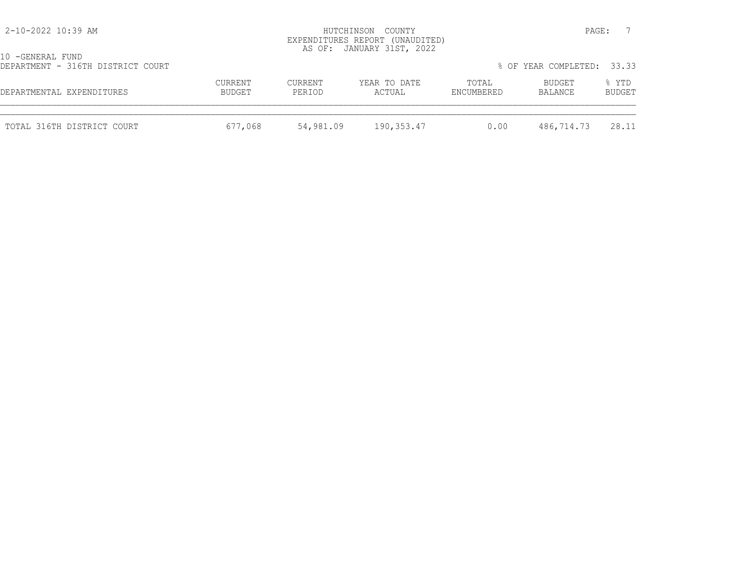HUTCHINSON COUNTY
EXPENDITURES REPORT (UNAUDITED)
AS OF: JANUARY 31ST, 2022

10 -GENERAL FUND
DEPARTMENT - 316TH DISTRICT COURT

% OF YEAR COMPLETED: 33.33

| DEPARTMENTAL EXPENDITURES | CURRENT BUDGET | CURRENT PERIOD | YEAR TO DATE ACTUAL | TOTAL ENCUMBERED | BUDGET BALANCE | % YTD BUDGET |
|---|---|---|---|---|---|---|
| TOTAL 316TH DISTRICT COURT | 677,068 | 54,981.09 | 190,353.47 | 0.00 | 486,714.73 | 28.11 |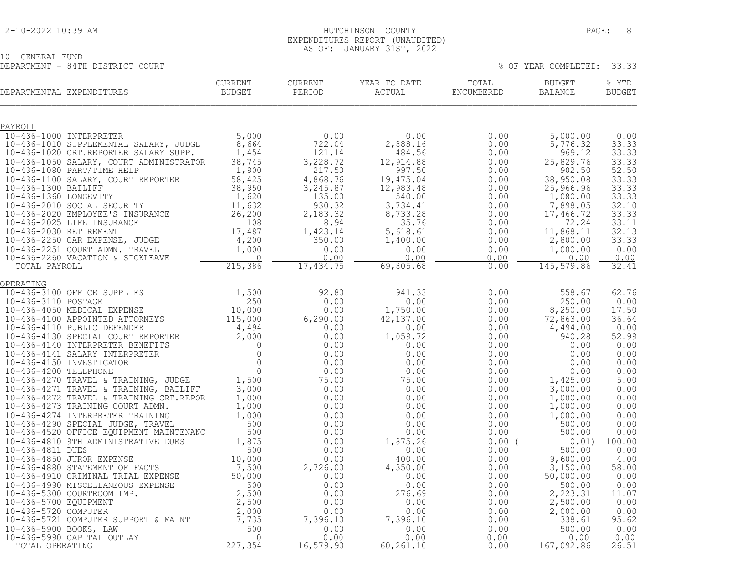HUTCHINSON COUNTY
EXPENDITURES REPORT (UNAUDITED)
AS OF: JANUARY 31ST, 2022

10 -GENERAL FUND
DEPARTMENT - 84TH DISTRICT COURT

% OF YEAR COMPLETED: 33.33

| DEPARTMENTAL EXPENDITURES | CURRENT BUDGET | CURRENT PERIOD | YEAR TO DATE ACTUAL | TOTAL ENCUMBERED | BUDGET BALANCE | % YTD BUDGET |
|---|---|---|---|---|---|---|
| **PAYROLL** | | | | | | |
| 10-436-1000 INTERPRETER | 5,000 | 0.00 | 0.00 | 0.00 | 5,000.00 | 0.00 |
| 10-436-1010 SUPPLEMENTAL SALARY, JUDGE | 8,664 | 722.04 | 2,888.16 | 0.00 | 5,776.32 | 33.33 |
| 10-436-1020 CRT.REPORTER SALARY SUPP. | 1,454 | 121.14 | 484.56 | 0.00 | 969.12 | 33.33 |
| 10-436-1050 SALARY, COURT ADMINISTRATOR | 38,745 | 3,228.72 | 12,914.88 | 0.00 | 25,829.76 | 33.33 |
| 10-436-1080 PART/TIME HELP | 1,900 | 217.50 | 997.50 | 0.00 | 902.50 | 52.50 |
| 10-436-1100 SALARY, COURT REPORTER | 58,425 | 4,868.76 | 19,475.04 | 0.00 | 38,950.08 | 33.33 |
| 10-436-1300 BAILIFF | 38,950 | 3,245.87 | 12,983.48 | 0.00 | 25,966.96 | 33.33 |
| 10-436-1360 LONGEVITY | 1,620 | 135.00 | 540.00 | 0.00 | 1,080.00 | 33.33 |
| 10-436-2010 SOCIAL SECURITY | 11,632 | 930.32 | 3,734.41 | 0.00 | 7,898.05 | 32.10 |
| 10-436-2020 EMPLOYEE'S INSURANCE | 26,200 | 2,183.32 | 8,733.28 | 0.00 | 17,466.72 | 33.33 |
| 10-436-2025 LIFE INSURANCE | 108 | 8.94 | 35.76 | 0.00 | 72.24 | 33.11 |
| 10-436-2030 RETIREMENT | 17,487 | 1,423.14 | 5,618.61 | 0.00 | 11,868.11 | 32.13 |
| 10-436-2250 CAR EXPENSE, JUDGE | 4,200 | 350.00 | 1,400.00 | 0.00 | 2,800.00 | 33.33 |
| 10-436-2251 COURT ADMN. TRAVEL | 1,000 | 0.00 | 0.00 | 0.00 | 1,000.00 | 0.00 |
| 10-436-2260 VACATION & SICKLEAVE | 0 | 0.00 | 0.00 | 0.00 | 0.00 | 0.00 |
| TOTAL PAYROLL | 215,386 | 17,434.75 | 69,805.68 | 0.00 | 145,579.86 | 32.41 |
| **OPERATING** | | | | | | |
| 10-436-3100 OFFICE SUPPLIES | 1,500 | 92.80 | 941.33 | 0.00 | 558.67 | 62.76 |
| 10-436-3110 POSTAGE | 250 | 0.00 | 0.00 | 0.00 | 250.00 | 0.00 |
| 10-436-4050 MEDICAL EXPENSE | 10,000 | 0.00 | 1,750.00 | 0.00 | 8,250.00 | 17.50 |
| 10-436-4100 APPOINTED ATTORNEYS | 115,000 | 6,290.00 | 42,137.00 | 0.00 | 72,863.00 | 36.64 |
| 10-436-4110 PUBLIC DEFENDER | 4,494 | 0.00 | 0.00 | 0.00 | 4,494.00 | 0.00 |
| 10-436-4130 SPECIAL COURT REPORTER | 2,000 | 0.00 | 1,059.72 | 0.00 | 940.28 | 52.99 |
| 10-436-4140 INTERPRETER BENEFITS | 0 | 0.00 | 0.00 | 0.00 | 0.00 | 0.00 |
| 10-436-4141 SALARY INTERPRETER | 0 | 0.00 | 0.00 | 0.00 | 0.00 | 0.00 |
| 10-436-4150 INVESTIGATOR | 0 | 0.00 | 0.00 | 0.00 | 0.00 | 0.00 |
| 10-436-4200 TELEPHONE | 0 | 0.00 | 0.00 | 0.00 | 0.00 | 0.00 |
| 10-436-4270 TRAVEL & TRAINING, JUDGE | 1,500 | 75.00 | 75.00 | 0.00 | 1,425.00 | 5.00 |
| 10-436-4271 TRAVEL & TRAINING, BAILIFF | 3,000 | 0.00 | 0.00 | 0.00 | 3,000.00 | 0.00 |
| 10-436-4272 TRAVEL & TRAINING CRT.REPOR | 1,000 | 0.00 | 0.00 | 0.00 | 1,000.00 | 0.00 |
| 10-436-4273 TRAINING COURT ADMN. | 1,000 | 0.00 | 0.00 | 0.00 | 1,000.00 | 0.00 |
| 10-436-4274 INTERPRETER TRAINING | 1,000 | 0.00 | 0.00 | 0.00 | 1,000.00 | 0.00 |
| 10-436-4290 SPECIAL JUDGE, TRAVEL | 500 | 0.00 | 0.00 | 0.00 | 500.00 | 0.00 |
| 10-436-4520 OFFICE EQUIPMENT MAINTENANC | 500 | 0.00 | 0.00 | 0.00 | 500.00 | 0.00 |
| 10-436-4810 9TH ADMINISTRATIVE DUES | 1,875 | 0.00 | 1,875.26 | 0.00 | ( 0.01) | 100.00 |
| 10-436-4811 DUES | 500 | 0.00 | 0.00 | 0.00 | 500.00 | 0.00 |
| 10-436-4850 JUROR EXPENSE | 10,000 | 0.00 | 400.00 | 0.00 | 9,600.00 | 4.00 |
| 10-436-4880 STATEMENT OF FACTS | 7,500 | 2,726.00 | 4,350.00 | 0.00 | 3,150.00 | 58.00 |
| 10-436-4910 CRIMINAL TRIAL EXPENSE | 50,000 | 0.00 | 0.00 | 0.00 | 50,000.00 | 0.00 |
| 10-436-4990 MISCELLANEOUS EXPENSE | 500 | 0.00 | 0.00 | 0.00 | 500.00 | 0.00 |
| 10-436-5300 COURTROOM IMP. | 2,500 | 0.00 | 276.69 | 0.00 | 2,223.31 | 11.07 |
| 10-436-5700 EQUIPMENT | 2,500 | 0.00 | 0.00 | 0.00 | 2,500.00 | 0.00 |
| 10-436-5720 COMPUTER | 2,000 | 0.00 | 0.00 | 0.00 | 2,000.00 | 0.00 |
| 10-436-5721 COMPUTER SUPPORT & MAINT | 7,735 | 7,396.10 | 7,396.10 | 0.00 | 338.61 | 95.62 |
| 10-436-5900 BOOKS, LAW | 500 | 0.00 | 0.00 | 0.00 | 500.00 | 0.00 |
| 10-436-5990 CAPITAL OUTLAY | 0 | 0.00 | 0.00 | 0.00 | 0.00 | 0.00 |
| TOTAL OPERATING | 227,354 | 16,579.90 | 60,261.10 | 0.00 | 167,092.86 | 26.51 |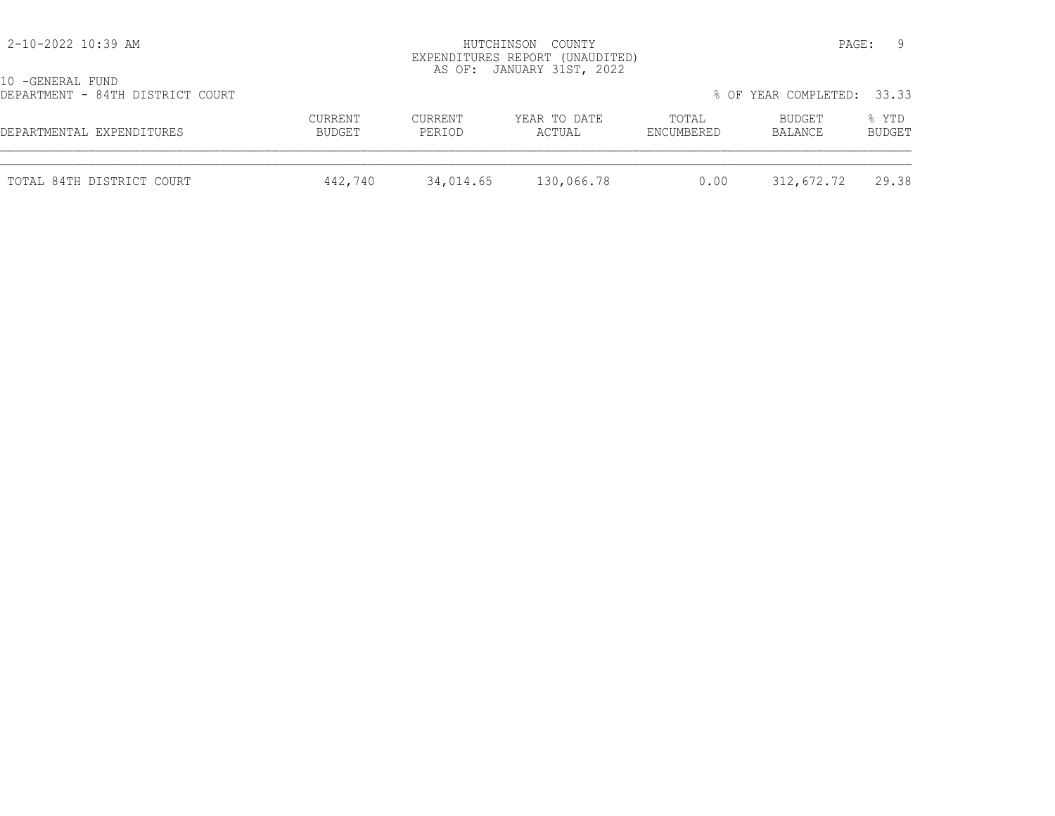HUTCHINSON COUNTY
EXPENDITURES REPORT (UNAUDITED)
AS OF: JANUARY 31ST, 2022

10 -GENERAL FUND
DEPARTMENT - 84TH DISTRICT COURT

% OF YEAR COMPLETED: 33.33

| DEPARTMENTAL EXPENDITURES | CURRENT BUDGET | CURRENT PERIOD | YEAR TO DATE ACTUAL | TOTAL ENCUMBERED | BUDGET BALANCE | % YTD BUDGET |
|---|---|---|---|---|---|---|
| TOTAL 84TH DISTRICT COURT | 442,740 | 34,014.65 | 130,066.78 | 0.00 | 312,672.72 | 29.38 |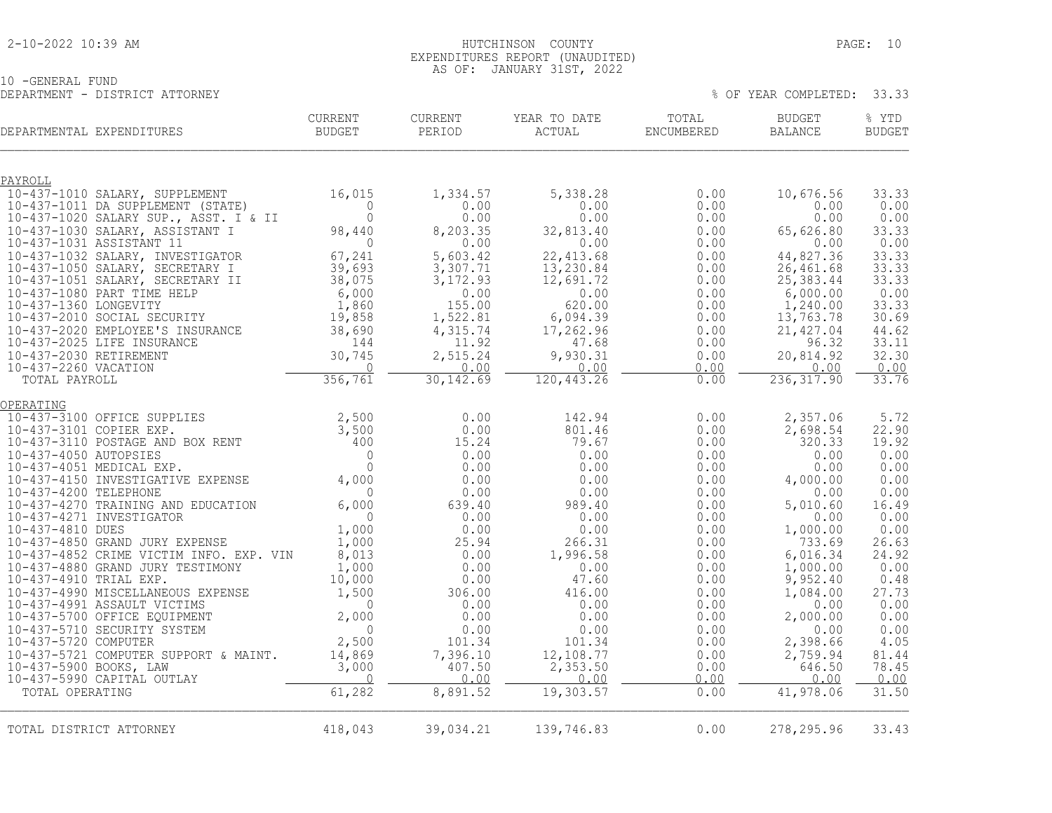HUTCHINSON COUNTY
EXPENDITURES REPORT (UNAUDITED)
AS OF: JANUARY 31ST, 2022

10 -GENERAL FUND
DEPARTMENT - DISTRICT ATTORNEY

% OF YEAR COMPLETED: 33.33

| DEPARTMENTAL EXPENDITURES | CURRENT BUDGET | CURRENT PERIOD | YEAR TO DATE ACTUAL | TOTAL ENCUMBERED | BUDGET BALANCE | % YTD BUDGET |
|---|---|---|---|---|---|---|
| **PAYROLL** | | | | | | |
| 10-437-1010 SALARY, SUPPLEMENT | 16,015 | 1,334.57 | 5,338.28 | 0.00 | 10,676.56 | 33.33 |
| 10-437-1011 DA SUPPLEMENT (STATE) | 0 | 0.00 | 0.00 | 0.00 | 0.00 | 0.00 |
| 10-437-1020 SALARY SUP., ASST. I & II | 0 | 0.00 | 0.00 | 0.00 | 0.00 | 0.00 |
| 10-437-1030 SALARY, ASSISTANT I | 98,440 | 8,203.35 | 32,813.40 | 0.00 | 65,626.80 | 33.33 |
| 10-437-1031 ASSISTANT 11 | 0 | 0.00 | 0.00 | 0.00 | 0.00 | 0.00 |
| 10-437-1032 SALARY, INVESTIGATOR | 67,241 | 5,603.42 | 22,413.68 | 0.00 | 44,827.36 | 33.33 |
| 10-437-1050 SALARY, SECRETARY I | 39,693 | 3,307.71 | 13,230.84 | 0.00 | 26,461.68 | 33.33 |
| 10-437-1051 SALARY, SECRETARY II | 38,075 | 3,172.93 | 12,691.72 | 0.00 | 25,383.44 | 33.33 |
| 10-437-1080 PART TIME HELP | 6,000 | 0.00 | 0.00 | 0.00 | 6,000.00 | 0.00 |
| 10-437-1360 LONGEVITY | 1,860 | 155.00 | 620.00 | 0.00 | 1,240.00 | 33.33 |
| 10-437-2010 SOCIAL SECURITY | 19,858 | 1,522.81 | 6,094.39 | 0.00 | 13,763.78 | 30.69 |
| 10-437-2020 EMPLOYEE'S INSURANCE | 38,690 | 4,315.74 | 17,262.96 | 0.00 | 21,427.04 | 44.62 |
| 10-437-2025 LIFE INSURANCE | 144 | 11.92 | 47.68 | 0.00 | 96.32 | 33.11 |
| 10-437-2030 RETIREMENT | 30,745 | 2,515.24 | 9,930.31 | 0.00 | 20,814.92 | 32.30 |
| 10-437-2260 VACATION | 0 | 0.00 | 0.00 | 0.00 | 0.00 | 0.00 |
| TOTAL PAYROLL | 356,761 | 30,142.69 | 120,443.26 | 0.00 | 236,317.90 | 33.76 |
| **OPERATING** | | | | | | |
| 10-437-3100 OFFICE SUPPLIES | 2,500 | 0.00 | 142.94 | 0.00 | 2,357.06 | 5.72 |
| 10-437-3101 COPIER EXP. | 3,500 | 0.00 | 801.46 | 0.00 | 2,698.54 | 22.90 |
| 10-437-3110 POSTAGE AND BOX RENT | 400 | 15.24 | 79.67 | 0.00 | 320.33 | 19.92 |
| 10-437-4050 AUTOPSIES | 0 | 0.00 | 0.00 | 0.00 | 0.00 | 0.00 |
| 10-437-4051 MEDICAL EXP. | 0 | 0.00 | 0.00 | 0.00 | 0.00 | 0.00 |
| 10-437-4150 INVESTIGATIVE EXPENSE | 4,000 | 0.00 | 0.00 | 0.00 | 4,000.00 | 0.00 |
| 10-437-4200 TELEPHONE | 0 | 0.00 | 0.00 | 0.00 | 0.00 | 0.00 |
| 10-437-4270 TRAINING AND EDUCATION | 6,000 | 639.40 | 989.40 | 0.00 | 5,010.60 | 16.49 |
| 10-437-4271 INVESTIGATOR | 0 | 0.00 | 0.00 | 0.00 | 0.00 | 0.00 |
| 10-437-4810 DUES | 1,000 | 0.00 | 0.00 | 0.00 | 1,000.00 | 0.00 |
| 10-437-4850 GRAND JURY EXPENSE | 1,000 | 25.94 | 266.31 | 0.00 | 733.69 | 26.63 |
| 10-437-4852 CRIME VICTIM INFO. EXP. VIN | 8,013 | 0.00 | 1,996.58 | 0.00 | 6,016.34 | 24.92 |
| 10-437-4880 GRAND JURY TESTIMONY | 1,000 | 0.00 | 0.00 | 0.00 | 1,000.00 | 0.00 |
| 10-437-4910 TRIAL EXP. | 10,000 | 0.00 | 47.60 | 0.00 | 9,952.40 | 0.48 |
| 10-437-4990 MISCELLANEOUS EXPENSE | 1,500 | 306.00 | 416.00 | 0.00 | 1,084.00 | 27.73 |
| 10-437-4991 ASSAULT VICTIMS | 0 | 0.00 | 0.00 | 0.00 | 0.00 | 0.00 |
| 10-437-5700 OFFICE EQUIPMENT | 2,000 | 0.00 | 0.00 | 0.00 | 2,000.00 | 0.00 |
| 10-437-5710 SECURITY SYSTEM | 0 | 0.00 | 0.00 | 0.00 | 0.00 | 0.00 |
| 10-437-5720 COMPUTER | 2,500 | 101.34 | 101.34 | 0.00 | 2,398.66 | 4.05 |
| 10-437-5721 COMPUTER SUPPORT & MAINT. | 14,869 | 7,396.10 | 12,108.77 | 0.00 | 2,759.94 | 81.44 |
| 10-437-5900 BOOKS, LAW | 3,000 | 407.50 | 2,353.50 | 0.00 | 646.50 | 78.45 |
| 10-437-5990 CAPITAL OUTLAY | 0 | 0.00 | 0.00 | 0.00 | 0.00 | 0.00 |
| TOTAL OPERATING | 61,282 | 8,891.52 | 19,303.57 | 0.00 | 41,978.06 | 31.50 |
| TOTAL DISTRICT ATTORNEY | 418,043 | 39,034.21 | 139,746.83 | 0.00 | 278,295.96 | 33.43 |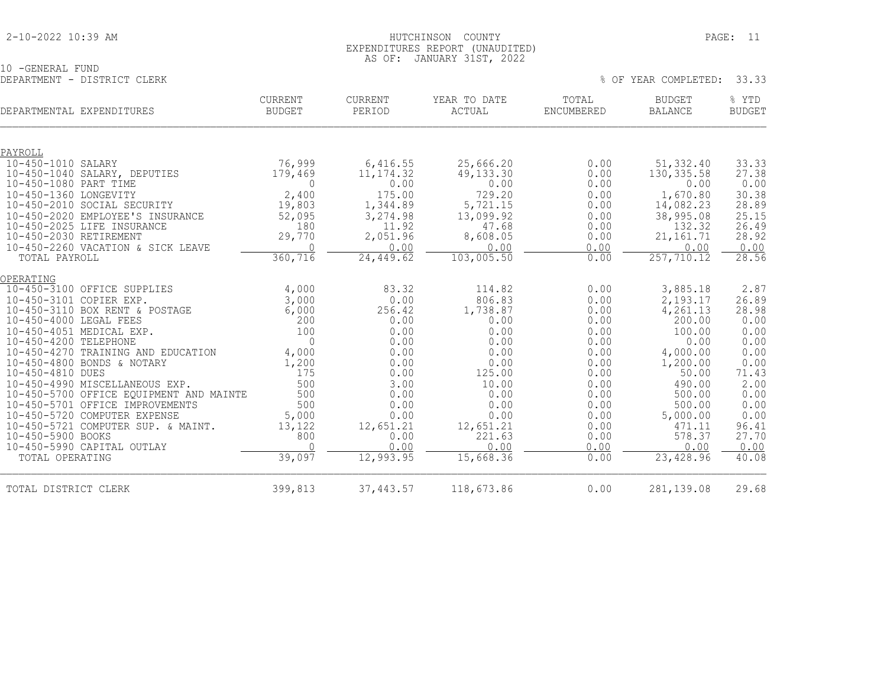HUTCHINSON COUNTY
EXPENDITURES REPORT (UNAUDITED)
AS OF: JANUARY 31ST, 2022

10 -GENERAL FUND
DEPARTMENT - DISTRICT CLERK

% OF YEAR COMPLETED: 33.33

| DEPARTMENTAL EXPENDITURES | CURRENT BUDGET | CURRENT PERIOD | YEAR TO DATE ACTUAL | TOTAL ENCUMBERED | BUDGET BALANCE | % YTD BUDGET |
|---|---|---|---|---|---|---|
| PAYROLL | | | | | | |
| 10-450-1010 SALARY | 76,999 | 6,416.55 | 25,666.20 | 0.00 | 51,332.40 | 33.33 |
| 10-450-1040 SALARY, DEPUTIES | 179,469 | 11,174.32 | 49,133.30 | 0.00 | 130,335.58 | 27.38 |
| 10-450-1080 PART TIME | 0 | 0.00 | 0.00 | 0.00 | 0.00 | 0.00 |
| 10-450-1360 LONGEVITY | 2,400 | 175.00 | 729.20 | 0.00 | 1,670.80 | 30.38 |
| 10-450-2010 SOCIAL SECURITY | 19,803 | 1,344.89 | 5,721.15 | 0.00 | 14,082.23 | 28.89 |
| 10-450-2020 EMPLOYEE'S INSURANCE | 52,095 | 3,274.98 | 13,099.92 | 0.00 | 38,995.08 | 25.15 |
| 10-450-2025 LIFE INSURANCE | 180 | 11.92 | 47.68 | 0.00 | 132.32 | 26.49 |
| 10-450-2030 RETIREMENT | 29,770 | 2,051.96 | 8,608.05 | 0.00 | 21,161.71 | 28.92 |
| 10-450-2260 VACATION & SICK LEAVE | 0 | 0.00 | 0.00 | 0.00 | 0.00 | 0.00 |
| TOTAL PAYROLL | 360,716 | 24,449.62 | 103,005.50 | 0.00 | 257,710.12 | 28.56 |
| OPERATING | | | | | | |
| 10-450-3100 OFFICE SUPPLIES | 4,000 | 83.32 | 114.82 | 0.00 | 3,885.18 | 2.87 |
| 10-450-3101 COPIER EXP. | 3,000 | 0.00 | 806.83 | 0.00 | 2,193.17 | 26.89 |
| 10-450-3110 BOX RENT & POSTAGE | 6,000 | 256.42 | 1,738.87 | 0.00 | 4,261.13 | 28.98 |
| 10-450-4000 LEGAL FEES | 200 | 0.00 | 0.00 | 0.00 | 200.00 | 0.00 |
| 10-450-4051 MEDICAL EXP. | 100 | 0.00 | 0.00 | 0.00 | 100.00 | 0.00 |
| 10-450-4200 TELEPHONE | 0 | 0.00 | 0.00 | 0.00 | 0.00 | 0.00 |
| 10-450-4270 TRAINING AND EDUCATION | 4,000 | 0.00 | 0.00 | 0.00 | 4,000.00 | 0.00 |
| 10-450-4800 BONDS & NOTARY | 1,200 | 0.00 | 0.00 | 0.00 | 1,200.00 | 0.00 |
| 10-450-4810 DUES | 175 | 0.00 | 125.00 | 0.00 | 50.00 | 71.43 |
| 10-450-4990 MISCELLANEOUS EXP. | 500 | 3.00 | 10.00 | 0.00 | 490.00 | 2.00 |
| 10-450-5700 OFFICE EQUIPMENT AND MAINTE | 500 | 0.00 | 0.00 | 0.00 | 500.00 | 0.00 |
| 10-450-5701 OFFICE IMPROVEMENTS | 500 | 0.00 | 0.00 | 0.00 | 500.00 | 0.00 |
| 10-450-5720 COMPUTER EXPENSE | 5,000 | 0.00 | 0.00 | 0.00 | 5,000.00 | 0.00 |
| 10-450-5721 COMPUTER SUP. & MAINT. | 13,122 | 12,651.21 | 12,651.21 | 0.00 | 471.11 | 96.41 |
| 10-450-5900 BOOKS | 800 | 0.00 | 221.63 | 0.00 | 578.37 | 27.70 |
| 10-450-5990 CAPITAL OUTLAY | 0 | 0.00 | 0.00 | 0.00 | 0.00 | 0.00 |
| TOTAL OPERATING | 39,097 | 12,993.95 | 15,668.36 | 0.00 | 23,428.96 | 40.08 |
| TOTAL DISTRICT CLERK | 399,813 | 37,443.57 | 118,673.86 | 0.00 | 281,139.08 | 29.68 |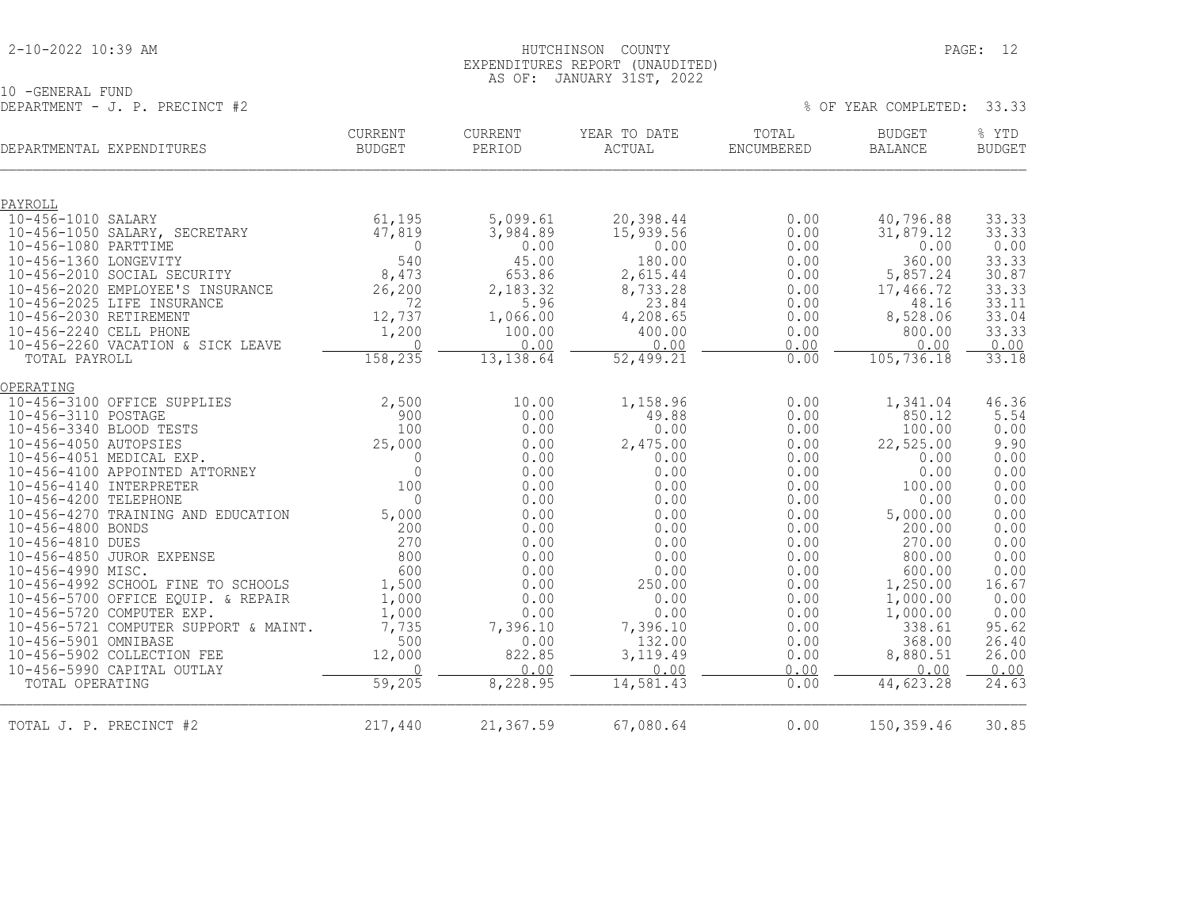HUTCHINSON COUNTY
EXPENDITURES REPORT (UNAUDITED)
AS OF: JANUARY 31ST, 2022

10 -GENERAL FUND
DEPARTMENT - J. P. PRECINCT #2

% OF YEAR COMPLETED: 33.33

| DEPARTMENTAL EXPENDITURES | CURRENT BUDGET | CURRENT PERIOD | YEAR TO DATE ACTUAL | TOTAL ENCUMBERED | BUDGET BALANCE | % YTD BUDGET |
|---|---|---|---|---|---|---|
| PAYROLL | | | | | | |
| 10-456-1010 SALARY | 61,195 | 5,099.61 | 20,398.44 | 0.00 | 40,796.88 | 33.33 |
| 10-456-1050 SALARY, SECRETARY | 47,819 | 3,984.89 | 15,939.56 | 0.00 | 31,879.12 | 33.33 |
| 10-456-1080 PARTTIME | 0 | 0.00 | 0.00 | 0.00 | 0.00 | 0.00 |
| 10-456-1360 LONGEVITY | 540 | 45.00 | 180.00 | 0.00 | 360.00 | 33.33 |
| 10-456-2010 SOCIAL SECURITY | 8,473 | 653.86 | 2,615.44 | 0.00 | 5,857.24 | 30.87 |
| 10-456-2020 EMPLOYEE'S INSURANCE | 26,200 | 2,183.32 | 8,733.28 | 0.00 | 17,466.72 | 33.33 |
| 10-456-2025 LIFE INSURANCE | 72 | 5.96 | 23.84 | 0.00 | 48.16 | 33.11 |
| 10-456-2030 RETIREMENT | 12,737 | 1,066.00 | 4,208.65 | 0.00 | 8,528.06 | 33.04 |
| 10-456-2240 CELL PHONE | 1,200 | 100.00 | 400.00 | 0.00 | 800.00 | 33.33 |
| 10-456-2260 VACATION & SICK LEAVE | 0 | 0.00 | 0.00 | 0.00 | 0.00 | 0.00 |
| TOTAL PAYROLL | 158,235 | 13,138.64 | 52,499.21 | 0.00 | 105,736.18 | 33.18 |
| OPERATING | | | | | | |
| 10-456-3100 OFFICE SUPPLIES | 2,500 | 10.00 | 1,158.96 | 0.00 | 1,341.04 | 46.36 |
| 10-456-3110 POSTAGE | 900 | 0.00 | 49.88 | 0.00 | 850.12 | 5.54 |
| 10-456-3340 BLOOD TESTS | 100 | 0.00 | 0.00 | 0.00 | 100.00 | 0.00 |
| 10-456-4050 AUTOPSIES | 25,000 | 0.00 | 2,475.00 | 0.00 | 22,525.00 | 9.90 |
| 10-456-4051 MEDICAL EXP. | 0 | 0.00 | 0.00 | 0.00 | 0.00 | 0.00 |
| 10-456-4100 APPOINTED ATTORNEY | 0 | 0.00 | 0.00 | 0.00 | 0.00 | 0.00 |
| 10-456-4140 INTERPRETER | 100 | 0.00 | 0.00 | 0.00 | 100.00 | 0.00 |
| 10-456-4200 TELEPHONE | 0 | 0.00 | 0.00 | 0.00 | 0.00 | 0.00 |
| 10-456-4270 TRAINING AND EDUCATION | 5,000 | 0.00 | 0.00 | 0.00 | 5,000.00 | 0.00 |
| 10-456-4800 BONDS | 200 | 0.00 | 0.00 | 0.00 | 200.00 | 0.00 |
| 10-456-4810 DUES | 270 | 0.00 | 0.00 | 0.00 | 270.00 | 0.00 |
| 10-456-4850 JUROR EXPENSE | 800 | 0.00 | 0.00 | 0.00 | 800.00 | 0.00 |
| 10-456-4990 MISC. | 600 | 0.00 | 0.00 | 0.00 | 600.00 | 0.00 |
| 10-456-4992 SCHOOL FINE TO SCHOOLS | 1,500 | 0.00 | 250.00 | 0.00 | 1,250.00 | 16.67 |
| 10-456-5700 OFFICE EQUIP. & REPAIR | 1,000 | 0.00 | 0.00 | 0.00 | 1,000.00 | 0.00 |
| 10-456-5720 COMPUTER EXP. | 1,000 | 0.00 | 0.00 | 0.00 | 1,000.00 | 0.00 |
| 10-456-5721 COMPUTER SUPPORT & MAINT. | 7,735 | 7,396.10 | 7,396.10 | 0.00 | 338.61 | 95.62 |
| 10-456-5901 OMNIBASE | 500 | 0.00 | 132.00 | 0.00 | 368.00 | 26.40 |
| 10-456-5902 COLLECTION FEE | 12,000 | 822.85 | 3,119.49 | 0.00 | 8,880.51 | 26.00 |
| 10-456-5990 CAPITAL OUTLAY | 0 | 0.00 | 0.00 | 0.00 | 0.00 | 0.00 |
| TOTAL OPERATING | 59,205 | 8,228.95 | 14,581.43 | 0.00 | 44,623.28 | 24.63 |
| TOTAL J. P. PRECINCT #2 | 217,440 | 21,367.59 | 67,080.64 | 0.00 | 150,359.46 | 30.85 |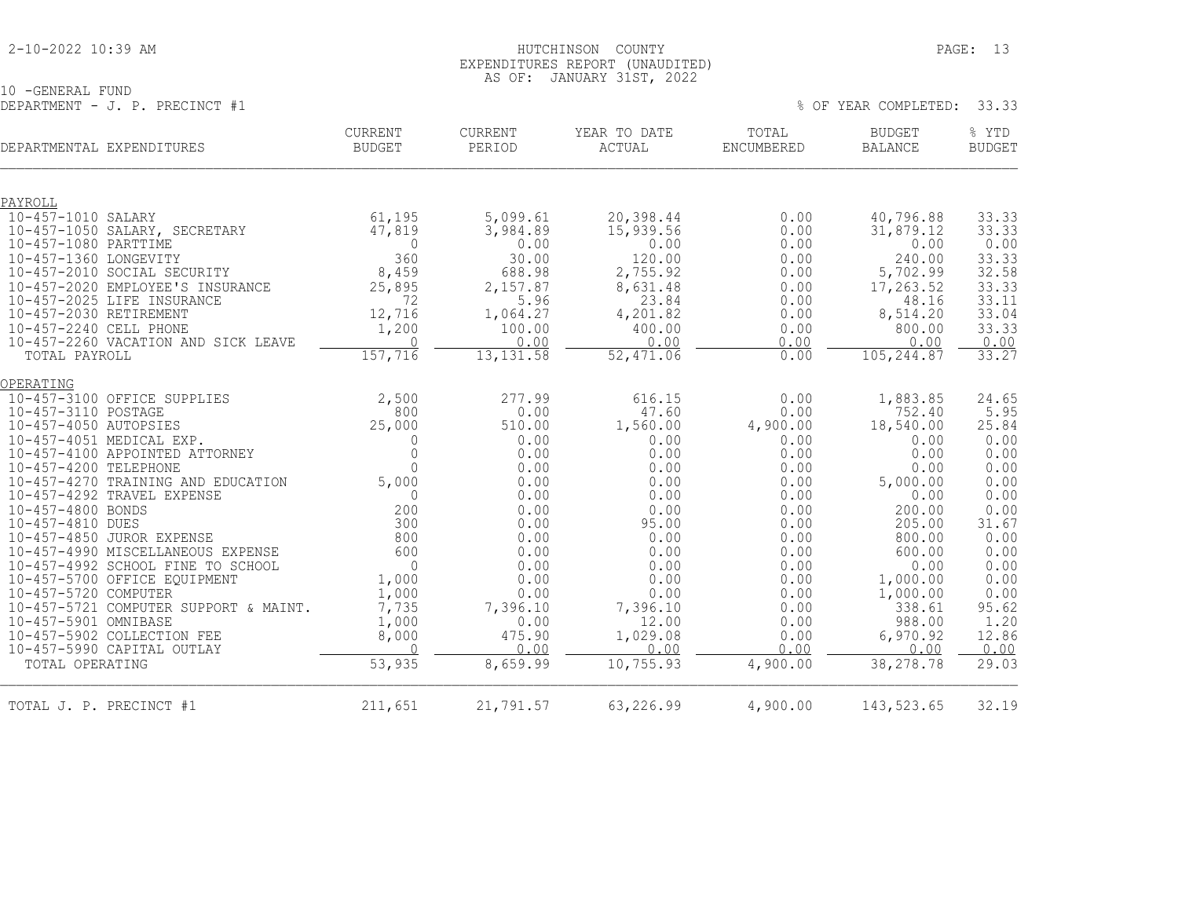HUTCHINSON COUNTY
EXPENDITURES REPORT (UNAUDITED)
AS OF: JANUARY 31ST, 2022

10 -GENERAL FUND
DEPARTMENT - J. P. PRECINCT #1

% OF YEAR COMPLETED: 33.33

| DEPARTMENTAL EXPENDITURES | CURRENT BUDGET | CURRENT PERIOD | YEAR TO DATE ACTUAL | TOTAL ENCUMBERED | BUDGET BALANCE | % YTD BUDGET |
|---|---|---|---|---|---|---|
| PAYROLL | | | | | | |
| 10-457-1010 SALARY | 61,195 | 5,099.61 | 20,398.44 | 0.00 | 40,796.88 | 33.33 |
| 10-457-1050 SALARY, SECRETARY | 47,819 | 3,984.89 | 15,939.56 | 0.00 | 31,879.12 | 33.33 |
| 10-457-1080 PARTTIME | 0 | 0.00 | 0.00 | 0.00 | 0.00 | 0.00 |
| 10-457-1360 LONGEVITY | 360 | 30.00 | 120.00 | 0.00 | 240.00 | 33.33 |
| 10-457-2010 SOCIAL SECURITY | 8,459 | 688.98 | 2,755.92 | 0.00 | 5,702.99 | 32.58 |
| 10-457-2020 EMPLOYEE'S INSURANCE | 25,895 | 2,157.87 | 8,631.48 | 0.00 | 17,263.52 | 33.33 |
| 10-457-2025 LIFE INSURANCE | 72 | 5.96 | 23.84 | 0.00 | 48.16 | 33.11 |
| 10-457-2030 RETIREMENT | 12,716 | 1,064.27 | 4,201.82 | 0.00 | 8,514.20 | 33.04 |
| 10-457-2240 CELL PHONE | 1,200 | 100.00 | 400.00 | 0.00 | 800.00 | 33.33 |
| 10-457-2260 VACATION AND SICK LEAVE | 0 | 0.00 | 0.00 | 0.00 | 0.00 | 0.00 |
| TOTAL PAYROLL | 157,716 | 13,131.58 | 52,471.06 | 0.00 | 105,244.87 | 33.27 |
| OPERATING | | | | | | |
| 10-457-3100 OFFICE SUPPLIES | 2,500 | 277.99 | 616.15 | 0.00 | 1,883.85 | 24.65 |
| 10-457-3110 POSTAGE | 800 | 0.00 | 47.60 | 0.00 | 752.40 | 5.95 |
| 10-457-4050 AUTOPSIES | 25,000 | 510.00 | 1,560.00 | 4,900.00 | 18,540.00 | 25.84 |
| 10-457-4051 MEDICAL EXP. | 0 | 0.00 | 0.00 | 0.00 | 0.00 | 0.00 |
| 10-457-4100 APPOINTED ATTORNEY | 0 | 0.00 | 0.00 | 0.00 | 0.00 | 0.00 |
| 10-457-4200 TELEPHONE | 0 | 0.00 | 0.00 | 0.00 | 0.00 | 0.00 |
| 10-457-4270 TRAINING AND EDUCATION | 5,000 | 0.00 | 0.00 | 0.00 | 5,000.00 | 0.00 |
| 10-457-4292 TRAVEL EXPENSE | 0 | 0.00 | 0.00 | 0.00 | 0.00 | 0.00 |
| 10-457-4800 BONDS | 200 | 0.00 | 0.00 | 0.00 | 200.00 | 0.00 |
| 10-457-4810 DUES | 300 | 0.00 | 95.00 | 0.00 | 205.00 | 31.67 |
| 10-457-4850 JUROR EXPENSE | 800 | 0.00 | 0.00 | 0.00 | 800.00 | 0.00 |
| 10-457-4990 MISCELLANEOUS EXPENSE | 600 | 0.00 | 0.00 | 0.00 | 600.00 | 0.00 |
| 10-457-4992 SCHOOL FINE TO SCHOOL | 0 | 0.00 | 0.00 | 0.00 | 0.00 | 0.00 |
| 10-457-5700 OFFICE EQUIPMENT | 1,000 | 0.00 | 0.00 | 0.00 | 1,000.00 | 0.00 |
| 10-457-5720 COMPUTER | 1,000 | 0.00 | 0.00 | 0.00 | 1,000.00 | 0.00 |
| 10-457-5721 COMPUTER SUPPORT & MAINT. | 7,735 | 7,396.10 | 7,396.10 | 0.00 | 338.61 | 95.62 |
| 10-457-5901 OMNIBASE | 1,000 | 0.00 | 12.00 | 0.00 | 988.00 | 1.20 |
| 10-457-5902 COLLECTION FEE | 8,000 | 475.90 | 1,029.08 | 0.00 | 6,970.92 | 12.86 |
| 10-457-5990 CAPITAL OUTLAY | 0 | 0.00 | 0.00 | 0.00 | 0.00 | 0.00 |
| TOTAL OPERATING | 53,935 | 8,659.99 | 10,755.93 | 4,900.00 | 38,278.78 | 29.03 |
| TOTAL J. P. PRECINCT #1 | 211,651 | 21,791.57 | 63,226.99 | 4,900.00 | 143,523.65 | 32.19 |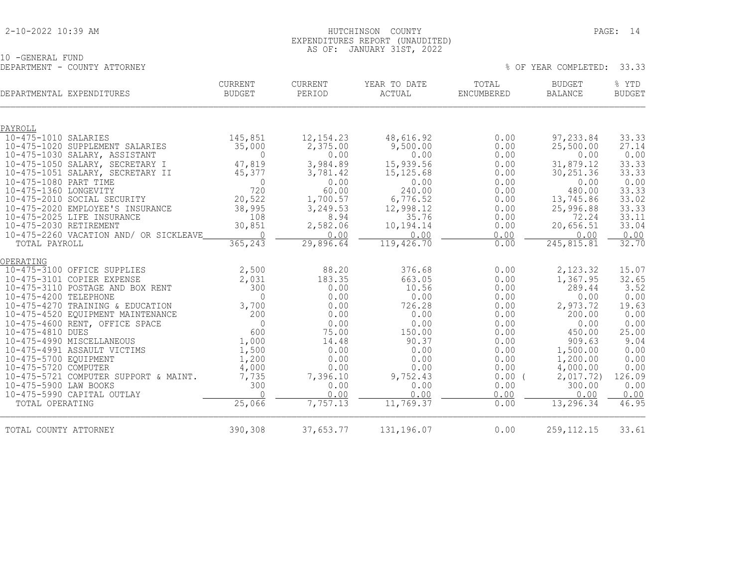HUTCHINSON COUNTY
EXPENDITURES REPORT (UNAUDITED)
AS OF: JANUARY 31ST, 2022

10 -GENERAL FUND
DEPARTMENT - COUNTY ATTORNEY

% OF YEAR COMPLETED: 33.33

| DEPARTMENTAL EXPENDITURES | CURRENT BUDGET | CURRENT PERIOD | YEAR TO DATE ACTUAL | TOTAL ENCUMBERED | BUDGET BALANCE | % YTD BUDGET |
|---|---|---|---|---|---|---|
| PAYROLL | | | | | | |
| 10-475-1010 SALARIES | 145,851 | 12,154.23 | 48,616.92 | 0.00 | 97,233.84 | 33.33 |
| 10-475-1020 SUPPLEMENT SALARIES | 35,000 | 2,375.00 | 9,500.00 | 0.00 | 25,500.00 | 27.14 |
| 10-475-1030 SALARY, ASSISTANT | 0 | 0.00 | 0.00 | 0.00 | 0.00 | 0.00 |
| 10-475-1050 SALARY, SECRETARY I | 47,819 | 3,984.89 | 15,939.56 | 0.00 | 31,879.12 | 33.33 |
| 10-475-1051 SALARY, SECRETARY II | 45,377 | 3,781.42 | 15,125.68 | 0.00 | 30,251.36 | 33.33 |
| 10-475-1080 PART TIME | 0 | 0.00 | 0.00 | 0.00 | 0.00 | 0.00 |
| 10-475-1360 LONGEVITY | 720 | 60.00 | 240.00 | 0.00 | 480.00 | 33.33 |
| 10-475-2010 SOCIAL SECURITY | 20,522 | 1,700.57 | 6,776.52 | 0.00 | 13,745.86 | 33.02 |
| 10-475-2020 EMPLOYEE'S INSURANCE | 38,995 | 3,249.53 | 12,998.12 | 0.00 | 25,996.88 | 33.33 |
| 10-475-2025 LIFE INSURANCE | 108 | 8.94 | 35.76 | 0.00 | 72.24 | 33.11 |
| 10-475-2030 RETIREMENT | 30,851 | 2,582.06 | 10,194.14 | 0.00 | 20,656.51 | 33.04 |
| 10-475-2260 VACATION AND/ OR SICKLEAVE | 0 | 0.00 | 0.00 | 0.00 | 0.00 | 0.00 |
| TOTAL PAYROLL | 365,243 | 29,896.64 | 119,426.70 | 0.00 | 245,815.81 | 32.70 |
| OPERATING | | | | | | |
| 10-475-3100 OFFICE SUPPLIES | 2,500 | 88.20 | 376.68 | 0.00 | 2,123.32 | 15.07 |
| 10-475-3101 COPIER EXPENSE | 2,031 | 183.35 | 663.05 | 0.00 | 1,367.95 | 32.65 |
| 10-475-3110 POSTAGE AND BOX RENT | 300 | 0.00 | 10.56 | 0.00 | 289.44 | 3.52 |
| 10-475-4200 TELEPHONE | 0 | 0.00 | 0.00 | 0.00 | 0.00 | 0.00 |
| 10-475-4270 TRAINING & EDUCATION | 3,700 | 0.00 | 726.28 | 0.00 | 2,973.72 | 19.63 |
| 10-475-4520 EQUIPMENT MAINTENANCE | 200 | 0.00 | 0.00 | 0.00 | 200.00 | 0.00 |
| 10-475-4600 RENT, OFFICE SPACE | 0 | 0.00 | 0.00 | 0.00 | 0.00 | 0.00 |
| 10-475-4810 DUES | 600 | 75.00 | 150.00 | 0.00 | 450.00 | 25.00 |
| 10-475-4990 MISCELLANEOUS | 1,000 | 14.48 | 90.37 | 0.00 | 909.63 | 9.04 |
| 10-475-4991 ASSAULT VICTIMS | 1,500 | 0.00 | 0.00 | 0.00 | 1,500.00 | 0.00 |
| 10-475-5700 EQUIPMENT | 1,200 | 0.00 | 0.00 | 0.00 | 1,200.00 | 0.00 |
| 10-475-5720 COMPUTER | 4,000 | 0.00 | 0.00 | 0.00 | 4,000.00 | 0.00 |
| 10-475-5721 COMPUTER SUPPORT & MAINT. | 7,735 | 7,396.10 | 9,752.43 | 0.00 | ( 2,017.72) | 126.09 |
| 10-475-5900 LAW BOOKS | 300 | 0.00 | 0.00 | 0.00 | 300.00 | 0.00 |
| 10-475-5990 CAPITAL OUTLAY | 0 | 0.00 | 0.00 | 0.00 | 0.00 | 0.00 |
| TOTAL OPERATING | 25,066 | 7,757.13 | 11,769.37 | 0.00 | 13,296.34 | 46.95 |
| TOTAL COUNTY ATTORNEY | 390,308 | 37,653.77 | 131,196.07 | 0.00 | 259,112.15 | 33.61 |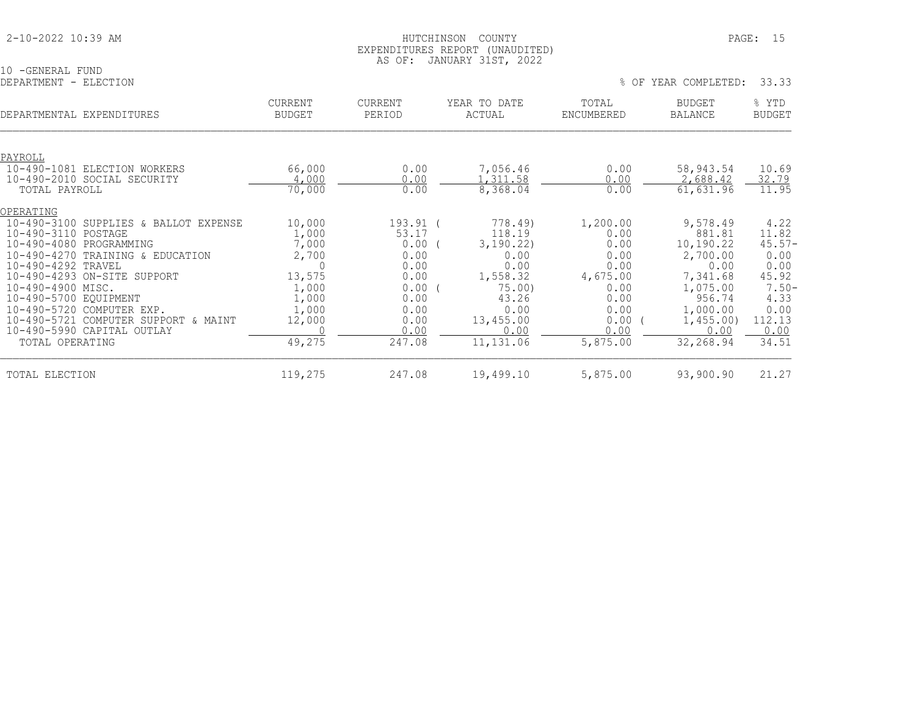HUTCHINSON COUNTY
EXPENDITURES REPORT (UNAUDITED)
AS OF: JANUARY 31ST, 2022

10 -GENERAL FUND
DEPARTMENT - ELECTION

% OF YEAR COMPLETED: 33.33

| DEPARTMENTAL EXPENDITURES | CURRENT BUDGET | CURRENT PERIOD | YEAR TO DATE ACTUAL | TOTAL ENCUMBERED | BUDGET BALANCE | % YTD BUDGET |
|---|---|---|---|---|---|---|
| PAYROLL | | | | | | |
| 10-490-1081 ELECTION WORKERS | 66,000 | 0.00 | 7,056.46 | 0.00 | 58,943.54 | 10.69 |
| 10-490-2010 SOCIAL SECURITY | 4,000 | 0.00 | 1,311.58 | 0.00 | 2,688.42 | 32.79 |
| TOTAL PAYROLL | 70,000 | 0.00 | 8,368.04 | 0.00 | 61,631.96 | 11.95 |
| OPERATING | | | | | | |
| 10-490-3100 SUPPLIES & BALLOT EXPENSE | 10,000 | 193.91 | ( 778.49) | 1,200.00 | 9,578.49 | 4.22 |
| 10-490-3110 POSTAGE | 1,000 | 53.17 | 118.19 | 0.00 | 881.81 | 11.82 |
| 10-490-4080 PROGRAMMING | 7,000 | 0.00 | ( 3,190.22) | 0.00 | 10,190.22 | 45.57- |
| 10-490-4270 TRAINING & EDUCATION | 2,700 | 0.00 | 0.00 | 0.00 | 2,700.00 | 0.00 |
| 10-490-4292 TRAVEL | 0 | 0.00 | 0.00 | 0.00 | 0.00 | 0.00 |
| 10-490-4293 ON-SITE SUPPORT | 13,575 | 0.00 | 1,558.32 | 4,675.00 | 7,341.68 | 45.92 |
| 10-490-4900 MISC. | 1,000 | 0.00 | ( 75.00) | 0.00 | 1,075.00 | 7.50- |
| 10-490-5700 EQUIPMENT | 1,000 | 0.00 | 43.26 | 0.00 | 956.74 | 4.33 |
| 10-490-5720 COMPUTER EXP. | 1,000 | 0.00 | 0.00 | 0.00 | 1,000.00 | 0.00 |
| 10-490-5721 COMPUTER SUPPORT & MAINT | 12,000 | 0.00 | 13,455.00 | 0.00 | ( 1,455.00) | 112.13 |
| 10-490-5990 CAPITAL OUTLAY | 0 | 0.00 | 0.00 | 0.00 | 0.00 | 0.00 |
| TOTAL OPERATING | 49,275 | 247.08 | 11,131.06 | 5,875.00 | 32,268.94 | 34.51 |
| TOTAL ELECTION | 119,275 | 247.08 | 19,499.10 | 5,875.00 | 93,900.90 | 21.27 |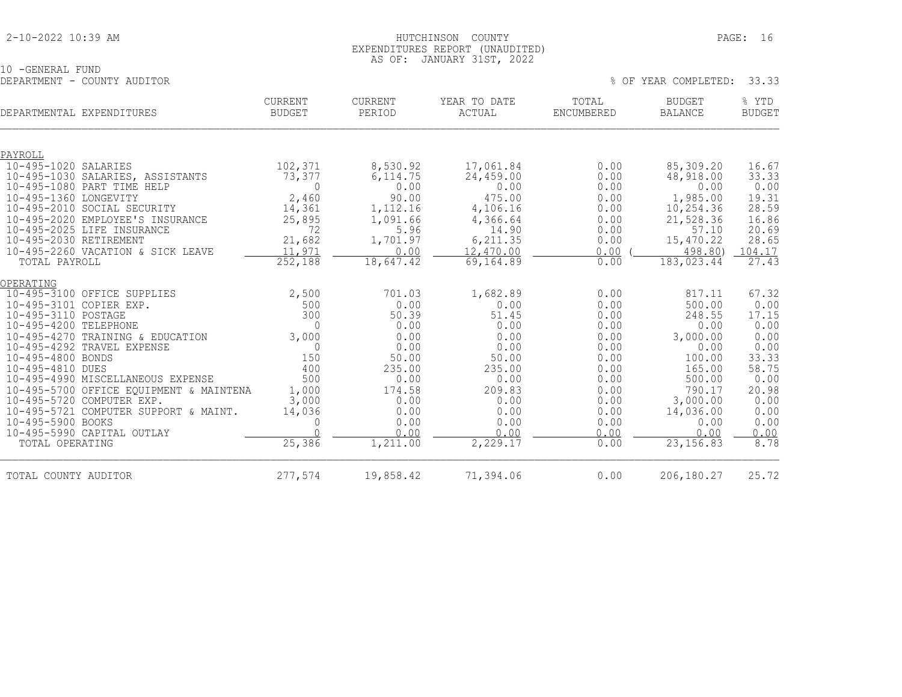2-10-2022 10:39 AM

HUTCHINSON COUNTY
EXPENDITURES REPORT (UNAUDITED)
AS OF: JANUARY 31ST, 2022

10 -GENERAL FUND
DEPARTMENT - COUNTY AUDITOR

% OF YEAR COMPLETED: 33.33

| DEPARTMENTAL EXPENDITURES | CURRENT BUDGET | CURRENT PERIOD | YEAR TO DATE ACTUAL | TOTAL ENCUMBERED | BUDGET BALANCE | % YTD BUDGET |
|---|---|---|---|---|---|---|
| PAYROLL | | | | | | |
| 10-495-1020 SALARIES | 102,371 | 8,530.92 | 17,061.84 | 0.00 | 85,309.20 | 16.67 |
| 10-495-1030 SALARIES, ASSISTANTS | 73,377 | 6,114.75 | 24,459.00 | 0.00 | 48,918.00 | 33.33 |
| 10-495-1080 PART TIME HELP | 0 | 0.00 | 0.00 | 0.00 | 0.00 | 0.00 |
| 10-495-1360 LONGEVITY | 2,460 | 90.00 | 475.00 | 0.00 | 1,985.00 | 19.31 |
| 10-495-2010 SOCIAL SECURITY | 14,361 | 1,112.16 | 4,106.16 | 0.00 | 10,254.36 | 28.59 |
| 10-495-2020 EMPLOYEE'S INSURANCE | 25,895 | 1,091.66 | 4,366.64 | 0.00 | 21,528.36 | 16.86 |
| 10-495-2025 LIFE INSURANCE | 72 | 5.96 | 14.90 | 0.00 | 57.10 | 20.69 |
| 10-495-2030 RETIREMENT | 21,682 | 1,701.97 | 6,211.35 | 0.00 | 15,470.22 | 28.65 |
| 10-495-2260 VACATION & SICK LEAVE | 11,971 | 0.00 | 12,470.00 | 0.00 | ( 498.80) | 104.17 |
| TOTAL PAYROLL | 252,188 | 18,647.42 | 69,164.89 | 0.00 | 183,023.44 | 27.43 |
| OPERATING | | | | | | |
| 10-495-3100 OFFICE SUPPLIES | 2,500 | 701.03 | 1,682.89 | 0.00 | 817.11 | 67.32 |
| 10-495-3101 COPIER EXP. | 500 | 0.00 | 0.00 | 0.00 | 500.00 | 0.00 |
| 10-495-3110 POSTAGE | 300 | 50.39 | 51.45 | 0.00 | 248.55 | 17.15 |
| 10-495-4200 TELEPHONE | 0 | 0.00 | 0.00 | 0.00 | 0.00 | 0.00 |
| 10-495-4270 TRAINING & EDUCATION | 3,000 | 0.00 | 0.00 | 0.00 | 3,000.00 | 0.00 |
| 10-495-4292 TRAVEL EXPENSE | 0 | 0.00 | 0.00 | 0.00 | 0.00 | 0.00 |
| 10-495-4800 BONDS | 150 | 50.00 | 50.00 | 0.00 | 100.00 | 33.33 |
| 10-495-4810 DUES | 400 | 235.00 | 235.00 | 0.00 | 165.00 | 58.75 |
| 10-495-4990 MISCELLANEOUS EXPENSE | 500 | 0.00 | 0.00 | 0.00 | 500.00 | 0.00 |
| 10-495-5700 OFFICE EQUIPMENT & MAINTENA | 1,000 | 174.58 | 209.83 | 0.00 | 790.17 | 20.98 |
| 10-495-5720 COMPUTER EXP. | 3,000 | 0.00 | 0.00 | 0.00 | 3,000.00 | 0.00 |
| 10-495-5721 COMPUTER SUPPORT & MAINT. | 14,036 | 0.00 | 0.00 | 0.00 | 14,036.00 | 0.00 |
| 10-495-5900 BOOKS | 0 | 0.00 | 0.00 | 0.00 | 0.00 | 0.00 |
| 10-495-5990 CAPITAL OUTLAY | 0 | 0.00 | 0.00 | 0.00 | 0.00 | 0.00 |
| TOTAL OPERATING | 25,386 | 1,211.00 | 2,229.17 | 0.00 | 23,156.83 | 8.78 |
| TOTAL COUNTY AUDITOR | 277,574 | 19,858.42 | 71,394.06 | 0.00 | 206,180.27 | 25.72 |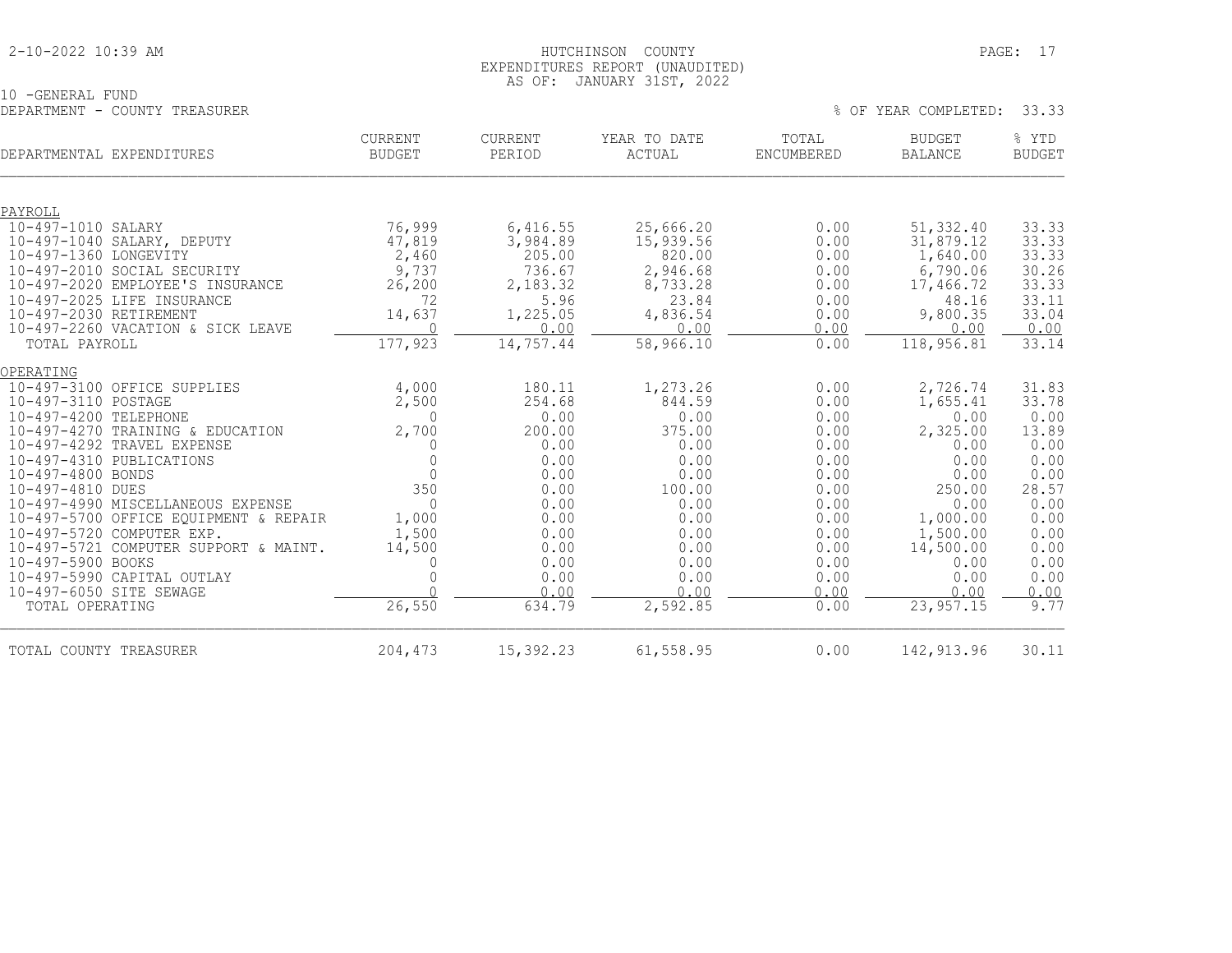2-10-2022 10:39 AM

HUTCHINSON COUNTY
EXPENDITURES REPORT (UNAUDITED)
AS OF: JANUARY 31ST, 2022

10 -GENERAL FUND
DEPARTMENT - COUNTY TREASURER

% OF YEAR COMPLETED: 33.33

| DEPARTMENTAL EXPENDITURES | CURRENT BUDGET | CURRENT PERIOD | YEAR TO DATE ACTUAL | TOTAL ENCUMBERED | BUDGET BALANCE | % YTD BUDGET |
|---|---|---|---|---|---|---|
| PAYROLL | | | | | | |
| 10-497-1010 SALARY | 76,999 | 6,416.55 | 25,666.20 | 0.00 | 51,332.40 | 33.33 |
| 10-497-1040 SALARY, DEPUTY | 47,819 | 3,984.89 | 15,939.56 | 0.00 | 31,879.12 | 33.33 |
| 10-497-1360 LONGEVITY | 2,460 | 205.00 | 820.00 | 0.00 | 1,640.00 | 33.33 |
| 10-497-2010 SOCIAL SECURITY | 9,737 | 736.67 | 2,946.68 | 0.00 | 6,790.06 | 30.26 |
| 10-497-2020 EMPLOYEE'S INSURANCE | 26,200 | 2,183.32 | 8,733.28 | 0.00 | 17,466.72 | 33.33 |
| 10-497-2025 LIFE INSURANCE | 72 | 5.96 | 23.84 | 0.00 | 48.16 | 33.11 |
| 10-497-2030 RETIREMENT | 14,637 | 1,225.05 | 4,836.54 | 0.00 | 9,800.35 | 33.04 |
| 10-497-2260 VACATION & SICK LEAVE | 0 | 0.00 | 0.00 | 0.00 | 0.00 | 0.00 |
| TOTAL PAYROLL | 177,923 | 14,757.44 | 58,966.10 | 0.00 | 118,956.81 | 33.14 |
| OPERATING | | | | | | |
| 10-497-3100 OFFICE SUPPLIES | 4,000 | 180.11 | 1,273.26 | 0.00 | 2,726.74 | 31.83 |
| 10-497-3110 POSTAGE | 2,500 | 254.68 | 844.59 | 0.00 | 1,655.41 | 33.78 |
| 10-497-4200 TELEPHONE | 0 | 0.00 | 0.00 | 0.00 | 0.00 | 0.00 |
| 10-497-4270 TRAINING & EDUCATION | 2,700 | 200.00 | 375.00 | 0.00 | 2,325.00 | 13.89 |
| 10-497-4292 TRAVEL EXPENSE | 0 | 0.00 | 0.00 | 0.00 | 0.00 | 0.00 |
| 10-497-4310 PUBLICATIONS | 0 | 0.00 | 0.00 | 0.00 | 0.00 | 0.00 |
| 10-497-4800 BONDS | 0 | 0.00 | 0.00 | 0.00 | 0.00 | 0.00 |
| 10-497-4810 DUES | 350 | 0.00 | 100.00 | 0.00 | 250.00 | 28.57 |
| 10-497-4990 MISCELLANEOUS EXPENSE | 0 | 0.00 | 0.00 | 0.00 | 0.00 | 0.00 |
| 10-497-5700 OFFICE EQUIPMENT & REPAIR | 1,000 | 0.00 | 0.00 | 0.00 | 1,000.00 | 0.00 |
| 10-497-5720 COMPUTER EXP. | 1,500 | 0.00 | 0.00 | 0.00 | 1,500.00 | 0.00 |
| 10-497-5721 COMPUTER SUPPORT & MAINT. | 14,500 | 0.00 | 0.00 | 0.00 | 14,500.00 | 0.00 |
| 10-497-5900 BOOKS | 0 | 0.00 | 0.00 | 0.00 | 0.00 | 0.00 |
| 10-497-5990 CAPITAL OUTLAY | 0 | 0.00 | 0.00 | 0.00 | 0.00 | 0.00 |
| 10-497-6050 SITE SEWAGE | 0 | 0.00 | 0.00 | 0.00 | 0.00 | 0.00 |
| TOTAL OPERATING | 26,550 | 634.79 | 2,592.85 | 0.00 | 23,957.15 | 9.77 |
| TOTAL COUNTY TREASURER | 204,473 | 15,392.23 | 61,558.95 | 0.00 | 142,913.96 | 30.11 |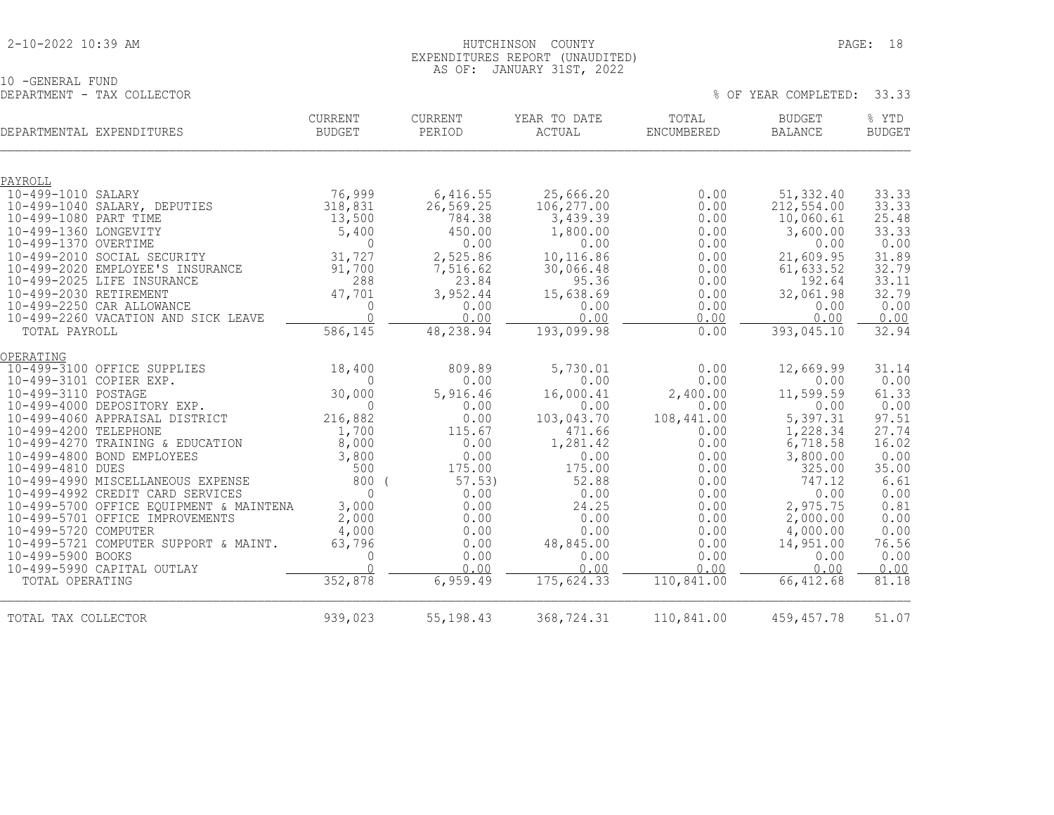HUTCHINSON COUNTY
EXPENDITURES REPORT (UNAUDITED)
AS OF: JANUARY 31ST, 2022

10 -GENERAL FUND
DEPARTMENT - TAX COLLECTOR

% OF YEAR COMPLETED: 33.33

| DEPARTMENTAL EXPENDITURES | CURRENT BUDGET | CURRENT PERIOD | YEAR TO DATE ACTUAL | TOTAL ENCUMBERED | BUDGET BALANCE | % YTD BUDGET |
|---|---|---|---|---|---|---|
| **PAYROLL** | | | | | | |
| 10-499-1010 SALARY | 76,999 | 6,416.55 | 25,666.20 | 0.00 | 51,332.40 | 33.33 |
| 10-499-1040 SALARY, DEPUTIES | 318,831 | 26,569.25 | 106,277.00 | 0.00 | 212,554.00 | 33.33 |
| 10-499-1080 PART TIME | 13,500 | 784.38 | 3,439.39 | 0.00 | 10,060.61 | 25.48 |
| 10-499-1360 LONGEVITY | 5,400 | 450.00 | 1,800.00 | 0.00 | 3,600.00 | 33.33 |
| 10-499-1370 OVERTIME | 0 | 0.00 | 0.00 | 0.00 | 0.00 | 0.00 |
| 10-499-2010 SOCIAL SECURITY | 31,727 | 2,525.86 | 10,116.86 | 0.00 | 21,609.95 | 31.89 |
| 10-499-2020 EMPLOYEE'S INSURANCE | 91,700 | 7,516.62 | 30,066.48 | 0.00 | 61,633.52 | 32.79 |
| 10-499-2025 LIFE INSURANCE | 288 | 23.84 | 95.36 | 0.00 | 192.64 | 33.11 |
| 10-499-2030 RETIREMENT | 47,701 | 3,952.44 | 15,638.69 | 0.00 | 32,061.98 | 32.79 |
| 10-499-2250 CAR ALLOWANCE | 0 | 0.00 | 0.00 | 0.00 | 0.00 | 0.00 |
| 10-499-2260 VACATION AND SICK LEAVE | 0 | 0.00 | 0.00 | 0.00 | 0.00 | 0.00 |
| TOTAL PAYROLL | 586,145 | 48,238.94 | 193,099.98 | 0.00 | 393,045.10 | 32.94 |
| **OPERATING** | | | | | | |
| 10-499-3100 OFFICE SUPPLIES | 18,400 | 809.89 | 5,730.01 | 0.00 | 12,669.99 | 31.14 |
| 10-499-3101 COPIER EXP. | 0 | 0.00 | 0.00 | 0.00 | 0.00 | 0.00 |
| 10-499-3110 POSTAGE | 30,000 | 5,916.46 | 16,000.41 | 2,400.00 | 11,599.59 | 61.33 |
| 10-499-4000 DEPOSITORY EXP. | 0 | 0.00 | 0.00 | 0.00 | 0.00 | 0.00 |
| 10-499-4060 APPRAISAL DISTRICT | 216,882 | 0.00 | 103,043.70 | 108,441.00 | 5,397.31 | 97.51 |
| 10-499-4200 TELEPHONE | 1,700 | 115.67 | 471.66 | 0.00 | 1,228.34 | 27.74 |
| 10-499-4270 TRAINING & EDUCATION | 8,000 | 0.00 | 1,281.42 | 0.00 | 6,718.58 | 16.02 |
| 10-499-4800 BOND EMPLOYEES | 3,800 | 0.00 | 0.00 | 0.00 | 3,800.00 | 0.00 |
| 10-499-4810 DUES | 500 | 175.00 | 175.00 | 0.00 | 325.00 | 35.00 |
| 10-499-4990 MISCELLANEOUS EXPENSE | 800 | (57.53) | 52.88 | 0.00 | 747.12 | 6.61 |
| 10-499-4992 CREDIT CARD SERVICES | 0 | 0.00 | 0.00 | 0.00 | 0.00 | 0.00 |
| 10-499-5700 OFFICE EQUIPMENT & MAINTENA | 3,000 | 0.00 | 24.25 | 0.00 | 2,975.75 | 0.81 |
| 10-499-5701 OFFICE IMPROVEMENTS | 2,000 | 0.00 | 0.00 | 0.00 | 2,000.00 | 0.00 |
| 10-499-5720 COMPUTER | 4,000 | 0.00 | 0.00 | 0.00 | 4,000.00 | 0.00 |
| 10-499-5721 COMPUTER SUPPORT & MAINT. | 63,796 | 0.00 | 48,845.00 | 0.00 | 14,951.00 | 76.56 |
| 10-499-5900 BOOKS | 0 | 0.00 | 0.00 | 0.00 | 0.00 | 0.00 |
| 10-499-5990 CAPITAL OUTLAY | 0 | 0.00 | 0.00 | 0.00 | 0.00 | 0.00 |
| TOTAL OPERATING | 352,878 | 6,959.49 | 175,624.33 | 110,841.00 | 66,412.68 | 81.18 |
| TOTAL TAX COLLECTOR | 939,023 | 55,198.43 | 368,724.31 | 110,841.00 | 459,457.78 | 51.07 |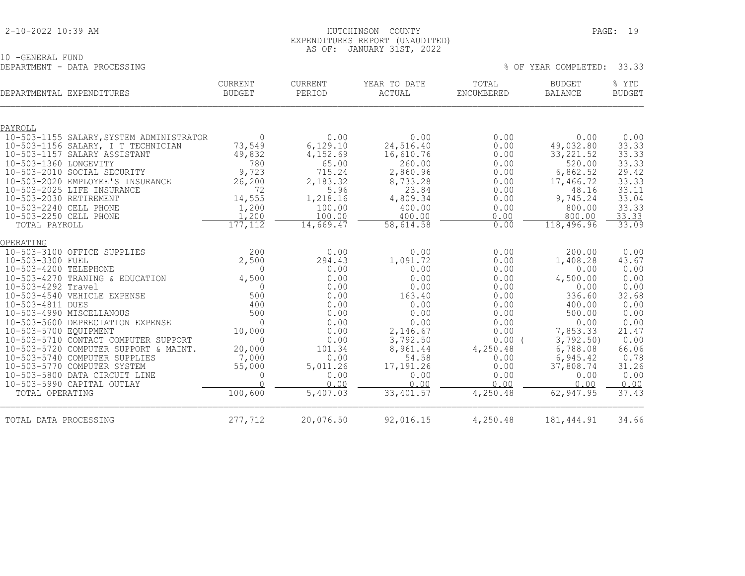HUTCHINSON COUNTY
EXPENDITURES REPORT (UNAUDITED)
AS OF: JANUARY 31ST, 2022

10 -GENERAL FUND
DEPARTMENT - DATA PROCESSING

% OF YEAR COMPLETED: 33.33

| DEPARTMENTAL EXPENDITURES | CURRENT BUDGET | CURRENT PERIOD | YEAR TO DATE ACTUAL | TOTAL ENCUMBERED | BUDGET BALANCE | % YTD BUDGET |
|---|---|---|---|---|---|---|
| PAYROLL | | | | | | |
| 10-503-1155 SALARY, SYSTEM ADMINISTRATOR | 0 | 0.00 | 0.00 | 0.00 | 0.00 | 0.00 |
| 10-503-1156 SALARY, I T TECHNICIAN | 73,549 | 6,129.10 | 24,516.40 | 0.00 | 49,032.80 | 33.33 |
| 10-503-1157 SALARY ASSISTANT | 49,832 | 4,152.69 | 16,610.76 | 0.00 | 33,221.52 | 33.33 |
| 10-503-1360 LONGEVITY | 780 | 65.00 | 260.00 | 0.00 | 520.00 | 33.33 |
| 10-503-2010 SOCIAL SECURITY | 9,723 | 715.24 | 2,860.96 | 0.00 | 6,862.52 | 29.42 |
| 10-503-2020 EMPLOYEE'S INSURANCE | 26,200 | 2,183.32 | 8,733.28 | 0.00 | 17,466.72 | 33.33 |
| 10-503-2025 LIFE INSURANCE | 72 | 5.96 | 23.84 | 0.00 | 48.16 | 33.11 |
| 10-503-2030 RETIREMENT | 14,555 | 1,218.16 | 4,809.34 | 0.00 | 9,745.24 | 33.04 |
| 10-503-2240 CELL PHONE | 1,200 | 100.00 | 400.00 | 0.00 | 800.00 | 33.33 |
| 10-503-2250 CELL PHONE | 1,200 | 100.00 | 400.00 | 0.00 | 800.00 | 33.33 |
| TOTAL PAYROLL | 177,112 | 14,669.47 | 58,614.58 | 0.00 | 118,496.96 | 33.09 |
| OPERATING | | | | | | |
| 10-503-3100 OFFICE SUPPLIES | 200 | 0.00 | 0.00 | 0.00 | 200.00 | 0.00 |
| 10-503-3300 FUEL | 2,500 | 294.43 | 1,091.72 | 0.00 | 1,408.28 | 43.67 |
| 10-503-4200 TELEPHONE | 0 | 0.00 | 0.00 | 0.00 | 0.00 | 0.00 |
| 10-503-4270 TRANING & EDUCATION | 4,500 | 0.00 | 0.00 | 0.00 | 4,500.00 | 0.00 |
| 10-503-4292 Travel | 0 | 0.00 | 0.00 | 0.00 | 0.00 | 0.00 |
| 10-503-4540 VEHICLE EXPENSE | 500 | 0.00 | 163.40 | 0.00 | 336.60 | 32.68 |
| 10-503-4811 DUES | 400 | 0.00 | 0.00 | 0.00 | 400.00 | 0.00 |
| 10-503-4990 MISCELLANOUS | 500 | 0.00 | 0.00 | 0.00 | 500.00 | 0.00 |
| 10-503-5600 DEPRECIATION EXPENSE | 0 | 0.00 | 0.00 | 0.00 | 0.00 | 0.00 |
| 10-503-5700 EQUIPMENT | 10,000 | 0.00 | 2,146.67 | 0.00 | 7,853.33 | 21.47 |
| 10-503-5710 CONTACT COMPUTER SUPPORT | 0 | 0.00 | 3,792.50 | 0.00 | ( 3,792.50) | 0.00 |
| 10-503-5720 COMPUTER SUPPORT & MAINT. | 20,000 | 101.34 | 8,961.44 | 4,250.48 | 6,788.08 | 66.06 |
| 10-503-5740 COMPUTER SUPPLIES | 7,000 | 0.00 | 54.58 | 0.00 | 6,945.42 | 0.78 |
| 10-503-5770 COMPUTER SYSTEM | 55,000 | 5,011.26 | 17,191.26 | 0.00 | 37,808.74 | 31.26 |
| 10-503-5800 DATA CIRCUIT LINE | 0 | 0.00 | 0.00 | 0.00 | 0.00 | 0.00 |
| 10-503-5990 CAPITAL OUTLAY | 0 | 0.00 | 0.00 | 0.00 | 0.00 | 0.00 |
| TOTAL OPERATING | 100,600 | 5,407.03 | 33,401.57 | 4,250.48 | 62,947.95 | 37.43 |
| TOTAL DATA PROCESSING | 277,712 | 20,076.50 | 92,016.15 | 4,250.48 | 181,444.91 | 34.66 |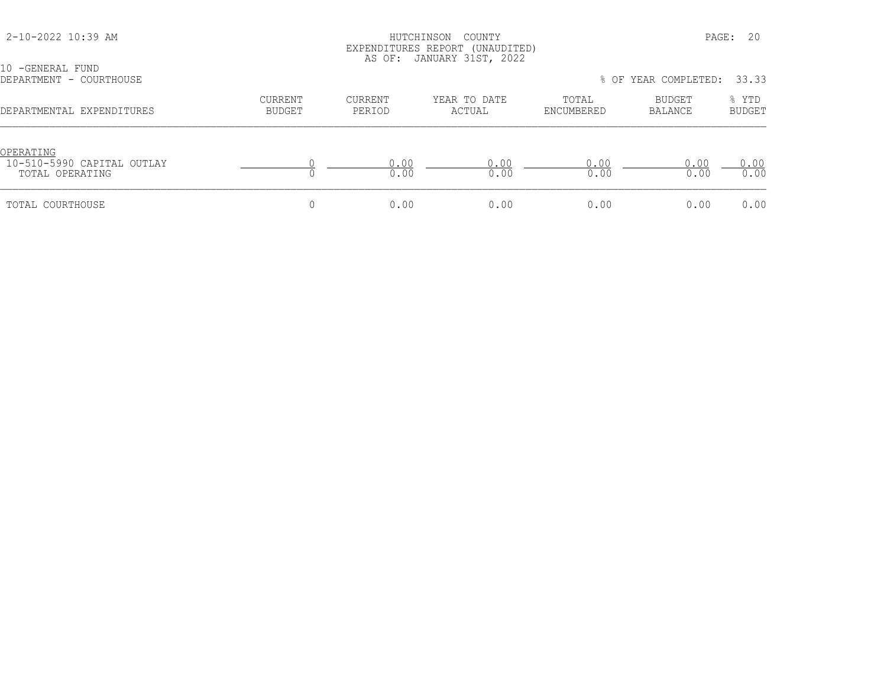HUTCHINSON COUNTY
EXPENDITURES REPORT (UNAUDITED)
AS OF: JANUARY 31ST, 2022

10 -GENERAL FUND
DEPARTMENT - COURTHOUSE

% OF YEAR COMPLETED: 33.33

| DEPARTMENTAL EXPENDITURES | CURRENT BUDGET | CURRENT PERIOD | YEAR TO DATE ACTUAL | TOTAL ENCUMBERED | BUDGET BALANCE | % YTD BUDGET |
|---|---|---|---|---|---|---|
| OPERATING | | | | | | |
| 10-510-5990 CAPITAL OUTLAY | 0 | 0.00 | 0.00 | 0.00 | 0.00 | 0.00 |
| TOTAL OPERATING | 0 | 0.00 | 0.00 | 0.00 | 0.00 | 0.00 |
| TOTAL COURTHOUSE | 0 | 0.00 | 0.00 | 0.00 | 0.00 | 0.00 |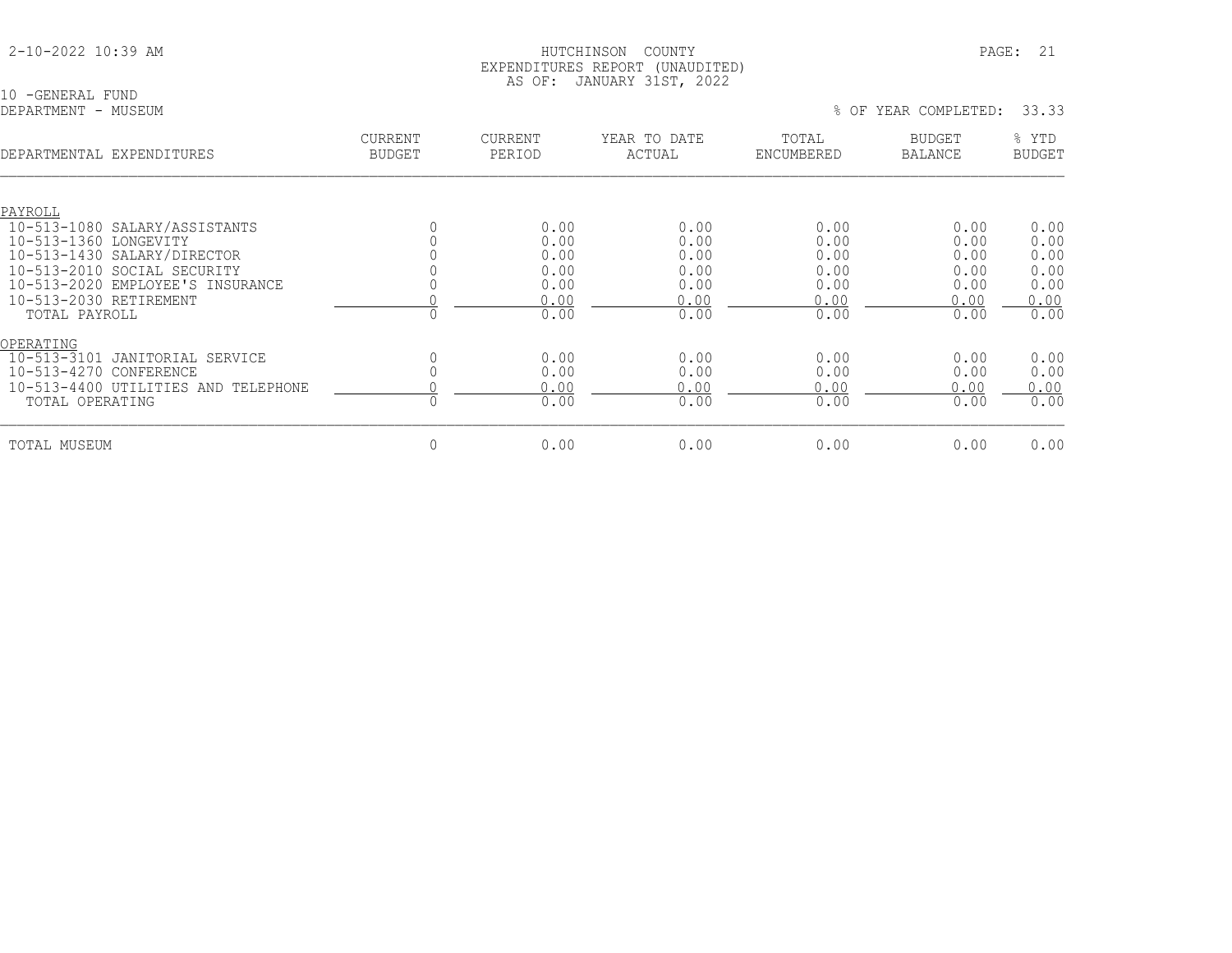HUTCHINSON COUNTY
EXPENDITURES REPORT (UNAUDITED)
AS OF: JANUARY 31ST, 2022

10 -GENERAL FUND
DEPARTMENT - MUSEUM

% OF YEAR COMPLETED: 33.33

| DEPARTMENTAL EXPENDITURES | CURRENT BUDGET | CURRENT PERIOD | YEAR TO DATE ACTUAL | TOTAL ENCUMBERED | BUDGET BALANCE | % YTD BUDGET |
|---|---|---|---|---|---|---|
| PAYROLL | | | | | | |
| 10-513-1080 SALARY/ASSISTANTS | 0 | 0.00 | 0.00 | 0.00 | 0.00 | 0.00 |
| 10-513-1360 LONGEVITY | 0 | 0.00 | 0.00 | 0.00 | 0.00 | 0.00 |
| 10-513-1430 SALARY/DIRECTOR | 0 | 0.00 | 0.00 | 0.00 | 0.00 | 0.00 |
| 10-513-2010 SOCIAL SECURITY | 0 | 0.00 | 0.00 | 0.00 | 0.00 | 0.00 |
| 10-513-2020 EMPLOYEE'S INSURANCE | 0 | 0.00 | 0.00 | 0.00 | 0.00 | 0.00 |
| 10-513-2030 RETIREMENT | 0 | 0.00 | 0.00 | 0.00 | 0.00 | 0.00 |
| TOTAL PAYROLL | 0 | 0.00 | 0.00 | 0.00 | 0.00 | 0.00 |
| OPERATING | | | | | | |
| 10-513-3101 JANITORIAL SERVICE | 0 | 0.00 | 0.00 | 0.00 | 0.00 | 0.00 |
| 10-513-4270 CONFERENCE | 0 | 0.00 | 0.00 | 0.00 | 0.00 | 0.00 |
| 10-513-4400 UTILITIES AND TELEPHONE | 0 | 0.00 | 0.00 | 0.00 | 0.00 | 0.00 |
| TOTAL OPERATING | 0 | 0.00 | 0.00 | 0.00 | 0.00 | 0.00 |
| TOTAL MUSEUM | 0 | 0.00 | 0.00 | 0.00 | 0.00 | 0.00 |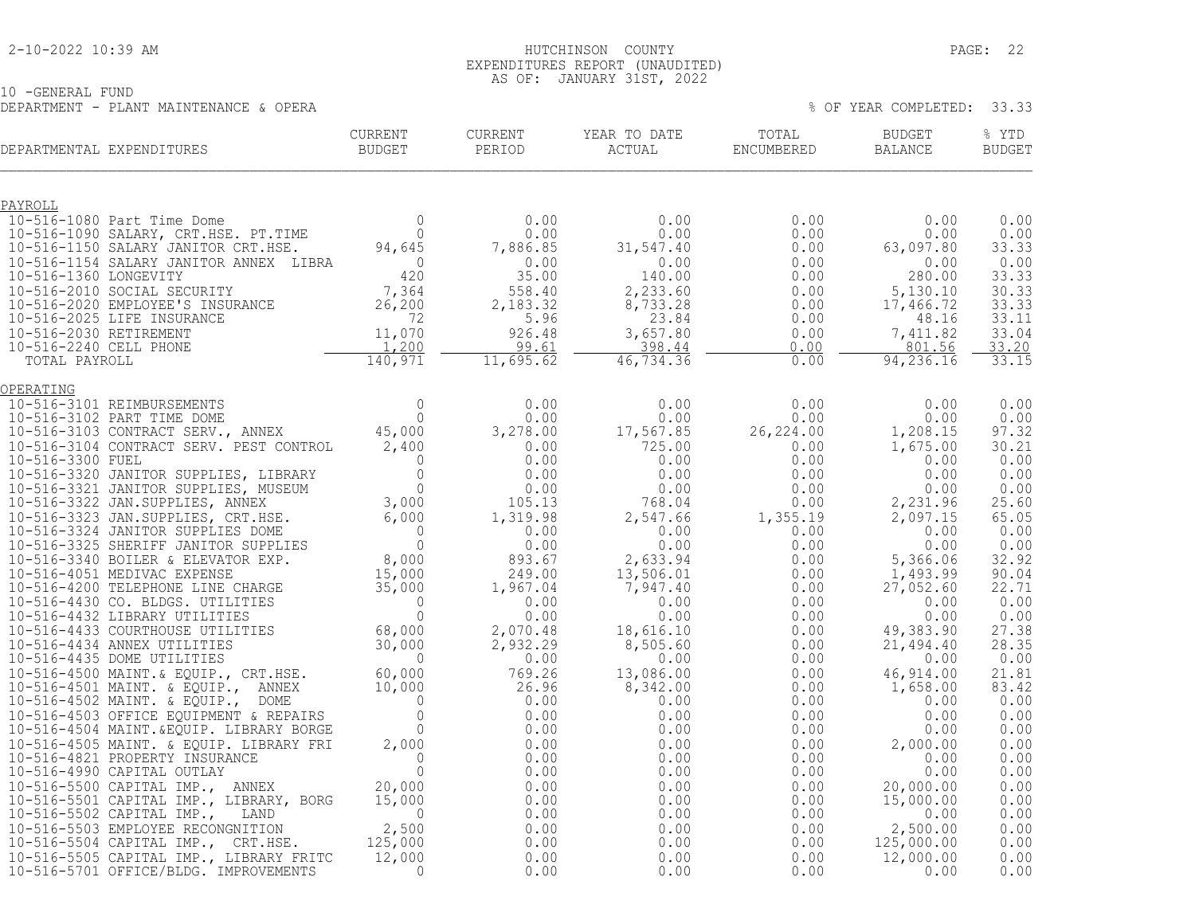HUTCHINSON COUNTY
EXPENDITURES REPORT (UNAUDITED)
AS OF: JANUARY 31ST, 2022

10 -GENERAL FUND
DEPARTMENT - PLANT MAINTENANCE & OPERA

% OF YEAR COMPLETED: 33.33

| DEPARTMENTAL EXPENDITURES | CURRENT BUDGET | CURRENT PERIOD | YEAR TO DATE ACTUAL | TOTAL ENCUMBERED | BUDGET BALANCE | % YTD BUDGET |
|---|---|---|---|---|---|---|
| **PAYROLL** | | | | | | |
| 10-516-1080 Part Time Dome | 0 | 0.00 | 0.00 | 0.00 | 0.00 | 0.00 |
| 10-516-1090 SALARY, CRT.HSE. PT.TIME | 0 | 0.00 | 0.00 | 0.00 | 0.00 | 0.00 |
| 10-516-1150 SALARY JANITOR CRT.HSE. | 94,645 | 7,886.85 | 31,547.40 | 0.00 | 63,097.80 | 33.33 |
| 10-516-1154 SALARY JANITOR ANNEX LIBRA | 0 | 0.00 | 0.00 | 0.00 | 0.00 | 0.00 |
| 10-516-1360 LONGEVITY | 420 | 35.00 | 140.00 | 0.00 | 280.00 | 33.33 |
| 10-516-2010 SOCIAL SECURITY | 7,364 | 558.40 | 2,233.60 | 0.00 | 5,130.10 | 30.33 |
| 10-516-2020 EMPLOYEE'S INSURANCE | 26,200 | 2,183.32 | 8,733.28 | 0.00 | 17,466.72 | 33.33 |
| 10-516-2025 LIFE INSURANCE | 72 | 5.96 | 23.84 | 0.00 | 48.16 | 33.11 |
| 10-516-2030 RETIREMENT | 11,070 | 926.48 | 3,657.80 | 0.00 | 7,411.82 | 33.04 |
| 10-516-2240 CELL PHONE | 1,200 | 99.61 | 398.44 | 0.00 | 801.56 | 33.20 |
| TOTAL PAYROLL | 140,971 | 11,695.62 | 46,734.36 | 0.00 | 94,236.16 | 33.15 |
| **OPERATING** | | | | | | |
| 10-516-3101 REIMBURSEMENTS | 0 | 0.00 | 0.00 | 0.00 | 0.00 | 0.00 |
| 10-516-3102 PART TIME DOME | 0 | 0.00 | 0.00 | 0.00 | 0.00 | 0.00 |
| 10-516-3103 CONTRACT SERV., ANNEX | 45,000 | 3,278.00 | 17,567.85 | 26,224.00 | 1,208.15 | 97.32 |
| 10-516-3104 CONTRACT SERV. PEST CONTROL | 2,400 | 0.00 | 725.00 | 0.00 | 1,675.00 | 30.21 |
| 10-516-3300 FUEL | 0 | 0.00 | 0.00 | 0.00 | 0.00 | 0.00 |
| 10-516-3320 JANITOR SUPPLIES, LIBRARY | 0 | 0.00 | 0.00 | 0.00 | 0.00 | 0.00 |
| 10-516-3321 JANITOR SUPPLIES, MUSEUM | 0 | 0.00 | 0.00 | 0.00 | 0.00 | 0.00 |
| 10-516-3322 JAN.SUPPLIES, ANNEX | 3,000 | 105.13 | 768.04 | 0.00 | 2,231.96 | 25.60 |
| 10-516-3323 JAN.SUPPLIES, CRT.HSE. | 6,000 | 1,319.98 | 2,547.66 | 1,355.19 | 2,097.15 | 65.05 |
| 10-516-3324 JANITOR SUPPLIES DOME | 0 | 0.00 | 0.00 | 0.00 | 0.00 | 0.00 |
| 10-516-3325 SHERIFF JANITOR SUPPLIES | 0 | 0.00 | 0.00 | 0.00 | 0.00 | 0.00 |
| 10-516-3340 BOILER & ELEVATOR EXP. | 8,000 | 893.67 | 2,633.94 | 0.00 | 5,366.06 | 32.92 |
| 10-516-4051 MEDIVAC EXPENSE | 15,000 | 249.00 | 13,506.01 | 0.00 | 1,493.99 | 90.04 |
| 10-516-4200 TELEPHONE LINE CHARGE | 35,000 | 1,967.04 | 7,947.40 | 0.00 | 27,052.60 | 22.71 |
| 10-516-4430 CO. BLDGS. UTILITIES | 0 | 0.00 | 0.00 | 0.00 | 0.00 | 0.00 |
| 10-516-4432 LIBRARY UTILITIES | 0 | 0.00 | 0.00 | 0.00 | 0.00 | 0.00 |
| 10-516-4433 COURTHOUSE UTILITIES | 68,000 | 2,070.48 | 18,616.10 | 0.00 | 49,383.90 | 27.38 |
| 10-516-4434 ANNEX UTILITIES | 30,000 | 2,932.29 | 8,505.60 | 0.00 | 21,494.40 | 28.35 |
| 10-516-4435 DOME UTILITIES | 0 | 0.00 | 0.00 | 0.00 | 0.00 | 0.00 |
| 10-516-4500 MAINT.& EQUIP., CRT.HSE. | 60,000 | 769.26 | 13,086.00 | 0.00 | 46,914.00 | 21.81 |
| 10-516-4501 MAINT. & EQUIP., ANNEX | 10,000 | 26.96 | 8,342.00 | 0.00 | 1,658.00 | 83.42 |
| 10-516-4502 MAINT. & EQUIP., DOME | 0 | 0.00 | 0.00 | 0.00 | 0.00 | 0.00 |
| 10-516-4503 OFFICE EQUIPMENT & REPAIRS | 0 | 0.00 | 0.00 | 0.00 | 0.00 | 0.00 |
| 10-516-4504 MAINT.&EQUIP. LIBRARY BORGE | 0 | 0.00 | 0.00 | 0.00 | 0.00 | 0.00 |
| 10-516-4505 MAINT. & EQUIP. LIBRARY FRI | 2,000 | 0.00 | 0.00 | 0.00 | 2,000.00 | 0.00 |
| 10-516-4821 PROPERTY INSURANCE | 0 | 0.00 | 0.00 | 0.00 | 0.00 | 0.00 |
| 10-516-4990 CAPITAL OUTLAY | 0 | 0.00 | 0.00 | 0.00 | 0.00 | 0.00 |
| 10-516-5500 CAPITAL IMP., ANNEX | 20,000 | 0.00 | 0.00 | 0.00 | 20,000.00 | 0.00 |
| 10-516-5501 CAPITAL IMP., LIBRARY, BORG | 15,000 | 0.00 | 0.00 | 0.00 | 15,000.00 | 0.00 |
| 10-516-5502 CAPITAL IMP., LAND | 0 | 0.00 | 0.00 | 0.00 | 0.00 | 0.00 |
| 10-516-5503 EMPLOYEE RECONGNITION | 2,500 | 0.00 | 0.00 | 0.00 | 2,500.00 | 0.00 |
| 10-516-5504 CAPITAL IMP., CRT.HSE. | 125,000 | 0.00 | 0.00 | 0.00 | 125,000.00 | 0.00 |
| 10-516-5505 CAPITAL IMP., LIBRARY FRITC | 12,000 | 0.00 | 0.00 | 0.00 | 12,000.00 | 0.00 |
| 10-516-5701 OFFICE/BLDG. IMPROVEMENTS | 0 | 0.00 | 0.00 | 0.00 | 0.00 | 0.00 |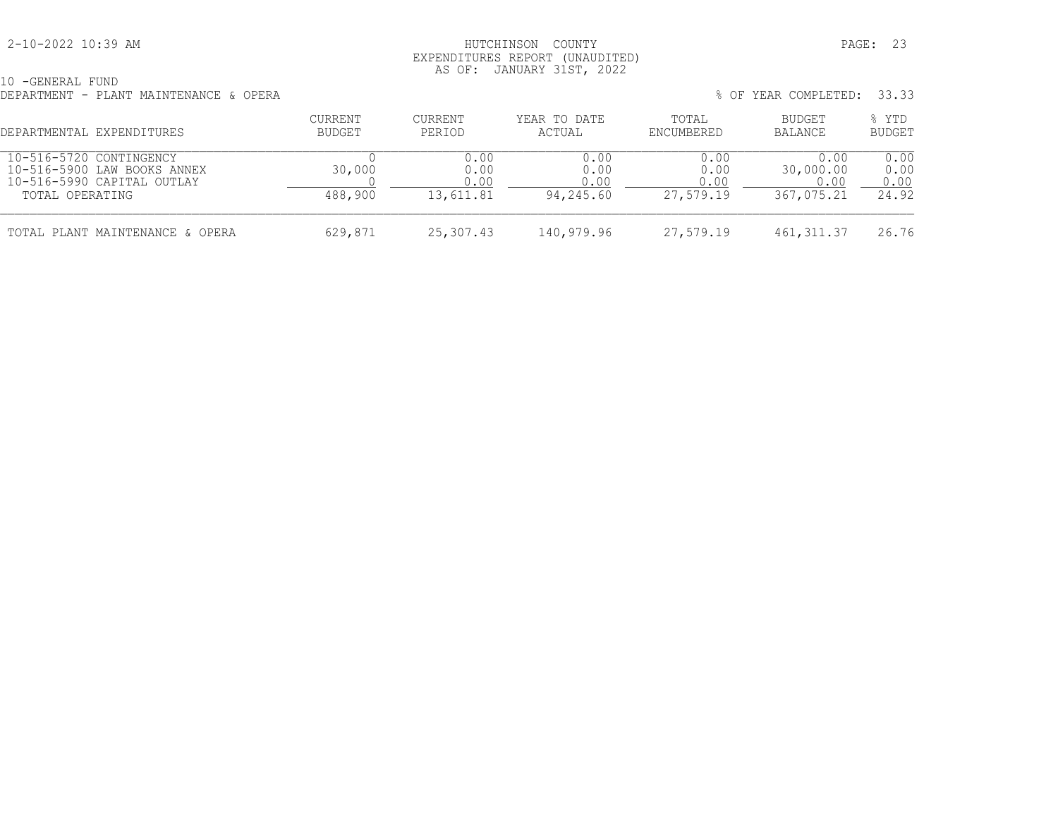10 -GENERAL FUND

DEPARTMENT - PLANT MAINTENANCE & OPERA

% OF YEAR COMPLETED: 33.33

| DEPARTMENTAL EXPENDITURES | CURRENT BUDGET | CURRENT PERIOD | YEAR TO DATE ACTUAL | TOTAL ENCUMBERED | BUDGET BALANCE | % YTD BUDGET |
|---|---|---|---|---|---|---|
| 10-516-5720 CONTINGENCY | 0 | 0.00 | 0.00 | 0.00 | 0.00 | 0.00 |
| 10-516-5900 LAW BOOKS ANNEX | 30,000 | 0.00 | 0.00 | 0.00 | 30,000.00 | 0.00 |
| 10-516-5990 CAPITAL OUTLAY | 0 | 0.00 | 0.00 | 0.00 | 0.00 | 0.00 |
| TOTAL OPERATING | 488,900 | 13,611.81 | 94,245.60 | 27,579.19 | 367,075.21 | 24.92 |
| TOTAL PLANT MAINTENANCE & OPERA | 629,871 | 25,307.43 | 140,979.96 | 27,579.19 | 461,311.37 | 26.76 |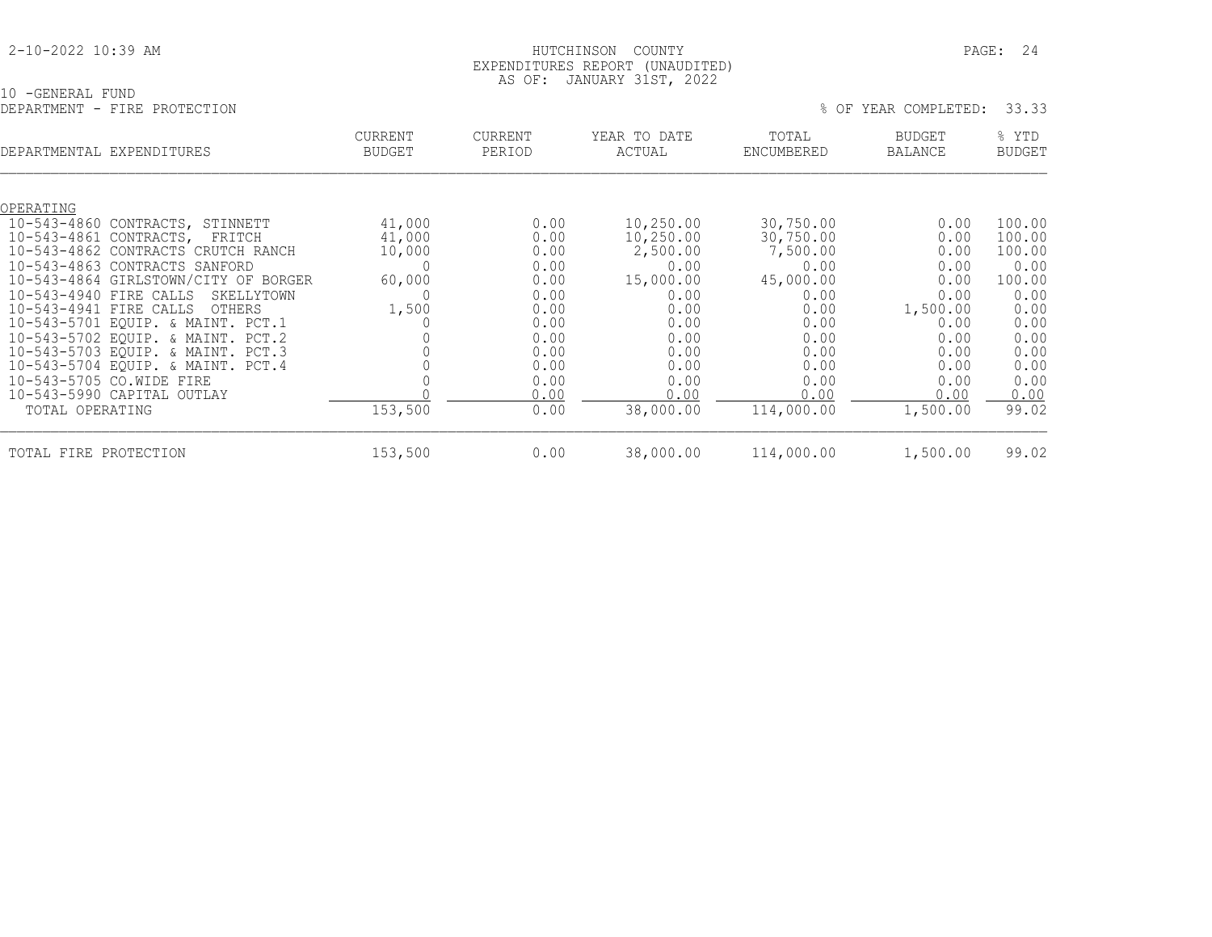HUTCHINSON COUNTY
EXPENDITURES REPORT (UNAUDITED)
AS OF: JANUARY 31ST, 2022

2-10-2022 10:39 AM

10 -GENERAL FUND

DEPARTMENT - FIRE PROTECTION

% OF YEAR COMPLETED: 33.33

| DEPARTMENTAL EXPENDITURES | CURRENT BUDGET | CURRENT PERIOD | YEAR TO DATE ACTUAL | TOTAL ENCUMBERED | BUDGET BALANCE | % YTD BUDGET |
|---|---|---|---|---|---|---|
| OPERATING | | | | | | |
| 10-543-4860 CONTRACTS, STINNETT | 41,000 | 0.00 | 10,250.00 | 30,750.00 | 0.00 | 100.00 |
| 10-543-4861 CONTRACTS, FRITCH | 41,000 | 0.00 | 10,250.00 | 30,750.00 | 0.00 | 100.00 |
| 10-543-4862 CONTRACTS CRUTCH RANCH | 10,000 | 0.00 | 2,500.00 | 7,500.00 | 0.00 | 100.00 |
| 10-543-4863 CONTRACTS SANFORD | 0 | 0.00 | 0.00 | 0.00 | 0.00 | 0.00 |
| 10-543-4864 GIRLSTOWN/CITY OF BORGER | 60,000 | 0.00 | 15,000.00 | 45,000.00 | 0.00 | 100.00 |
| 10-543-4940 FIRE CALLS SKELLYTOWN | 0 | 0.00 | 0.00 | 0.00 | 0.00 | 0.00 |
| 10-543-4941 FIRE CALLS OTHERS | 1,500 | 0.00 | 0.00 | 0.00 | 1,500.00 | 0.00 |
| 10-543-5701 EQUIP. & MAINT. PCT.1 | 0 | 0.00 | 0.00 | 0.00 | 0.00 | 0.00 |
| 10-543-5702 EQUIP. & MAINT. PCT.2 | 0 | 0.00 | 0.00 | 0.00 | 0.00 | 0.00 |
| 10-543-5703 EQUIP. & MAINT. PCT.3 | 0 | 0.00 | 0.00 | 0.00 | 0.00 | 0.00 |
| 10-543-5704 EQUIP. & MAINT. PCT.4 | 0 | 0.00 | 0.00 | 0.00 | 0.00 | 0.00 |
| 10-543-5705 CO.WIDE FIRE | 0 | 0.00 | 0.00 | 0.00 | 0.00 | 0.00 |
| 10-543-5990 CAPITAL OUTLAY | 0 | 0.00 | 0.00 | 0.00 | 0.00 | 0.00 |
| TOTAL OPERATING | 153,500 | 0.00 | 38,000.00 | 114,000.00 | 1,500.00 | 99.02 |
| TOTAL FIRE PROTECTION | 153,500 | 0.00 | 38,000.00 | 114,000.00 | 1,500.00 | 99.02 |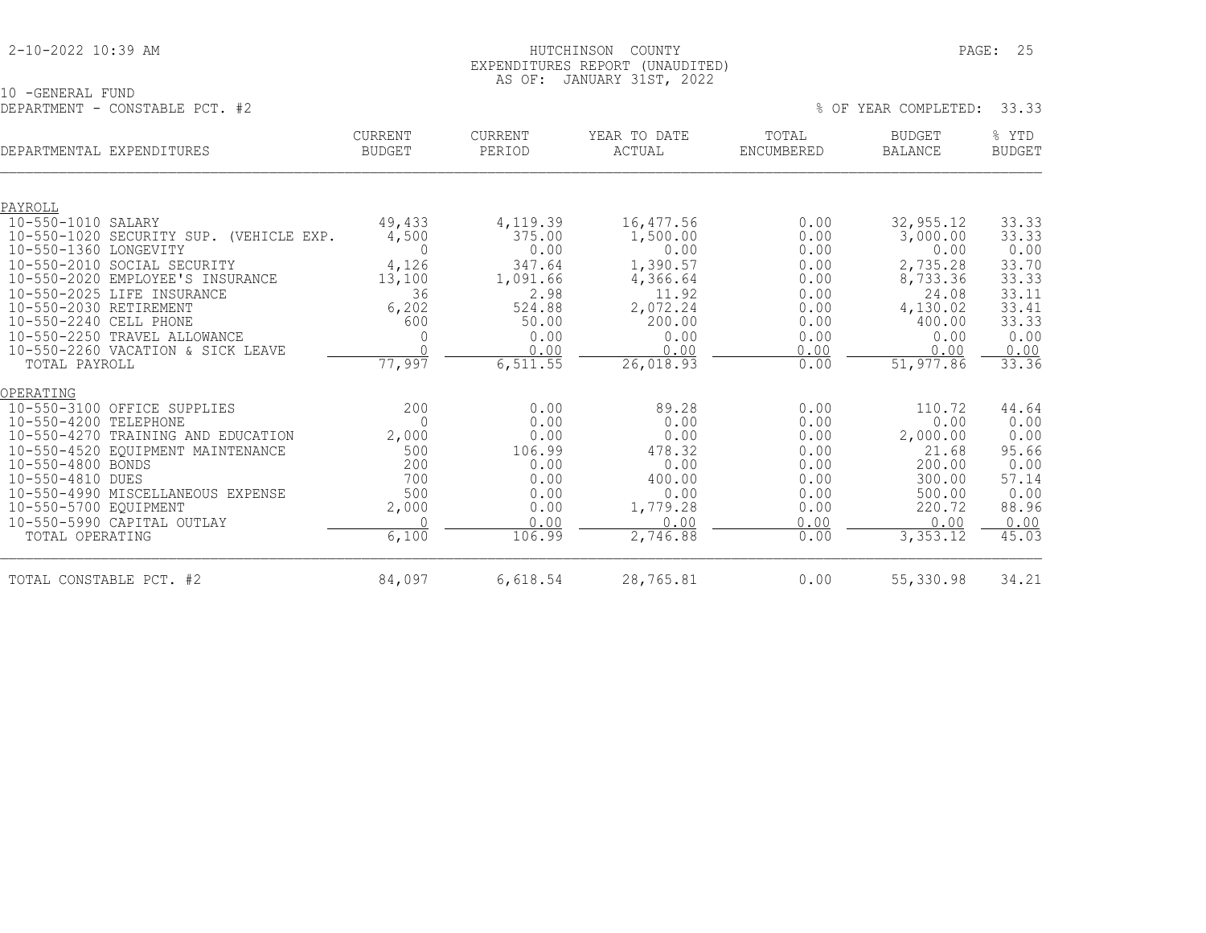HUTCHINSON COUNTY
EXPENDITURES REPORT (UNAUDITED)
AS OF: JANUARY 31ST, 2022

10 -GENERAL FUND
DEPARTMENT - CONSTABLE PCT. #2

% OF YEAR COMPLETED: 33.33

| DEPARTMENTAL EXPENDITURES | CURRENT BUDGET | CURRENT PERIOD | YEAR TO DATE ACTUAL | TOTAL ENCUMBERED | BUDGET BALANCE | % YTD BUDGET |
|---|---|---|---|---|---|---|
| **PAYROLL** | | | | | | |
| 10-550-1010 SALARY | 49,433 | 4,119.39 | 16,477.56 | 0.00 | 32,955.12 | 33.33 |
| 10-550-1020 SECURITY SUP. (VEHICLE EXP. | 4,500 | 375.00 | 1,500.00 | 0.00 | 3,000.00 | 33.33 |
| 10-550-1360 LONGEVITY | 0 | 0.00 | 0.00 | 0.00 | 0.00 | 0.00 |
| 10-550-2010 SOCIAL SECURITY | 4,126 | 347.64 | 1,390.57 | 0.00 | 2,735.28 | 33.70 |
| 10-550-2020 EMPLOYEE'S INSURANCE | 13,100 | 1,091.66 | 4,366.64 | 0.00 | 8,733.36 | 33.33 |
| 10-550-2025 LIFE INSURANCE | 36 | 2.98 | 11.92 | 0.00 | 24.08 | 33.11 |
| 10-550-2030 RETIREMENT | 6,202 | 524.88 | 2,072.24 | 0.00 | 4,130.02 | 33.41 |
| 10-550-2240 CELL PHONE | 600 | 50.00 | 200.00 | 0.00 | 400.00 | 33.33 |
| 10-550-2250 TRAVEL ALLOWANCE | 0 | 0.00 | 0.00 | 0.00 | 0.00 | 0.00 |
| 10-550-2260 VACATION & SICK LEAVE | 0 | 0.00 | 0.00 | 0.00 | 0.00 | 0.00 |
| TOTAL PAYROLL | 77,997 | 6,511.55 | 26,018.93 | 0.00 | 51,977.86 | 33.36 |
| **OPERATING** | | | | | | |
| 10-550-3100 OFFICE SUPPLIES | 200 | 0.00 | 89.28 | 0.00 | 110.72 | 44.64 |
| 10-550-4200 TELEPHONE | 0 | 0.00 | 0.00 | 0.00 | 0.00 | 0.00 |
| 10-550-4270 TRAINING AND EDUCATION | 2,000 | 0.00 | 0.00 | 0.00 | 2,000.00 | 0.00 |
| 10-550-4520 EQUIPMENT MAINTENANCE | 500 | 106.99 | 478.32 | 0.00 | 21.68 | 95.66 |
| 10-550-4800 BONDS | 200 | 0.00 | 0.00 | 0.00 | 200.00 | 0.00 |
| 10-550-4810 DUES | 700 | 0.00 | 400.00 | 0.00 | 300.00 | 57.14 |
| 10-550-4990 MISCELLANEOUS EXPENSE | 500 | 0.00 | 0.00 | 0.00 | 500.00 | 0.00 |
| 10-550-5700 EQUIPMENT | 2,000 | 0.00 | 1,779.28 | 0.00 | 220.72 | 88.96 |
| 10-550-5990 CAPITAL OUTLAY | 0 | 0.00 | 0.00 | 0.00 | 0.00 | 0.00 |
| TOTAL OPERATING | 6,100 | 106.99 | 2,746.88 | 0.00 | 3,353.12 | 45.03 |
| TOTAL CONSTABLE PCT. #2 | 84,097 | 6,618.54 | 28,765.81 | 0.00 | 55,330.98 | 34.21 |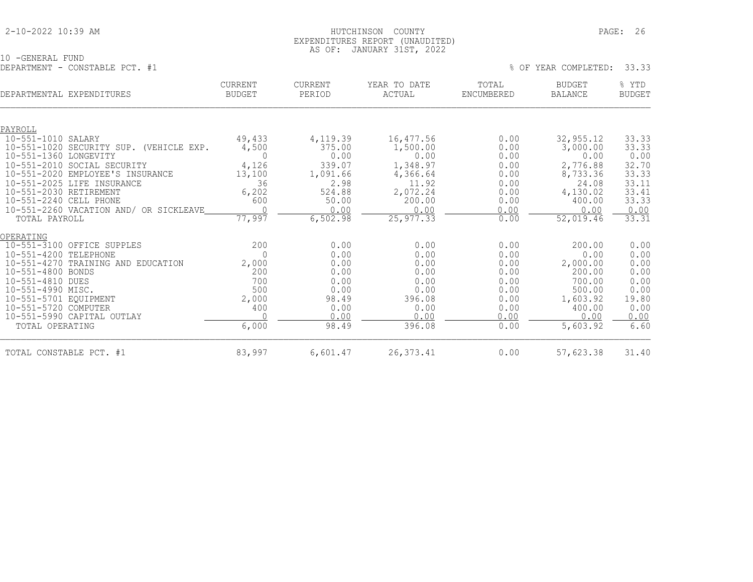HUTCHINSON COUNTY
EXPENDITURES REPORT (UNAUDITED)
AS OF: JANUARY 31ST, 2022

10 -GENERAL FUND
DEPARTMENT - CONSTABLE PCT. #1

% OF YEAR COMPLETED: 33.33

| DEPARTMENTAL EXPENDITURES | CURRENT BUDGET | CURRENT PERIOD | YEAR TO DATE ACTUAL | TOTAL ENCUMBERED | BUDGET BALANCE | % YTD BUDGET |
|---|---|---|---|---|---|---|
| PAYROLL | | | | | | |
| 10-551-1010 SALARY | 49,433 | 4,119.39 | 16,477.56 | 0.00 | 32,955.12 | 33.33 |
| 10-551-1020 SECURITY SUP. (VEHICLE EXP. | 4,500 | 375.00 | 1,500.00 | 0.00 | 3,000.00 | 33.33 |
| 10-551-1360 LONGEVITY | 0 | 0.00 | 0.00 | 0.00 | 0.00 | 0.00 |
| 10-551-2010 SOCIAL SECURITY | 4,126 | 339.07 | 1,348.97 | 0.00 | 2,776.88 | 32.70 |
| 10-551-2020 EMPLOYEE'S INSURANCE | 13,100 | 1,091.66 | 4,366.64 | 0.00 | 8,733.36 | 33.33 |
| 10-551-2025 LIFE INSURANCE | 36 | 2.98 | 11.92 | 0.00 | 24.08 | 33.11 |
| 10-551-2030 RETIREMENT | 6,202 | 524.88 | 2,072.24 | 0.00 | 4,130.02 | 33.41 |
| 10-551-2240 CELL PHONE | 600 | 50.00 | 200.00 | 0.00 | 400.00 | 33.33 |
| 10-551-2260 VACATION AND/ OR SICKLEAVE | 0 | 0.00 | 0.00 | 0.00 | 0.00 | 0.00 |
| TOTAL PAYROLL | 77,997 | 6,502.98 | 25,977.33 | 0.00 | 52,019.46 | 33.31 |
| OPERATING | | | | | | |
| 10-551-3100 OFFICE SUPPLES | 200 | 0.00 | 0.00 | 0.00 | 200.00 | 0.00 |
| 10-551-4200 TELEPHONE | 0 | 0.00 | 0.00 | 0.00 | 0.00 | 0.00 |
| 10-551-4270 TRAINING AND EDUCATION | 2,000 | 0.00 | 0.00 | 0.00 | 2,000.00 | 0.00 |
| 10-551-4800 BONDS | 200 | 0.00 | 0.00 | 0.00 | 200.00 | 0.00 |
| 10-551-4810 DUES | 700 | 0.00 | 0.00 | 0.00 | 700.00 | 0.00 |
| 10-551-4990 MISC. | 500 | 0.00 | 0.00 | 0.00 | 500.00 | 0.00 |
| 10-551-5701 EQUIPMENT | 2,000 | 98.49 | 396.08 | 0.00 | 1,603.92 | 19.80 |
| 10-551-5720 COMPUTER | 400 | 0.00 | 0.00 | 0.00 | 400.00 | 0.00 |
| 10-551-5990 CAPITAL OUTLAY | 0 | 0.00 | 0.00 | 0.00 | 0.00 | 0.00 |
| TOTAL OPERATING | 6,000 | 98.49 | 396.08 | 0.00 | 5,603.92 | 6.60 |
| TOTAL CONSTABLE PCT. #1 | 83,997 | 6,601.47 | 26,373.41 | 0.00 | 57,623.38 | 31.40 |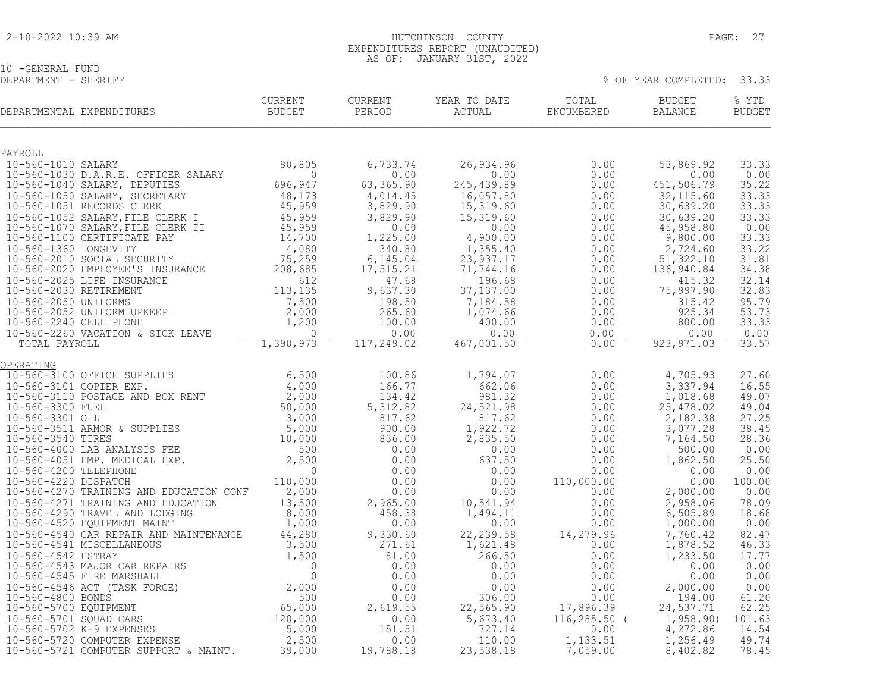HUTCHINSON COUNTY
EXPENDITURES REPORT (UNAUDITED)
AS OF: JANUARY 31ST, 2022

10 -GENERAL FUND
DEPARTMENT - SHERIFF

% OF YEAR COMPLETED: 33.33

| DEPARTMENTAL EXPENDITURES | CURRENT BUDGET | CURRENT PERIOD | YEAR TO DATE ACTUAL | TOTAL ENCUMBERED | BUDGET BALANCE | % YTD BUDGET |
|---|---|---|---|---|---|---|
| **PAYROLL** | | | | | | |
| 10-560-1010 SALARY | 80,805 | 6,733.74 | 26,934.96 | 0.00 | 53,869.92 | 33.33 |
| 10-560-1030 D.A.R.E. OFFICER SALARY | 0 | 0.00 | 0.00 | 0.00 | 0.00 | 0.00 |
| 10-560-1040 SALARY, DEPUTIES | 696,947 | 63,365.90 | 245,439.89 | 0.00 | 451,506.79 | 35.22 |
| 10-560-1050 SALARY, SECRETARY | 48,173 | 4,014.45 | 16,057.80 | 0.00 | 32,115.60 | 33.33 |
| 10-560-1051 RECORDS CLERK | 45,959 | 3,829.90 | 15,319.60 | 0.00 | 30,639.20 | 33.33 |
| 10-560-1052 SALARY,FILE CLERK I | 45,959 | 3,829.90 | 15,319.60 | 0.00 | 30,639.20 | 33.33 |
| 10-560-1070 SALARY,FILE CLERK II | 45,959 | 0.00 | 0.00 | 0.00 | 45,958.80 | 0.00 |
| 10-560-1100 CERTIFICATE PAY | 14,700 | 1,225.00 | 4,900.00 | 0.00 | 9,800.00 | 33.33 |
| 10-560-1360 LONGEVITY | 4,080 | 340.80 | 1,355.40 | 0.00 | 2,724.60 | 33.22 |
| 10-560-2010 SOCIAL SECURITY | 75,259 | 6,145.04 | 23,937.17 | 0.00 | 51,322.10 | 31.81 |
| 10-560-2020 EMPLOYEE'S INSURANCE | 208,685 | 17,515.21 | 71,744.16 | 0.00 | 136,940.84 | 34.38 |
| 10-560-2025 LIFE INSURANCE | 612 | 47.68 | 196.68 | 0.00 | 415.32 | 32.14 |
| 10-560-2030 RETIREMENT | 113,135 | 9,637.30 | 37,137.00 | 0.00 | 75,997.90 | 32.83 |
| 10-560-2050 UNIFORMS | 7,500 | 198.50 | 7,184.58 | 0.00 | 315.42 | 95.79 |
| 10-560-2052 UNIFORM UPKEEP | 2,000 | 265.60 | 1,074.66 | 0.00 | 925.34 | 53.73 |
| 10-560-2240 CELL PHONE | 1,200 | 100.00 | 400.00 | 0.00 | 800.00 | 33.33 |
| 10-560-2260 VACATION & SICK LEAVE | 0 | 0.00 | 0.00 | 0.00 | 0.00 | 0.00 |
| TOTAL PAYROLL | 1,390,973 | 117,249.02 | 467,001.50 | 0.00 | 923,971.03 | 33.57 |
| **OPERATING** | | | | | | |
| 10-560-3100 OFFICE SUPPLIES | 6,500 | 100.86 | 1,794.07 | 0.00 | 4,705.93 | 27.60 |
| 10-560-3101 COPIER EXP. | 4,000 | 166.77 | 662.06 | 0.00 | 3,337.94 | 16.55 |
| 10-560-3110 POSTAGE AND BOX RENT | 2,000 | 134.42 | 981.32 | 0.00 | 1,018.68 | 49.07 |
| 10-560-3300 FUEL | 50,000 | 5,312.82 | 24,521.98 | 0.00 | 25,478.02 | 49.04 |
| 10-560-3301 OIL | 3,000 | 817.62 | 817.62 | 0.00 | 2,182.38 | 27.25 |
| 10-560-3511 ARMOR & SUPPLIES | 5,000 | 900.00 | 1,922.72 | 0.00 | 3,077.28 | 38.45 |
| 10-560-3540 TIRES | 10,000 | 836.00 | 2,835.50 | 0.00 | 7,164.50 | 28.36 |
| 10-560-4000 LAB ANALYSIS FEE | 500 | 0.00 | 0.00 | 0.00 | 500.00 | 0.00 |
| 10-560-4051 EMP. MEDICAL EXP. | 2,500 | 0.00 | 637.50 | 0.00 | 1,862.50 | 25.50 |
| 10-560-4200 TELEPHONE | 0 | 0.00 | 0.00 | 0.00 | 0.00 | 0.00 |
| 10-560-4220 DISPATCH | 110,000 | 0.00 | 0.00 | 110,000.00 | 0.00 | 100.00 |
| 10-560-4270 TRAINING AND EDUCATION CONF | 2,000 | 0.00 | 0.00 | 0.00 | 2,000.00 | 0.00 |
| 10-560-4271 TRAINING AND EDUCATION | 13,500 | 2,965.00 | 10,541.94 | 0.00 | 2,958.06 | 78.09 |
| 10-560-4290 TRAVEL AND LODGING | 8,000 | 458.38 | 1,494.11 | 0.00 | 6,505.89 | 18.68 |
| 10-560-4520 EQUIPMENT MAINT | 1,000 | 0.00 | 0.00 | 0.00 | 1,000.00 | 0.00 |
| 10-560-4540 CAR REPAIR AND MAINTENANCE | 44,280 | 9,330.60 | 22,239.58 | 14,279.96 | 7,760.42 | 82.47 |
| 10-560-4541 MISCELLANEOUS | 3,500 | 271.61 | 1,621.48 | 0.00 | 1,878.52 | 46.33 |
| 10-560-4542 ESTRAY | 1,500 | 81.00 | 266.50 | 0.00 | 1,233.50 | 17.77 |
| 10-560-4543 MAJOR CAR REPAIRS | 0 | 0.00 | 0.00 | 0.00 | 0.00 | 0.00 |
| 10-560-4545 FIRE MARSHALL | 0 | 0.00 | 0.00 | 0.00 | 0.00 | 0.00 |
| 10-560-4546 ACT (TASK FORCE) | 2,000 | 0.00 | 0.00 | 0.00 | 2,000.00 | 0.00 |
| 10-560-4800 BONDS | 500 | 0.00 | 306.00 | 0.00 | 194.00 | 61.20 |
| 10-560-5700 EQUIPMENT | 65,000 | 2,619.55 | 22,565.90 | 17,896.39 | 24,537.71 | 62.25 |
| 10-560-5701 SQUAD CARS | 120,000 | 0.00 | 5,673.40 | 116,285.50 | ( 1,958.90) | 101.63 |
| 10-560-5702 K-9 EXPENSES | 5,000 | 151.51 | 727.14 | 0.00 | 4,272.86 | 14.54 |
| 10-560-5720 COMPUTER EXPENSE | 2,500 | 0.00 | 110.00 | 1,133.51 | 1,256.49 | 49.74 |
| 10-560-5721 COMPUTER SUPPORT & MAINT. | 39,000 | 19,788.18 | 23,538.18 | 7,059.00 | 8,402.82 | 78.45 |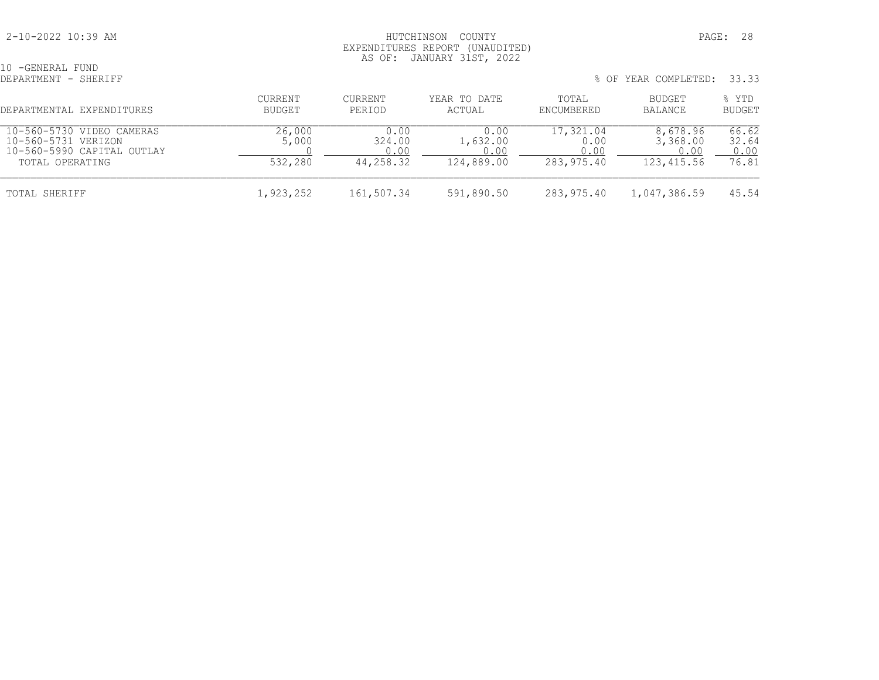HUTCHINSON COUNTY
EXPENDITURES REPORT (UNAUDITED)
AS OF: JANUARY 31ST, 2022

10 -GENERAL FUND
DEPARTMENT - SHERIFF

% OF YEAR COMPLETED: 33.33

| DEPARTMENTAL EXPENDITURES | CURRENT BUDGET | CURRENT PERIOD | YEAR TO DATE ACTUAL | TOTAL ENCUMBERED | BUDGET BALANCE | % YTD BUDGET |
|---|---|---|---|---|---|---|
| 10-560-5730 VIDEO CAMERAS | 26,000 | 0.00 | 0.00 | 17,321.04 | 8,678.96 | 66.62 |
| 10-560-5731 VERIZON | 5,000 | 324.00 | 1,632.00 | 0.00 | 3,368.00 | 32.64 |
| 10-560-5990 CAPITAL OUTLAY | 0 | 0.00 | 0.00 | 0.00 | 0.00 | 0.00 |
| TOTAL OPERATING | 532,280 | 44,258.32 | 124,889.00 | 283,975.40 | 123,415.56 | 76.81 |
| TOTAL SHERIFF | 1,923,252 | 161,507.34 | 591,890.50 | 283,975.40 | 1,047,386.59 | 45.54 |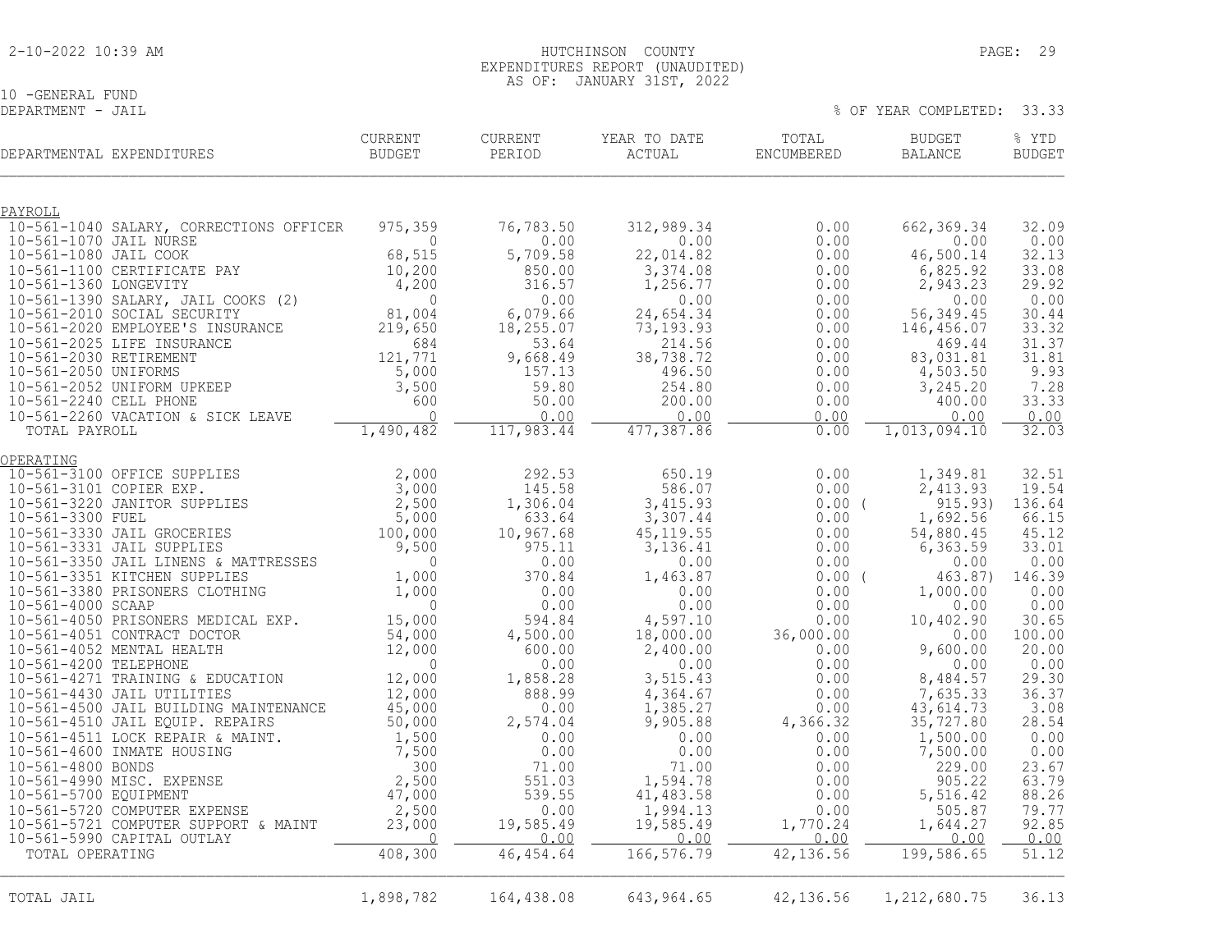HUTCHINSON COUNTY
EXPENDITURES REPORT (UNAUDITED)
AS OF: JANUARY 31ST, 2022

10 -GENERAL FUND
DEPARTMENT - JAIL

% OF YEAR COMPLETED: 33.33

| DEPARTMENTAL EXPENDITURES | CURRENT BUDGET | CURRENT PERIOD | YEAR TO DATE ACTUAL | TOTAL ENCUMBERED | BUDGET BALANCE | % YTD BUDGET |
|---|---|---|---|---|---|---|
| **PAYROLL** | | | | | | |
| 10-561-1040 SALARY, CORRECTIONS OFFICER | 975,359 | 76,783.50 | 312,989.34 | 0.00 | 662,369.34 | 32.09 |
| 10-561-1070 JAIL NURSE | 0 | 0.00 | 0.00 | 0.00 | 0.00 | 0.00 |
| 10-561-1080 JAIL COOK | 68,515 | 5,709.58 | 22,014.82 | 0.00 | 46,500.14 | 32.13 |
| 10-561-1100 CERTIFICATE PAY | 10,200 | 850.00 | 3,374.08 | 0.00 | 6,825.92 | 33.08 |
| 10-561-1360 LONGEVITY | 4,200 | 316.57 | 1,256.77 | 0.00 | 2,943.23 | 29.92 |
| 10-561-1390 SALARY, JAIL COOKS (2) | 0 | 0.00 | 0.00 | 0.00 | 0.00 | 0.00 |
| 10-561-2010 SOCIAL SECURITY | 81,004 | 6,079.66 | 24,654.34 | 0.00 | 56,349.45 | 30.44 |
| 10-561-2020 EMPLOYEE'S INSURANCE | 219,650 | 18,255.07 | 73,193.93 | 0.00 | 146,456.07 | 33.32 |
| 10-561-2025 LIFE INSURANCE | 684 | 53.64 | 214.56 | 0.00 | 469.44 | 31.37 |
| 10-561-2030 RETIREMENT | 121,771 | 9,668.49 | 38,738.72 | 0.00 | 83,031.81 | 31.81 |
| 10-561-2050 UNIFORMS | 5,000 | 157.13 | 496.50 | 0.00 | 4,503.50 | 9.93 |
| 10-561-2052 UNIFORM UPKEEP | 3,500 | 59.80 | 254.80 | 0.00 | 3,245.20 | 7.28 |
| 10-561-2240 CELL PHONE | 600 | 50.00 | 200.00 | 0.00 | 400.00 | 33.33 |
| 10-561-2260 VACATION & SICK LEAVE | 0 | 0.00 | 0.00 | 0.00 | 0.00 | 0.00 |
| TOTAL PAYROLL | 1,490,482 | 117,983.44 | 477,387.86 | 0.00 | 1,013,094.10 | 32.03 |
| **OPERATING** | | | | | | |
| 10-561-3100 OFFICE SUPPLIES | 2,000 | 292.53 | 650.19 | 0.00 | 1,349.81 | 32.51 |
| 10-561-3101 COPIER EXP. | 3,000 | 145.58 | 586.07 | 0.00 | 2,413.93 | 19.54 |
| 10-561-3220 JANITOR SUPPLIES | 2,500 | 1,306.04 | 3,415.93 | 0.00 | ( 915.93) | 136.64 |
| 10-561-3300 FUEL | 5,000 | 633.64 | 3,307.44 | 0.00 | 1,692.56 | 66.15 |
| 10-561-3330 JAIL GROCERIES | 100,000 | 10,967.68 | 45,119.55 | 0.00 | 54,880.45 | 45.12 |
| 10-561-3331 JAIL SUPPLIES | 9,500 | 975.11 | 3,136.41 | 0.00 | 6,363.59 | 33.01 |
| 10-561-3350 JAIL LINENS & MATTRESSES | 0 | 0.00 | 0.00 | 0.00 | 0.00 | 0.00 |
| 10-561-3351 KITCHEN SUPPLIES | 1,000 | 370.84 | 1,463.87 | 0.00 | ( 463.87) | 146.39 |
| 10-561-3380 PRISONERS CLOTHING | 1,000 | 0.00 | 0.00 | 0.00 | 1,000.00 | 0.00 |
| 10-561-4000 SCAAP | 0 | 0.00 | 0.00 | 0.00 | 0.00 | 0.00 |
| 10-561-4050 PRISONERS MEDICAL EXP. | 15,000 | 594.84 | 4,597.10 | 0.00 | 10,402.90 | 30.65 |
| 10-561-4051 CONTRACT DOCTOR | 54,000 | 4,500.00 | 18,000.00 | 36,000.00 | 0.00 | 100.00 |
| 10-561-4052 MENTAL HEALTH | 12,000 | 600.00 | 2,400.00 | 0.00 | 9,600.00 | 20.00 |
| 10-561-4200 TELEPHONE | 0 | 0.00 | 0.00 | 0.00 | 0.00 | 0.00 |
| 10-561-4271 TRAINING & EDUCATION | 12,000 | 1,858.28 | 3,515.43 | 0.00 | 8,484.57 | 29.30 |
| 10-561-4430 JAIL UTILITIES | 12,000 | 888.99 | 4,364.67 | 0.00 | 7,635.33 | 36.37 |
| 10-561-4500 JAIL BUILDING MAINTENANCE | 45,000 | 0.00 | 1,385.27 | 0.00 | 43,614.73 | 3.08 |
| 10-561-4510 JAIL EQUIP. REPAIRS | 50,000 | 2,574.04 | 9,905.88 | 4,366.32 | 35,727.80 | 28.54 |
| 10-561-4511 LOCK REPAIR & MAINT. | 1,500 | 0.00 | 0.00 | 0.00 | 1,500.00 | 0.00 |
| 10-561-4600 INMATE HOUSING | 7,500 | 0.00 | 0.00 | 0.00 | 7,500.00 | 0.00 |
| 10-561-4800 BONDS | 300 | 71.00 | 71.00 | 0.00 | 229.00 | 23.67 |
| 10-561-4990 MISC. EXPENSE | 2,500 | 551.03 | 1,594.78 | 0.00 | 905.22 | 63.79 |
| 10-561-5700 EQUIPMENT | 47,000 | 539.55 | 41,483.58 | 0.00 | 5,516.42 | 88.26 |
| 10-561-5720 COMPUTER EXPENSE | 2,500 | 0.00 | 1,994.13 | 0.00 | 505.87 | 79.77 |
| 10-561-5721 COMPUTER SUPPORT & MAINT | 23,000 | 19,585.49 | 19,585.49 | 1,770.24 | 1,644.27 | 92.85 |
| 10-561-5990 CAPITAL OUTLAY | 0 | 0.00 | 0.00 | 0.00 | 0.00 | 0.00 |
| TOTAL OPERATING | 408,300 | 46,454.64 | 166,576.79 | 42,136.56 | 199,586.65 | 51.12 |
| TOTAL JAIL | 1,898,782 | 164,438.08 | 643,964.65 | 42,136.56 | 1,212,680.75 | 36.13 |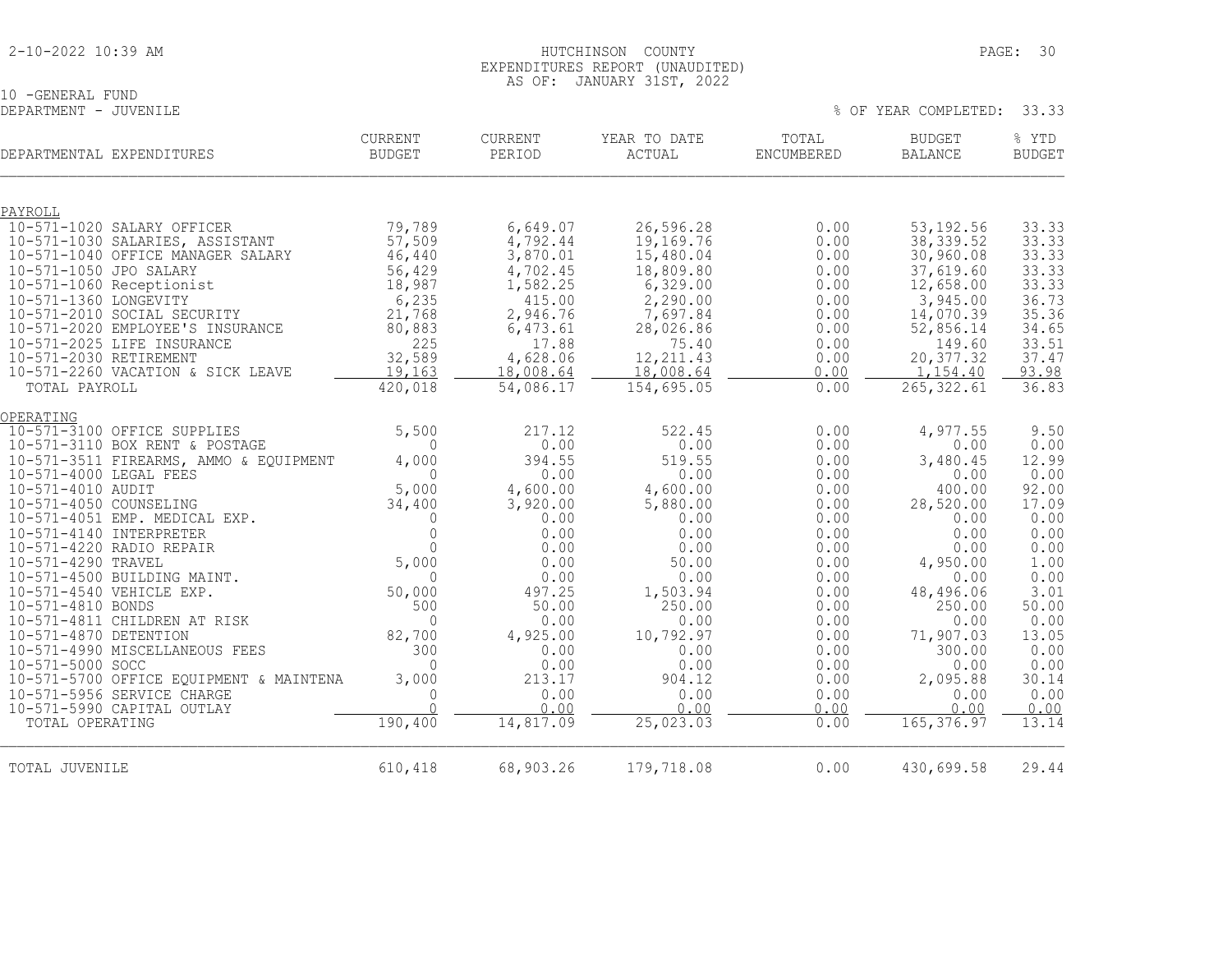HUTCHINSON COUNTY
EXPENDITURES REPORT (UNAUDITED)
AS OF: JANUARY 31ST, 2022

10 -GENERAL FUND
DEPARTMENT - JUVENILE

% OF YEAR COMPLETED: 33.33

| DEPARTMENTAL EXPENDITURES | CURRENT BUDGET | CURRENT PERIOD | YEAR TO DATE ACTUAL | TOTAL ENCUMBERED | BUDGET BALANCE | % YTD BUDGET |
|---|---|---|---|---|---|---|
| PAYROLL | | | | | | |
| 10-571-1020 SALARY OFFICER | 79,789 | 6,649.07 | 26,596.28 | 0.00 | 53,192.56 | 33.33 |
| 10-571-1030 SALARIES, ASSISTANT | 57,509 | 4,792.44 | 19,169.76 | 0.00 | 38,339.52 | 33.33 |
| 10-571-1040 OFFICE MANAGER SALARY | 46,440 | 3,870.01 | 15,480.04 | 0.00 | 30,960.08 | 33.33 |
| 10-571-1050 JPO SALARY | 56,429 | 4,702.45 | 18,809.80 | 0.00 | 37,619.60 | 33.33 |
| 10-571-1060 Receptionist | 18,987 | 1,582.25 | 6,329.00 | 0.00 | 12,658.00 | 33.33 |
| 10-571-1360 LONGEVITY | 6,235 | 415.00 | 2,290.00 | 0.00 | 3,945.00 | 36.73 |
| 10-571-2010 SOCIAL SECURITY | 21,768 | 2,946.76 | 7,697.84 | 0.00 | 14,070.39 | 35.36 |
| 10-571-2020 EMPLOYEE'S INSURANCE | 80,883 | 6,473.61 | 28,026.86 | 0.00 | 52,856.14 | 34.65 |
| 10-571-2025 LIFE INSURANCE | 225 | 17.88 | 75.40 | 0.00 | 149.60 | 33.51 |
| 10-571-2030 RETIREMENT | 32,589 | 4,628.06 | 12,211.43 | 0.00 | 20,377.32 | 37.47 |
| 10-571-2260 VACATION & SICK LEAVE | 19,163 | 18,008.64 | 18,008.64 | 0.00 | 1,154.40 | 93.98 |
| TOTAL PAYROLL | 420,018 | 54,086.17 | 154,695.05 | 0.00 | 265,322.61 | 36.83 |
| OPERATING | | | | | | |
| 10-571-3100 OFFICE SUPPLIES | 5,500 | 217.12 | 522.45 | 0.00 | 4,977.55 | 9.50 |
| 10-571-3110 BOX RENT & POSTAGE | 0 | 0.00 | 0.00 | 0.00 | 0.00 | 0.00 |
| 10-571-3511 FIREARMS, AMMO & EQUIPMENT | 4,000 | 394.55 | 519.55 | 0.00 | 3,480.45 | 12.99 |
| 10-571-4000 LEGAL FEES | 0 | 0.00 | 0.00 | 0.00 | 0.00 | 0.00 |
| 10-571-4010 AUDIT | 5,000 | 4,600.00 | 4,600.00 | 0.00 | 400.00 | 92.00 |
| 10-571-4050 COUNSELING | 34,400 | 3,920.00 | 5,880.00 | 0.00 | 28,520.00 | 17.09 |
| 10-571-4051 EMP. MEDICAL EXP. | 0 | 0.00 | 0.00 | 0.00 | 0.00 | 0.00 |
| 10-571-4140 INTERPRETER | 0 | 0.00 | 0.00 | 0.00 | 0.00 | 0.00 |
| 10-571-4220 RADIO REPAIR | 0 | 0.00 | 0.00 | 0.00 | 0.00 | 0.00 |
| 10-571-4290 TRAVEL | 5,000 | 0.00 | 50.00 | 0.00 | 4,950.00 | 1.00 |
| 10-571-4500 BUILDING MAINT. | 0 | 0.00 | 0.00 | 0.00 | 0.00 | 0.00 |
| 10-571-4540 VEHICLE EXP. | 50,000 | 497.25 | 1,503.94 | 0.00 | 48,496.06 | 3.01 |
| 10-571-4810 BONDS | 500 | 50.00 | 250.00 | 0.00 | 250.00 | 50.00 |
| 10-571-4811 CHILDREN AT RISK | 0 | 0.00 | 0.00 | 0.00 | 0.00 | 0.00 |
| 10-571-4870 DETENTION | 82,700 | 4,925.00 | 10,792.97 | 0.00 | 71,907.03 | 13.05 |
| 10-571-4990 MISCELLANEOUS FEES | 300 | 0.00 | 0.00 | 0.00 | 300.00 | 0.00 |
| 10-571-5000 SOCC | 0 | 0.00 | 0.00 | 0.00 | 0.00 | 0.00 |
| 10-571-5700 OFFICE EQUIPMENT & MAINTENA | 3,000 | 213.17 | 904.12 | 0.00 | 2,095.88 | 30.14 |
| 10-571-5956 SERVICE CHARGE | 0 | 0.00 | 0.00 | 0.00 | 0.00 | 0.00 |
| 10-571-5990 CAPITAL OUTLAY | 0 | 0.00 | 0.00 | 0.00 | 0.00 | 0.00 |
| TOTAL OPERATING | 190,400 | 14,817.09 | 25,023.03 | 0.00 | 165,376.97 | 13.14 |
| TOTAL JUVENILE | 610,418 | 68,903.26 | 179,718.08 | 0.00 | 430,699.58 | 29.44 |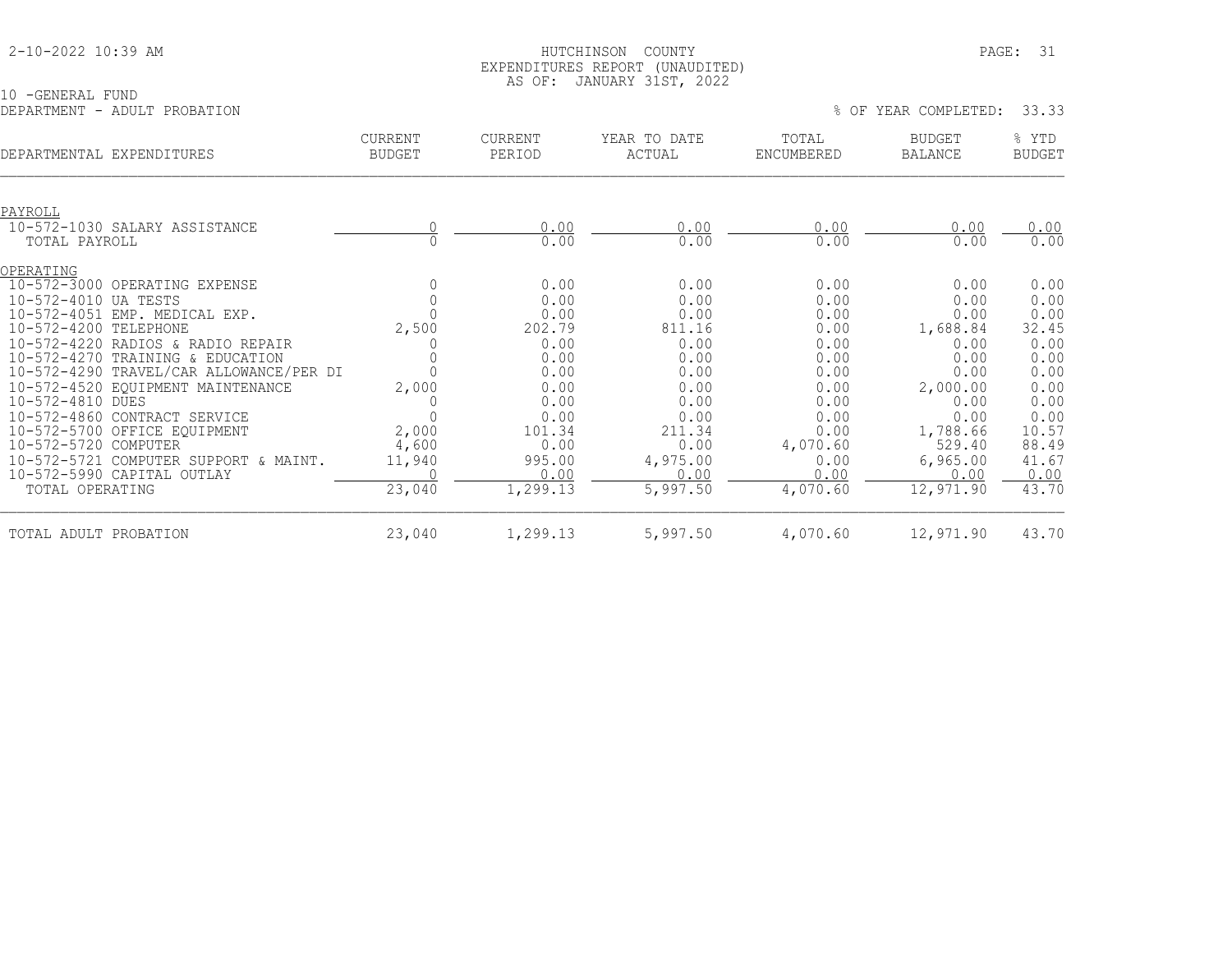HUTCHINSON COUNTY
EXPENDITURES REPORT (UNAUDITED)
AS OF: JANUARY 31ST, 2022

2-10-2022 10:39 AM

10 -GENERAL FUND
DEPARTMENT - ADULT PROBATION

% OF YEAR COMPLETED: 33.33

| DEPARTMENTAL EXPENDITURES | CURRENT BUDGET | CURRENT PERIOD | YEAR TO DATE ACTUAL | TOTAL ENCUMBERED | BUDGET BALANCE | % YTD BUDGET |
|---|---|---|---|---|---|---|
| PAYROLL | | | | | | |
| 10-572-1030 SALARY ASSISTANCE | 0 | 0.00 | 0.00 | 0.00 | 0.00 | 0.00 |
| TOTAL PAYROLL | 0 | 0.00 | 0.00 | 0.00 | 0.00 | 0.00 |
| OPERATING | | | | | | |
| 10-572-3000 OPERATING EXPENSE | 0 | 0.00 | 0.00 | 0.00 | 0.00 | 0.00 |
| 10-572-4010 UA TESTS | 0 | 0.00 | 0.00 | 0.00 | 0.00 | 0.00 |
| 10-572-4051 EMP. MEDICAL EXP. | 0 | 0.00 | 0.00 | 0.00 | 0.00 | 0.00 |
| 10-572-4200 TELEPHONE | 2,500 | 202.79 | 811.16 | 0.00 | 1,688.84 | 32.45 |
| 10-572-4220 RADIOS & RADIO REPAIR | 0 | 0.00 | 0.00 | 0.00 | 0.00 | 0.00 |
| 10-572-4270 TRAINING & EDUCATION | 0 | 0.00 | 0.00 | 0.00 | 0.00 | 0.00 |
| 10-572-4290 TRAVEL/CAR ALLOWANCE/PER DI | 0 | 0.00 | 0.00 | 0.00 | 0.00 | 0.00 |
| 10-572-4520 EQUIPMENT MAINTENANCE | 2,000 | 0.00 | 0.00 | 0.00 | 2,000.00 | 0.00 |
| 10-572-4810 DUES | 0 | 0.00 | 0.00 | 0.00 | 0.00 | 0.00 |
| 10-572-4860 CONTRACT SERVICE | 0 | 0.00 | 0.00 | 0.00 | 0.00 | 0.00 |
| 10-572-5700 OFFICE EQUIPMENT | 2,000 | 101.34 | 211.34 | 0.00 | 1,788.66 | 10.57 |
| 10-572-5720 COMPUTER | 4,600 | 0.00 | 0.00 | 4,070.60 | 529.40 | 88.49 |
| 10-572-5721 COMPUTER SUPPORT & MAINT. | 11,940 | 995.00 | 4,975.00 | 0.00 | 6,965.00 | 41.67 |
| 10-572-5990 CAPITAL OUTLAY | 0 | 0.00 | 0.00 | 0.00 | 0.00 | 0.00 |
| TOTAL OPERATING | 23,040 | 1,299.13 | 5,997.50 | 4,070.60 | 12,971.90 | 43.70 |
| TOTAL ADULT PROBATION | 23,040 | 1,299.13 | 5,997.50 | 4,070.60 | 12,971.90 | 43.70 |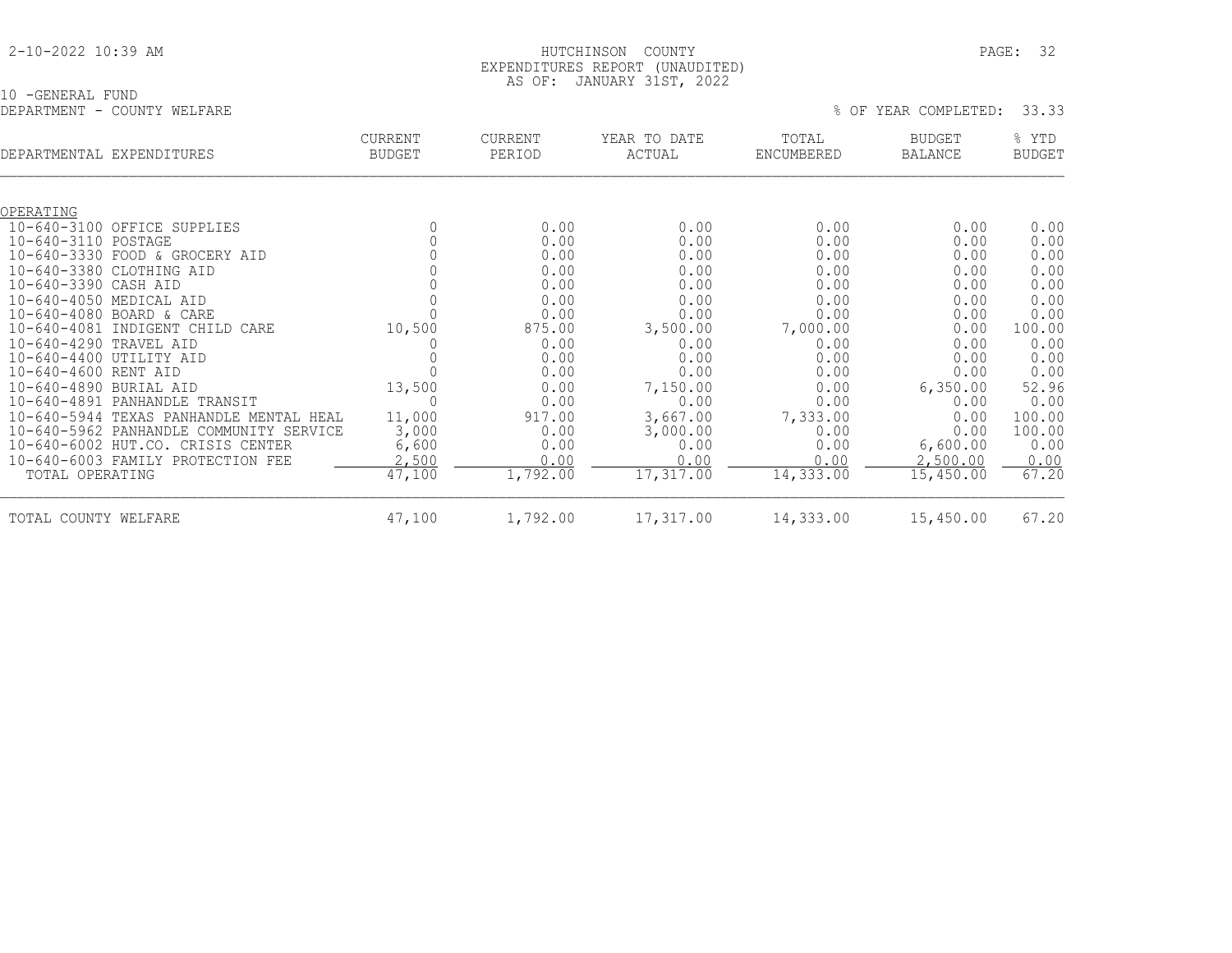HUTCHINSON COUNTY
EXPENDITURES REPORT (UNAUDITED)
AS OF: JANUARY 31ST, 2022

2-10-2022 10:39 AM

10 -GENERAL FUND
DEPARTMENT - COUNTY WELFARE

% OF YEAR COMPLETED: 33.33

| DEPARTMENTAL EXPENDITURES | CURRENT BUDGET | CURRENT PERIOD | YEAR TO DATE ACTUAL | TOTAL ENCUMBERED | BUDGET BALANCE | % YTD BUDGET |
|---|---|---|---|---|---|---|
| OPERATING | | | | | | |
| 10-640-3100 OFFICE SUPPLIES | 0 | 0.00 | 0.00 | 0.00 | 0.00 | 0.00 |
| 10-640-3110 POSTAGE | 0 | 0.00 | 0.00 | 0.00 | 0.00 | 0.00 |
| 10-640-3330 FOOD & GROCERY AID | 0 | 0.00 | 0.00 | 0.00 | 0.00 | 0.00 |
| 10-640-3380 CLOTHING AID | 0 | 0.00 | 0.00 | 0.00 | 0.00 | 0.00 |
| 10-640-3390 CASH AID | 0 | 0.00 | 0.00 | 0.00 | 0.00 | 0.00 |
| 10-640-4050 MEDICAL AID | 0 | 0.00 | 0.00 | 0.00 | 0.00 | 0.00 |
| 10-640-4080 BOARD & CARE | 0 | 0.00 | 0.00 | 0.00 | 0.00 | 0.00 |
| 10-640-4081 INDIGENT CHILD CARE | 10,500 | 875.00 | 3,500.00 | 7,000.00 | 0.00 | 100.00 |
| 10-640-4290 TRAVEL AID | 0 | 0.00 | 0.00 | 0.00 | 0.00 | 0.00 |
| 10-640-4400 UTILITY AID | 0 | 0.00 | 0.00 | 0.00 | 0.00 | 0.00 |
| 10-640-4600 RENT AID | 0 | 0.00 | 0.00 | 0.00 | 0.00 | 0.00 |
| 10-640-4890 BURIAL AID | 13,500 | 0.00 | 7,150.00 | 0.00 | 6,350.00 | 52.96 |
| 10-640-4891 PANHANDLE TRANSIT | 0 | 0.00 | 0.00 | 0.00 | 0.00 | 0.00 |
| 10-640-5944 TEXAS PANHANDLE MENTAL HEAL | 11,000 | 917.00 | 3,667.00 | 7,333.00 | 0.00 | 100.00 |
| 10-640-5962 PANHANDLE COMMUNITY SERVICE | 3,000 | 0.00 | 3,000.00 | 0.00 | 0.00 | 100.00 |
| 10-640-6002 HUT.CO. CRISIS CENTER | 6,600 | 0.00 | 0.00 | 0.00 | 6,600.00 | 0.00 |
| 10-640-6003 FAMILY PROTECTION FEE | 2,500 | 0.00 | 0.00 | 0.00 | 2,500.00 | 0.00 |
| TOTAL OPERATING | 47,100 | 1,792.00 | 17,317.00 | 14,333.00 | 15,450.00 | 67.20 |
| TOTAL COUNTY WELFARE | 47,100 | 1,792.00 | 17,317.00 | 14,333.00 | 15,450.00 | 67.20 |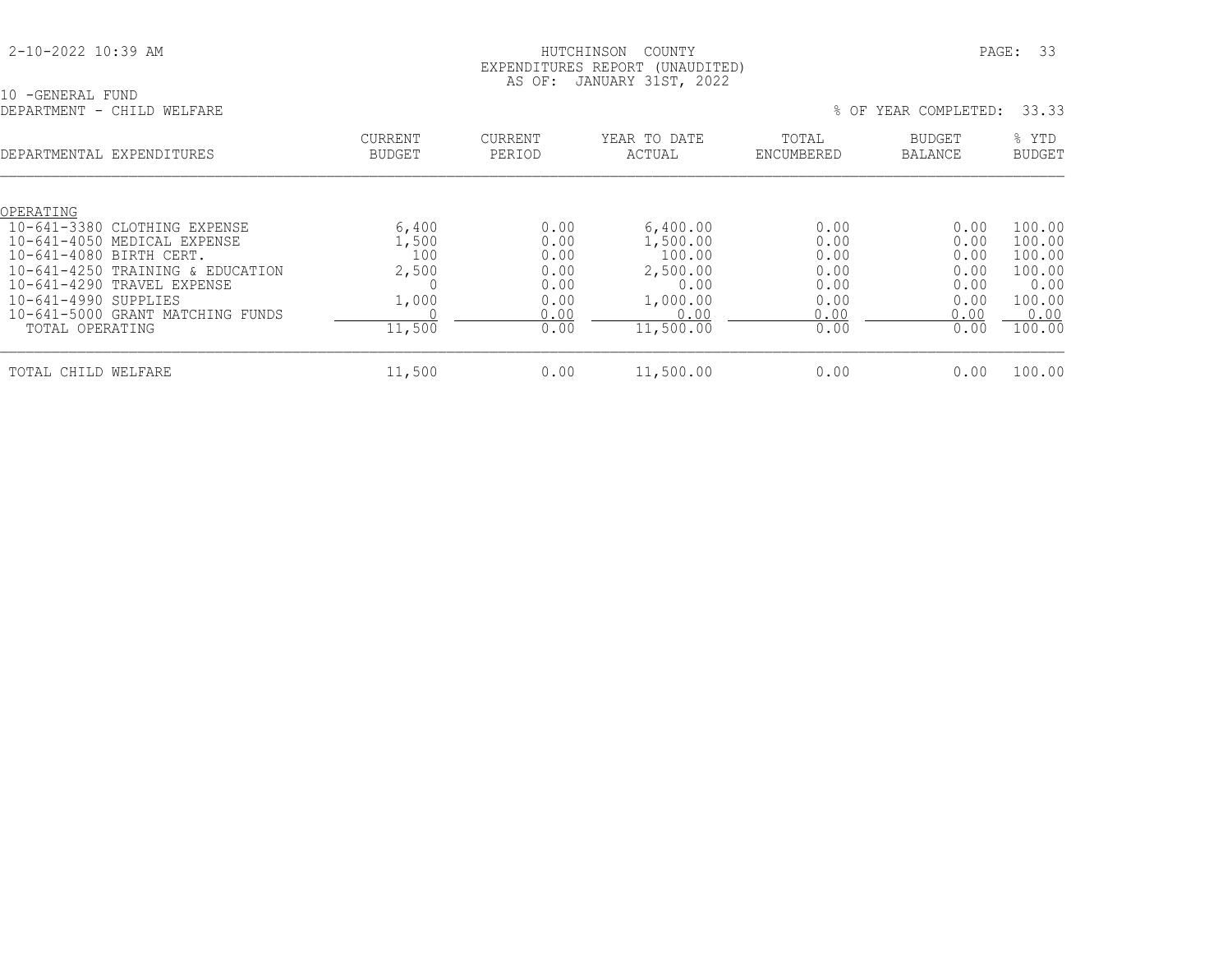HUTCHINSON COUNTY
EXPENDITURES REPORT (UNAUDITED)
AS OF: JANUARY 31ST, 2022

10 -GENERAL FUND
DEPARTMENT - CHILD WELFARE

% OF YEAR COMPLETED: 33.33

| DEPARTMENTAL EXPENDITURES | CURRENT BUDGET | CURRENT PERIOD | YEAR TO DATE ACTUAL | TOTAL ENCUMBERED | BUDGET BALANCE | % YTD BUDGET |
|---|---|---|---|---|---|---|
| OPERATING | | | | | | |
| 10-641-3380 CLOTHING EXPENSE | 6,400 | 0.00 | 6,400.00 | 0.00 | 0.00 | 100.00 |
| 10-641-4050 MEDICAL EXPENSE | 1,500 | 0.00 | 1,500.00 | 0.00 | 0.00 | 100.00 |
| 10-641-4080 BIRTH CERT. | 100 | 0.00 | 100.00 | 0.00 | 0.00 | 100.00 |
| 10-641-4250 TRAINING & EDUCATION | 2,500 | 0.00 | 2,500.00 | 0.00 | 0.00 | 100.00 |
| 10-641-4290 TRAVEL EXPENSE | 0 | 0.00 | 0.00 | 0.00 | 0.00 | 0.00 |
| 10-641-4990 SUPPLIES | 1,000 | 0.00 | 1,000.00 | 0.00 | 0.00 | 100.00 |
| 10-641-5000 GRANT MATCHING FUNDS | 0 | 0.00 | 0.00 | 0.00 | 0.00 | 0.00 |
| TOTAL OPERATING | 11,500 | 0.00 | 11,500.00 | 0.00 | 0.00 | 100.00 |
| TOTAL CHILD WELFARE | 11,500 | 0.00 | 11,500.00 | 0.00 | 0.00 | 100.00 |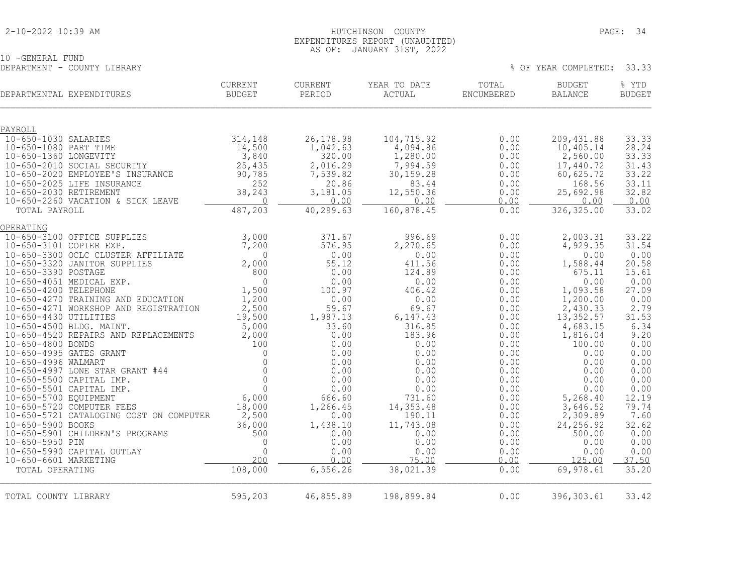10 -GENERAL FUND
DEPARTMENT - COUNTY LIBRARY

HUTCHINSON COUNTY
EXPENDITURES REPORT (UNAUDITED)
AS OF: JANUARY 31ST, 2022

% OF YEAR COMPLETED: 33.33

| DEPARTMENTAL EXPENDITURES | CURRENT BUDGET | CURRENT PERIOD | YEAR TO DATE ACTUAL | TOTAL ENCUMBERED | BUDGET BALANCE | % YTD BUDGET |
|---|---|---|---|---|---|---|
| **PAYROLL** | | | | | | |
| 10-650-1030 SALARIES | 314,148 | 26,178.98 | 104,715.92 | 0.00 | 209,431.88 | 33.33 |
| 10-650-1080 PART TIME | 14,500 | 1,042.63 | 4,094.86 | 0.00 | 10,405.14 | 28.24 |
| 10-650-1360 LONGEVITY | 3,840 | 320.00 | 1,280.00 | 0.00 | 2,560.00 | 33.33 |
| 10-650-2010 SOCIAL SECURITY | 25,435 | 2,016.29 | 7,994.59 | 0.00 | 17,440.72 | 31.43 |
| 10-650-2020 EMPLOYEE'S INSURANCE | 90,785 | 7,539.82 | 30,159.28 | 0.00 | 60,625.72 | 33.22 |
| 10-650-2025 LIFE INSURANCE | 252 | 20.86 | 83.44 | 0.00 | 168.56 | 33.11 |
| 10-650-2030 RETIREMENT | 38,243 | 3,181.05 | 12,550.36 | 0.00 | 25,692.98 | 32.82 |
| 10-650-2260 VACATION & SICK LEAVE | 0 | 0.00 | 0.00 | 0.00 | 0.00 | 0.00 |
| TOTAL PAYROLL | 487,203 | 40,299.63 | 160,878.45 | 0.00 | 326,325.00 | 33.02 |
| **OPERATING** | | | | | | |
| 10-650-3100 OFFICE SUPPLIES | 3,000 | 371.67 | 996.69 | 0.00 | 2,003.31 | 33.22 |
| 10-650-3101 COPIER EXP. | 7,200 | 576.95 | 2,270.65 | 0.00 | 4,929.35 | 31.54 |
| 10-650-3300 OCLC CLUSTER AFFILIATE | 0 | 0.00 | 0.00 | 0.00 | 0.00 | 0.00 |
| 10-650-3320 JANITOR SUPPLIES | 2,000 | 55.12 | 411.56 | 0.00 | 1,588.44 | 20.58 |
| 10-650-3390 POSTAGE | 800 | 0.00 | 124.89 | 0.00 | 675.11 | 15.61 |
| 10-650-4051 MEDICAL EXP. | 0 | 0.00 | 0.00 | 0.00 | 0.00 | 0.00 |
| 10-650-4200 TELEPHONE | 1,500 | 100.97 | 406.42 | 0.00 | 1,093.58 | 27.09 |
| 10-650-4270 TRAINING AND EDUCATION | 1,200 | 0.00 | 0.00 | 0.00 | 1,200.00 | 0.00 |
| 10-650-4271 WORKSHOP AND REGISTRATION | 2,500 | 59.67 | 69.67 | 0.00 | 2,430.33 | 2.79 |
| 10-650-4430 UTILITIES | 19,500 | 1,987.13 | 6,147.43 | 0.00 | 13,352.57 | 31.53 |
| 10-650-4500 BLDG. MAINT. | 5,000 | 33.60 | 316.85 | 0.00 | 4,683.15 | 6.34 |
| 10-650-4520 REPAIRS AND REPLACEMENTS | 2,000 | 0.00 | 183.96 | 0.00 | 1,816.04 | 9.20 |
| 10-650-4800 BONDS | 100 | 0.00 | 0.00 | 0.00 | 100.00 | 0.00 |
| 10-650-4995 GATES GRANT | 0 | 0.00 | 0.00 | 0.00 | 0.00 | 0.00 |
| 10-650-4996 WALMART | 0 | 0.00 | 0.00 | 0.00 | 0.00 | 0.00 |
| 10-650-4997 LONE STAR GRANT #44 | 0 | 0.00 | 0.00 | 0.00 | 0.00 | 0.00 |
| 10-650-5500 CAPITAL IMP. | 0 | 0.00 | 0.00 | 0.00 | 0.00 | 0.00 |
| 10-650-5501 CAPITAL IMP. | 0 | 0.00 | 0.00 | 0.00 | 0.00 | 0.00 |
| 10-650-5700 EQUIPMENT | 6,000 | 666.60 | 731.60 | 0.00 | 5,268.40 | 12.19 |
| 10-650-5720 COMPUTER FEES | 18,000 | 1,266.45 | 14,353.48 | 0.00 | 3,646.52 | 79.74 |
| 10-650-5721 CATALOGING COST ON COMPUTER | 2,500 | 0.00 | 190.11 | 0.00 | 2,309.89 | 7.60 |
| 10-650-5900 BOOKS | 36,000 | 1,438.10 | 11,743.08 | 0.00 | 24,256.92 | 32.62 |
| 10-650-5901 CHILDREN'S PROGRAMS | 500 | 0.00 | 0.00 | 0.00 | 500.00 | 0.00 |
| 10-650-5950 PIN | 0 | 0.00 | 0.00 | 0.00 | 0.00 | 0.00 |
| 10-650-5990 CAPITAL OUTLAY | 0 | 0.00 | 0.00 | 0.00 | 0.00 | 0.00 |
| 10-650-6601 MARKETING | 200 | 0.00 | 75.00 | 0.00 | 125.00 | 37.50 |
| TOTAL OPERATING | 108,000 | 6,556.26 | 38,021.39 | 0.00 | 69,978.61 | 35.20 |
| TOTAL COUNTY LIBRARY | 595,203 | 46,855.89 | 198,899.84 | 0.00 | 396,303.61 | 33.42 |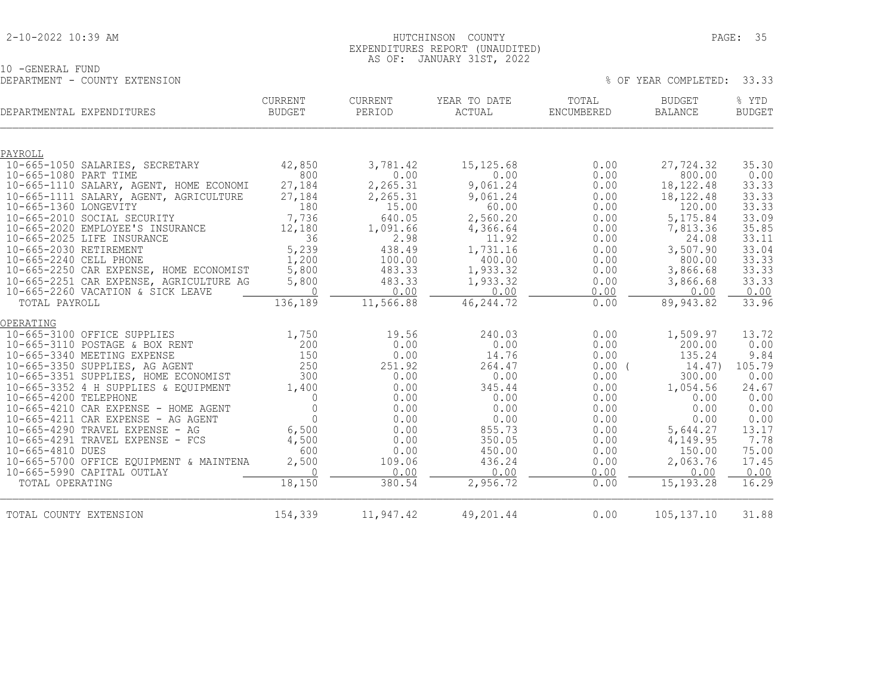HUTCHINSON COUNTY
EXPENDITURES REPORT (UNAUDITED)
AS OF: JANUARY 31ST, 2022

10 -GENERAL FUND
DEPARTMENT - COUNTY EXTENSION

% OF YEAR COMPLETED: 33.33

| DEPARTMENTAL EXPENDITURES | CURRENT BUDGET | CURRENT PERIOD | YEAR TO DATE ACTUAL | TOTAL ENCUMBERED | BUDGET BALANCE | % YTD BUDGET |
|---|---|---|---|---|---|---|
| PAYROLL | | | | | | |
| 10-665-1050 SALARIES, SECRETARY | 42,850 | 3,781.42 | 15,125.68 | 0.00 | 27,724.32 | 35.30 |
| 10-665-1080 PART TIME | 800 | 0.00 | 0.00 | 0.00 | 800.00 | 0.00 |
| 10-665-1110 SALARY, AGENT, HOME ECONOMI | 27,184 | 2,265.31 | 9,061.24 | 0.00 | 18,122.48 | 33.33 |
| 10-665-1111 SALARY, AGENT, AGRICULTURE | 27,184 | 2,265.31 | 9,061.24 | 0.00 | 18,122.48 | 33.33 |
| 10-665-1360 LONGEVITY | 180 | 15.00 | 60.00 | 0.00 | 120.00 | 33.33 |
| 10-665-2010 SOCIAL SECURITY | 7,736 | 640.05 | 2,560.20 | 0.00 | 5,175.84 | 33.09 |
| 10-665-2020 EMPLOYEE'S INSURANCE | 12,180 | 1,091.66 | 4,366.64 | 0.00 | 7,813.36 | 35.85 |
| 10-665-2025 LIFE INSURANCE | 36 | 2.98 | 11.92 | 0.00 | 24.08 | 33.11 |
| 10-665-2030 RETIREMENT | 5,239 | 438.49 | 1,731.16 | 0.00 | 3,507.90 | 33.04 |
| 10-665-2240 CELL PHONE | 1,200 | 100.00 | 400.00 | 0.00 | 800.00 | 33.33 |
| 10-665-2250 CAR EXPENSE, HOME ECONOMIST | 5,800 | 483.33 | 1,933.32 | 0.00 | 3,866.68 | 33.33 |
| 10-665-2251 CAR EXPENSE, AGRICULTURE AG | 5,800 | 483.33 | 1,933.32 | 0.00 | 3,866.68 | 33.33 |
| 10-665-2260 VACATION & SICK LEAVE | 0 | 0.00 | 0.00 | 0.00 | 0.00 | 0.00 |
| TOTAL PAYROLL | 136,189 | 11,566.88 | 46,244.72 | 0.00 | 89,943.82 | 33.96 |
| OPERATING | | | | | | |
| 10-665-3100 OFFICE SUPPLIES | 1,750 | 19.56 | 240.03 | 0.00 | 1,509.97 | 13.72 |
| 10-665-3110 POSTAGE & BOX RENT | 200 | 0.00 | 0.00 | 0.00 | 200.00 | 0.00 |
| 10-665-3340 MEETING EXPENSE | 150 | 0.00 | 14.76 | 0.00 | 135.24 | 9.84 |
| 10-665-3350 SUPPLIES, AG AGENT | 250 | 251.92 | 264.47 | 0.00 | ( 14.47) | 105.79 |
| 10-665-3351 SUPPLIES, HOME ECONOMIST | 300 | 0.00 | 0.00 | 0.00 | 300.00 | 0.00 |
| 10-665-3352 4 H SUPPLIES & EQUIPMENT | 1,400 | 0.00 | 345.44 | 0.00 | 1,054.56 | 24.67 |
| 10-665-4200 TELEPHONE | 0 | 0.00 | 0.00 | 0.00 | 0.00 | 0.00 |
| 10-665-4210 CAR EXPENSE - HOME AGENT | 0 | 0.00 | 0.00 | 0.00 | 0.00 | 0.00 |
| 10-665-4211 CAR EXPENSE - AG AGENT | 0 | 0.00 | 0.00 | 0.00 | 0.00 | 0.00 |
| 10-665-4290 TRAVEL EXPENSE - AG | 6,500 | 0.00 | 855.73 | 0.00 | 5,644.27 | 13.17 |
| 10-665-4291 TRAVEL EXPENSE - FCS | 4,500 | 0.00 | 350.05 | 0.00 | 4,149.95 | 7.78 |
| 10-665-4810 DUES | 600 | 0.00 | 450.00 | 0.00 | 150.00 | 75.00 |
| 10-665-5700 OFFICE EQUIPMENT & MAINTENA | 2,500 | 109.06 | 436.24 | 0.00 | 2,063.76 | 17.45 |
| 10-665-5990 CAPITAL OUTLAY | 0 | 0.00 | 0.00 | 0.00 | 0.00 | 0.00 |
| TOTAL OPERATING | 18,150 | 380.54 | 2,956.72 | 0.00 | 15,193.28 | 16.29 |
| TOTAL COUNTY EXTENSION | 154,339 | 11,947.42 | 49,201.44 | 0.00 | 105,137.10 | 31.88 |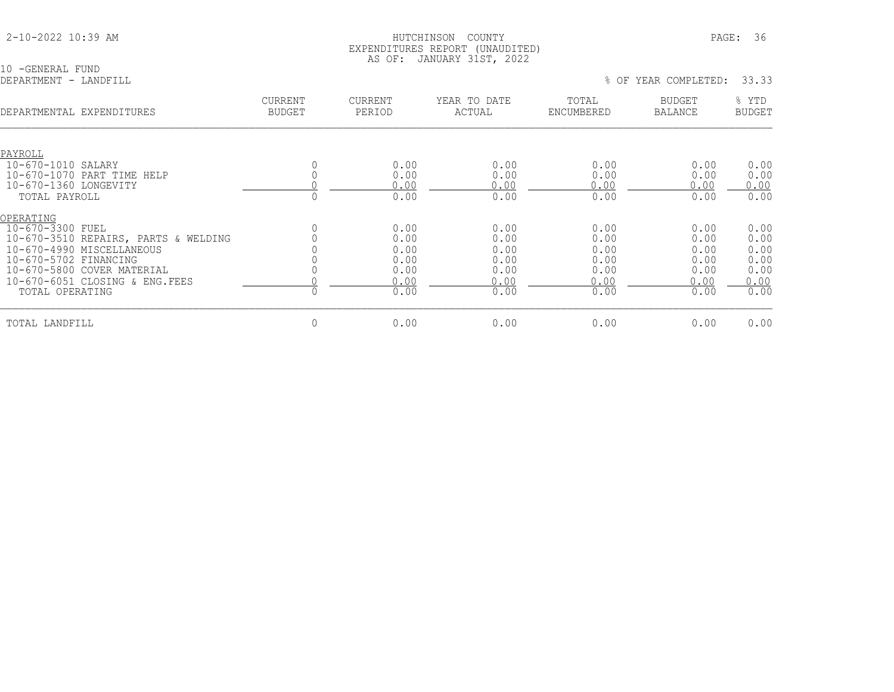HUTCHINSON COUNTY
EXPENDITURES REPORT (UNAUDITED)
AS OF: JANUARY 31ST, 2022

10 -GENERAL FUND
DEPARTMENT - LANDFILL

% OF YEAR COMPLETED: 33.33

| DEPARTMENTAL EXPENDITURES | CURRENT BUDGET | CURRENT PERIOD | YEAR TO DATE ACTUAL | TOTAL ENCUMBERED | BUDGET BALANCE | % YTD BUDGET |
|---|---|---|---|---|---|---|
| PAYROLL | | | | | | |
| 10-670-1010 SALARY | 0 | 0.00 | 0.00 | 0.00 | 0.00 | 0.00 |
| 10-670-1070 PART TIME HELP | 0 | 0.00 | 0.00 | 0.00 | 0.00 | 0.00 |
| 10-670-1360 LONGEVITY | 0 | 0.00 | 0.00 | 0.00 | 0.00 | 0.00 |
| TOTAL PAYROLL | 0 | 0.00 | 0.00 | 0.00 | 0.00 | 0.00 |
| OPERATING | | | | | | |
| 10-670-3300 FUEL | 0 | 0.00 | 0.00 | 0.00 | 0.00 | 0.00 |
| 10-670-3510 REPAIRS, PARTS & WELDING | 0 | 0.00 | 0.00 | 0.00 | 0.00 | 0.00 |
| 10-670-4990 MISCELLANEOUS | 0 | 0.00 | 0.00 | 0.00 | 0.00 | 0.00 |
| 10-670-5702 FINANCING | 0 | 0.00 | 0.00 | 0.00 | 0.00 | 0.00 |
| 10-670-5800 COVER MATERIAL | 0 | 0.00 | 0.00 | 0.00 | 0.00 | 0.00 |
| 10-670-6051 CLOSING & ENG.FEES | 0 | 0.00 | 0.00 | 0.00 | 0.00 | 0.00 |
| TOTAL OPERATING | 0 | 0.00 | 0.00 | 0.00 | 0.00 | 0.00 |
| TOTAL LANDFILL | 0 | 0.00 | 0.00 | 0.00 | 0.00 | 0.00 |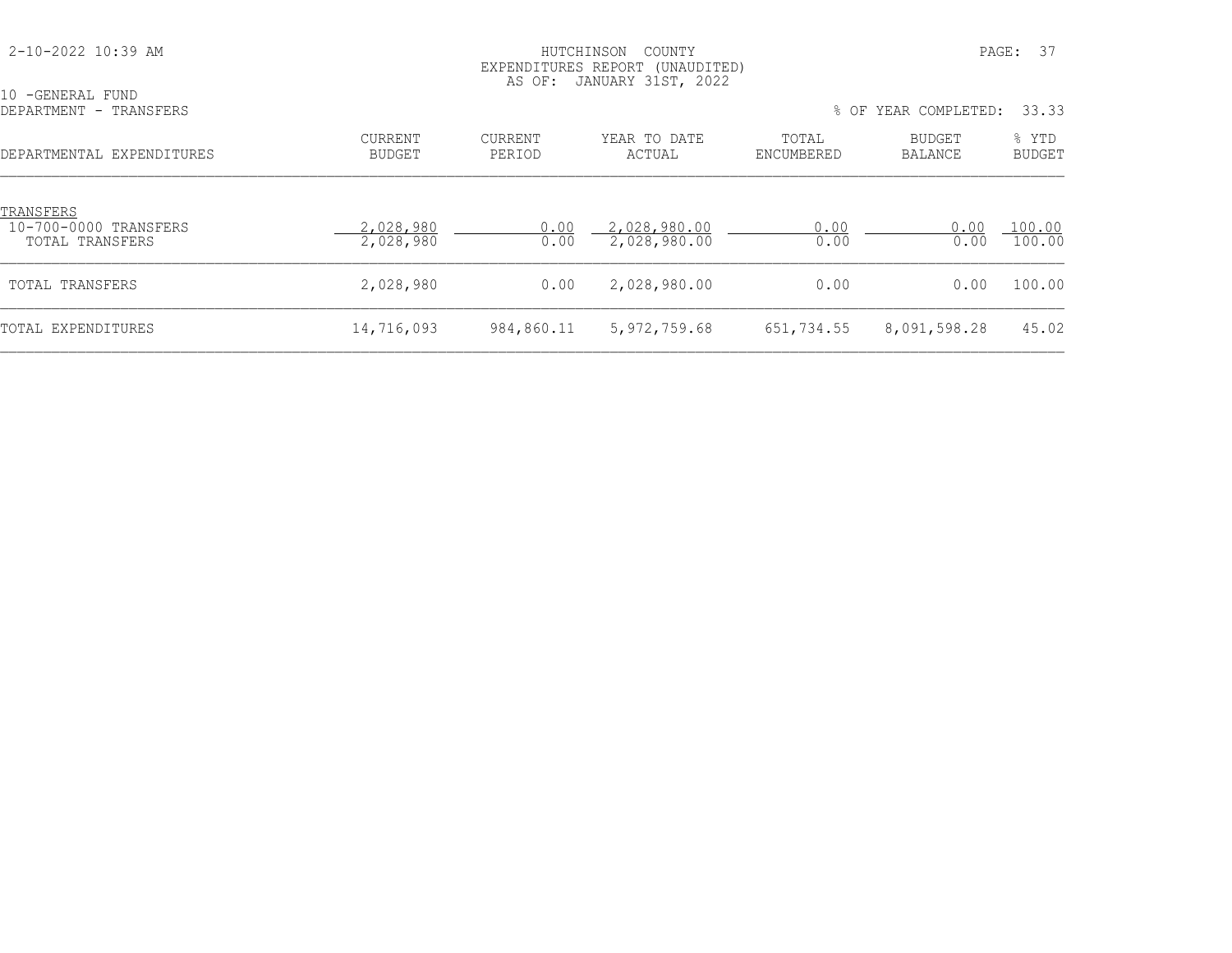HUTCHINSON COUNTY
EXPENDITURES REPORT (UNAUDITED)
AS OF: JANUARY 31ST, 2022

10 -GENERAL FUND
DEPARTMENT - TRANSFERS

% OF YEAR COMPLETED: 33.33

| DEPARTMENTAL EXPENDITURES | CURRENT BUDGET | CURRENT PERIOD | YEAR TO DATE ACTUAL | TOTAL ENCUMBERED | BUDGET BALANCE | % YTD BUDGET |
|---|---|---|---|---|---|---|
| TRANSFERS | | | | | | |
| 10-700-0000 TRANSFERS | 2,028,980 | 0.00 | 2,028,980.00 | 0.00 | 0.00 | 100.00 |
| TOTAL TRANSFERS | 2,028,980 | 0.00 | 2,028,980.00 | 0.00 | 0.00 | 100.00 |
| TOTAL TRANSFERS | 2,028,980 | 0.00 | 2,028,980.00 | 0.00 | 0.00 | 100.00 |
| TOTAL EXPENDITURES | 14,716,093 | 984,860.11 | 5,972,759.68 | 651,734.55 | 8,091,598.28 | 45.02 |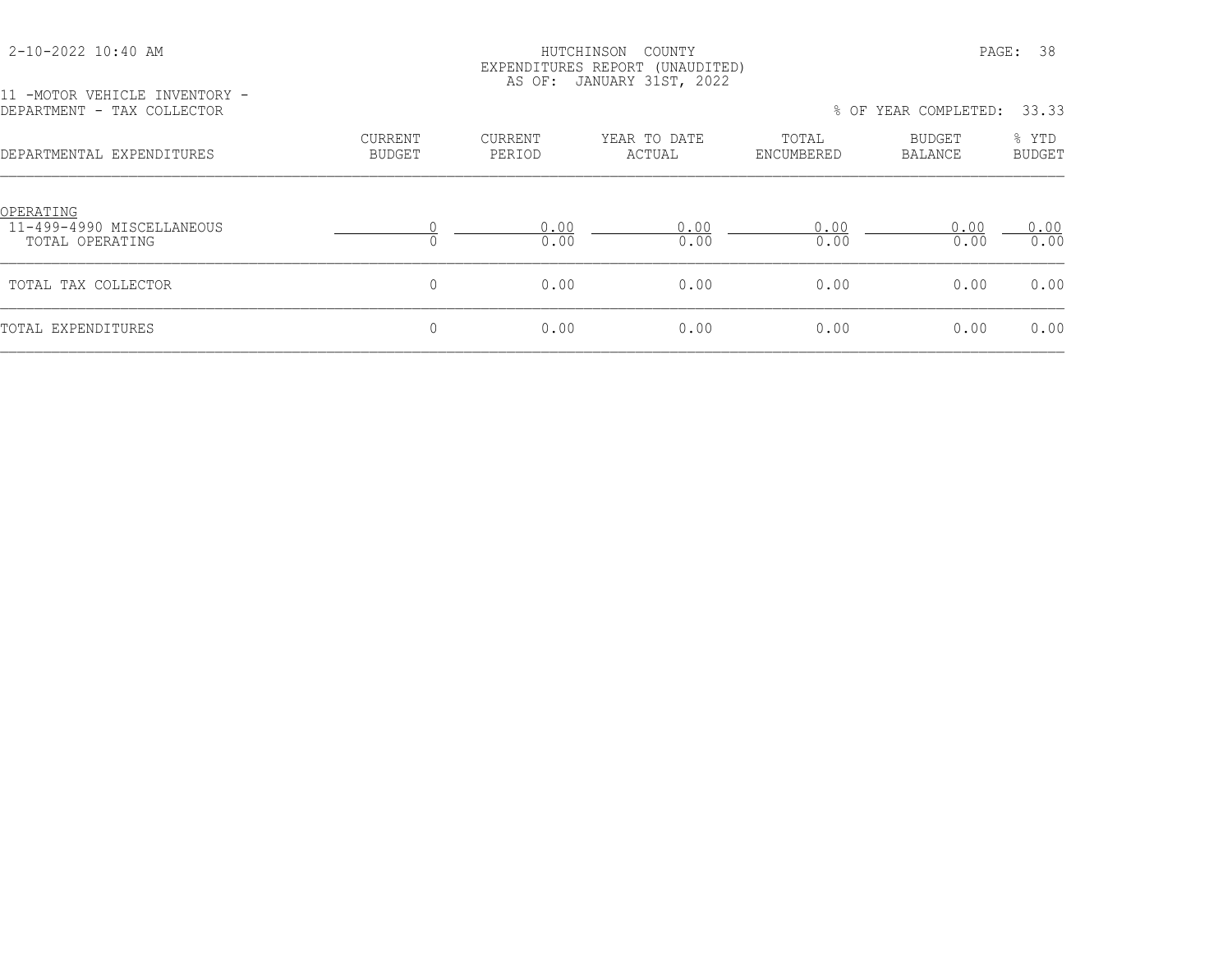2-10-2022 10:40 AM

HUTCHINSON COUNTY
EXPENDITURES REPORT (UNAUDITED)
AS OF: JANUARY 31ST, 2022

11 -MOTOR VEHICLE INVENTORY -
DEPARTMENT - TAX COLLECTOR

% OF YEAR COMPLETED: 33.33

| DEPARTMENTAL EXPENDITURES | CURRENT BUDGET | CURRENT PERIOD | YEAR TO DATE ACTUAL | TOTAL ENCUMBERED | BUDGET BALANCE | % YTD BUDGET |
|---|---|---|---|---|---|---|
| OPERATING | | | | | | |
| 11-499-4990 MISCELLANEOUS | 0 | 0.00 | 0.00 | 0.00 | 0.00 | 0.00 |
| TOTAL OPERATING | 0 | 0.00 | 0.00 | 0.00 | 0.00 | 0.00 |
| TOTAL TAX COLLECTOR | 0 | 0.00 | 0.00 | 0.00 | 0.00 | 0.00 |
| TOTAL EXPENDITURES | 0 | 0.00 | 0.00 | 0.00 | 0.00 | 0.00 |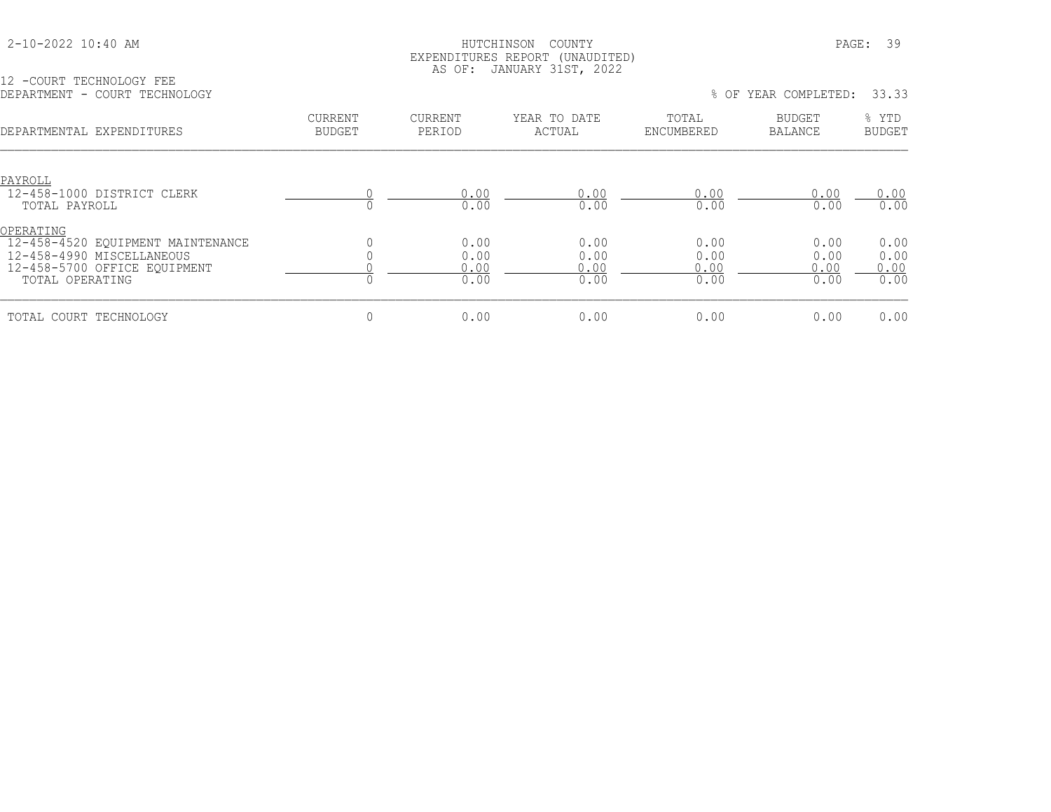HUTCHINSON COUNTY
EXPENDITURES REPORT (UNAUDITED)
AS OF: JANUARY 31ST, 2022

12 -COURT TECHNOLOGY FEE
DEPARTMENT - COURT TECHNOLOGY

% OF YEAR COMPLETED: 33.33

| DEPARTMENTAL EXPENDITURES | CURRENT BUDGET | CURRENT PERIOD | YEAR TO DATE ACTUAL | TOTAL ENCUMBERED | BUDGET BALANCE | % YTD BUDGET |
|---|---|---|---|---|---|---|
| **PAYROLL** | | | | | | |
| 12-458-1000 DISTRICT CLERK | 0 | 0.00 | 0.00 | 0.00 | 0.00 | 0.00 |
| TOTAL PAYROLL | 0 | 0.00 | 0.00 | 0.00 | 0.00 | 0.00 |
| **OPERATING** | | | | | | |
| 12-458-4520 EQUIPMENT MAINTENANCE | 0 | 0.00 | 0.00 | 0.00 | 0.00 | 0.00 |
| 12-458-4990 MISCELLANEOUS | 0 | 0.00 | 0.00 | 0.00 | 0.00 | 0.00 |
| 12-458-5700 OFFICE EQUIPMENT | 0 | 0.00 | 0.00 | 0.00 | 0.00 | 0.00 |
| TOTAL OPERATING | 0 | 0.00 | 0.00 | 0.00 | 0.00 | 0.00 |
| TOTAL COURT TECHNOLOGY | 0 | 0.00 | 0.00 | 0.00 | 0.00 | 0.00 |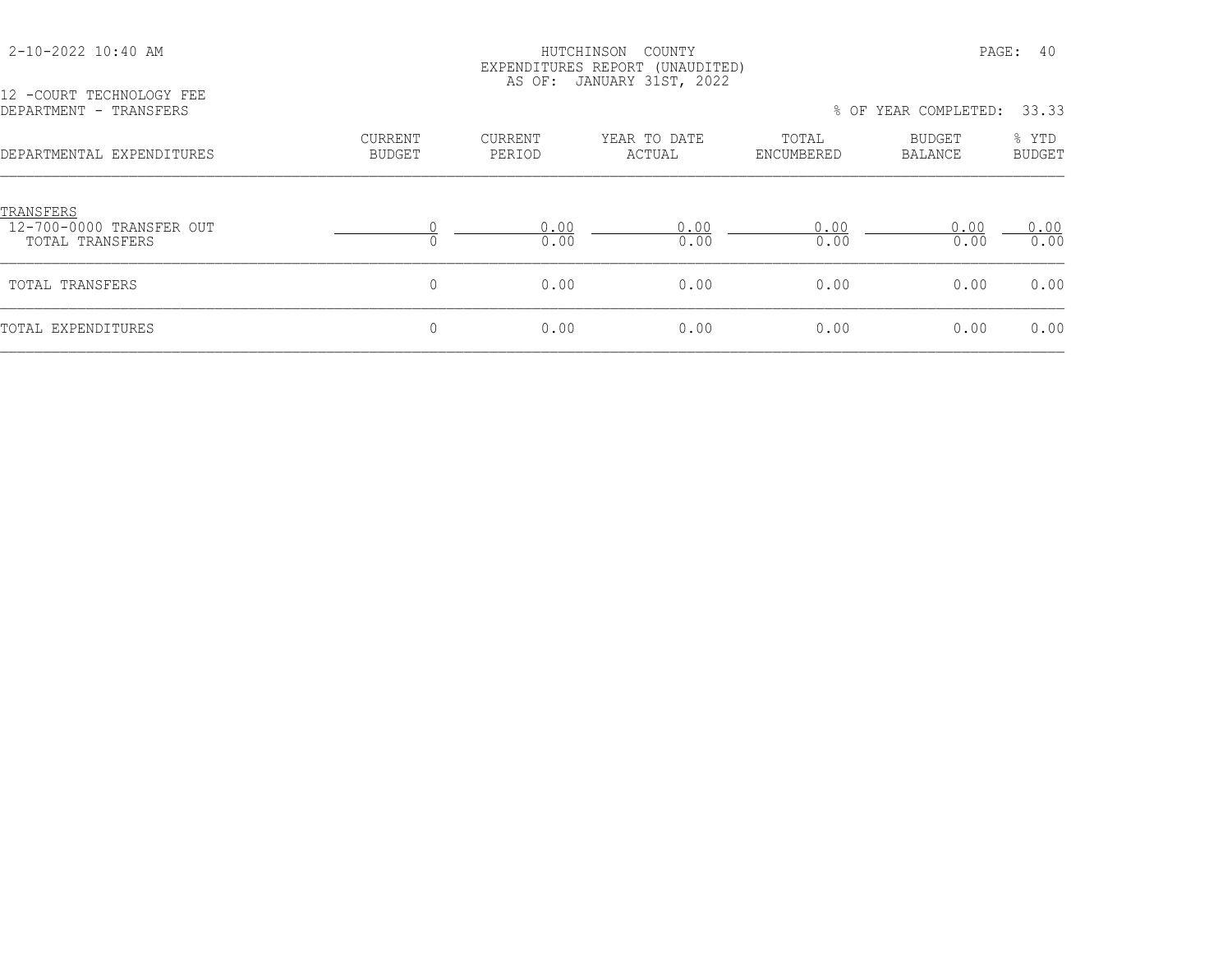HUTCHINSON COUNTY
EXPENDITURES REPORT (UNAUDITED)
AS OF: JANUARY 31ST, 2022

2-10-2022 10:40 AM

12 -COURT TECHNOLOGY FEE
DEPARTMENT - TRANSFERS

% OF YEAR COMPLETED: 33.33

| DEPARTMENTAL EXPENDITURES | CURRENT BUDGET | CURRENT PERIOD | YEAR TO DATE ACTUAL | TOTAL ENCUMBERED | BUDGET BALANCE | % YTD BUDGET |
|---|---|---|---|---|---|---|
| TRANSFERS | | | | | | |
| 12-700-0000 TRANSFER OUT | 0 | 0.00 | 0.00 | 0.00 | 0.00 | 0.00 |
| TOTAL TRANSFERS | 0 | 0.00 | 0.00 | 0.00 | 0.00 | 0.00 |
| TOTAL TRANSFERS | 0 | 0.00 | 0.00 | 0.00 | 0.00 | 0.00 |
| TOTAL EXPENDITURES | 0 | 0.00 | 0.00 | 0.00 | 0.00 | 0.00 |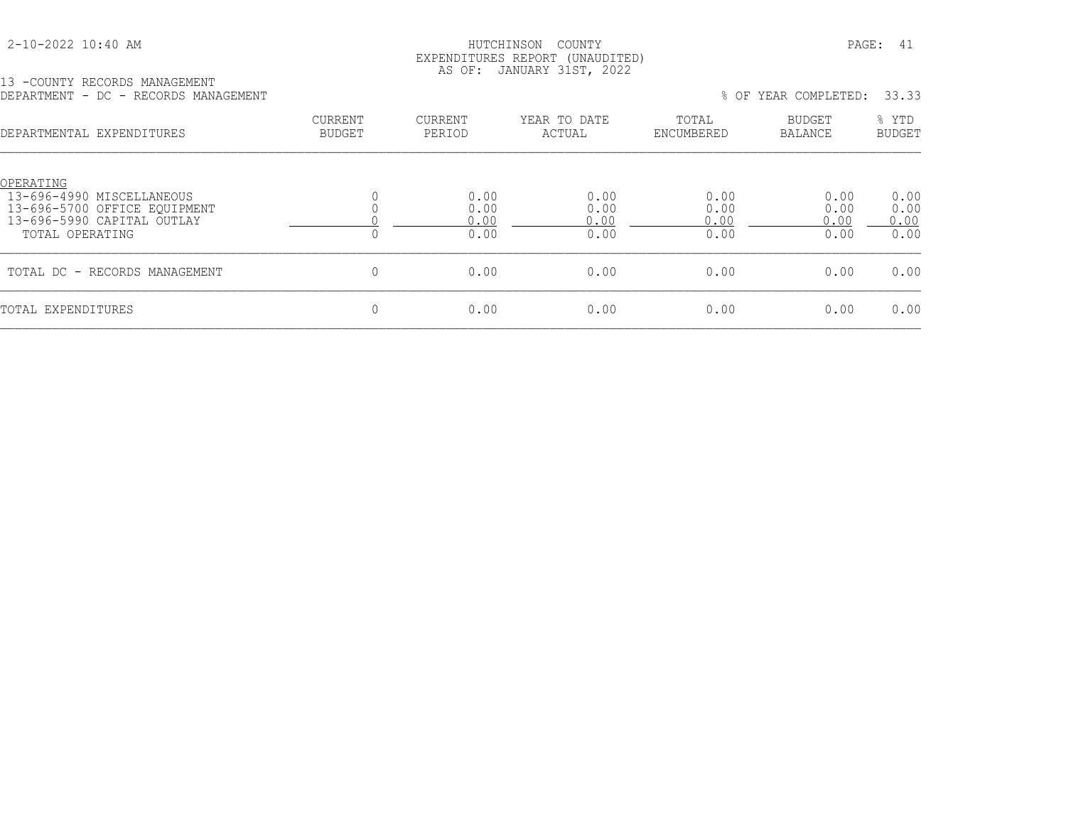HUTCHINSON COUNTY
EXPENDITURES REPORT (UNAUDITED)
AS OF: JANUARY 31ST, 2022

13 -COUNTY RECORDS MANAGEMENT
DEPARTMENT - DC - RECORDS MANAGEMENT

% OF YEAR COMPLETED: 33.33

| DEPARTMENTAL EXPENDITURES | CURRENT BUDGET | CURRENT PERIOD | YEAR TO DATE ACTUAL | TOTAL ENCUMBERED | BUDGET BALANCE | % YTD BUDGET |
|---|---|---|---|---|---|---|
| OPERATING | | | | | | |
| 13-696-4990 MISCELLANEOUS | 0 | 0.00 | 0.00 | 0.00 | 0.00 | 0.00 |
| 13-696-5700 OFFICE EQUIPMENT | 0 | 0.00 | 0.00 | 0.00 | 0.00 | 0.00 |
| 13-696-5990 CAPITAL OUTLAY | 0 | 0.00 | 0.00 | 0.00 | 0.00 | 0.00 |
| TOTAL OPERATING | 0 | 0.00 | 0.00 | 0.00 | 0.00 | 0.00 |
| TOTAL DC - RECORDS MANAGEMENT | 0 | 0.00 | 0.00 | 0.00 | 0.00 | 0.00 |
| TOTAL EXPENDITURES | 0 | 0.00 | 0.00 | 0.00 | 0.00 | 0.00 |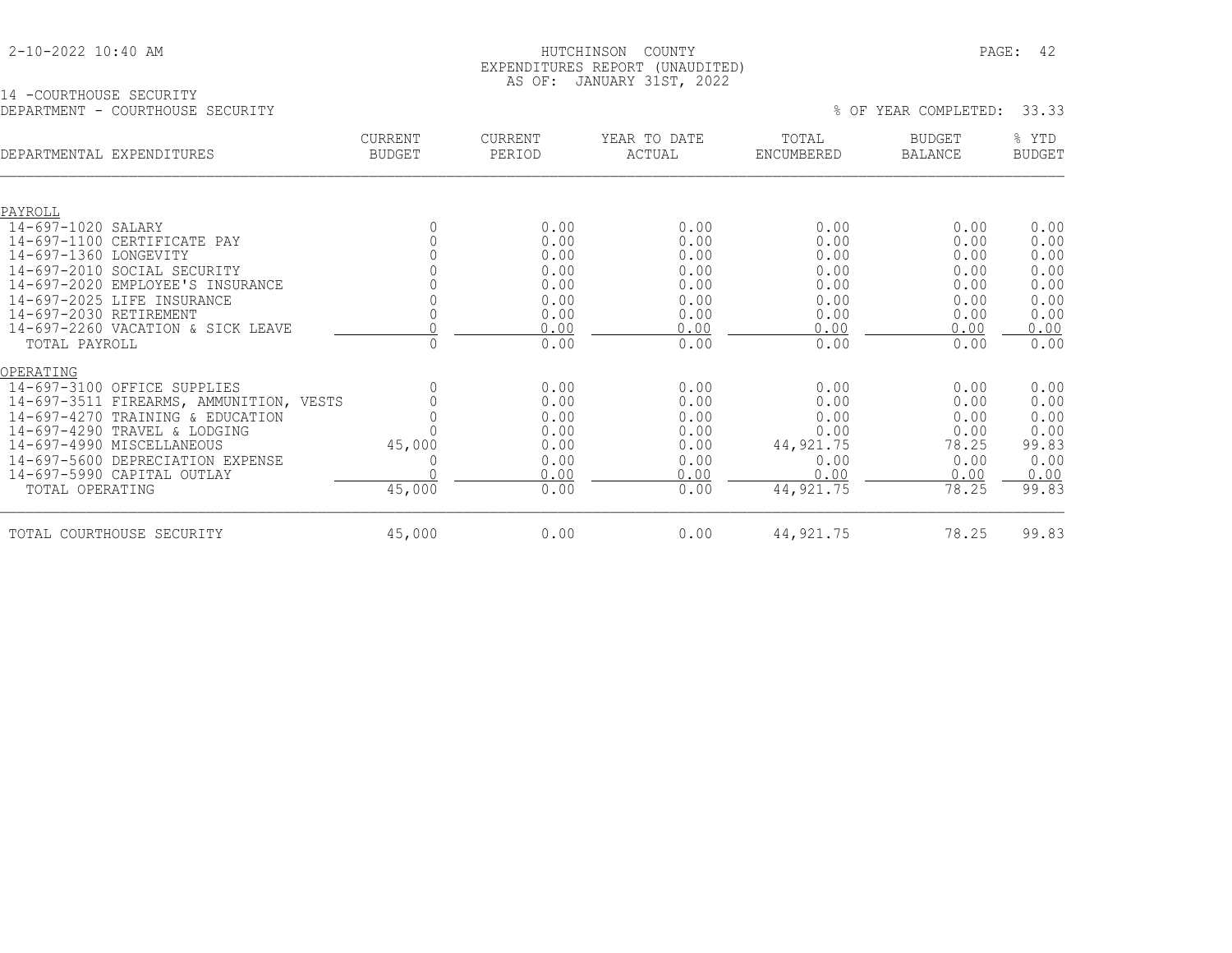2-10-2022 10:40 AM

HUTCHINSON COUNTY
EXPENDITURES REPORT (UNAUDITED)
AS OF: JANUARY 31ST, 2022

14 -COURTHOUSE SECURITY
DEPARTMENT - COURTHOUSE SECURITY

% OF YEAR COMPLETED: 33.33

| DEPARTMENTAL EXPENDITURES | CURRENT BUDGET | CURRENT PERIOD | YEAR TO DATE ACTUAL | TOTAL ENCUMBERED | BUDGET BALANCE | % YTD BUDGET |
|---|---|---|---|---|---|---|
| PAYROLL | | | | | | |
| 14-697-1020 SALARY | 0 | 0.00 | 0.00 | 0.00 | 0.00 | 0.00 |
| 14-697-1100 CERTIFICATE PAY | 0 | 0.00 | 0.00 | 0.00 | 0.00 | 0.00 |
| 14-697-1360 LONGEVITY | 0 | 0.00 | 0.00 | 0.00 | 0.00 | 0.00 |
| 14-697-2010 SOCIAL SECURITY | 0 | 0.00 | 0.00 | 0.00 | 0.00 | 0.00 |
| 14-697-2020 EMPLOYEE'S INSURANCE | 0 | 0.00 | 0.00 | 0.00 | 0.00 | 0.00 |
| 14-697-2025 LIFE INSURANCE | 0 | 0.00 | 0.00 | 0.00 | 0.00 | 0.00 |
| 14-697-2030 RETIREMENT | 0 | 0.00 | 0.00 | 0.00 | 0.00 | 0.00 |
| 14-697-2260 VACATION & SICK LEAVE | 0 | 0.00 | 0.00 | 0.00 | 0.00 | 0.00 |
| TOTAL PAYROLL | 0 | 0.00 | 0.00 | 0.00 | 0.00 | 0.00 |
| OPERATING | | | | | | |
| 14-697-3100 OFFICE SUPPLIES | 0 | 0.00 | 0.00 | 0.00 | 0.00 | 0.00 |
| 14-697-3511 FIREARMS, AMMUNITION, VESTS | 0 | 0.00 | 0.00 | 0.00 | 0.00 | 0.00 |
| 14-697-4270 TRAINING & EDUCATION | 0 | 0.00 | 0.00 | 0.00 | 0.00 | 0.00 |
| 14-697-4290 TRAVEL & LODGING | 0 | 0.00 | 0.00 | 0.00 | 0.00 | 0.00 |
| 14-697-4990 MISCELLANEOUS | 45,000 | 0.00 | 0.00 | 44,921.75 | 78.25 | 99.83 |
| 14-697-5600 DEPRECIATION EXPENSE | 0 | 0.00 | 0.00 | 0.00 | 0.00 | 0.00 |
| 14-697-5990 CAPITAL OUTLAY | 0 | 0.00 | 0.00 | 0.00 | 0.00 | 0.00 |
| TOTAL OPERATING | 45,000 | 0.00 | 0.00 | 44,921.75 | 78.25 | 99.83 |
| TOTAL COURTHOUSE SECURITY | 45,000 | 0.00 | 0.00 | 44,921.75 | 78.25 | 99.83 |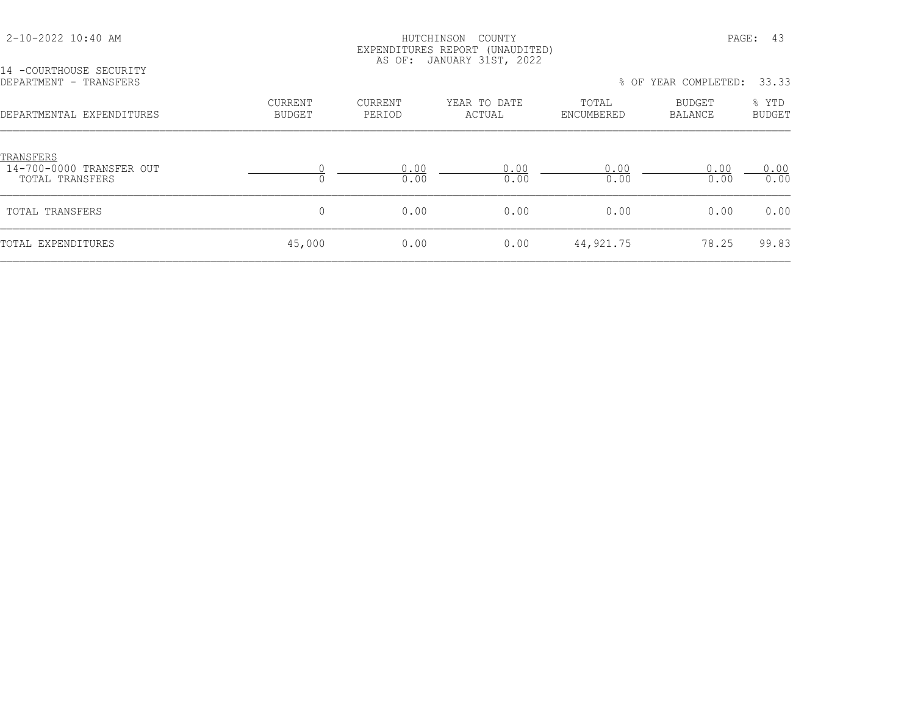HUTCHINSON COUNTY
EXPENDITURES REPORT (UNAUDITED)
AS OF: JANUARY 31ST, 2022

14 -COURTHOUSE SECURITY
DEPARTMENT - TRANSFERS

% OF YEAR COMPLETED: 33.33

| DEPARTMENTAL EXPENDITURES | CURRENT BUDGET | CURRENT PERIOD | YEAR TO DATE ACTUAL | TOTAL ENCUMBERED | BUDGET BALANCE | % YTD BUDGET |
|---|---|---|---|---|---|---|
| TRANSFERS | | | | | | |
| 14-700-0000 TRANSFER OUT | 0 | 0.00 | 0.00 | 0.00 | 0.00 | 0.00 |
| TOTAL TRANSFERS | 0 | 0.00 | 0.00 | 0.00 | 0.00 | 0.00 |
| TOTAL TRANSFERS | 0 | 0.00 | 0.00 | 0.00 | 0.00 | 0.00 |
| TOTAL EXPENDITURES | 45,000 | 0.00 | 0.00 | 44,921.75 | 78.25 | 99.83 |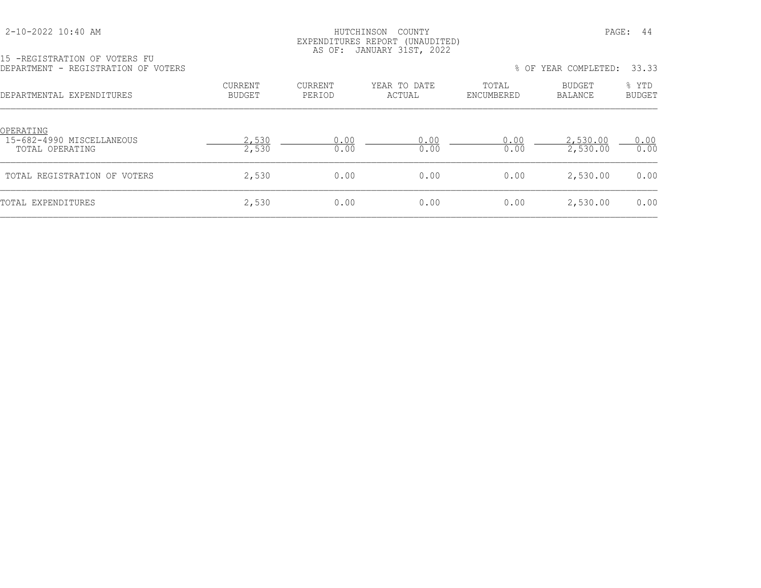HUTCHINSON COUNTY
EXPENDITURES REPORT (UNAUDITED)
AS OF: JANUARY 31ST, 2022

15 -REGISTRATION OF VOTERS FU
DEPARTMENT - REGISTRATION OF VOTERS

% OF YEAR COMPLETED: 33.33

| DEPARTMENTAL EXPENDITURES | CURRENT BUDGET | CURRENT PERIOD | YEAR TO DATE ACTUAL | TOTAL ENCUMBERED | BUDGET BALANCE | % YTD BUDGET |
|---|---|---|---|---|---|---|
| OPERATING | | | | | | |
| 15-682-4990 MISCELLANEOUS | 2,530 | 0.00 | 0.00 | 0.00 | 2,530.00 | 0.00 |
| TOTAL OPERATING | 2,530 | 0.00 | 0.00 | 0.00 | 2,530.00 | 0.00 |
| TOTAL REGISTRATION OF VOTERS | 2,530 | 0.00 | 0.00 | 0.00 | 2,530.00 | 0.00 |
| TOTAL EXPENDITURES | 2,530 | 0.00 | 0.00 | 0.00 | 2,530.00 | 0.00 |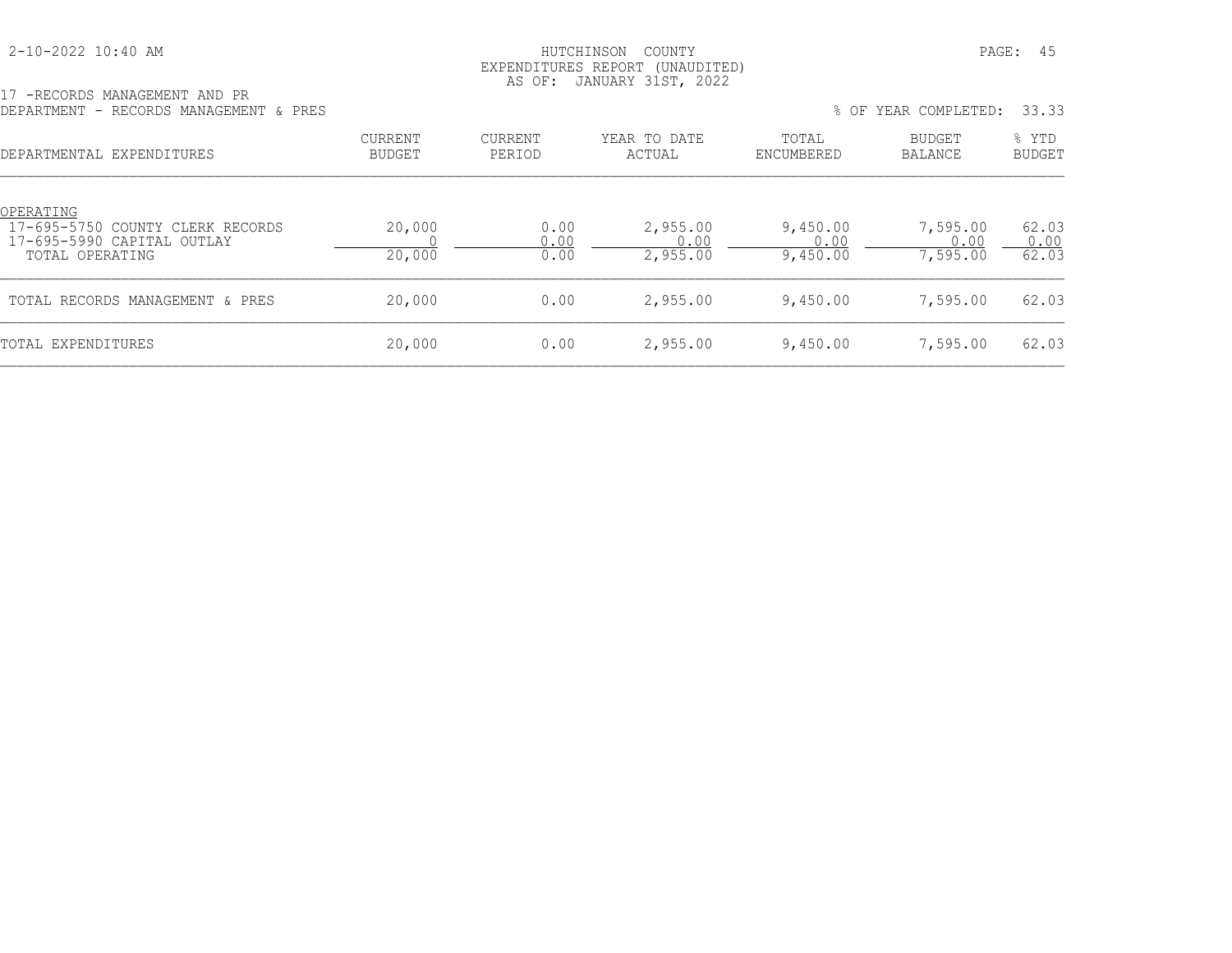HUTCHINSON COUNTY
EXPENDITURES REPORT (UNAUDITED)
AS OF: JANUARY 31ST, 2022

17 -RECORDS MANAGEMENT AND PR
DEPARTMENT - RECORDS MANAGEMENT & PRES

% OF YEAR COMPLETED: 33.33

| DEPARTMENTAL EXPENDITURES | CURRENT BUDGET | CURRENT PERIOD | YEAR TO DATE ACTUAL | TOTAL ENCUMBERED | BUDGET BALANCE | % YTD BUDGET |
|---|---|---|---|---|---|---|
| OPERATING | | | | | | |
| 17-695-5750 COUNTY CLERK RECORDS | 20,000 | 0.00 | 2,955.00 | 9,450.00 | 7,595.00 | 62.03 |
| 17-695-5990 CAPITAL OUTLAY | 0 | 0.00 | 0.00 | 0.00 | 0.00 | 0.00 |
| TOTAL OPERATING | 20,000 | 0.00 | 2,955.00 | 9,450.00 | 7,595.00 | 62.03 |
| TOTAL RECORDS MANAGEMENT & PRES | 20,000 | 0.00 | 2,955.00 | 9,450.00 | 7,595.00 | 62.03 |
| TOTAL EXPENDITURES | 20,000 | 0.00 | 2,955.00 | 9,450.00 | 7,595.00 | 62.03 |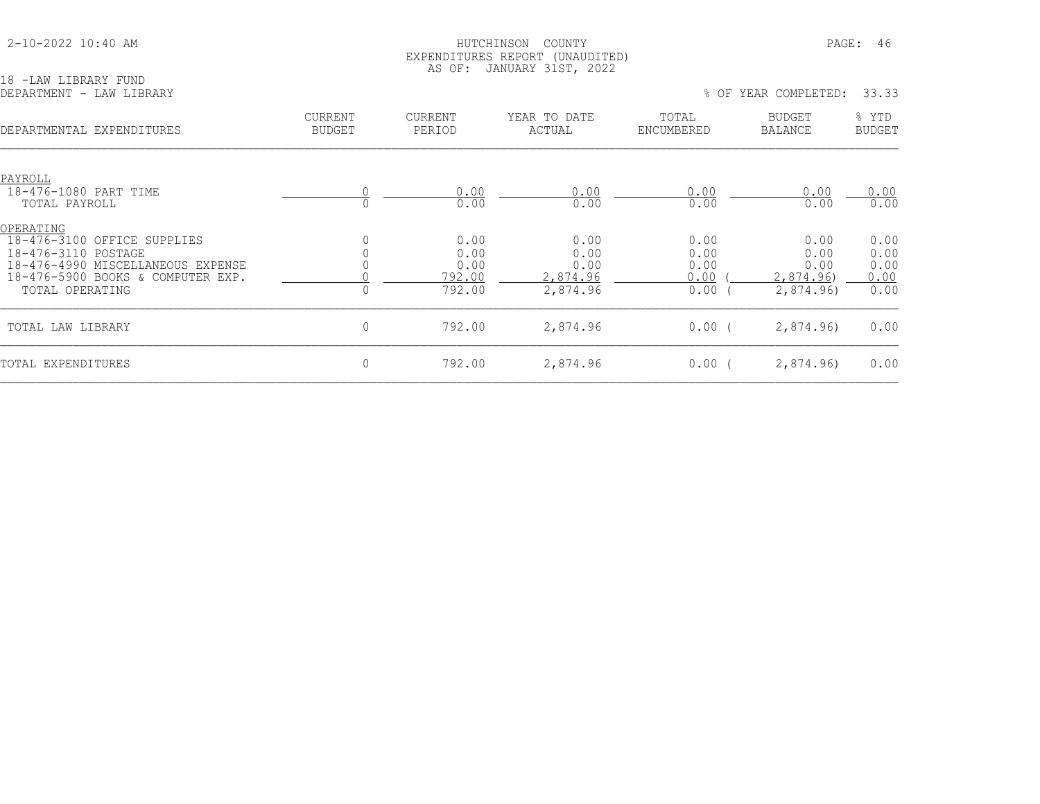HUTCHINSON COUNTY
EXPENDITURES REPORT (UNAUDITED)
AS OF: JANUARY 31ST, 2022

18 -LAW LIBRARY FUND
DEPARTMENT - LAW LIBRARY

% OF YEAR COMPLETED: 33.33

| DEPARTMENTAL EXPENDITURES | CURRENT BUDGET | CURRENT PERIOD | YEAR TO DATE ACTUAL | TOTAL ENCUMBERED | BUDGET BALANCE | % YTD BUDGET |
|---|---|---|---|---|---|---|
| PAYROLL | | | | | | |
| 18-476-1080 PART TIME | 0 | 0.00 | 0.00 | 0.00 | 0.00 | 0.00 |
| TOTAL PAYROLL | 0 | 0.00 | 0.00 | 0.00 | 0.00 | 0.00 |
| OPERATING | | | | | | |
| 18-476-3100 OFFICE SUPPLIES | 0 | 0.00 | 0.00 | 0.00 | 0.00 | 0.00 |
| 18-476-3110 POSTAGE | 0 | 0.00 | 0.00 | 0.00 | 0.00 | 0.00 |
| 18-476-4990 MISCELLANEOUS EXPENSE | 0 | 0.00 | 0.00 | 0.00 | 0.00 | 0.00 |
| 18-476-5900 BOOKS & COMPUTER EXP. | 0 | 792.00 | 2,874.96 | 0.00 | ( 2,874.96) | 0.00 |
| TOTAL OPERATING | 0 | 792.00 | 2,874.96 | 0.00 | ( 2,874.96) | 0.00 |
| TOTAL LAW LIBRARY | 0 | 792.00 | 2,874.96 | 0.00 | ( 2,874.96) | 0.00 |
| TOTAL EXPENDITURES | 0 | 792.00 | 2,874.96 | 0.00 | ( 2,874.96) | 0.00 |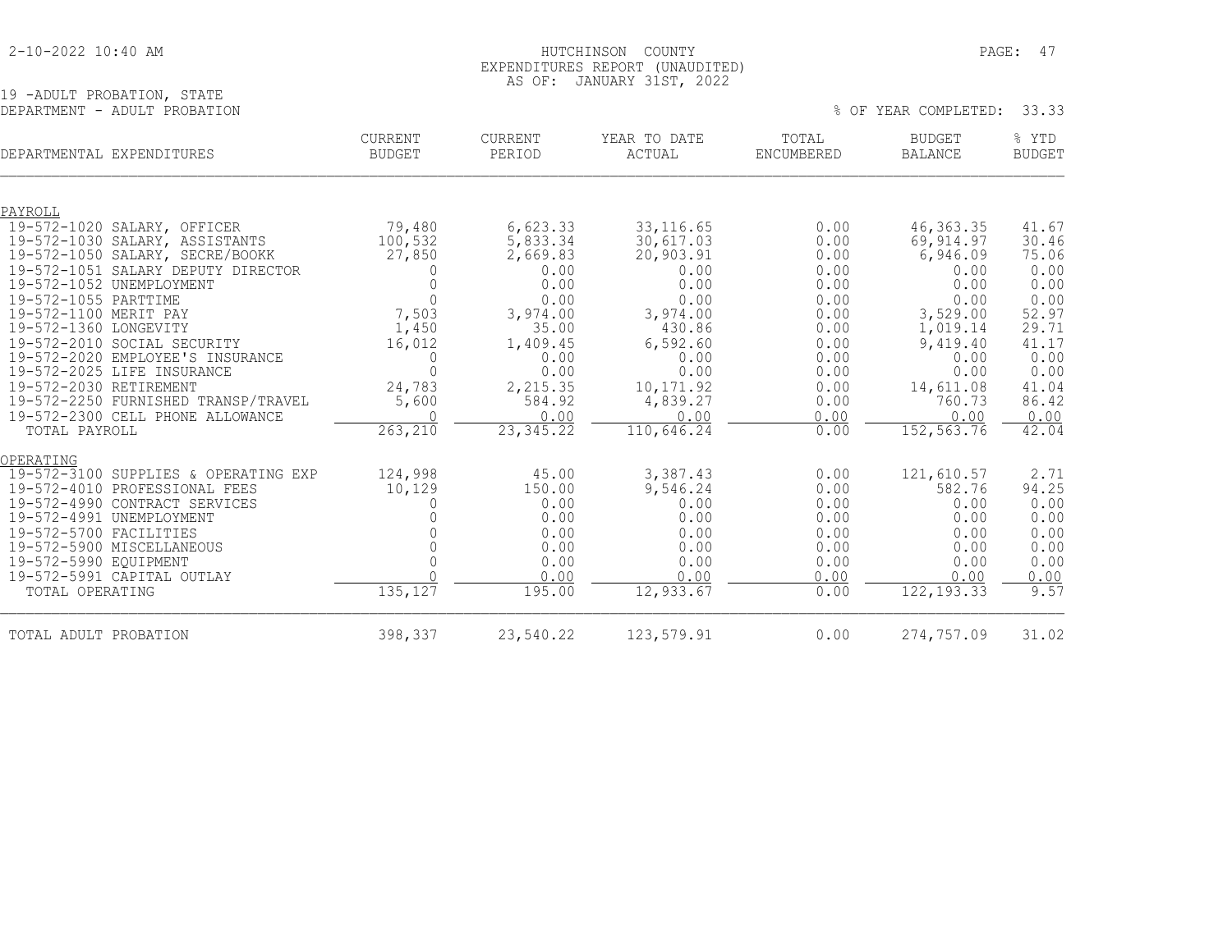2-10-2022 10:40 AM

HUTCHINSON COUNTY
EXPENDITURES REPORT (UNAUDITED)
AS OF: JANUARY 31ST, 2022

19 -ADULT PROBATION, STATE
DEPARTMENT - ADULT PROBATION

% OF YEAR COMPLETED: 33.33

| DEPARTMENTAL EXPENDITURES | CURRENT BUDGET | CURRENT PERIOD | YEAR TO DATE ACTUAL | TOTAL ENCUMBERED | BUDGET BALANCE | % YTD BUDGET |
|---|---|---|---|---|---|---|
| PAYROLL | | | | | | |
| 19-572-1020 SALARY, OFFICER | 79,480 | 6,623.33 | 33,116.65 | 0.00 | 46,363.35 | 41.67 |
| 19-572-1030 SALARY, ASSISTANTS | 100,532 | 5,833.34 | 30,617.03 | 0.00 | 69,914.97 | 30.46 |
| 19-572-1050 SALARY, SECRE/BOOKK | 27,850 | 2,669.83 | 20,903.91 | 0.00 | 6,946.09 | 75.06 |
| 19-572-1051 SALARY DEPUTY DIRECTOR | 0 | 0.00 | 0.00 | 0.00 | 0.00 | 0.00 |
| 19-572-1052 UNEMPLOYMENT | 0 | 0.00 | 0.00 | 0.00 | 0.00 | 0.00 |
| 19-572-1055 PARTTIME | 0 | 0.00 | 0.00 | 0.00 | 0.00 | 0.00 |
| 19-572-1100 MERIT PAY | 7,503 | 3,974.00 | 3,974.00 | 0.00 | 3,529.00 | 52.97 |
| 19-572-1360 LONGEVITY | 1,450 | 35.00 | 430.86 | 0.00 | 1,019.14 | 29.71 |
| 19-572-2010 SOCIAL SECURITY | 16,012 | 1,409.45 | 6,592.60 | 0.00 | 9,419.40 | 41.17 |
| 19-572-2020 EMPLOYEE'S INSURANCE | 0 | 0.00 | 0.00 | 0.00 | 0.00 | 0.00 |
| 19-572-2025 LIFE INSURANCE | 0 | 0.00 | 0.00 | 0.00 | 0.00 | 0.00 |
| 19-572-2030 RETIREMENT | 24,783 | 2,215.35 | 10,171.92 | 0.00 | 14,611.08 | 41.04 |
| 19-572-2250 FURNISHED TRANSP/TRAVEL | 5,600 | 584.92 | 4,839.27 | 0.00 | 760.73 | 86.42 |
| 19-572-2300 CELL PHONE ALLOWANCE | 0 | 0.00 | 0.00 | 0.00 | 0.00 | 0.00 |
| TOTAL PAYROLL | 263,210 | 23,345.22 | 110,646.24 | 0.00 | 152,563.76 | 42.04 |
| OPERATING | | | | | | |
| 19-572-3100 SUPPLIES & OPERATING EXP | 124,998 | 45.00 | 3,387.43 | 0.00 | 121,610.57 | 2.71 |
| 19-572-4010 PROFESSIONAL FEES | 10,129 | 150.00 | 9,546.24 | 0.00 | 582.76 | 94.25 |
| 19-572-4990 CONTRACT SERVICES | 0 | 0.00 | 0.00 | 0.00 | 0.00 | 0.00 |
| 19-572-4991 UNEMPLOYMENT | 0 | 0.00 | 0.00 | 0.00 | 0.00 | 0.00 |
| 19-572-5700 FACILITIES | 0 | 0.00 | 0.00 | 0.00 | 0.00 | 0.00 |
| 19-572-5900 MISCELLANEOUS | 0 | 0.00 | 0.00 | 0.00 | 0.00 | 0.00 |
| 19-572-5990 EQUIPMENT | 0 | 0.00 | 0.00 | 0.00 | 0.00 | 0.00 |
| 19-572-5991 CAPITAL OUTLAY | 0 | 0.00 | 0.00 | 0.00 | 0.00 | 0.00 |
| TOTAL OPERATING | 135,127 | 195.00 | 12,933.67 | 0.00 | 122,193.33 | 9.57 |
| TOTAL ADULT PROBATION | 398,337 | 23,540.22 | 123,579.91 | 0.00 | 274,757.09 | 31.02 |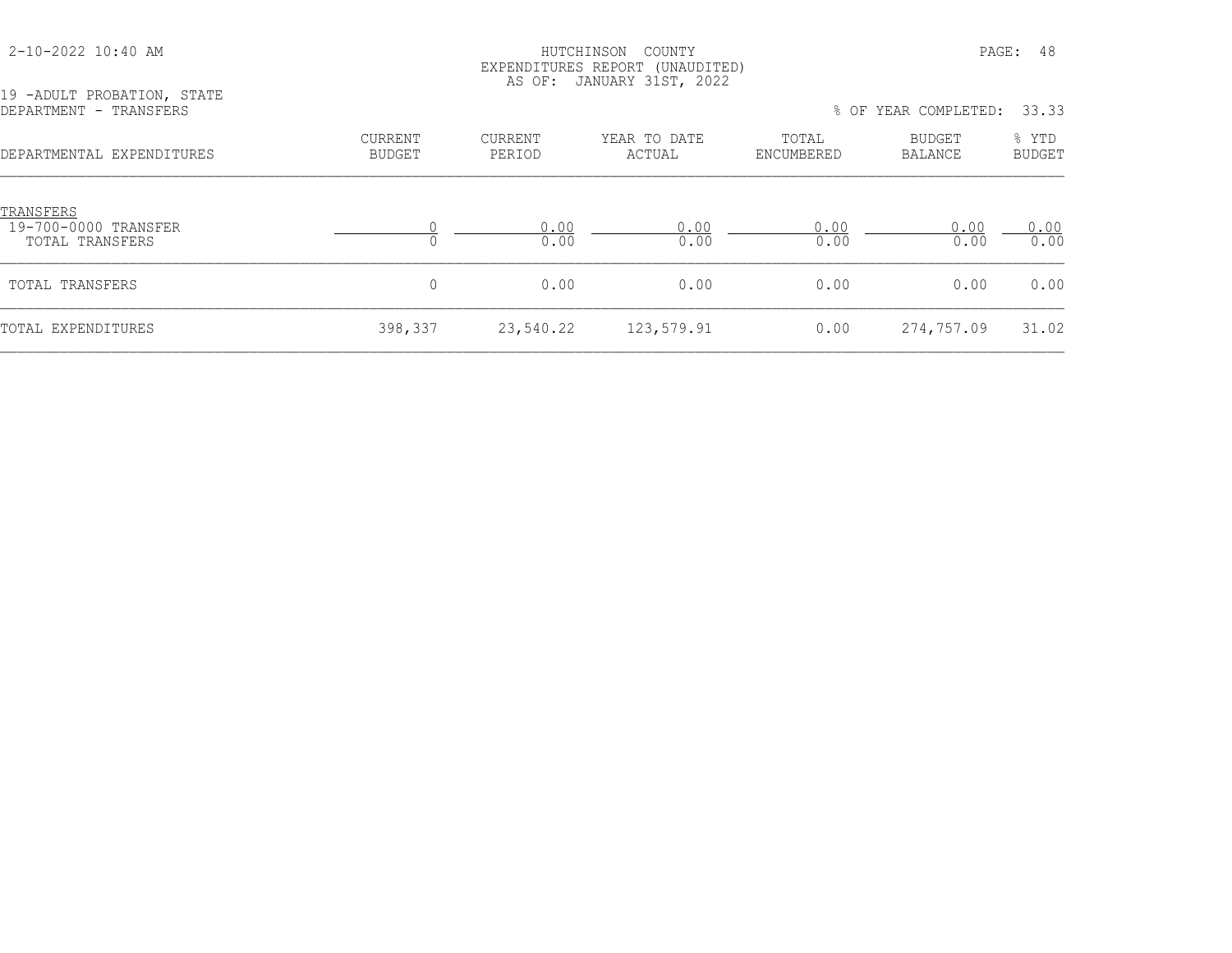HUTCHINSON COUNTY
EXPENDITURES REPORT (UNAUDITED)
AS OF: JANUARY 31ST, 2022

19 -ADULT PROBATION, STATE
DEPARTMENT - TRANSFERS

% OF YEAR COMPLETED: 33.33

| DEPARTMENTAL EXPENDITURES | CURRENT BUDGET | CURRENT PERIOD | YEAR TO DATE ACTUAL | TOTAL ENCUMBERED | BUDGET BALANCE | % YTD BUDGET |
|---|---|---|---|---|---|---|
| TRANSFERS | | | | | | |
| 19-700-0000 TRANSFER | 0 | 0.00 | 0.00 | 0.00 | 0.00 | 0.00 |
| TOTAL TRANSFERS | 0 | 0.00 | 0.00 | 0.00 | 0.00 | 0.00 |
| TOTAL TRANSFERS | 0 | 0.00 | 0.00 | 0.00 | 0.00 | 0.00 |
| TOTAL EXPENDITURES | 398,337 | 23,540.22 | 123,579.91 | 0.00 | 274,757.09 | 31.02 |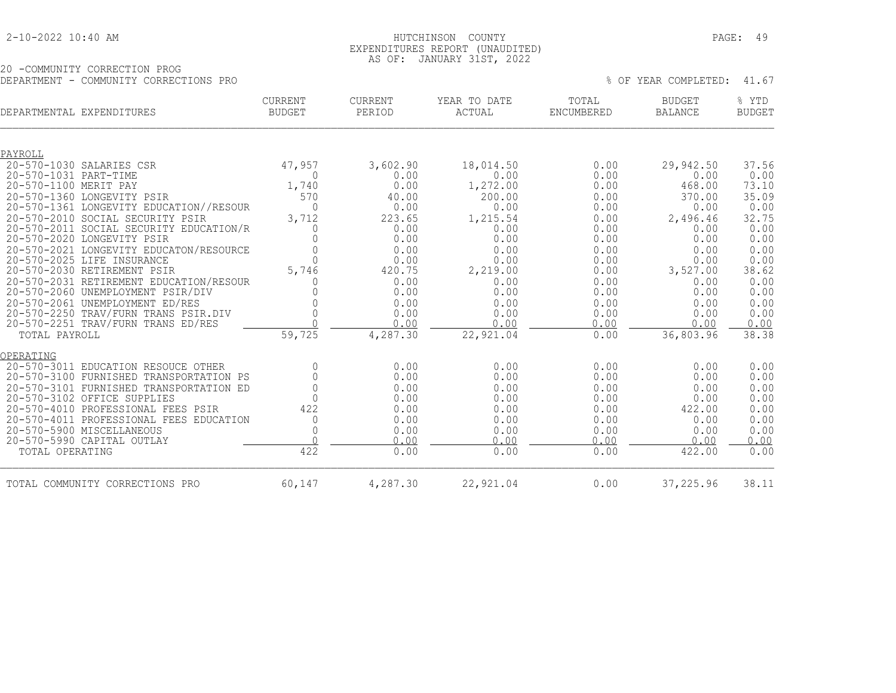HUTCHINSON COUNTY
EXPENDITURES REPORT (UNAUDITED)
AS OF: JANUARY 31ST, 2022

20 -COMMUNITY CORRECTION PROG
DEPARTMENT - COMMUNITY CORRECTIONS PRO

% OF YEAR COMPLETED: 41.67

| DEPARTMENTAL EXPENDITURES | CURRENT BUDGET | CURRENT PERIOD | YEAR TO DATE ACTUAL | TOTAL ENCUMBERED | BUDGET BALANCE | % YTD BUDGET |
|---|---|---|---|---|---|---|
| PAYROLL | | | | | | |
| 20-570-1030 SALARIES CSR | 47,957 | 3,602.90 | 18,014.50 | 0.00 | 29,942.50 | 37.56 |
| 20-570-1031 PART-TIME | 0 | 0.00 | 0.00 | 0.00 | 0.00 | 0.00 |
| 20-570-1100 MERIT PAY | 1,740 | 0.00 | 1,272.00 | 0.00 | 468.00 | 73.10 |
| 20-570-1360 LONGEVITY PSIR | 570 | 40.00 | 200.00 | 0.00 | 370.00 | 35.09 |
| 20-570-1361 LONGEVITY EDUCATION//RESOUR | 0 | 0.00 | 0.00 | 0.00 | 0.00 | 0.00 |
| 20-570-2010 SOCIAL SECURITY PSIR | 3,712 | 223.65 | 1,215.54 | 0.00 | 2,496.46 | 32.75 |
| 20-570-2011 SOCIAL SECURITY EDUCATION/R | 0 | 0.00 | 0.00 | 0.00 | 0.00 | 0.00 |
| 20-570-2020 LONGEVITY PSIR | 0 | 0.00 | 0.00 | 0.00 | 0.00 | 0.00 |
| 20-570-2021 LONGEVITY EDUCATON/RESOURCE | 0 | 0.00 | 0.00 | 0.00 | 0.00 | 0.00 |
| 20-570-2025 LIFE INSURANCE | 0 | 0.00 | 0.00 | 0.00 | 0.00 | 0.00 |
| 20-570-2030 RETIREMENT PSIR | 5,746 | 420.75 | 2,219.00 | 0.00 | 3,527.00 | 38.62 |
| 20-570-2031 RETIREMENT EDUCATION/RESOUR | 0 | 0.00 | 0.00 | 0.00 | 0.00 | 0.00 |
| 20-570-2060 UNEMPLOYMENT PSIR/DIV | 0 | 0.00 | 0.00 | 0.00 | 0.00 | 0.00 |
| 20-570-2061 UNEMPLOYMENT ED/RES | 0 | 0.00 | 0.00 | 0.00 | 0.00 | 0.00 |
| 20-570-2250 TRAV/FURN TRANS PSIR.DIV | 0 | 0.00 | 0.00 | 0.00 | 0.00 | 0.00 |
| 20-570-2251 TRAV/FURN TRANS ED/RES | 0 | 0.00 | 0.00 | 0.00 | 0.00 | 0.00 |
| TOTAL PAYROLL | 59,725 | 4,287.30 | 22,921.04 | 0.00 | 36,803.96 | 38.38 |
| OPERATING | | | | | | |
| 20-570-3011 EDUCATION RESOUCE OTHER | 0 | 0.00 | 0.00 | 0.00 | 0.00 | 0.00 |
| 20-570-3100 FURNISHED TRANSPORTATION PS | 0 | 0.00 | 0.00 | 0.00 | 0.00 | 0.00 |
| 20-570-3101 FURNISHED TRANSPORTATION ED | 0 | 0.00 | 0.00 | 0.00 | 0.00 | 0.00 |
| 20-570-3102 OFFICE SUPPLIES | 0 | 0.00 | 0.00 | 0.00 | 0.00 | 0.00 |
| 20-570-4010 PROFESSIONAL FEES PSIR | 422 | 0.00 | 0.00 | 0.00 | 422.00 | 0.00 |
| 20-570-4011 PROFESSIONAL FEES EDUCATION | 0 | 0.00 | 0.00 | 0.00 | 0.00 | 0.00 |
| 20-570-5900 MISCELLANEOUS | 0 | 0.00 | 0.00 | 0.00 | 0.00 | 0.00 |
| 20-570-5990 CAPITAL OUTLAY | 0 | 0.00 | 0.00 | 0.00 | 0.00 | 0.00 |
| TOTAL OPERATING | 422 | 0.00 | 0.00 | 0.00 | 422.00 | 0.00 |
| TOTAL COMMUNITY CORRECTIONS PRO | 60,147 | 4,287.30 | 22,921.04 | 0.00 | 37,225.96 | 38.11 |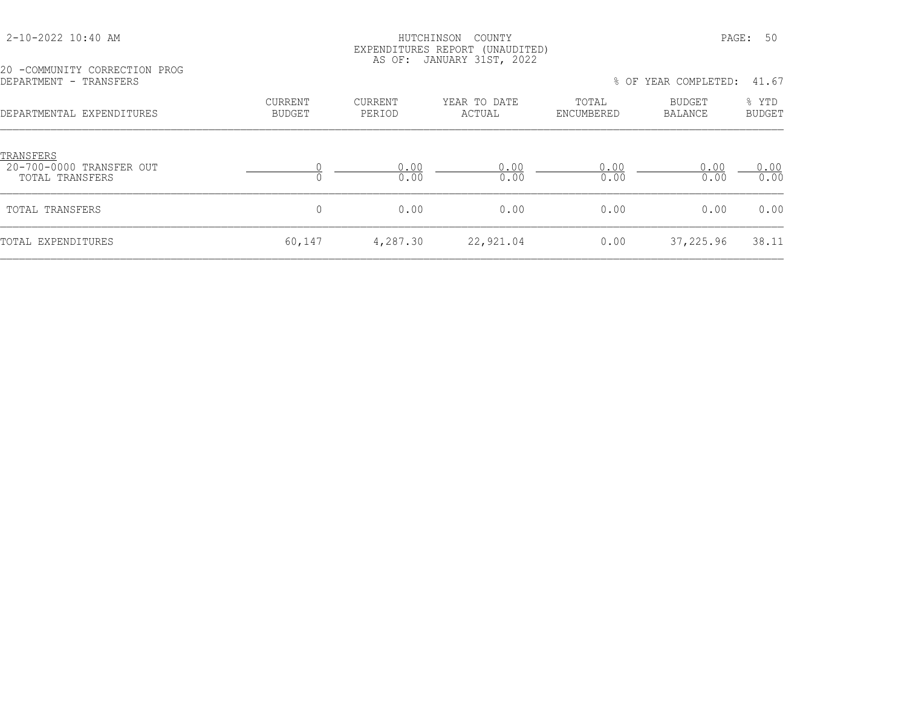HUTCHINSON COUNTY
EXPENDITURES REPORT (UNAUDITED)
AS OF: JANUARY 31ST, 2022

2-10-2022 10:40 AM

20 -COMMUNITY CORRECTION PROG
DEPARTMENT - TRANSFERS

% OF YEAR COMPLETED: 41.67

| DEPARTMENTAL EXPENDITURES | CURRENT BUDGET | CURRENT PERIOD | YEAR TO DATE ACTUAL | TOTAL ENCUMBERED | BUDGET BALANCE | % YTD BUDGET |
|---|---|---|---|---|---|---|
| TRANSFERS | | | | | | |
| 20-700-0000 TRANSFER OUT | 0 | 0.00 | 0.00 | 0.00 | 0.00 | 0.00 |
| TOTAL TRANSFERS | 0 | 0.00 | 0.00 | 0.00 | 0.00 | 0.00 |
| TOTAL TRANSFERS | 0 | 0.00 | 0.00 | 0.00 | 0.00 | 0.00 |
| TOTAL EXPENDITURES | 60,147 | 4,287.30 | 22,921.04 | 0.00 | 37,225.96 | 38.11 |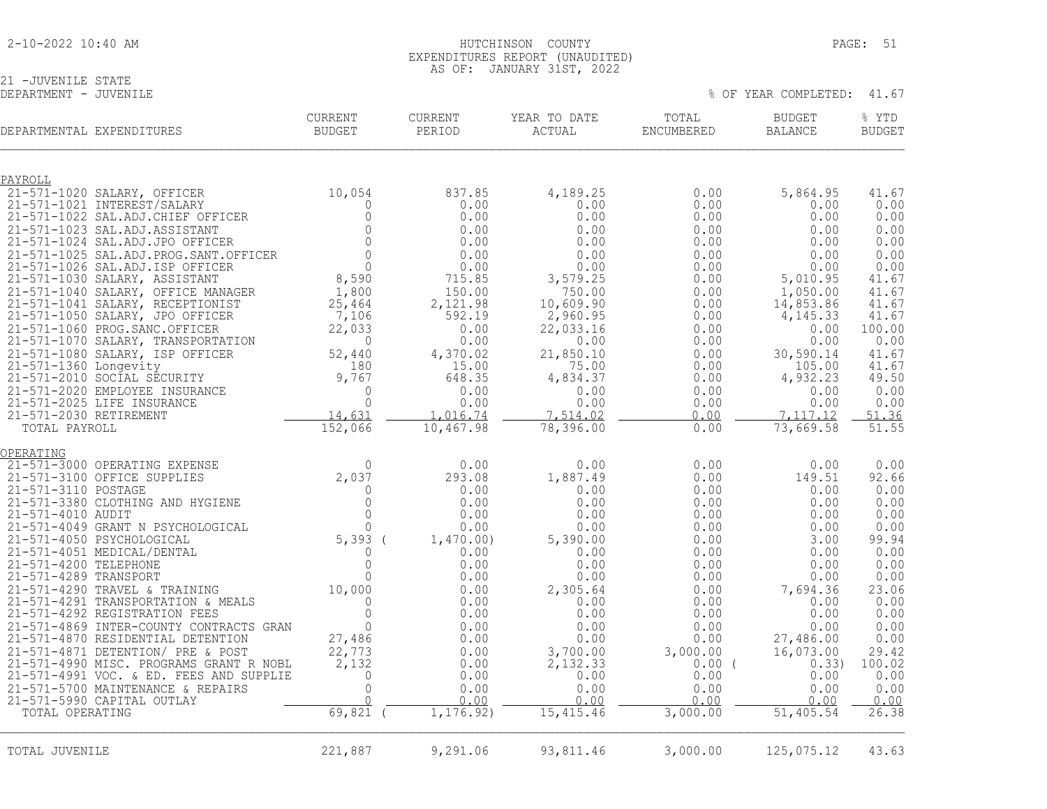HUTCHINSON COUNTY
EXPENDITURES REPORT (UNAUDITED)
AS OF: JANUARY 31ST, 2022

21 -JUVENILE STATE
DEPARTMENT - JUVENILE

% OF YEAR COMPLETED: 41.67

| DEPARTMENTAL EXPENDITURES | CURRENT BUDGET | CURRENT PERIOD | YEAR TO DATE ACTUAL | TOTAL ENCUMBERED | BUDGET BALANCE | % YTD BUDGET |
|---|---|---|---|---|---|---|
| **PAYROLL** | | | | | | |
| 21-571-1020 SALARY, OFFICER | 10,054 | 837.85 | 4,189.25 | 0.00 | 5,864.95 | 41.67 |
| 21-571-1021 INTEREST/SALARY | 0 | 0.00 | 0.00 | 0.00 | 0.00 | 0.00 |
| 21-571-1022 SAL.ADJ.CHIEF OFFICER | 0 | 0.00 | 0.00 | 0.00 | 0.00 | 0.00 |
| 21-571-1023 SAL.ADJ.ASSISTANT | 0 | 0.00 | 0.00 | 0.00 | 0.00 | 0.00 |
| 21-571-1024 SAL.ADJ.JPO OFFICER | 0 | 0.00 | 0.00 | 0.00 | 0.00 | 0.00 |
| 21-571-1025 SAL.ADJ.PROG.SANT.OFFICER | 0 | 0.00 | 0.00 | 0.00 | 0.00 | 0.00 |
| 21-571-1026 SAL.ADJ.ISP OFFICER | 0 | 0.00 | 0.00 | 0.00 | 0.00 | 0.00 |
| 21-571-1030 SALARY, ASSISTANT | 8,590 | 715.85 | 3,579.25 | 0.00 | 5,010.95 | 41.67 |
| 21-571-1040 SALARY, OFFICE MANAGER | 1,800 | 150.00 | 750.00 | 0.00 | 1,050.00 | 41.67 |
| 21-571-1041 SALARY, RECEPTIONIST | 25,464 | 2,121.98 | 10,609.90 | 0.00 | 14,853.86 | 41.67 |
| 21-571-1050 SALARY, JPO OFFICER | 7,106 | 592.19 | 2,960.95 | 0.00 | 4,145.33 | 41.67 |
| 21-571-1060 PROG.SANC.OFFICER | 22,033 | 0.00 | 22,033.16 | 0.00 | 0.00 | 100.00 |
| 21-571-1070 SALARY, TRANSPORTATION | 0 | 0.00 | 0.00 | 0.00 | 0.00 | 0.00 |
| 21-571-1080 SALARY, ISP OFFICER | 52,440 | 4,370.02 | 21,850.10 | 0.00 | 30,590.14 | 41.67 |
| 21-571-1360 Longevity | 180 | 15.00 | 75.00 | 0.00 | 105.00 | 41.67 |
| 21-571-2010 SOCIAL SECURITY | 9,767 | 648.35 | 4,834.37 | 0.00 | 4,932.23 | 49.50 |
| 21-571-2020 EMPLOYEE INSURANCE | 0 | 0.00 | 0.00 | 0.00 | 0.00 | 0.00 |
| 21-571-2025 LIFE INSURANCE | 0 | 0.00 | 0.00 | 0.00 | 0.00 | 0.00 |
| 21-571-2030 RETIREMENT | 14,631 | 1,016.74 | 7,514.02 | 0.00 | 7,117.12 | 51.36 |
| TOTAL PAYROLL | 152,066 | 10,467.98 | 78,396.00 | 0.00 | 73,669.58 | 51.55 |
| **OPERATING** | | | | | | |
| 21-571-3000 OPERATING EXPENSE | 0 | 0.00 | 0.00 | 0.00 | 0.00 | 0.00 |
| 21-571-3100 OFFICE SUPPLIES | 2,037 | 293.08 | 1,887.49 | 0.00 | 149.51 | 92.66 |
| 21-571-3110 POSTAGE | 0 | 0.00 | 0.00 | 0.00 | 0.00 | 0.00 |
| 21-571-3380 CLOTHING AND HYGIENE | 0 | 0.00 | 0.00 | 0.00 | 0.00 | 0.00 |
| 21-571-4010 AUDIT | 0 | 0.00 | 0.00 | 0.00 | 0.00 | 0.00 |
| 21-571-4049 GRANT N PSYCHOLOGICAL | 0 | 0.00 | 0.00 | 0.00 | 0.00 | 0.00 |
| 21-571-4050 PSYCHOLOGICAL | 5,393 | (1,470.00) | 5,390.00 | 0.00 | 3.00 | 99.94 |
| 21-571-4051 MEDICAL/DENTAL | 0 | 0.00 | 0.00 | 0.00 | 0.00 | 0.00 |
| 21-571-4200 TELEPHONE | 0 | 0.00 | 0.00 | 0.00 | 0.00 | 0.00 |
| 21-571-4289 TRANSPORT | 0 | 0.00 | 0.00 | 0.00 | 0.00 | 0.00 |
| 21-571-4290 TRAVEL & TRAINING | 10,000 | 0.00 | 2,305.64 | 0.00 | 7,694.36 | 23.06 |
| 21-571-4291 TRANSPORTATION & MEALS | 0 | 0.00 | 0.00 | 0.00 | 0.00 | 0.00 |
| 21-571-4292 REGISTRATION FEES | 0 | 0.00 | 0.00 | 0.00 | 0.00 | 0.00 |
| 21-571-4869 INTER-COUNTY CONTRACTS GRAN | 0 | 0.00 | 0.00 | 0.00 | 0.00 | 0.00 |
| 21-571-4870 RESIDENTIAL DETENTION | 27,486 | 0.00 | 0.00 | 0.00 | 27,486.00 | 0.00 |
| 21-571-4871 DETENTION/ PRE & POST | 22,773 | 0.00 | 3,700.00 | 3,000.00 | 16,073.00 | 29.42 |
| 21-571-4990 MISC. PROGRAMS GRANT R NOBL | 2,132 | 0.00 | 2,132.33 | 0.00 | (0.33) | 100.02 |
| 21-571-4991 VOC. & ED. FEES AND SUPPLIE | 0 | 0.00 | 0.00 | 0.00 | 0.00 | 0.00 |
| 21-571-5700 MAINTENANCE & REPAIRS | 0 | 0.00 | 0.00 | 0.00 | 0.00 | 0.00 |
| 21-571-5990 CAPITAL OUTLAY | 0 | 0.00 | 0.00 | 0.00 | 0.00 | 0.00 |
| TOTAL OPERATING | 69,821 | (1,176.92) | 15,415.46 | 3,000.00 | 51,405.54 | 26.38 |
| TOTAL JUVENILE | 221,887 | 9,291.06 | 93,811.46 | 3,000.00 | 125,075.12 | 43.63 |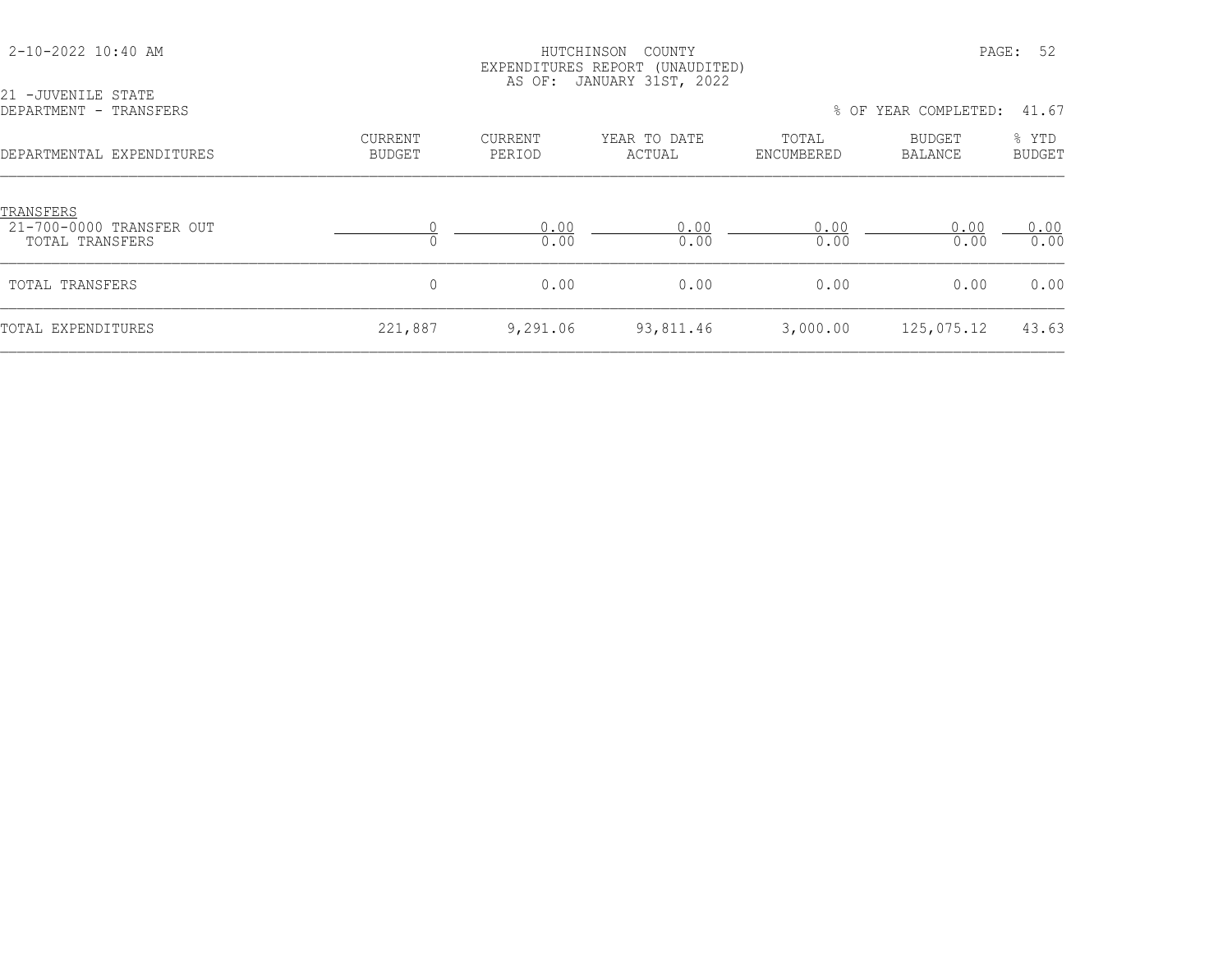HUTCHINSON COUNTY
EXPENDITURES REPORT (UNAUDITED)
AS OF: JANUARY 31ST, 2022

21 -JUVENILE STATE
DEPARTMENT - TRANSFERS

% OF YEAR COMPLETED: 41.67

| DEPARTMENTAL EXPENDITURES | CURRENT BUDGET | CURRENT PERIOD | YEAR TO DATE ACTUAL | TOTAL ENCUMBERED | BUDGET BALANCE | % YTD BUDGET |
|---|---|---|---|---|---|---|
| TRANSFERS | | | | | | |
| 21-700-0000 TRANSFER OUT | 0 | 0.00 | 0.00 | 0.00 | 0.00 | 0.00 |
| TOTAL TRANSFERS | 0 | 0.00 | 0.00 | 0.00 | 0.00 | 0.00 |
| TOTAL TRANSFERS | 0 | 0.00 | 0.00 | 0.00 | 0.00 | 0.00 |
| TOTAL EXPENDITURES | 221,887 | 9,291.06 | 93,811.46 | 3,000.00 | 125,075.12 | 43.63 |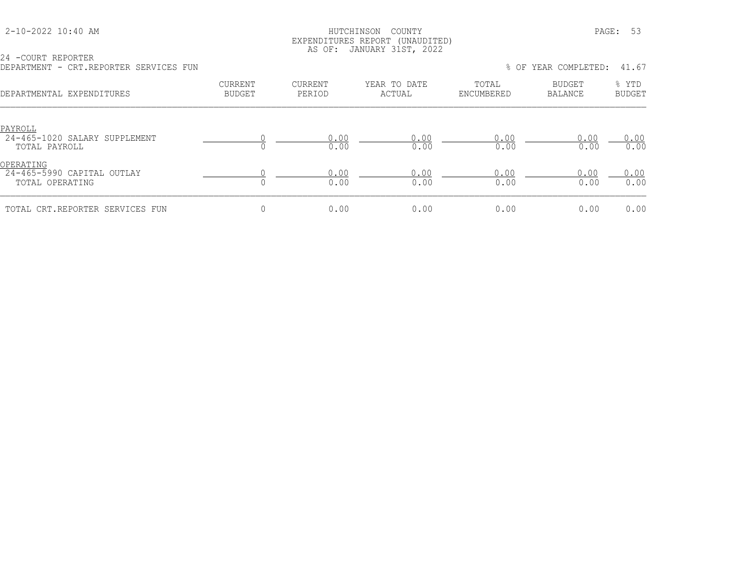24 -COURT REPORTER
DEPARTMENT - CRT.REPORTER SERVICES FUN

% OF YEAR COMPLETED: 41.67

| DEPARTMENTAL EXPENDITURES | CURRENT BUDGET | CURRENT PERIOD | YEAR TO DATE ACTUAL | TOTAL ENCUMBERED | BUDGET BALANCE | % YTD BUDGET |
|---|---|---|---|---|---|---|
| PAYROLL | | | | | | |
| 24-465-1020 SALARY SUPPLEMENT | 0 | 0.00 | 0.00 | 0.00 | 0.00 | 0.00 |
| TOTAL PAYROLL | 0 | 0.00 | 0.00 | 0.00 | 0.00 | 0.00 |
| OPERATING | | | | | | |
| 24-465-5990 CAPITAL OUTLAY | 0 | 0.00 | 0.00 | 0.00 | 0.00 | 0.00 |
| TOTAL OPERATING | 0 | 0.00 | 0.00 | 0.00 | 0.00 | 0.00 |
| TOTAL CRT.REPORTER SERVICES FUN | 0 | 0.00 | 0.00 | 0.00 | 0.00 | 0.00 |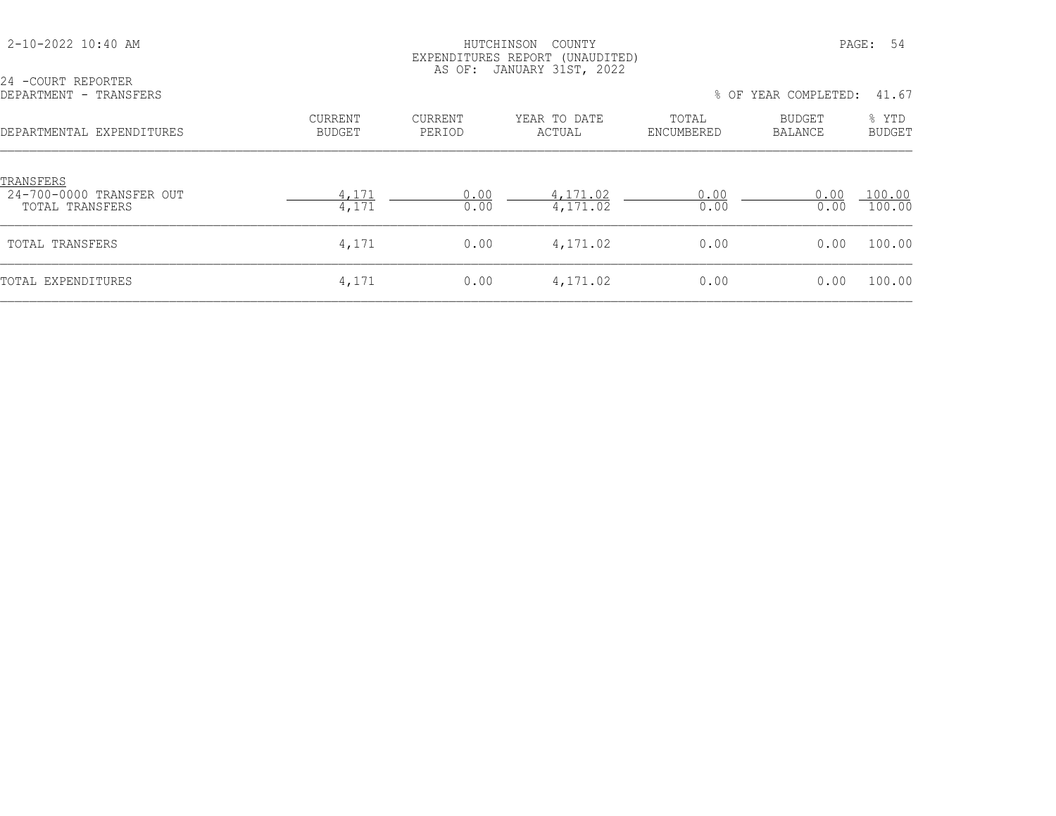HUTCHINSON COUNTY
EXPENDITURES REPORT (UNAUDITED)
AS OF: JANUARY 31ST, 2022

24 -COURT REPORTER
DEPARTMENT - TRANSFERS

% OF YEAR COMPLETED: 41.67

| DEPARTMENTAL EXPENDITURES | CURRENT BUDGET | CURRENT PERIOD | YEAR TO DATE ACTUAL | TOTAL ENCUMBERED | BUDGET BALANCE | % YTD BUDGET |
|---|---|---|---|---|---|---|
| TRANSFERS | | | | | | |
| 24-700-0000 TRANSFER OUT | 4,171 | 0.00 | 4,171.02 | 0.00 | 0.00 | 100.00 |
| TOTAL TRANSFERS | 4,171 | 0.00 | 4,171.02 | 0.00 | 0.00 | 100.00 |
| TOTAL TRANSFERS | 4,171 | 0.00 | 4,171.02 | 0.00 | 0.00 | 100.00 |
| TOTAL EXPENDITURES | 4,171 | 0.00 | 4,171.02 | 0.00 | 0.00 | 100.00 |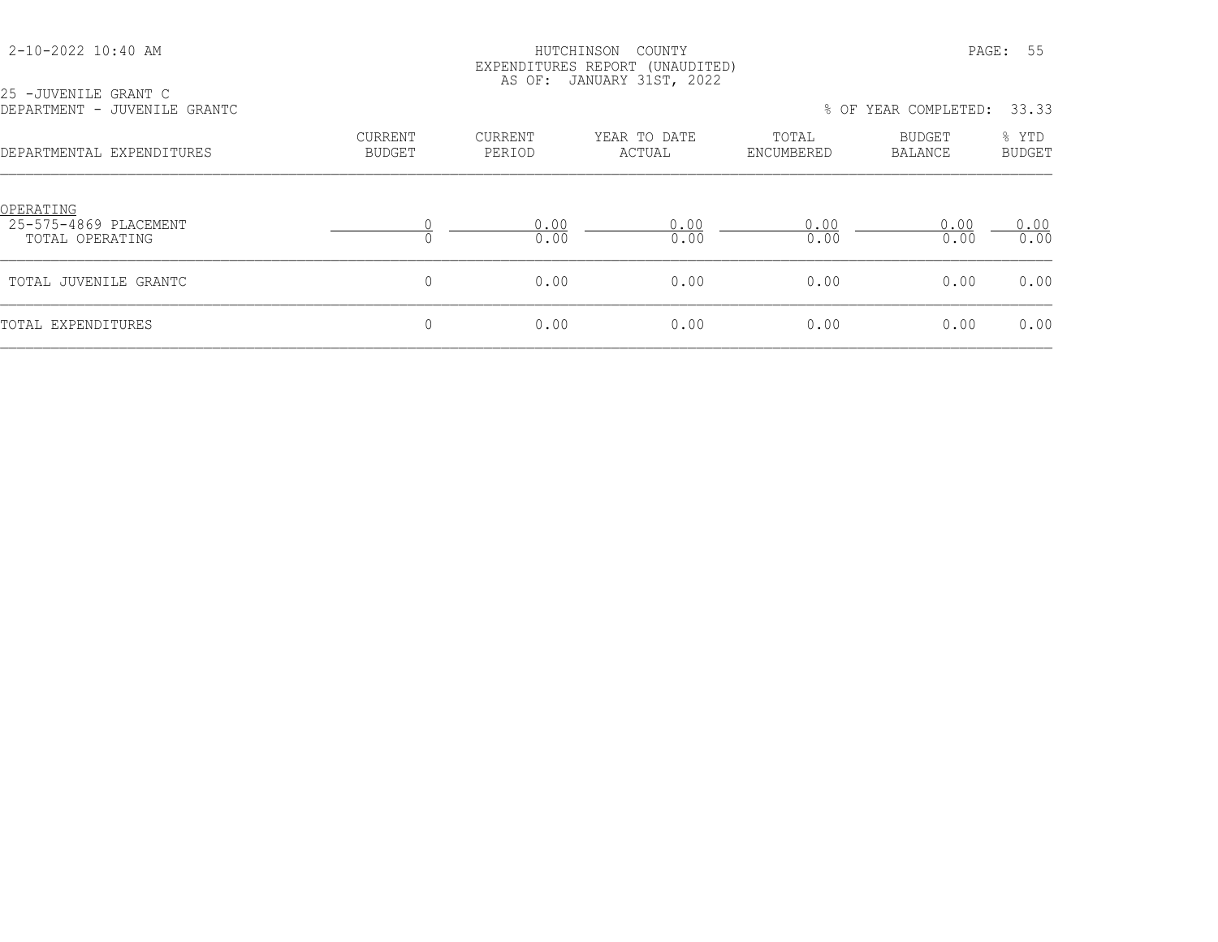HUTCHINSON COUNTY
EXPENDITURES REPORT (UNAUDITED)
AS OF: JANUARY 31ST, 2022

2-10-2022 10:40 AM

25 -JUVENILE GRANT C
DEPARTMENT - JUVENILE GRANTC

% OF YEAR COMPLETED: 33.33

| DEPARTMENTAL EXPENDITURES | CURRENT BUDGET | CURRENT PERIOD | YEAR TO DATE ACTUAL | TOTAL ENCUMBERED | BUDGET BALANCE | % YTD BUDGET |
|---|---|---|---|---|---|---|
| OPERATING | | | | | | |
| 25-575-4869 PLACEMENT | 0 | 0.00 | 0.00 | 0.00 | 0.00 | 0.00 |
| TOTAL OPERATING | 0 | 0.00 | 0.00 | 0.00 | 0.00 | 0.00 |
| TOTAL JUVENILE GRANTC | 0 | 0.00 | 0.00 | 0.00 | 0.00 | 0.00 |
| TOTAL EXPENDITURES | 0 | 0.00 | 0.00 | 0.00 | 0.00 | 0.00 |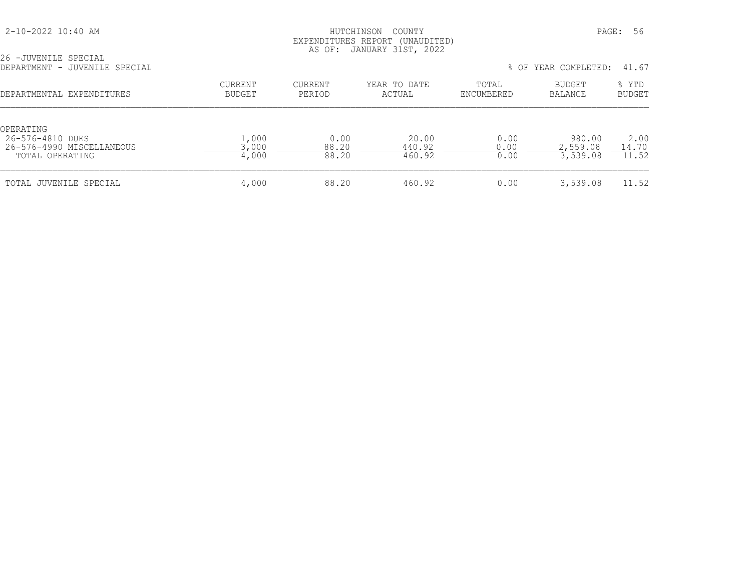HUTCHINSON COUNTY
EXPENDITURES REPORT (UNAUDITED)
AS OF: JANUARY 31ST, 2022

2-10-2022 10:40 AM

26 -JUVENILE SPECIAL
DEPARTMENT - JUVENILE SPECIAL

% OF YEAR COMPLETED: 41.67

| DEPARTMENTAL EXPENDITURES | CURRENT BUDGET | CURRENT PERIOD | YEAR TO DATE ACTUAL | TOTAL ENCUMBERED | BUDGET BALANCE | % YTD BUDGET |
|---|---|---|---|---|---|---|
| OPERATING | | | | | | |
| 26-576-4810 DUES | 1,000 | 0.00 | 20.00 | 0.00 | 980.00 | 2.00 |
| 26-576-4990 MISCELLANEOUS | 3,000 | 88.20 | 440.92 | 0.00 | 2,559.08 | 14.70 |
| TOTAL OPERATING | 4,000 | 88.20 | 460.92 | 0.00 | 3,539.08 | 11.52 |
| TOTAL JUVENILE SPECIAL | 4,000 | 88.20 | 460.92 | 0.00 | 3,539.08 | 11.52 |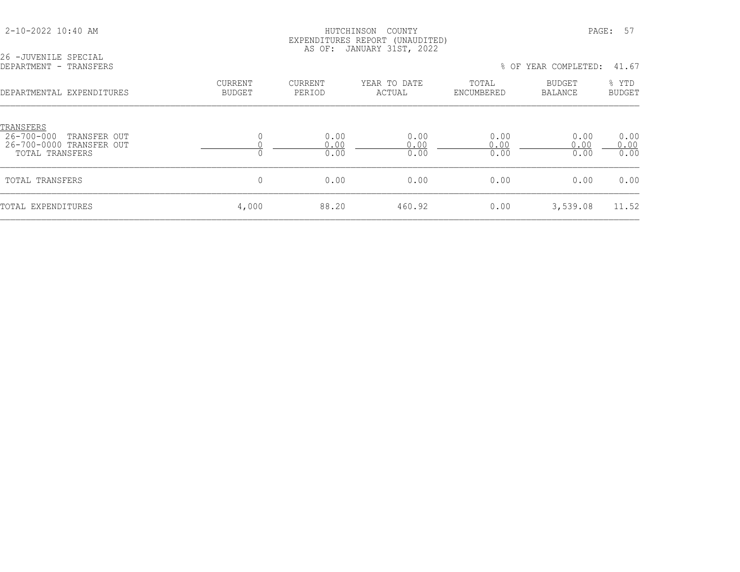HUTCHINSON COUNTY
EXPENDITURES REPORT (UNAUDITED)
AS OF: JANUARY 31ST, 2022

26 -JUVENILE SPECIAL
DEPARTMENT - TRANSFERS

% OF YEAR COMPLETED: 41.67

| DEPARTMENTAL EXPENDITURES | CURRENT BUDGET | CURRENT PERIOD | YEAR TO DATE ACTUAL | TOTAL ENCUMBERED | BUDGET BALANCE | % YTD BUDGET |
|---|---|---|---|---|---|---|
| TRANSFERS | | | | | | |
| 26-700-000 TRANSFER OUT | 0 | 0.00 | 0.00 | 0.00 | 0.00 | 0.00 |
| 26-700-0000 TRANSFER OUT | 0 | 0.00 | 0.00 | 0.00 | 0.00 | 0.00 |
| TOTAL TRANSFERS | 0 | 0.00 | 0.00 | 0.00 | 0.00 | 0.00 |
| TOTAL TRANSFERS | 0 | 0.00 | 0.00 | 0.00 | 0.00 | 0.00 |
| TOTAL EXPENDITURES | 4,000 | 88.20 | 460.92 | 0.00 | 3,539.08 | 11.52 |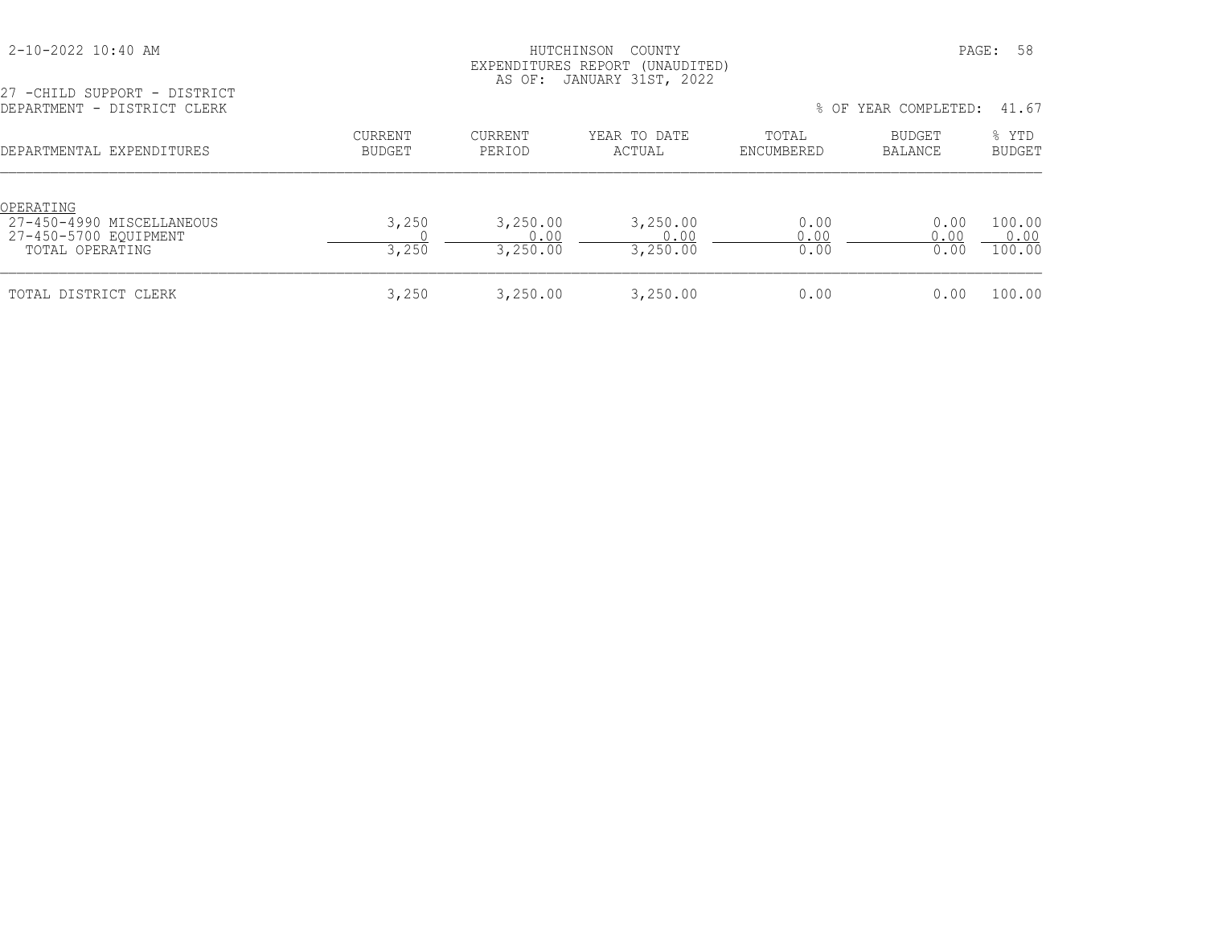HUTCHINSON COUNTY
EXPENDITURES REPORT (UNAUDITED)
AS OF: JANUARY 31ST, 2022

2-10-2022 10:40 AM

27 -CHILD SUPPORT - DISTRICT
DEPARTMENT - DISTRICT CLERK

% OF YEAR COMPLETED: 41.67

| DEPARTMENTAL EXPENDITURES | CURRENT BUDGET | CURRENT PERIOD | YEAR TO DATE ACTUAL | TOTAL ENCUMBERED | BUDGET BALANCE | % YTD BUDGET |
|---|---|---|---|---|---|---|
| OPERATING | | | | | | |
| 27-450-4990 MISCELLANEOUS | 3,250 | 3,250.00 | 3,250.00 | 0.00 | 0.00 | 100.00 |
| 27-450-5700 EQUIPMENT | 0 | 0.00 | 0.00 | 0.00 | 0.00 | 0.00 |
| TOTAL OPERATING | 3,250 | 3,250.00 | 3,250.00 | 0.00 | 0.00 | 100.00 |
| TOTAL DISTRICT CLERK | 3,250 | 3,250.00 | 3,250.00 | 0.00 | 0.00 | 100.00 |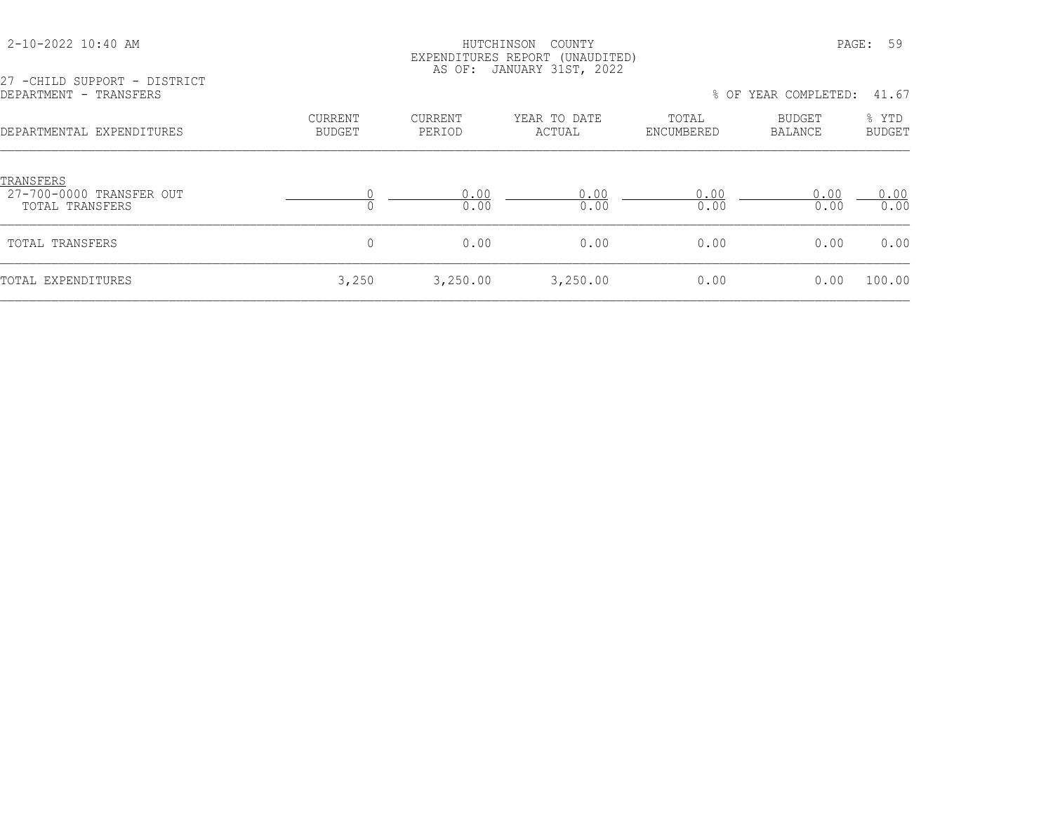HUTCHINSON COUNTY
EXPENDITURES REPORT (UNAUDITED)
AS OF: JANUARY 31ST, 2022

2-10-2022 10:40 AM

27 -CHILD SUPPORT - DISTRICT
DEPARTMENT - TRANSFERS

% OF YEAR COMPLETED: 41.67

| DEPARTMENTAL EXPENDITURES | CURRENT BUDGET | CURRENT PERIOD | YEAR TO DATE ACTUAL | TOTAL ENCUMBERED | BUDGET BALANCE | % YTD BUDGET |
|---|---|---|---|---|---|---|
| TRANSFERS | | | | | | |
| 27-700-0000 TRANSFER OUT | 0 | 0.00 | 0.00 | 0.00 | 0.00 | 0.00 |
| TOTAL TRANSFERS | 0 | 0.00 | 0.00 | 0.00 | 0.00 | 0.00 |
| TOTAL TRANSFERS | 0 | 0.00 | 0.00 | 0.00 | 0.00 | 0.00 |
| TOTAL EXPENDITURES | 3,250 | 3,250.00 | 3,250.00 | 0.00 | 0.00 | 100.00 |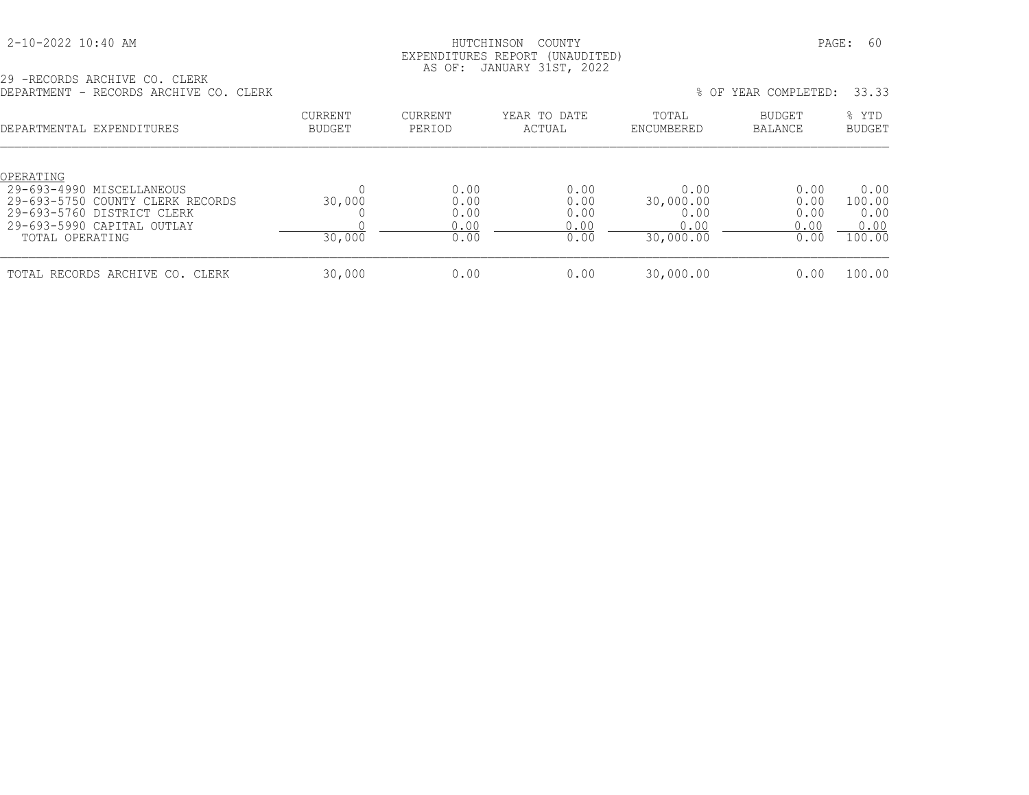2-10-2022 10:40 AM

HUTCHINSON COUNTY
EXPENDITURES REPORT (UNAUDITED)
AS OF: JANUARY 31ST, 2022

29 -RECORDS ARCHIVE CO. CLERK
DEPARTMENT - RECORDS ARCHIVE CO. CLERK

% OF YEAR COMPLETED: 33.33

| DEPARTMENTAL EXPENDITURES | CURRENT BUDGET | CURRENT PERIOD | YEAR TO DATE ACTUAL | TOTAL ENCUMBERED | BUDGET BALANCE | % YTD BUDGET |
|---|---|---|---|---|---|---|
| OPERATING | | | | | | |
| 29-693-4990 MISCELLANEOUS | 0 | 0.00 | 0.00 | 0.00 | 0.00 | 0.00 |
| 29-693-5750 COUNTY CLERK RECORDS | 30,000 | 0.00 | 0.00 | 30,000.00 | 0.00 | 100.00 |
| 29-693-5760 DISTRICT CLERK | 0 | 0.00 | 0.00 | 0.00 | 0.00 | 0.00 |
| 29-693-5990 CAPITAL OUTLAY | 0 | 0.00 | 0.00 | 0.00 | 0.00 | 0.00 |
| TOTAL OPERATING | 30,000 | 0.00 | 0.00 | 30,000.00 | 0.00 | 100.00 |
| TOTAL RECORDS ARCHIVE CO. CLERK | 30,000 | 0.00 | 0.00 | 30,000.00 | 0.00 | 100.00 |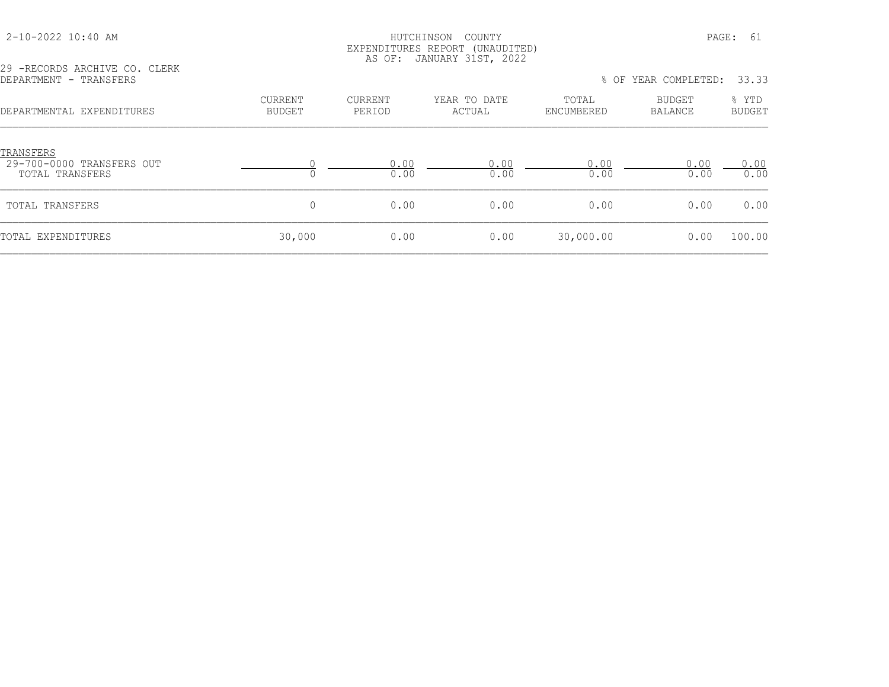HUTCHINSON COUNTY
EXPENDITURES REPORT (UNAUDITED)
AS OF: JANUARY 31ST, 2022

29 -RECORDS ARCHIVE CO. CLERK
DEPARTMENT - TRANSFERS

% OF YEAR COMPLETED: 33.33

| DEPARTMENTAL EXPENDITURES | CURRENT BUDGET | CURRENT PERIOD | YEAR TO DATE ACTUAL | TOTAL ENCUMBERED | BUDGET BALANCE | % YTD BUDGET |
|---|---|---|---|---|---|---|
| TRANSFERS | | | | | | |
| 29-700-0000 TRANSFERS OUT | 0 | 0.00 | 0.00 | 0.00 | 0.00 | 0.00 |
| TOTAL TRANSFERS | 0 | 0.00 | 0.00 | 0.00 | 0.00 | 0.00 |
| TOTAL TRANSFERS | 0 | 0.00 | 0.00 | 0.00 | 0.00 | 0.00 |
| TOTAL EXPENDITURES | 30,000 | 0.00 | 0.00 | 30,000.00 | 0.00 | 100.00 |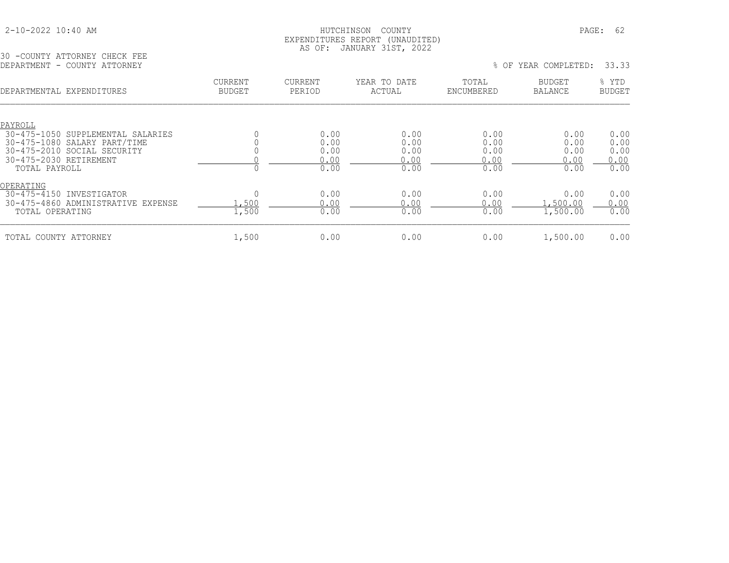HUTCHINSON COUNTY
EXPENDITURES REPORT (UNAUDITED)
AS OF: JANUARY 31ST, 2022

30 -COUNTY ATTORNEY CHECK FEE
DEPARTMENT - COUNTY ATTORNEY

% OF YEAR COMPLETED: 33.33

| DEPARTMENTAL EXPENDITURES | CURRENT BUDGET | CURRENT PERIOD | YEAR TO DATE ACTUAL | TOTAL ENCUMBERED | BUDGET BALANCE | % YTD BUDGET |
|---|---|---|---|---|---|---|
| PAYROLL | | | | | | |
| 30-475-1050 SUPPLEMENTAL SALARIES | 0 | 0.00 | 0.00 | 0.00 | 0.00 | 0.00 |
| 30-475-1080 SALARY PART/TIME | 0 | 0.00 | 0.00 | 0.00 | 0.00 | 0.00 |
| 30-475-2010 SOCIAL SECURITY | 0 | 0.00 | 0.00 | 0.00 | 0.00 | 0.00 |
| 30-475-2030 RETIREMENT | 0 | 0.00 | 0.00 | 0.00 | 0.00 | 0.00 |
| TOTAL PAYROLL | 0 | 0.00 | 0.00 | 0.00 | 0.00 | 0.00 |
| OPERATING | | | | | | |
| 30-475-4150 INVESTIGATOR | 0 | 0.00 | 0.00 | 0.00 | 0.00 | 0.00 |
| 30-475-4860 ADMINISTRATIVE EXPENSE | 1,500 | 0.00 | 0.00 | 0.00 | 1,500.00 | 0.00 |
| TOTAL OPERATING | 1,500 | 0.00 | 0.00 | 0.00 | 1,500.00 | 0.00 |
| TOTAL COUNTY ATTORNEY | 1,500 | 0.00 | 0.00 | 0.00 | 1,500.00 | 0.00 |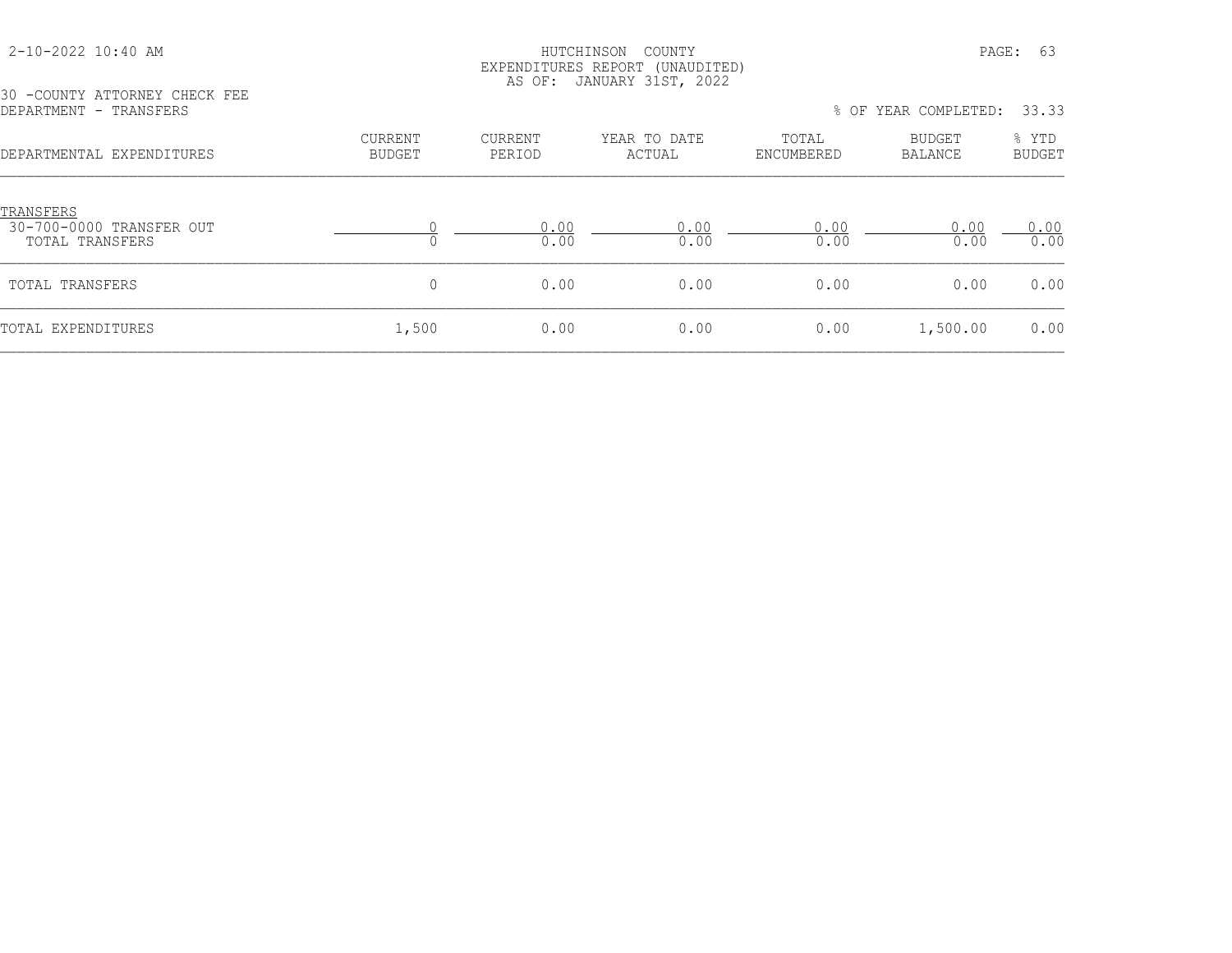HUTCHINSON COUNTY
EXPENDITURES REPORT (UNAUDITED)
AS OF: JANUARY 31ST, 2022

30 -COUNTY ATTORNEY CHECK FEE
DEPARTMENT - TRANSFERS

% OF YEAR COMPLETED: 33.33

| DEPARTMENTAL EXPENDITURES | CURRENT BUDGET | CURRENT PERIOD | YEAR TO DATE ACTUAL | TOTAL ENCUMBERED | BUDGET BALANCE | % YTD BUDGET |
|---|---|---|---|---|---|---|
| TRANSFERS | | | | | | |
| 30-700-0000 TRANSFER OUT | 0 | 0.00 | 0.00 | 0.00 | 0.00 | 0.00 |
| TOTAL TRANSFERS | 0 | 0.00 | 0.00 | 0.00 | 0.00 | 0.00 |
| TOTAL TRANSFERS | 0 | 0.00 | 0.00 | 0.00 | 0.00 | 0.00 |
| TOTAL EXPENDITURES | 1,500 | 0.00 | 0.00 | 0.00 | 1,500.00 | 0.00 |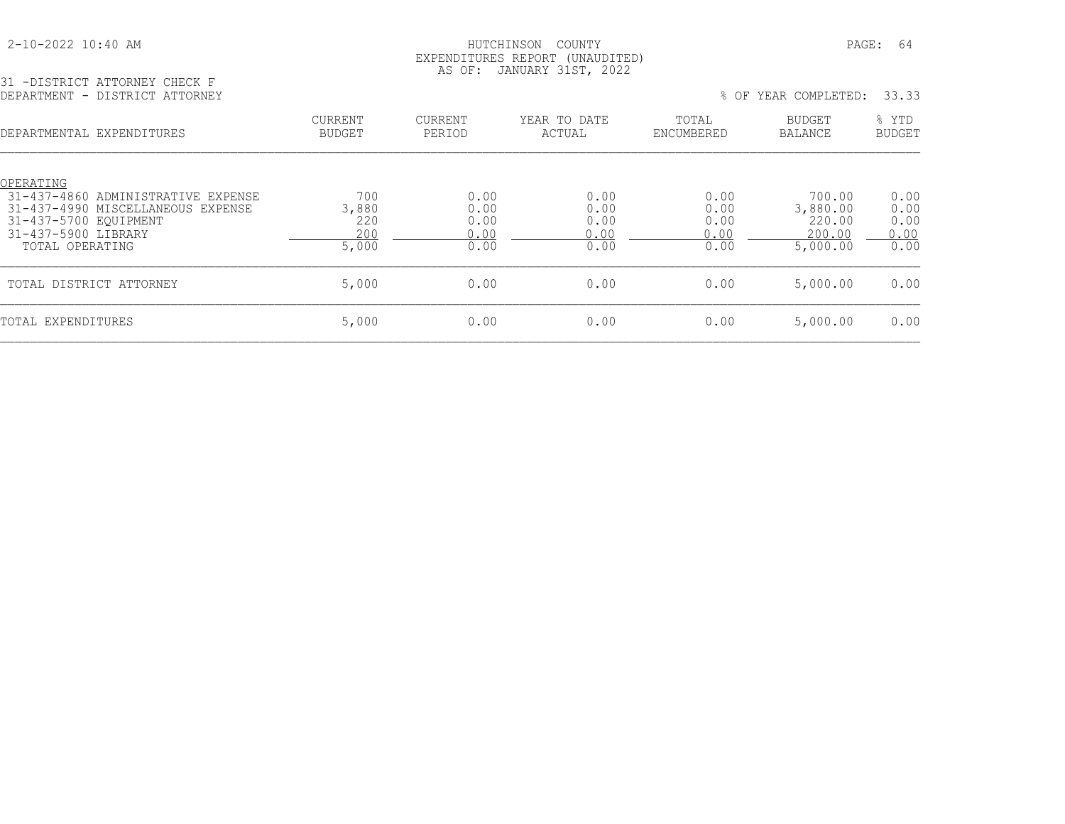HUTCHINSON COUNTY
EXPENDITURES REPORT (UNAUDITED)
AS OF: JANUARY 31ST, 2022

31 -DISTRICT ATTORNEY CHECK F
DEPARTMENT - DISTRICT ATTORNEY

% OF YEAR COMPLETED: 33.33

| DEPARTMENTAL EXPENDITURES | CURRENT BUDGET | CURRENT PERIOD | YEAR TO DATE ACTUAL | TOTAL ENCUMBERED | BUDGET BALANCE | % YTD BUDGET |
|---|---|---|---|---|---|---|
| OPERATING | | | | | | |
| 31-437-4860 ADMINISTRATIVE EXPENSE | 700 | 0.00 | 0.00 | 0.00 | 700.00 | 0.00 |
| 31-437-4990 MISCELLANEOUS EXPENSE | 3,880 | 0.00 | 0.00 | 0.00 | 3,880.00 | 0.00 |
| 31-437-5700 EQUIPMENT | 220 | 0.00 | 0.00 | 0.00 | 220.00 | 0.00 |
| 31-437-5900 LIBRARY | 200 | 0.00 | 0.00 | 0.00 | 200.00 | 0.00 |
| TOTAL OPERATING | 5,000 | 0.00 | 0.00 | 0.00 | 5,000.00 | 0.00 |
| TOTAL DISTRICT ATTORNEY | 5,000 | 0.00 | 0.00 | 0.00 | 5,000.00 | 0.00 |
| TOTAL EXPENDITURES | 5,000 | 0.00 | 0.00 | 0.00 | 5,000.00 | 0.00 |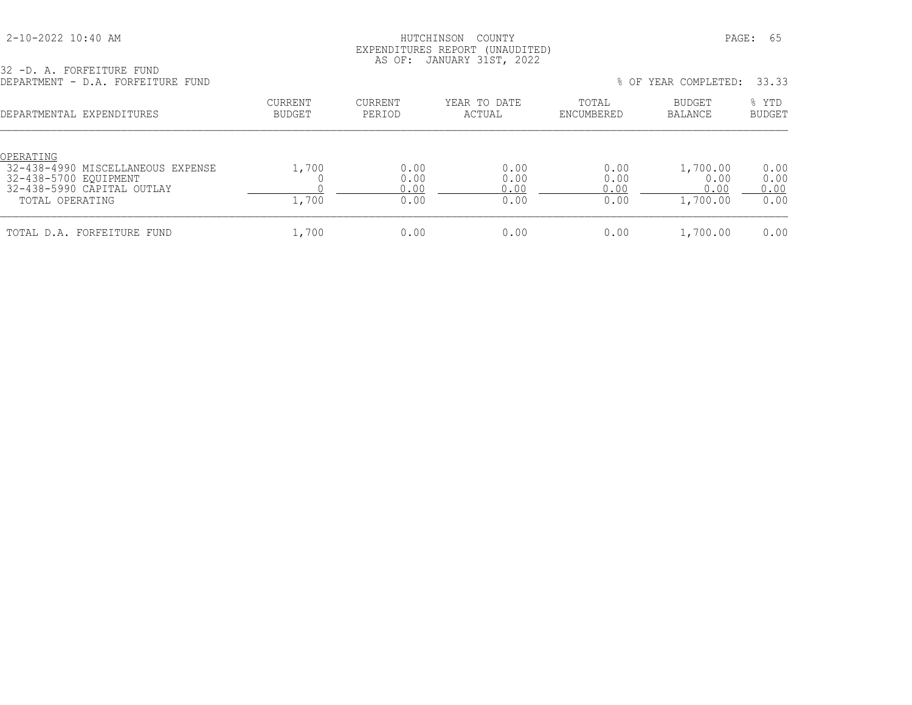HUTCHINSON COUNTY
EXPENDITURES REPORT (UNAUDITED)
AS OF: JANUARY 31ST, 2022

32 -D. A. FORFEITURE FUND
DEPARTMENT - D.A. FORFEITURE FUND

% OF YEAR COMPLETED: 33.33

| DEPARTMENTAL EXPENDITURES | CURRENT BUDGET | CURRENT PERIOD | YEAR TO DATE ACTUAL | TOTAL ENCUMBERED | BUDGET BALANCE | % YTD BUDGET |
|---|---|---|---|---|---|---|
| OPERATING | | | | | | |
| 32-438-4990 MISCELLANEOUS EXPENSE | 1,700 | 0.00 | 0.00 | 0.00 | 1,700.00 | 0.00 |
| 32-438-5700 EQUIPMENT | 0 | 0.00 | 0.00 | 0.00 | 0.00 | 0.00 |
| 32-438-5990 CAPITAL OUTLAY | 0 | 0.00 | 0.00 | 0.00 | 0.00 | 0.00 |
| TOTAL OPERATING | 1,700 | 0.00 | 0.00 | 0.00 | 1,700.00 | 0.00 |
| TOTAL D.A. FORFEITURE FUND | 1,700 | 0.00 | 0.00 | 0.00 | 1,700.00 | 0.00 |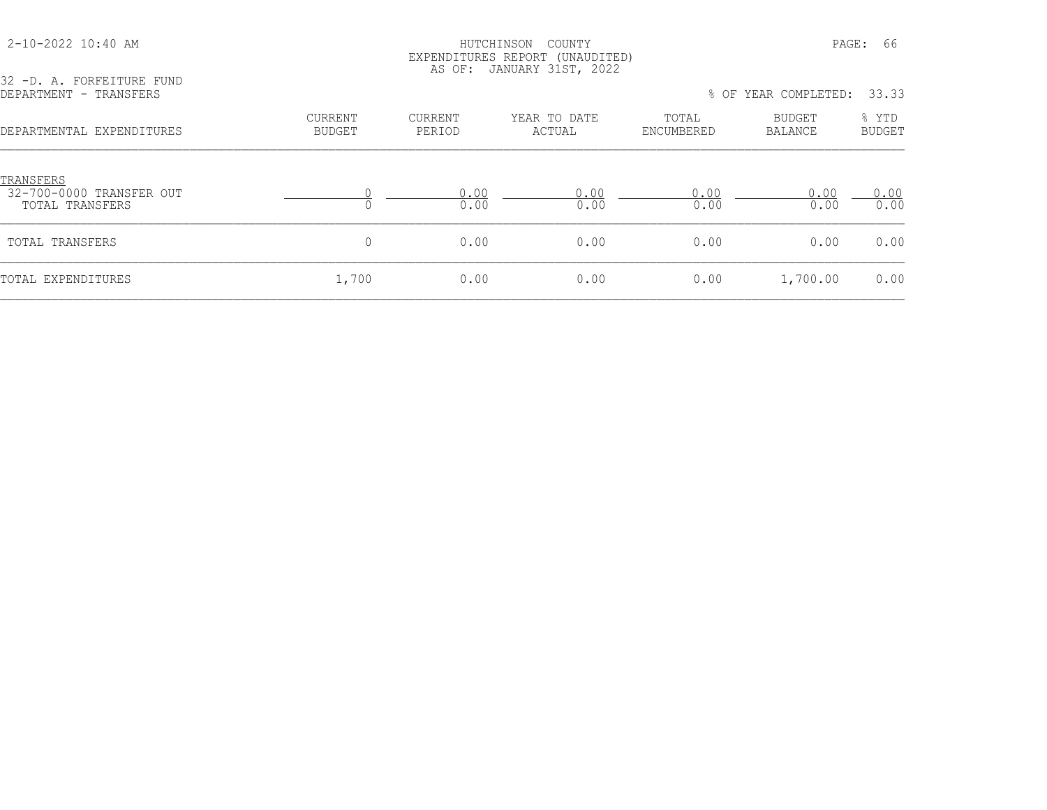HUTCHINSON COUNTY
EXPENDITURES REPORT (UNAUDITED)
AS OF: JANUARY 31ST, 2022

32 -D. A. FORFEITURE FUND
DEPARTMENT - TRANSFERS

% OF YEAR COMPLETED: 33.33

| DEPARTMENTAL EXPENDITURES | CURRENT BUDGET | CURRENT PERIOD | YEAR TO DATE ACTUAL | TOTAL ENCUMBERED | BUDGET BALANCE | % YTD BUDGET |
|---|---|---|---|---|---|---|
| TRANSFERS | | | | | | |
| 32-700-0000 TRANSFER OUT | 0 | 0.00 | 0.00 | 0.00 | 0.00 | 0.00 |
| TOTAL TRANSFERS | 0 | 0.00 | 0.00 | 0.00 | 0.00 | 0.00 |
| TOTAL TRANSFERS | 0 | 0.00 | 0.00 | 0.00 | 0.00 | 0.00 |
| TOTAL EXPENDITURES | 1,700 | 0.00 | 0.00 | 0.00 | 1,700.00 | 0.00 |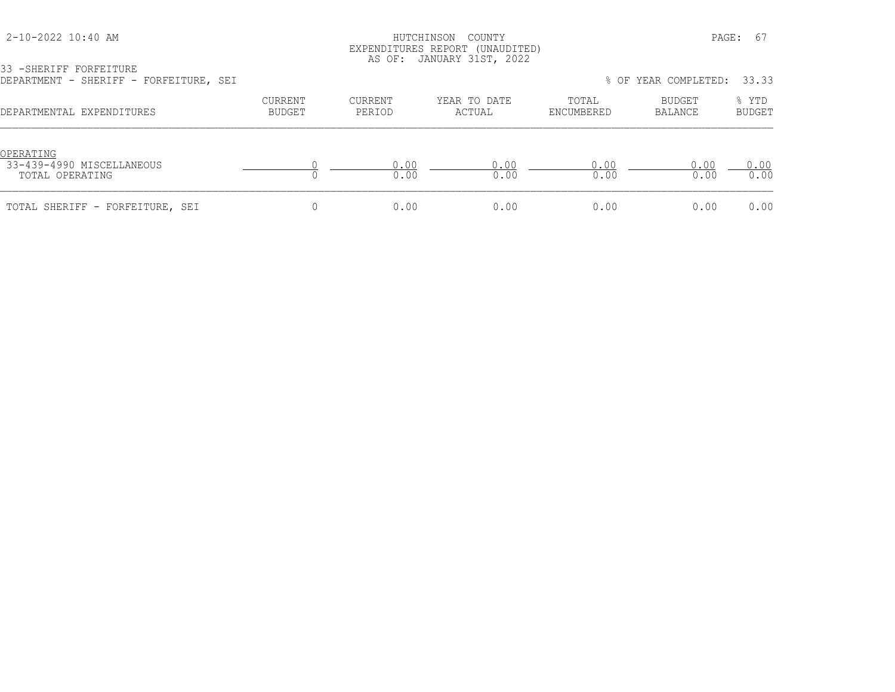HUTCHINSON COUNTY
EXPENDITURES REPORT (UNAUDITED)
AS OF: JANUARY 31ST, 2022

2-10-2022 10:40 AM

33 -SHERIFF FORFEITURE
DEPARTMENT - SHERIFF - FORFEITURE, SEI

% OF YEAR COMPLETED: 33.33

| DEPARTMENTAL EXPENDITURES | CURRENT BUDGET | CURRENT PERIOD | YEAR TO DATE ACTUAL | TOTAL ENCUMBERED | BUDGET BALANCE | % YTD BUDGET |
|---|---|---|---|---|---|---|
| OPERATING | | | | | | |
| 33-439-4990 MISCELLANEOUS | 0 | 0.00 | 0.00 | 0.00 | 0.00 | 0.00 |
| TOTAL OPERATING | 0 | 0.00 | 0.00 | 0.00 | 0.00 | 0.00 |
| TOTAL SHERIFF - FORFEITURE, SEI | 0 | 0.00 | 0.00 | 0.00 | 0.00 | 0.00 |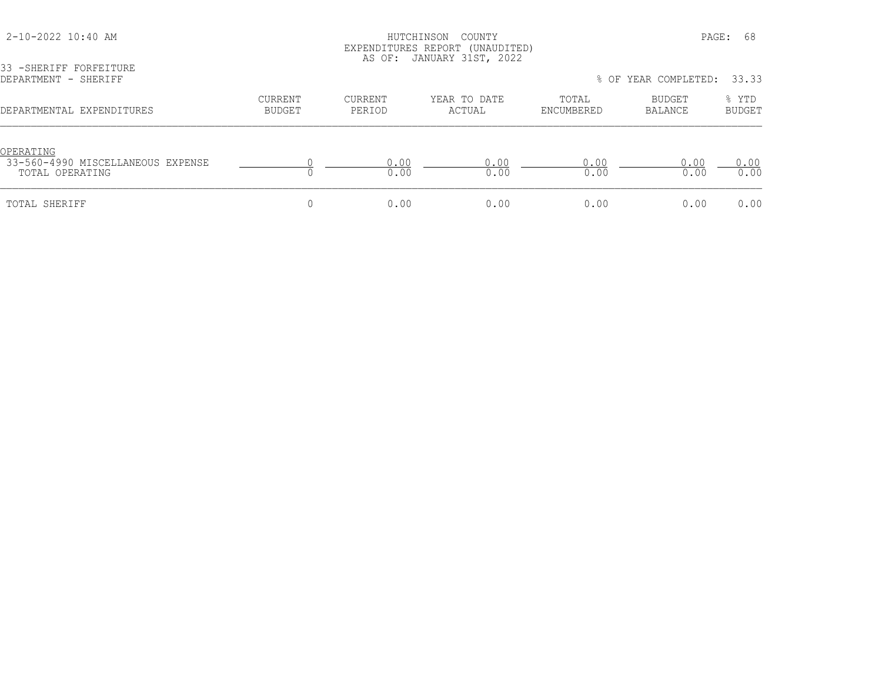HUTCHINSON COUNTY
EXPENDITURES REPORT (UNAUDITED)
AS OF: JANUARY 31ST, 2022

33 -SHERIFF FORFEITURE
DEPARTMENT - SHERIFF

% OF YEAR COMPLETED: 33.33

| DEPARTMENTAL EXPENDITURES | CURRENT BUDGET | CURRENT PERIOD | YEAR TO DATE ACTUAL | TOTAL ENCUMBERED | BUDGET BALANCE | % YTD BUDGET |
|---|---|---|---|---|---|---|
| OPERATING | | | | | | |
| 33-560-4990 MISCELLANEOUS EXPENSE | 0 | 0.00 | 0.00 | 0.00 | 0.00 | 0.00 |
| TOTAL OPERATING | 0 | 0.00 | 0.00 | 0.00 | 0.00 | 0.00 |
| TOTAL SHERIFF | 0 | 0.00 | 0.00 | 0.00 | 0.00 | 0.00 |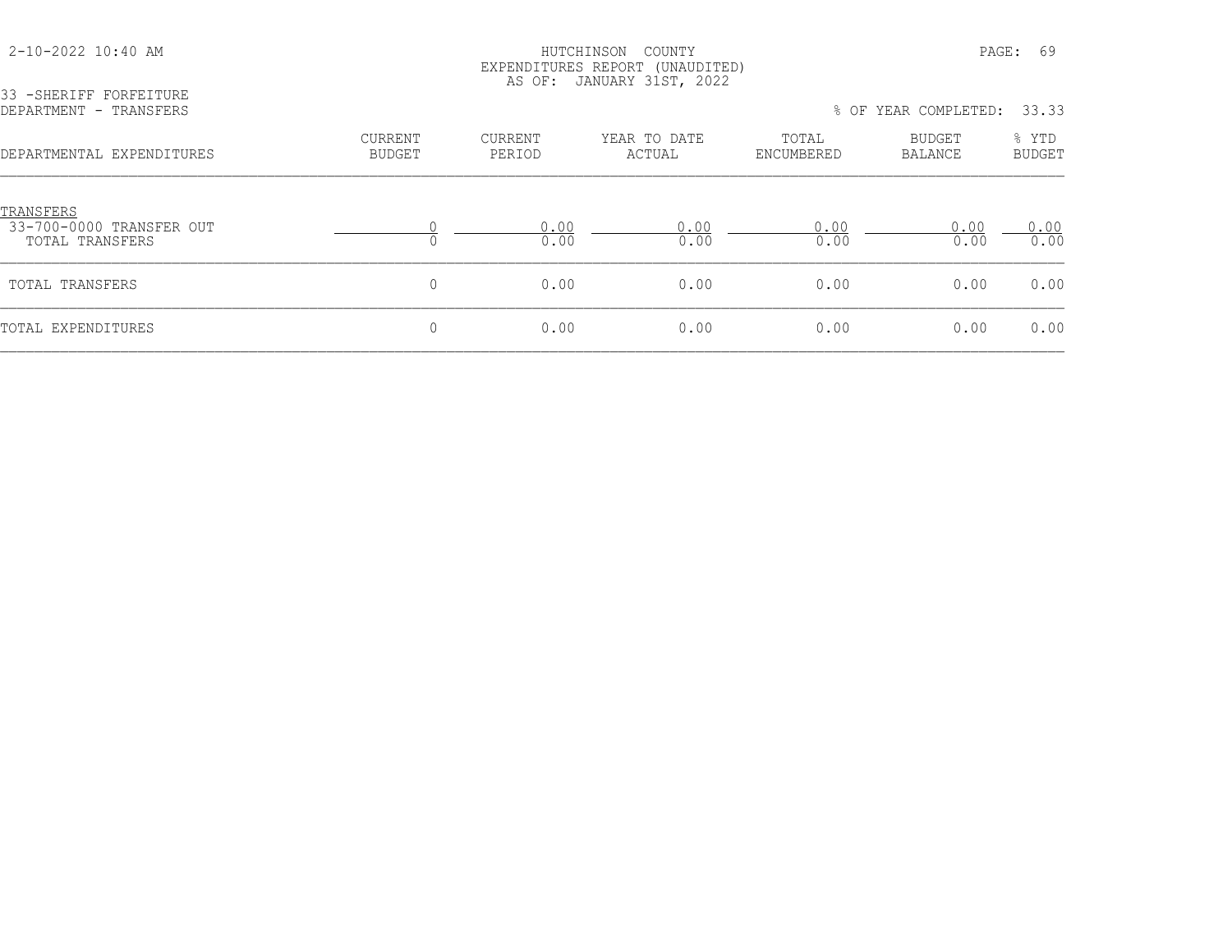HUTCHINSON COUNTY
EXPENDITURES REPORT (UNAUDITED)
AS OF: JANUARY 31ST, 2022

33 -SHERIFF FORFEITURE
DEPARTMENT - TRANSFERS

% OF YEAR COMPLETED: 33.33

| DEPARTMENTAL EXPENDITURES | CURRENT BUDGET | CURRENT PERIOD | YEAR TO DATE ACTUAL | TOTAL ENCUMBERED | BUDGET BALANCE | % YTD BUDGET |
|---|---|---|---|---|---|---|
| TRANSFERS | | | | | | |
| 33-700-0000 TRANSFER OUT | 0 | 0.00 | 0.00 | 0.00 | 0.00 | 0.00 |
| TOTAL TRANSFERS | 0 | 0.00 | 0.00 | 0.00 | 0.00 | 0.00 |
| TOTAL TRANSFERS | 0 | 0.00 | 0.00 | 0.00 | 0.00 | 0.00 |
| TOTAL EXPENDITURES | 0 | 0.00 | 0.00 | 0.00 | 0.00 | 0.00 |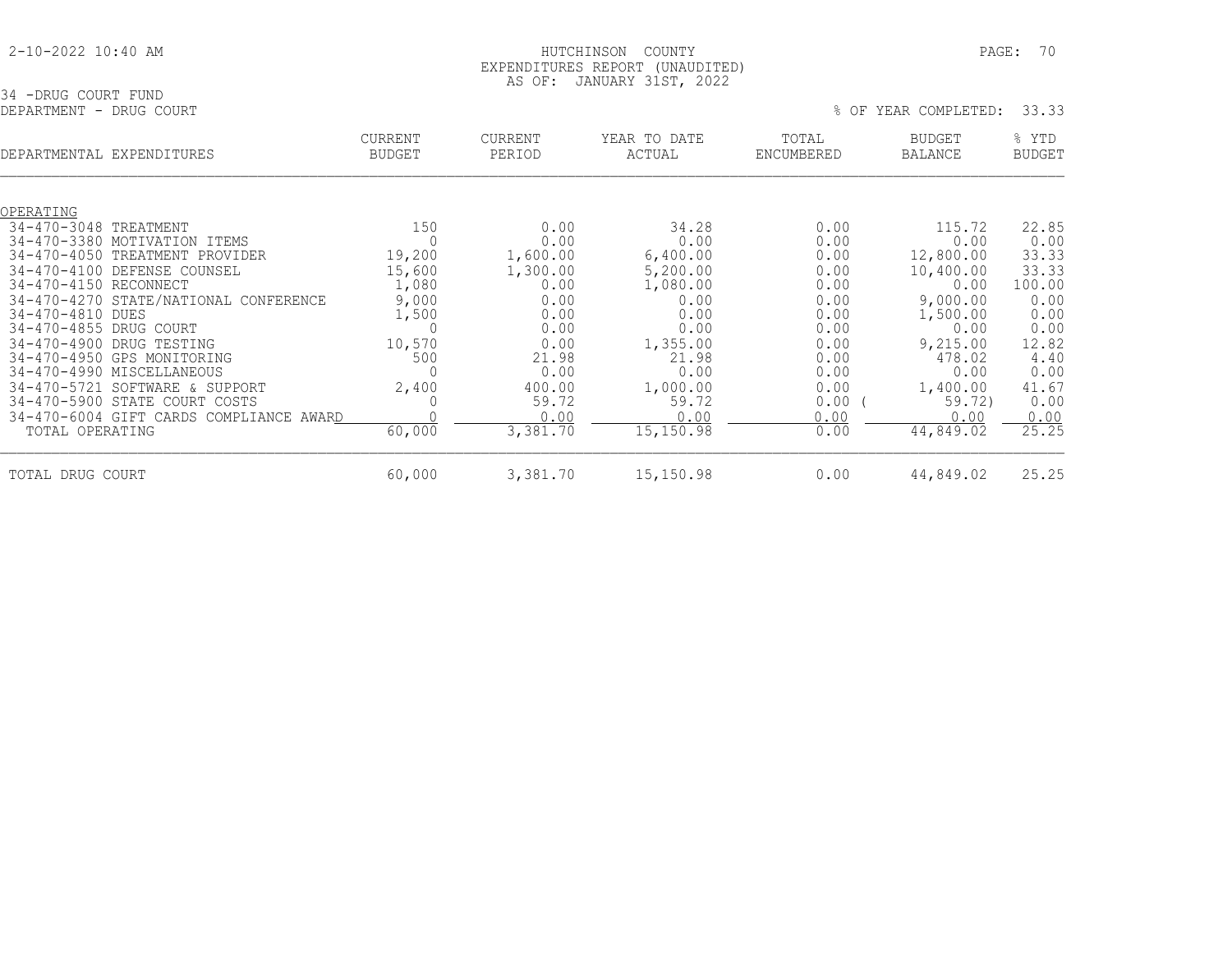2-10-2022 10:40 AM

HUTCHINSON COUNTY
EXPENDITURES REPORT (UNAUDITED)
AS OF: JANUARY 31ST, 2022

34 -DRUG COURT FUND
DEPARTMENT - DRUG COURT

% OF YEAR COMPLETED: 33.33

| DEPARTMENTAL EXPENDITURES | CURRENT BUDGET | CURRENT PERIOD | YEAR TO DATE ACTUAL | TOTAL ENCUMBERED | BUDGET BALANCE | % YTD BUDGET |
|---|---|---|---|---|---|---|
| OPERATING | | | | | | |
| 34-470-3048 TREATMENT | 150 | 0.00 | 34.28 | 0.00 | 115.72 | 22.85 |
| 34-470-3380 MOTIVATION ITEMS | 0 | 0.00 | 0.00 | 0.00 | 0.00 | 0.00 |
| 34-470-4050 TREATMENT PROVIDER | 19,200 | 1,600.00 | 6,400.00 | 0.00 | 12,800.00 | 33.33 |
| 34-470-4100 DEFENSE COUNSEL | 15,600 | 1,300.00 | 5,200.00 | 0.00 | 10,400.00 | 33.33 |
| 34-470-4150 RECONNECT | 1,080 | 0.00 | 1,080.00 | 0.00 | 0.00 | 100.00 |
| 34-470-4270 STATE/NATIONAL CONFERENCE | 9,000 | 0.00 | 0.00 | 0.00 | 9,000.00 | 0.00 |
| 34-470-4810 DUES | 1,500 | 0.00 | 0.00 | 0.00 | 1,500.00 | 0.00 |
| 34-470-4855 DRUG COURT | 0 | 0.00 | 0.00 | 0.00 | 0.00 | 0.00 |
| 34-470-4900 DRUG TESTING | 10,570 | 0.00 | 1,355.00 | 0.00 | 9,215.00 | 12.82 |
| 34-470-4950 GPS MONITORING | 500 | 21.98 | 21.98 | 0.00 | 478.02 | 4.40 |
| 34-470-4990 MISCELLANEOUS | 0 | 0.00 | 0.00 | 0.00 | 0.00 | 0.00 |
| 34-470-5721 SOFTWARE & SUPPORT | 2,400 | 400.00 | 1,000.00 | 0.00 | 1,400.00 | 41.67 |
| 34-470-5900 STATE COURT COSTS | 0 | 59.72 | 59.72 | 0.00 | (59.72) | 0.00 |
| 34-470-6004 GIFT CARDS COMPLIANCE AWARD | 0 | 0.00 | 0.00 | 0.00 | 0.00 | 0.00 |
| TOTAL OPERATING | 60,000 | 3,381.70 | 15,150.98 | 0.00 | 44,849.02 | 25.25 |
| TOTAL DRUG COURT | 60,000 | 3,381.70 | 15,150.98 | 0.00 | 44,849.02 | 25.25 |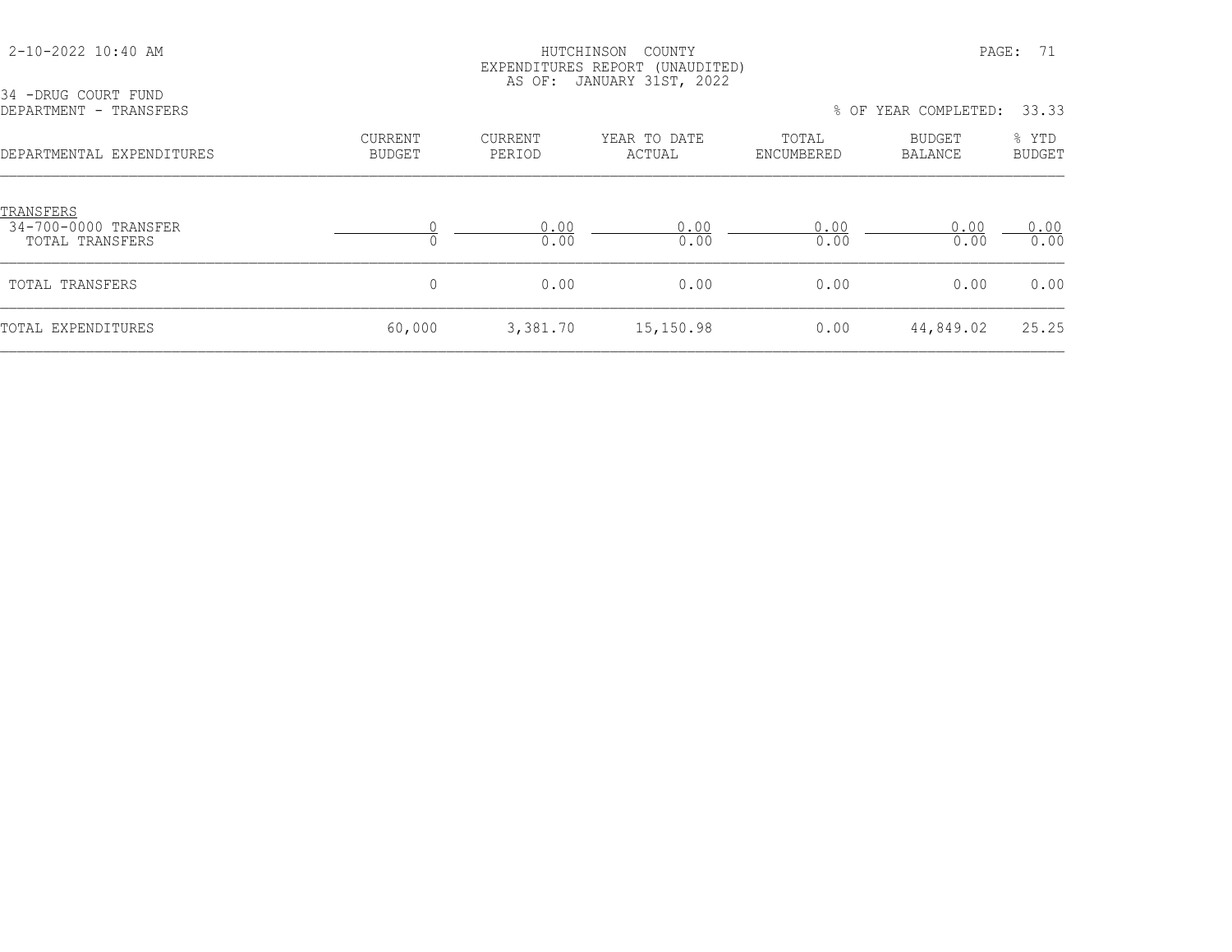HUTCHINSON COUNTY
EXPENDITURES REPORT (UNAUDITED)
AS OF: JANUARY 31ST, 2022

34 -DRUG COURT FUND
DEPARTMENT - TRANSFERS

% OF YEAR COMPLETED: 33.33

| DEPARTMENTAL EXPENDITURES | CURRENT BUDGET | CURRENT PERIOD | YEAR TO DATE ACTUAL | TOTAL ENCUMBERED | BUDGET BALANCE | % YTD BUDGET |
|---|---|---|---|---|---|---|
| TRANSFERS | | | | | | |
| 34-700-0000 TRANSFER | 0 | 0.00 | 0.00 | 0.00 | 0.00 | 0.00 |
| TOTAL TRANSFERS | 0 | 0.00 | 0.00 | 0.00 | 0.00 | 0.00 |
| TOTAL TRANSFERS | 0 | 0.00 | 0.00 | 0.00 | 0.00 | 0.00 |
| TOTAL EXPENDITURES | 60,000 | 3,381.70 | 15,150.98 | 0.00 | 44,849.02 | 25.25 |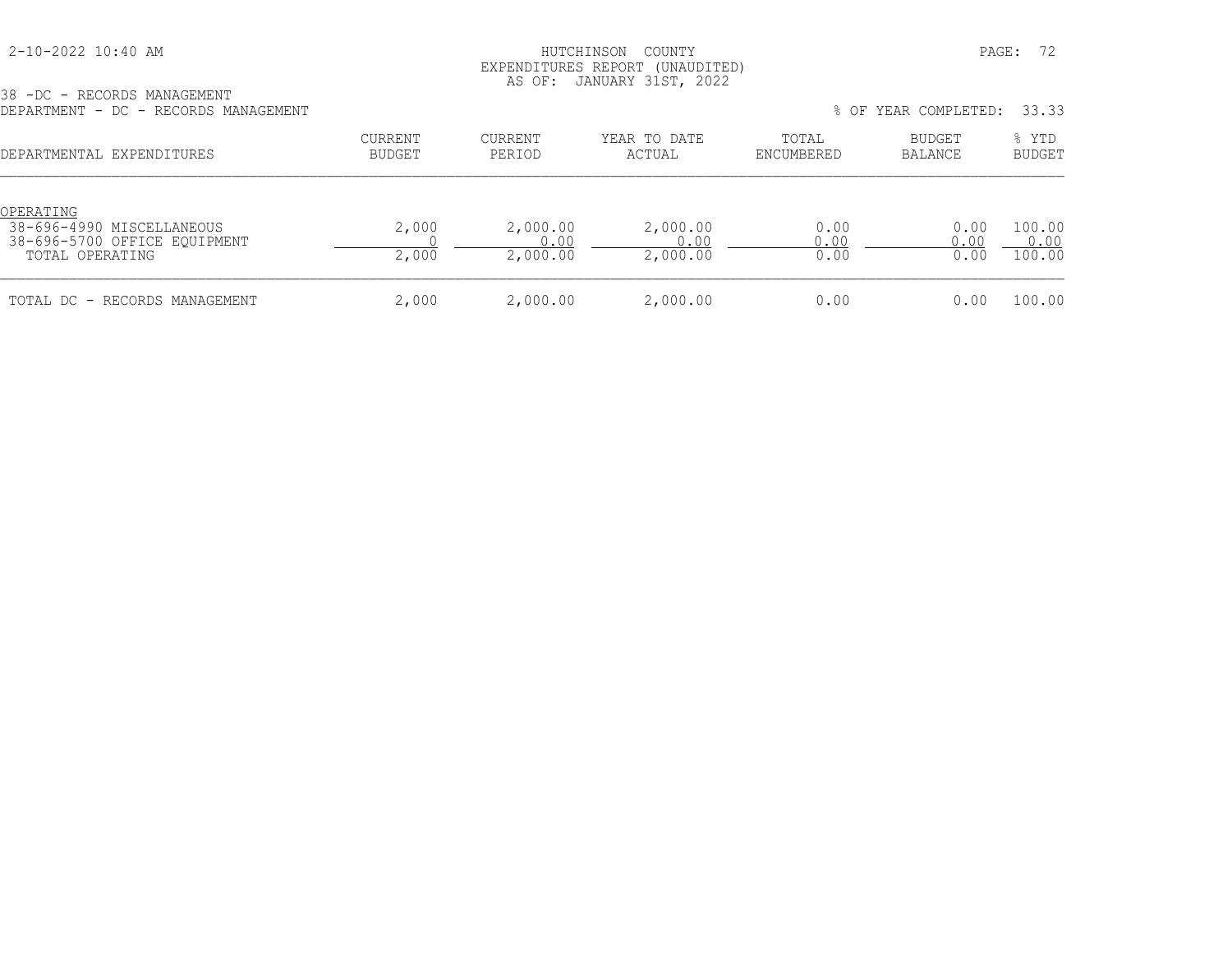HUTCHINSON COUNTY
EXPENDITURES REPORT (UNAUDITED)
AS OF: JANUARY 31ST, 2022

38 -DC - RECORDS MANAGEMENT
DEPARTMENT - DC - RECORDS MANAGEMENT

% OF YEAR COMPLETED: 33.33

| DEPARTMENTAL EXPENDITURES | CURRENT BUDGET | CURRENT PERIOD | YEAR TO DATE ACTUAL | TOTAL ENCUMBERED | BUDGET BALANCE | % YTD BUDGET |
|---|---|---|---|---|---|---|
| OPERATING | | | | | | |
| 38-696-4990 MISCELLANEOUS | 2,000 | 2,000.00 | 2,000.00 | 0.00 | 0.00 | 100.00 |
| 38-696-5700 OFFICE EQUIPMENT | 0 | 0.00 | 0.00 | 0.00 | 0.00 | 0.00 |
| TOTAL OPERATING | 2,000 | 2,000.00 | 2,000.00 | 0.00 | 0.00 | 100.00 |
| TOTAL DC - RECORDS MANAGEMENT | 2,000 | 2,000.00 | 2,000.00 | 0.00 | 0.00 | 100.00 |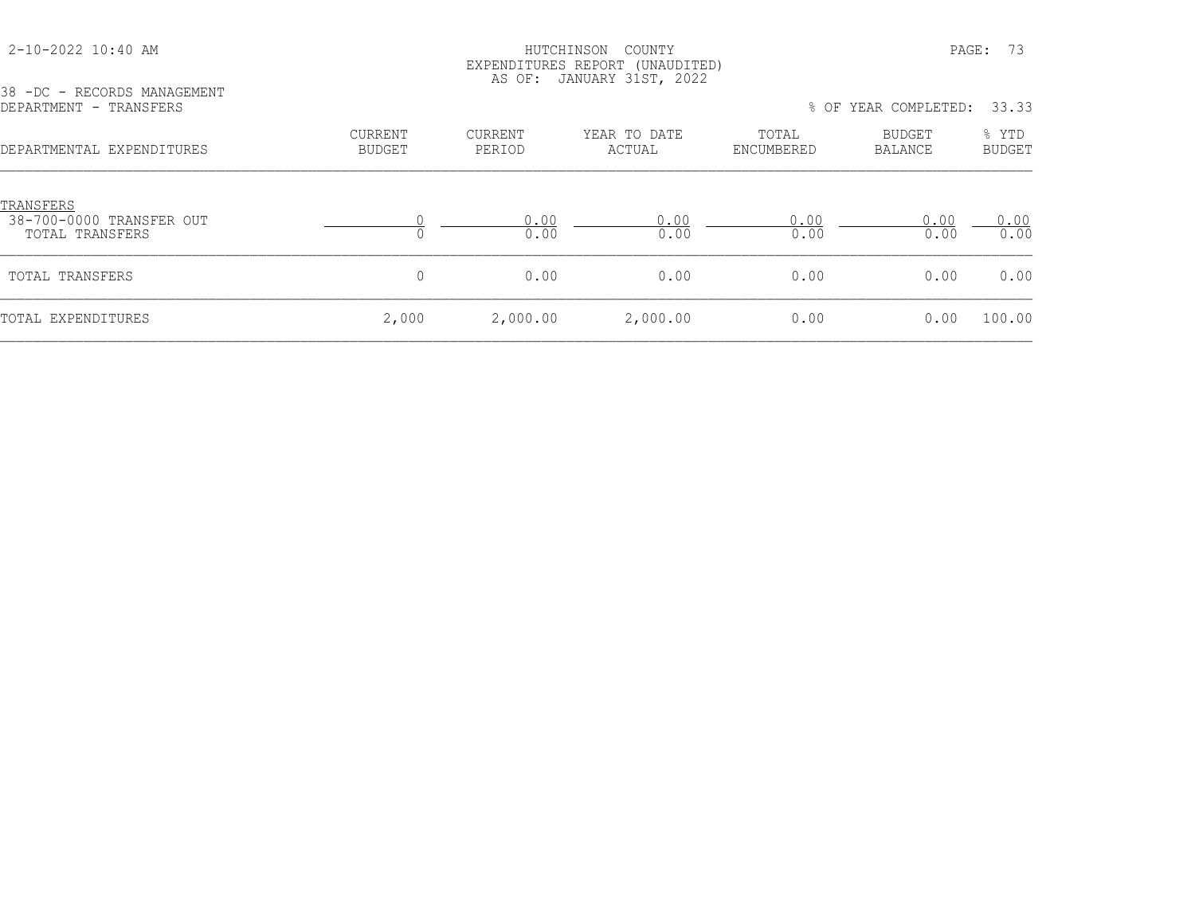HUTCHINSON COUNTY
EXPENDITURES REPORT (UNAUDITED)
AS OF: JANUARY 31ST, 2022

2-10-2022 10:40 AM

38 -DC - RECORDS MANAGEMENT
DEPARTMENT - TRANSFERS

% OF YEAR COMPLETED: 33.33

| DEPARTMENTAL EXPENDITURES | CURRENT BUDGET | CURRENT PERIOD | YEAR TO DATE ACTUAL | TOTAL ENCUMBERED | BUDGET BALANCE | % YTD BUDGET |
|---|---|---|---|---|---|---|
| TRANSFERS | | | | | | |
| 38-700-0000 TRANSFER OUT | 0 | 0.00 | 0.00 | 0.00 | 0.00 | 0.00 |
| TOTAL TRANSFERS | 0 | 0.00 | 0.00 | 0.00 | 0.00 | 0.00 |
| TOTAL TRANSFERS | 0 | 0.00 | 0.00 | 0.00 | 0.00 | 0.00 |
| TOTAL EXPENDITURES | 2,000 | 2,000.00 | 2,000.00 | 0.00 | 0.00 | 100.00 |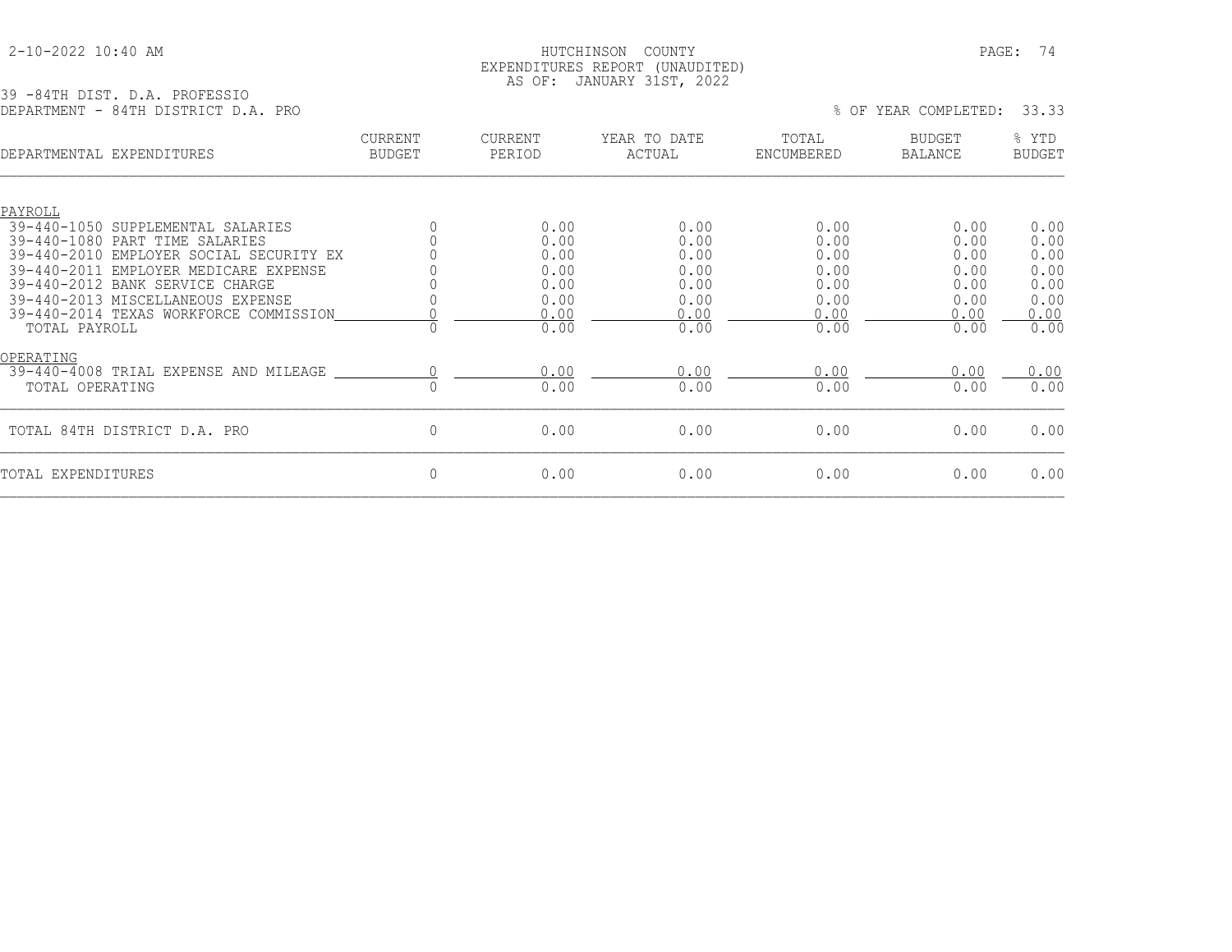HUTCHINSON COUNTY
EXPENDITURES REPORT (UNAUDITED)
AS OF: JANUARY 31ST, 2022

39 -84TH DIST. D.A. PROFESSIO
DEPARTMENT - 84TH DISTRICT D.A. PRO

% OF YEAR COMPLETED: 33.33

| DEPARTMENTAL EXPENDITURES | CURRENT BUDGET | CURRENT PERIOD | YEAR TO DATE ACTUAL | TOTAL ENCUMBERED | BUDGET BALANCE | % YTD BUDGET |
|---|---|---|---|---|---|---|
| PAYROLL | | | | | | |
| 39-440-1050 SUPPLEMENTAL SALARIES | 0 | 0.00 | 0.00 | 0.00 | 0.00 | 0.00 |
| 39-440-1080 PART TIME SALARIES | 0 | 0.00 | 0.00 | 0.00 | 0.00 | 0.00 |
| 39-440-2010 EMPLOYER SOCIAL SECURITY EX | 0 | 0.00 | 0.00 | 0.00 | 0.00 | 0.00 |
| 39-440-2011 EMPLOYER MEDICARE EXPENSE | 0 | 0.00 | 0.00 | 0.00 | 0.00 | 0.00 |
| 39-440-2012 BANK SERVICE CHARGE | 0 | 0.00 | 0.00 | 0.00 | 0.00 | 0.00 |
| 39-440-2013 MISCELLANEOUS EXPENSE | 0 | 0.00 | 0.00 | 0.00 | 0.00 | 0.00 |
| 39-440-2014 TEXAS WORKFORCE COMMISSION | 0 | 0.00 | 0.00 | 0.00 | 0.00 | 0.00 |
| TOTAL PAYROLL | 0 | 0.00 | 0.00 | 0.00 | 0.00 | 0.00 |
| OPERATING | | | | | | |
| 39-440-4008 TRIAL EXPENSE AND MILEAGE | 0 | 0.00 | 0.00 | 0.00 | 0.00 | 0.00 |
| TOTAL OPERATING | 0 | 0.00 | 0.00 | 0.00 | 0.00 | 0.00 |
| TOTAL 84TH DISTRICT D.A. PRO | 0 | 0.00 | 0.00 | 0.00 | 0.00 | 0.00 |
| TOTAL EXPENDITURES | 0 | 0.00 | 0.00 | 0.00 | 0.00 | 0.00 |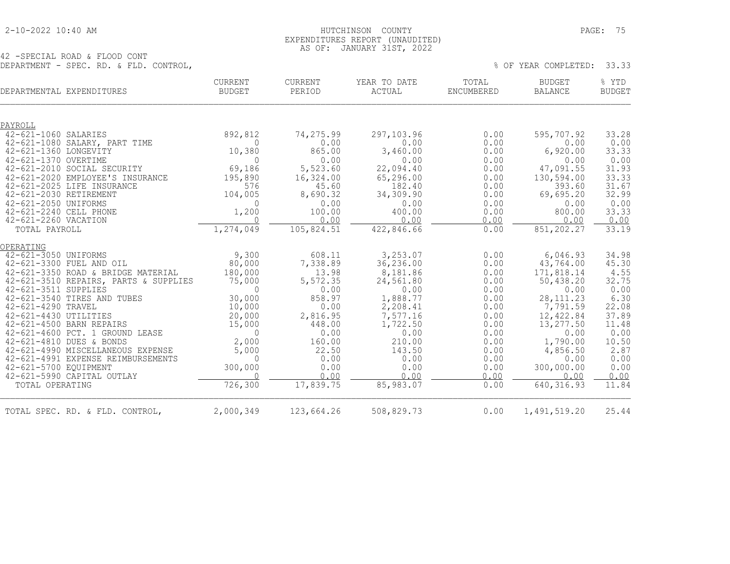HUTCHINSON COUNTY
EXPENDITURES REPORT (UNAUDITED)
AS OF: JANUARY 31ST, 2022

42 -SPECIAL ROAD & FLOOD CONT
DEPARTMENT - SPEC. RD. & FLD. CONTROL,

% OF YEAR COMPLETED: 33.33

| DEPARTMENTAL EXPENDITURES | CURRENT BUDGET | CURRENT PERIOD | YEAR TO DATE ACTUAL | TOTAL ENCUMBERED | BUDGET BALANCE | % YTD BUDGET |
|---|---|---|---|---|---|---|
| **PAYROLL** | | | | | | |
| 42-621-1060 SALARIES | 892,812 | 74,275.99 | 297,103.96 | 0.00 | 595,707.92 | 33.28 |
| 42-621-1080 SALARY, PART TIME | 0 | 0.00 | 0.00 | 0.00 | 0.00 | 0.00 |
| 42-621-1360 LONGEVITY | 10,380 | 865.00 | 3,460.00 | 0.00 | 6,920.00 | 33.33 |
| 42-621-1370 OVERTIME | 0 | 0.00 | 0.00 | 0.00 | 0.00 | 0.00 |
| 42-621-2010 SOCIAL SECURITY | 69,186 | 5,523.60 | 22,094.40 | 0.00 | 47,091.55 | 31.93 |
| 42-621-2020 EMPLOYEE'S INSURANCE | 195,890 | 16,324.00 | 65,296.00 | 0.00 | 130,594.00 | 33.33 |
| 42-621-2025 LIFE INSURANCE | 576 | 45.60 | 182.40 | 0.00 | 393.60 | 31.67 |
| 42-621-2030 RETIREMENT | 104,005 | 8,690.32 | 34,309.90 | 0.00 | 69,695.20 | 32.99 |
| 42-621-2050 UNIFORMS | 0 | 0.00 | 0.00 | 0.00 | 0.00 | 0.00 |
| 42-621-2240 CELL PHONE | 1,200 | 100.00 | 400.00 | 0.00 | 800.00 | 33.33 |
| 42-621-2260 VACATION | 0 | 0.00 | 0.00 | 0.00 | 0.00 | 0.00 |
| TOTAL PAYROLL | 1,274,049 | 105,824.51 | 422,846.66 | 0.00 | 851,202.27 | 33.19 |
| **OPERATING** | | | | | | |
| 42-621-3050 UNIFORMS | 9,300 | 608.11 | 3,253.07 | 0.00 | 6,046.93 | 34.98 |
| 42-621-3300 FUEL AND OIL | 80,000 | 7,338.89 | 36,236.00 | 0.00 | 43,764.00 | 45.30 |
| 42-621-3350 ROAD & BRIDGE MATERIAL | 180,000 | 13.98 | 8,181.86 | 0.00 | 171,818.14 | 4.55 |
| 42-621-3510 REPAIRS, PARTS & SUPPLIES | 75,000 | 5,572.35 | 24,561.80 | 0.00 | 50,438.20 | 32.75 |
| 42-621-3511 SUPPLIES | 0 | 0.00 | 0.00 | 0.00 | 0.00 | 0.00 |
| 42-621-3540 TIRES AND TUBES | 30,000 | 858.97 | 1,888.77 | 0.00 | 28,111.23 | 6.30 |
| 42-621-4290 TRAVEL | 10,000 | 0.00 | 2,208.41 | 0.00 | 7,791.59 | 22.08 |
| 42-621-4430 UTILITIES | 20,000 | 2,816.95 | 7,577.16 | 0.00 | 12,422.84 | 37.89 |
| 42-621-4500 BARN REPAIRS | 15,000 | 448.00 | 1,722.50 | 0.00 | 13,277.50 | 11.48 |
| 42-621-4600 PCT. 1 GROUND LEASE | 0 | 0.00 | 0.00 | 0.00 | 0.00 | 0.00 |
| 42-621-4810 DUES & BONDS | 2,000 | 160.00 | 210.00 | 0.00 | 1,790.00 | 10.50 |
| 42-621-4990 MISCELLANEOUS EXPENSE | 5,000 | 22.50 | 143.50 | 0.00 | 4,856.50 | 2.87 |
| 42-621-4991 EXPENSE REIMBURSEMENTS | 0 | 0.00 | 0.00 | 0.00 | 0.00 | 0.00 |
| 42-621-5700 EQUIPMENT | 300,000 | 0.00 | 0.00 | 0.00 | 300,000.00 | 0.00 |
| 42-621-5990 CAPITAL OUTLAY | 0 | 0.00 | 0.00 | 0.00 | 0.00 | 0.00 |
| TOTAL OPERATING | 726,300 | 17,839.75 | 85,983.07 | 0.00 | 640,316.93 | 11.84 |
| TOTAL SPEC. RD. & FLD. CONTROL, | 2,000,349 | 123,664.26 | 508,829.73 | 0.00 | 1,491,519.20 | 25.44 |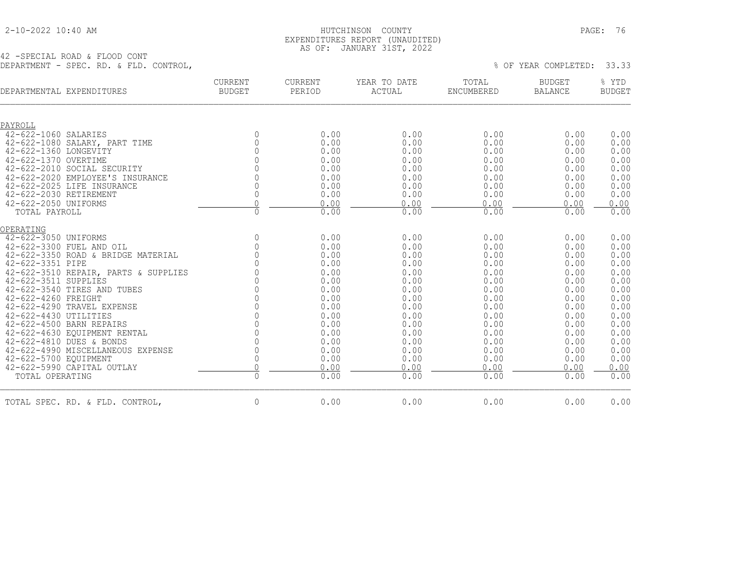2-10-2022 10:40 AM

HUTCHINSON COUNTY
EXPENDITURES REPORT (UNAUDITED)
AS OF: JANUARY 31ST, 2022

42 -SPECIAL ROAD & FLOOD CONT
DEPARTMENT - SPEC. RD. & FLD. CONTROL,

% OF YEAR COMPLETED: 33.33

| DEPARTMENTAL EXPENDITURES | CURRENT BUDGET | CURRENT PERIOD | YEAR TO DATE ACTUAL | TOTAL ENCUMBERED | BUDGET BALANCE | % YTD BUDGET |
|---|---|---|---|---|---|---|
| **PAYROLL** | | | | | | |
| 42-622-1060 SALARIES | 0 | 0.00 | 0.00 | 0.00 | 0.00 | 0.00 |
| 42-622-1080 SALARY, PART TIME | 0 | 0.00 | 0.00 | 0.00 | 0.00 | 0.00 |
| 42-622-1360 LONGEVITY | 0 | 0.00 | 0.00 | 0.00 | 0.00 | 0.00 |
| 42-622-1370 OVERTIME | 0 | 0.00 | 0.00 | 0.00 | 0.00 | 0.00 |
| 42-622-2010 SOCIAL SECURITY | 0 | 0.00 | 0.00 | 0.00 | 0.00 | 0.00 |
| 42-622-2020 EMPLOYEE'S INSURANCE | 0 | 0.00 | 0.00 | 0.00 | 0.00 | 0.00 |
| 42-622-2025 LIFE INSURANCE | 0 | 0.00 | 0.00 | 0.00 | 0.00 | 0.00 |
| 42-622-2030 RETIREMENT | 0 | 0.00 | 0.00 | 0.00 | 0.00 | 0.00 |
| 42-622-2050 UNIFORMS | 0 | 0.00 | 0.00 | 0.00 | 0.00 | 0.00 |
| TOTAL PAYROLL | 0 | 0.00 | 0.00 | 0.00 | 0.00 | 0.00 |
| **OPERATING** | | | | | | |
| 42-622-3050 UNIFORMS | 0 | 0.00 | 0.00 | 0.00 | 0.00 | 0.00 |
| 42-622-3300 FUEL AND OIL | 0 | 0.00 | 0.00 | 0.00 | 0.00 | 0.00 |
| 42-622-3350 ROAD & BRIDGE MATERIAL | 0 | 0.00 | 0.00 | 0.00 | 0.00 | 0.00 |
| 42-622-3351 PIPE | 0 | 0.00 | 0.00 | 0.00 | 0.00 | 0.00 |
| 42-622-3510 REPAIR, PARTS & SUPPLIES | 0 | 0.00 | 0.00 | 0.00 | 0.00 | 0.00 |
| 42-622-3511 SUPPLIES | 0 | 0.00 | 0.00 | 0.00 | 0.00 | 0.00 |
| 42-622-3540 TIRES AND TUBES | 0 | 0.00 | 0.00 | 0.00 | 0.00 | 0.00 |
| 42-622-4260 FREIGHT | 0 | 0.00 | 0.00 | 0.00 | 0.00 | 0.00 |
| 42-622-4290 TRAVEL EXPENSE | 0 | 0.00 | 0.00 | 0.00 | 0.00 | 0.00 |
| 42-622-4430 UTILITIES | 0 | 0.00 | 0.00 | 0.00 | 0.00 | 0.00 |
| 42-622-4500 BARN REPAIRS | 0 | 0.00 | 0.00 | 0.00 | 0.00 | 0.00 |
| 42-622-4630 EQUIPMENT RENTAL | 0 | 0.00 | 0.00 | 0.00 | 0.00 | 0.00 |
| 42-622-4810 DUES & BONDS | 0 | 0.00 | 0.00 | 0.00 | 0.00 | 0.00 |
| 42-622-4990 MISCELLANEOUS EXPENSE | 0 | 0.00 | 0.00 | 0.00 | 0.00 | 0.00 |
| 42-622-5700 EQUIPMENT | 0 | 0.00 | 0.00 | 0.00 | 0.00 | 0.00 |
| 42-622-5990 CAPITAL OUTLAY | 0 | 0.00 | 0.00 | 0.00 | 0.00 | 0.00 |
| TOTAL OPERATING | 0 | 0.00 | 0.00 | 0.00 | 0.00 | 0.00 |
| TOTAL SPEC. RD. & FLD. CONTROL, | 0 | 0.00 | 0.00 | 0.00 | 0.00 | 0.00 |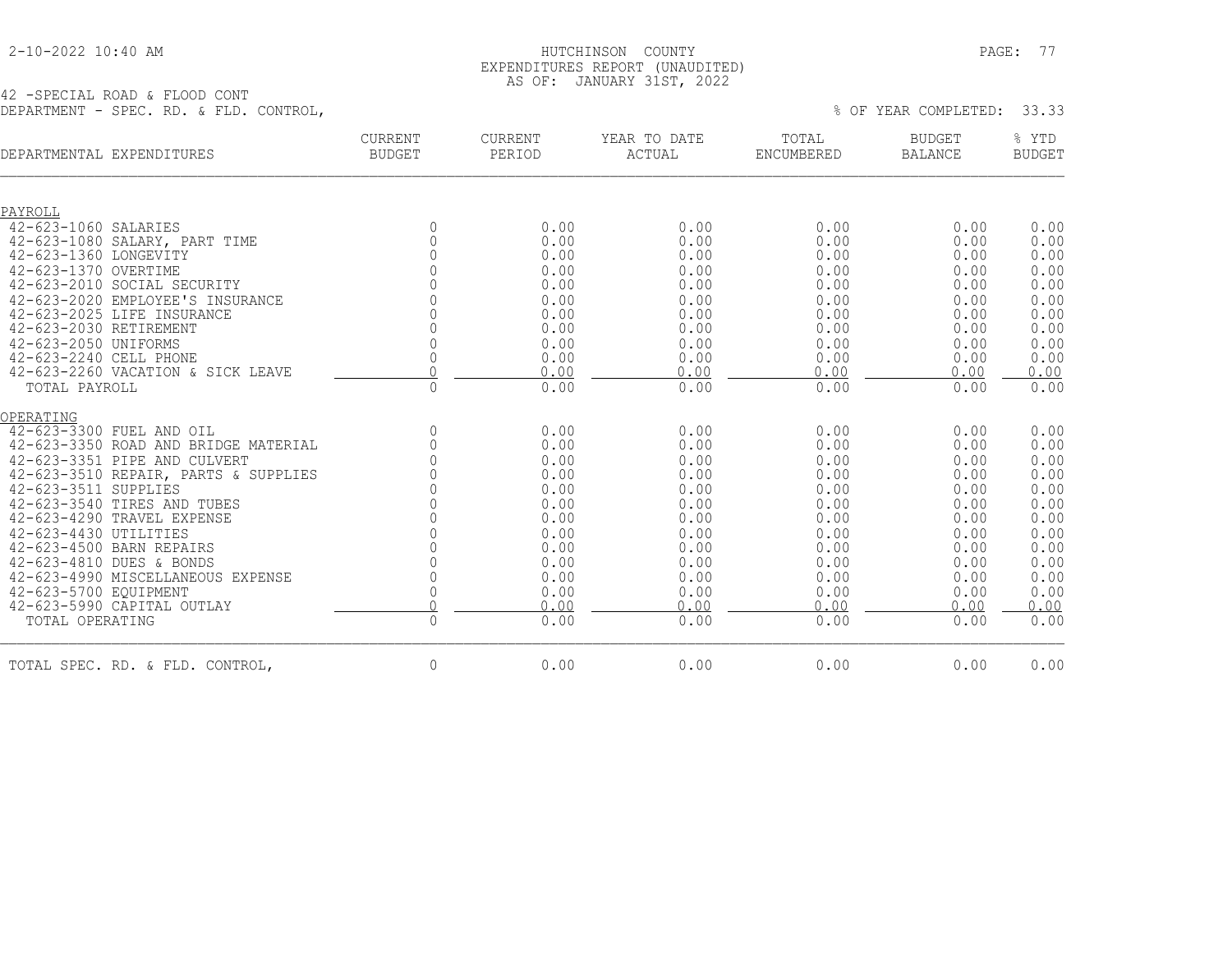HUTCHINSON COUNTY
EXPENDITURES REPORT (UNAUDITED)
AS OF: JANUARY 31ST, 2022

42 -SPECIAL ROAD & FLOOD CONT
DEPARTMENT - SPEC. RD. & FLD. CONTROL,

% OF YEAR COMPLETED: 33.33

| DEPARTMENTAL EXPENDITURES | CURRENT BUDGET | CURRENT PERIOD | YEAR TO DATE ACTUAL | TOTAL ENCUMBERED | BUDGET BALANCE | % YTD BUDGET |
|---|---|---|---|---|---|---|
| PAYROLL | | | | | | |
| 42-623-1060 SALARIES | 0 | 0.00 | 0.00 | 0.00 | 0.00 | 0.00 |
| 42-623-1080 SALARY, PART TIME | 0 | 0.00 | 0.00 | 0.00 | 0.00 | 0.00 |
| 42-623-1360 LONGEVITY | 0 | 0.00 | 0.00 | 0.00 | 0.00 | 0.00 |
| 42-623-1370 OVERTIME | 0 | 0.00 | 0.00 | 0.00 | 0.00 | 0.00 |
| 42-623-2010 SOCIAL SECURITY | 0 | 0.00 | 0.00 | 0.00 | 0.00 | 0.00 |
| 42-623-2020 EMPLOYEE'S INSURANCE | 0 | 0.00 | 0.00 | 0.00 | 0.00 | 0.00 |
| 42-623-2025 LIFE INSURANCE | 0 | 0.00 | 0.00 | 0.00 | 0.00 | 0.00 |
| 42-623-2030 RETIREMENT | 0 | 0.00 | 0.00 | 0.00 | 0.00 | 0.00 |
| 42-623-2050 UNIFORMS | 0 | 0.00 | 0.00 | 0.00 | 0.00 | 0.00 |
| 42-623-2240 CELL PHONE | 0 | 0.00 | 0.00 | 0.00 | 0.00 | 0.00 |
| 42-623-2260 VACATION & SICK LEAVE | 0 | 0.00 | 0.00 | 0.00 | 0.00 | 0.00 |
| TOTAL PAYROLL | 0 | 0.00 | 0.00 | 0.00 | 0.00 | 0.00 |
| OPERATING | | | | | | |
| 42-623-3300 FUEL AND OIL | 0 | 0.00 | 0.00 | 0.00 | 0.00 | 0.00 |
| 42-623-3350 ROAD AND BRIDGE MATERIAL | 0 | 0.00 | 0.00 | 0.00 | 0.00 | 0.00 |
| 42-623-3351 PIPE AND CULVERT | 0 | 0.00 | 0.00 | 0.00 | 0.00 | 0.00 |
| 42-623-3510 REPAIR, PARTS & SUPPLIES | 0 | 0.00 | 0.00 | 0.00 | 0.00 | 0.00 |
| 42-623-3511 SUPPLIES | 0 | 0.00 | 0.00 | 0.00 | 0.00 | 0.00 |
| 42-623-3540 TIRES AND TUBES | 0 | 0.00 | 0.00 | 0.00 | 0.00 | 0.00 |
| 42-623-4290 TRAVEL EXPENSE | 0 | 0.00 | 0.00 | 0.00 | 0.00 | 0.00 |
| 42-623-4430 UTILITIES | 0 | 0.00 | 0.00 | 0.00 | 0.00 | 0.00 |
| 42-623-4500 BARN REPAIRS | 0 | 0.00 | 0.00 | 0.00 | 0.00 | 0.00 |
| 42-623-4810 DUES & BONDS | 0 | 0.00 | 0.00 | 0.00 | 0.00 | 0.00 |
| 42-623-4990 MISCELLANEOUS EXPENSE | 0 | 0.00 | 0.00 | 0.00 | 0.00 | 0.00 |
| 42-623-5700 EQUIPMENT | 0 | 0.00 | 0.00 | 0.00 | 0.00 | 0.00 |
| 42-623-5990 CAPITAL OUTLAY | 0 | 0.00 | 0.00 | 0.00 | 0.00 | 0.00 |
| TOTAL OPERATING | 0 | 0.00 | 0.00 | 0.00 | 0.00 | 0.00 |
| TOTAL SPEC. RD. & FLD. CONTROL, | 0 | 0.00 | 0.00 | 0.00 | 0.00 | 0.00 |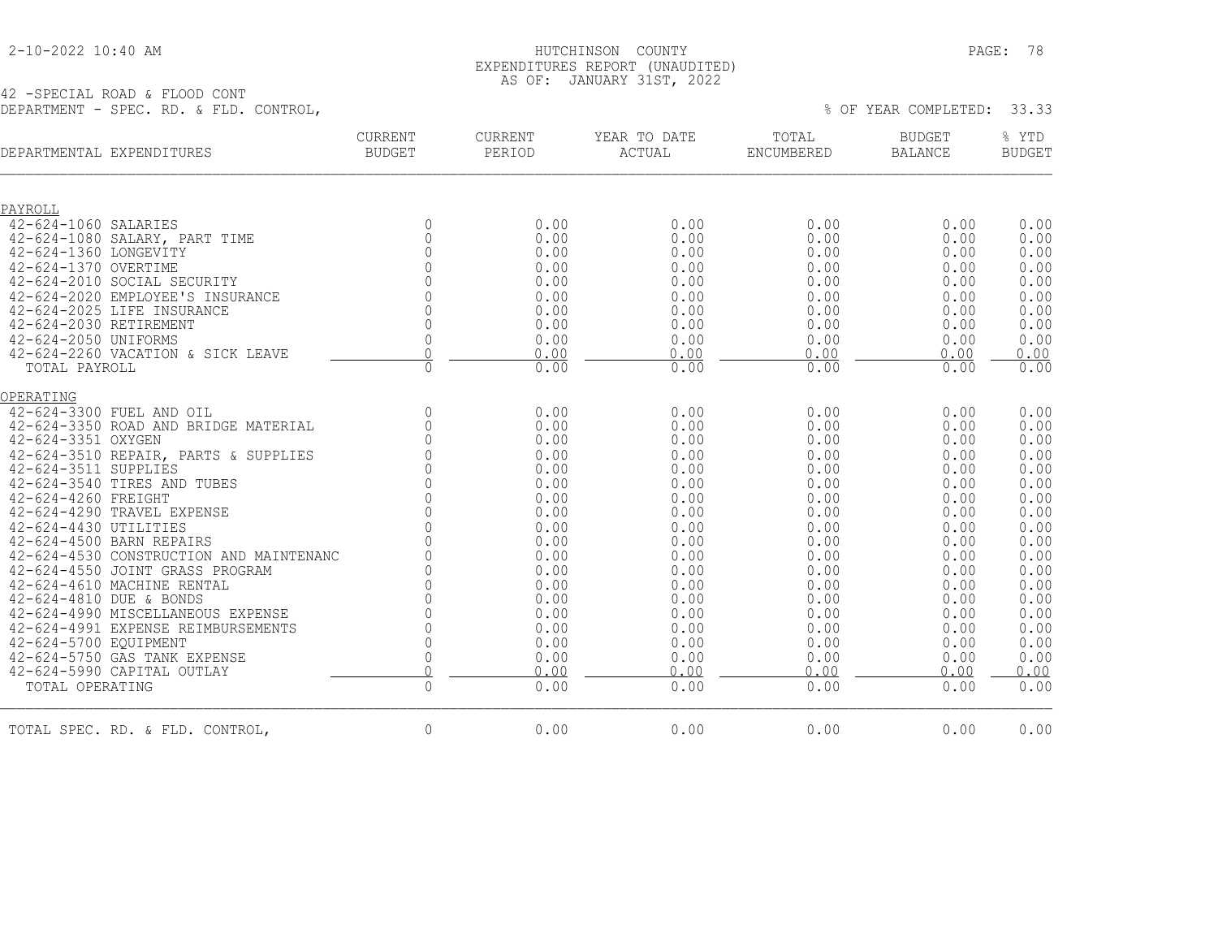HUTCHINSON COUNTY
EXPENDITURES REPORT (UNAUDITED)
AS OF: JANUARY 31ST, 2022

42 -SPECIAL ROAD & FLOOD CONT
DEPARTMENT - SPEC. RD. & FLD. CONTROL,

% OF YEAR COMPLETED: 33.33

| DEPARTMENTAL EXPENDITURES | CURRENT BUDGET | CURRENT PERIOD | YEAR TO DATE ACTUAL | TOTAL ENCUMBERED | BUDGET BALANCE | % YTD BUDGET |
|---|---|---|---|---|---|---|
| PAYROLL | | | | | | |
| 42-624-1060 SALARIES | 0 | 0.00 | 0.00 | 0.00 | 0.00 | 0.00 |
| 42-624-1080 SALARY, PART TIME | 0 | 0.00 | 0.00 | 0.00 | 0.00 | 0.00 |
| 42-624-1360 LONGEVITY | 0 | 0.00 | 0.00 | 0.00 | 0.00 | 0.00 |
| 42-624-1370 OVERTIME | 0 | 0.00 | 0.00 | 0.00 | 0.00 | 0.00 |
| 42-624-2010 SOCIAL SECURITY | 0 | 0.00 | 0.00 | 0.00 | 0.00 | 0.00 |
| 42-624-2020 EMPLOYEE'S INSURANCE | 0 | 0.00 | 0.00 | 0.00 | 0.00 | 0.00 |
| 42-624-2025 LIFE INSURANCE | 0 | 0.00 | 0.00 | 0.00 | 0.00 | 0.00 |
| 42-624-2030 RETIREMENT | 0 | 0.00 | 0.00 | 0.00 | 0.00 | 0.00 |
| 42-624-2050 UNIFORMS | 0 | 0.00 | 0.00 | 0.00 | 0.00 | 0.00 |
| 42-624-2260 VACATION & SICK LEAVE | 0 | 0.00 | 0.00 | 0.00 | 0.00 | 0.00 |
| TOTAL PAYROLL | 0 | 0.00 | 0.00 | 0.00 | 0.00 | 0.00 |
| OPERATING | | | | | | |
| 42-624-3300 FUEL AND OIL | 0 | 0.00 | 0.00 | 0.00 | 0.00 | 0.00 |
| 42-624-3350 ROAD AND BRIDGE MATERIAL | 0 | 0.00 | 0.00 | 0.00 | 0.00 | 0.00 |
| 42-624-3351 OXYGEN | 0 | 0.00 | 0.00 | 0.00 | 0.00 | 0.00 |
| 42-624-3510 REPAIR, PARTS & SUPPLIES | 0 | 0.00 | 0.00 | 0.00 | 0.00 | 0.00 |
| 42-624-3511 SUPPLIES | 0 | 0.00 | 0.00 | 0.00 | 0.00 | 0.00 |
| 42-624-3540 TIRES AND TUBES | 0 | 0.00 | 0.00 | 0.00 | 0.00 | 0.00 |
| 42-624-4260 FREIGHT | 0 | 0.00 | 0.00 | 0.00 | 0.00 | 0.00 |
| 42-624-4290 TRAVEL EXPENSE | 0 | 0.00 | 0.00 | 0.00 | 0.00 | 0.00 |
| 42-624-4430 UTILITIES | 0 | 0.00 | 0.00 | 0.00 | 0.00 | 0.00 |
| 42-624-4500 BARN REPAIRS | 0 | 0.00 | 0.00 | 0.00 | 0.00 | 0.00 |
| 42-624-4530 CONSTRUCTION AND MAINTENANC | 0 | 0.00 | 0.00 | 0.00 | 0.00 | 0.00 |
| 42-624-4550 JOINT GRASS PROGRAM | 0 | 0.00 | 0.00 | 0.00 | 0.00 | 0.00 |
| 42-624-4610 MACHINE RENTAL | 0 | 0.00 | 0.00 | 0.00 | 0.00 | 0.00 |
| 42-624-4810 DUE & BONDS | 0 | 0.00 | 0.00 | 0.00 | 0.00 | 0.00 |
| 42-624-4990 MISCELLANEOUS EXPENSE | 0 | 0.00 | 0.00 | 0.00 | 0.00 | 0.00 |
| 42-624-4991 EXPENSE REIMBURSEMENTS | 0 | 0.00 | 0.00 | 0.00 | 0.00 | 0.00 |
| 42-624-5700 EQUIPMENT | 0 | 0.00 | 0.00 | 0.00 | 0.00 | 0.00 |
| 42-624-5750 GAS TANK EXPENSE | 0 | 0.00 | 0.00 | 0.00 | 0.00 | 0.00 |
| 42-624-5990 CAPITAL OUTLAY | 0 | 0.00 | 0.00 | 0.00 | 0.00 | 0.00 |
| TOTAL OPERATING | 0 | 0.00 | 0.00 | 0.00 | 0.00 | 0.00 |
| TOTAL SPEC. RD. & FLD. CONTROL, | 0 | 0.00 | 0.00 | 0.00 | 0.00 | 0.00 |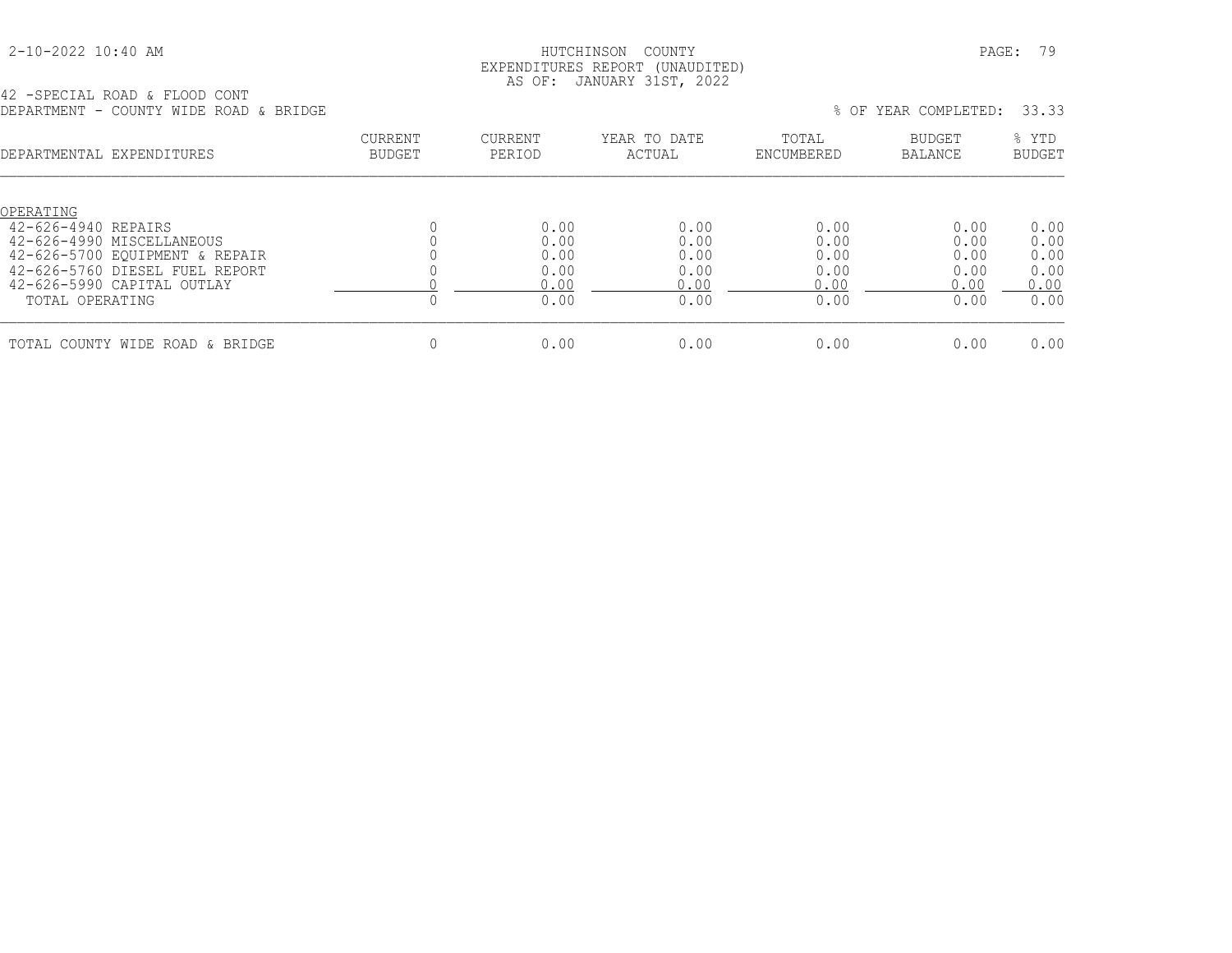HUTCHINSON COUNTY
EXPENDITURES REPORT (UNAUDITED)
AS OF: JANUARY 31ST, 2022

42 -SPECIAL ROAD & FLOOD CONT
DEPARTMENT - COUNTY WIDE ROAD & BRIDGE

% OF YEAR COMPLETED: 33.33

| DEPARTMENTAL EXPENDITURES | CURRENT BUDGET | CURRENT PERIOD | YEAR TO DATE ACTUAL | TOTAL ENCUMBERED | BUDGET BALANCE | % YTD BUDGET |
|---|---|---|---|---|---|---|
| OPERATING | | | | | | |
| 42-626-4940 REPAIRS | 0 | 0.00 | 0.00 | 0.00 | 0.00 | 0.00 |
| 42-626-4990 MISCELLANEOUS | 0 | 0.00 | 0.00 | 0.00 | 0.00 | 0.00 |
| 42-626-5700 EQUIPMENT & REPAIR | 0 | 0.00 | 0.00 | 0.00 | 0.00 | 0.00 |
| 42-626-5760 DIESEL FUEL REPORT | 0 | 0.00 | 0.00 | 0.00 | 0.00 | 0.00 |
| 42-626-5990 CAPITAL OUTLAY | 0 | 0.00 | 0.00 | 0.00 | 0.00 | 0.00 |
| TOTAL OPERATING | 0 | 0.00 | 0.00 | 0.00 | 0.00 | 0.00 |
| TOTAL COUNTY WIDE ROAD & BRIDGE | 0 | 0.00 | 0.00 | 0.00 | 0.00 | 0.00 |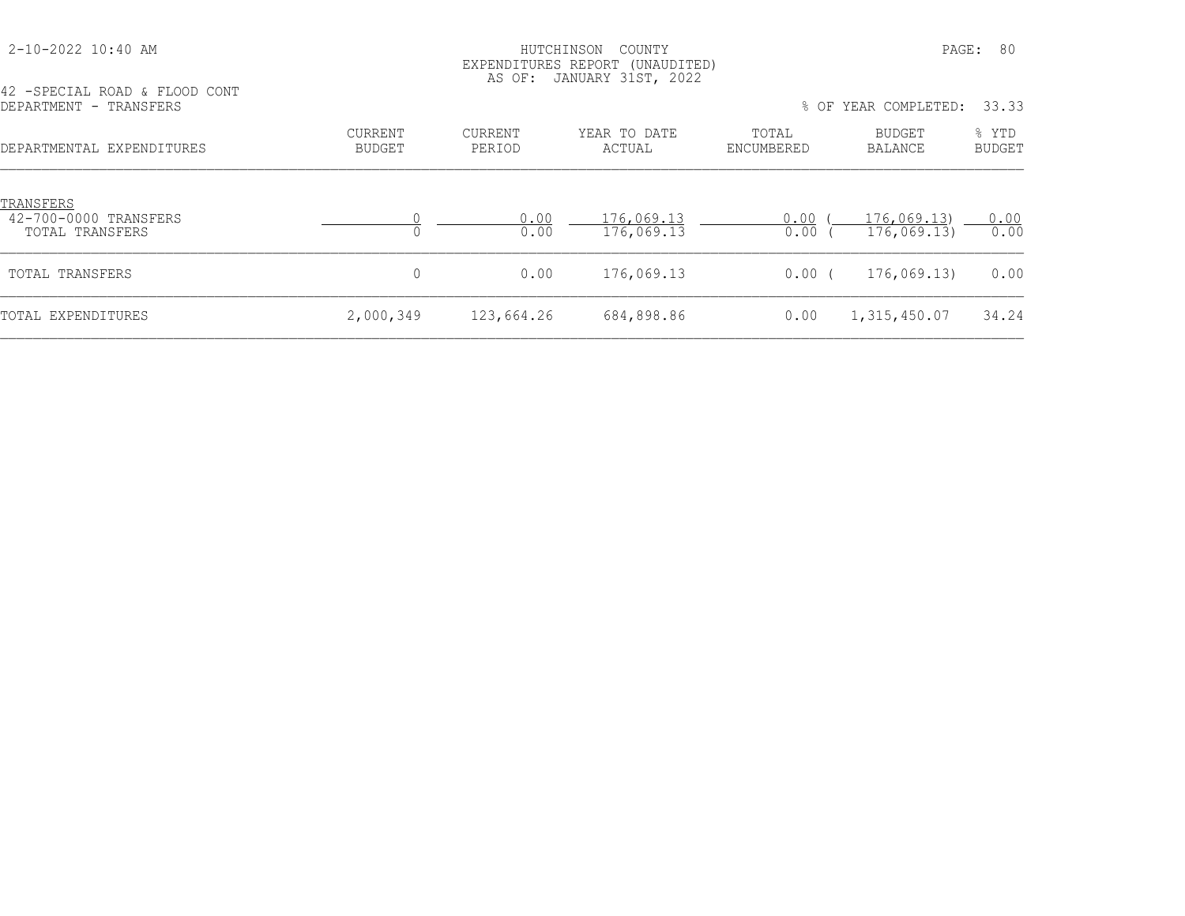HUTCHINSON COUNTY
EXPENDITURES REPORT (UNAUDITED)
AS OF: JANUARY 31ST, 2022

42 -SPECIAL ROAD & FLOOD CONT
DEPARTMENT - TRANSFERS

% OF YEAR COMPLETED: 33.33

| DEPARTMENTAL EXPENDITURES | CURRENT BUDGET | CURRENT PERIOD | YEAR TO DATE ACTUAL | TOTAL ENCUMBERED | BUDGET BALANCE | % YTD BUDGET |
|---|---|---|---|---|---|---|
| TRANSFERS | | | | | | |
| 42-700-0000 TRANSFERS | 0 | 0.00 | 176,069.13 | 0.00 | ( 176,069.13) | 0.00 |
| TOTAL TRANSFERS | 0 | 0.00 | 176,069.13 | 0.00 | ( 176,069.13) | 0.00 |
| TOTAL TRANSFERS | 0 | 0.00 | 176,069.13 | 0.00 | ( 176,069.13) | 0.00 |
| TOTAL EXPENDITURES | 2,000,349 | 123,664.26 | 684,898.86 | 0.00 | 1,315,450.07 | 34.24 |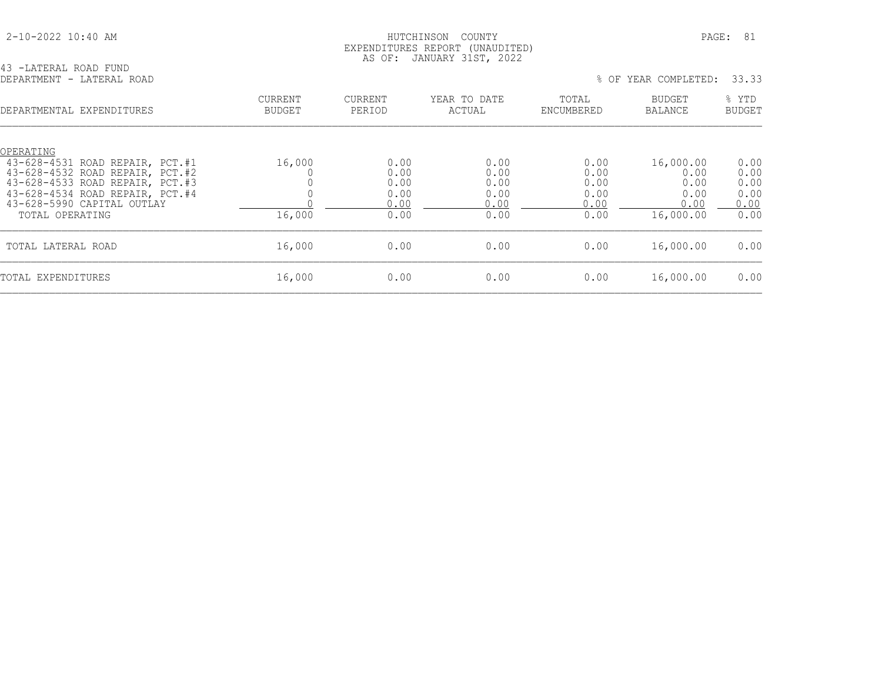HUTCHINSON COUNTY
EXPENDITURES REPORT (UNAUDITED)
AS OF: JANUARY 31ST, 2022

43 -LATERAL ROAD FUND
DEPARTMENT - LATERAL ROAD

% OF YEAR COMPLETED: 33.33

| DEPARTMENTAL EXPENDITURES | CURRENT BUDGET | CURRENT PERIOD | YEAR TO DATE ACTUAL | TOTAL ENCUMBERED | BUDGET BALANCE | % YTD BUDGET |
|---|---|---|---|---|---|---|
| OPERATING | | | | | | |
| 43-628-4531 ROAD REPAIR, PCT.#1 | 16,000 | 0.00 | 0.00 | 0.00 | 16,000.00 | 0.00 |
| 43-628-4532 ROAD REPAIR, PCT.#2 | 0 | 0.00 | 0.00 | 0.00 | 0.00 | 0.00 |
| 43-628-4533 ROAD REPAIR, PCT.#3 | 0 | 0.00 | 0.00 | 0.00 | 0.00 | 0.00 |
| 43-628-4534 ROAD REPAIR, PCT.#4 | 0 | 0.00 | 0.00 | 0.00 | 0.00 | 0.00 |
| 43-628-5990 CAPITAL OUTLAY | 0 | 0.00 | 0.00 | 0.00 | 0.00 | 0.00 |
| TOTAL OPERATING | 16,000 | 0.00 | 0.00 | 0.00 | 16,000.00 | 0.00 |
| TOTAL LATERAL ROAD | 16,000 | 0.00 | 0.00 | 0.00 | 16,000.00 | 0.00 |
| TOTAL EXPENDITURES | 16,000 | 0.00 | 0.00 | 0.00 | 16,000.00 | 0.00 |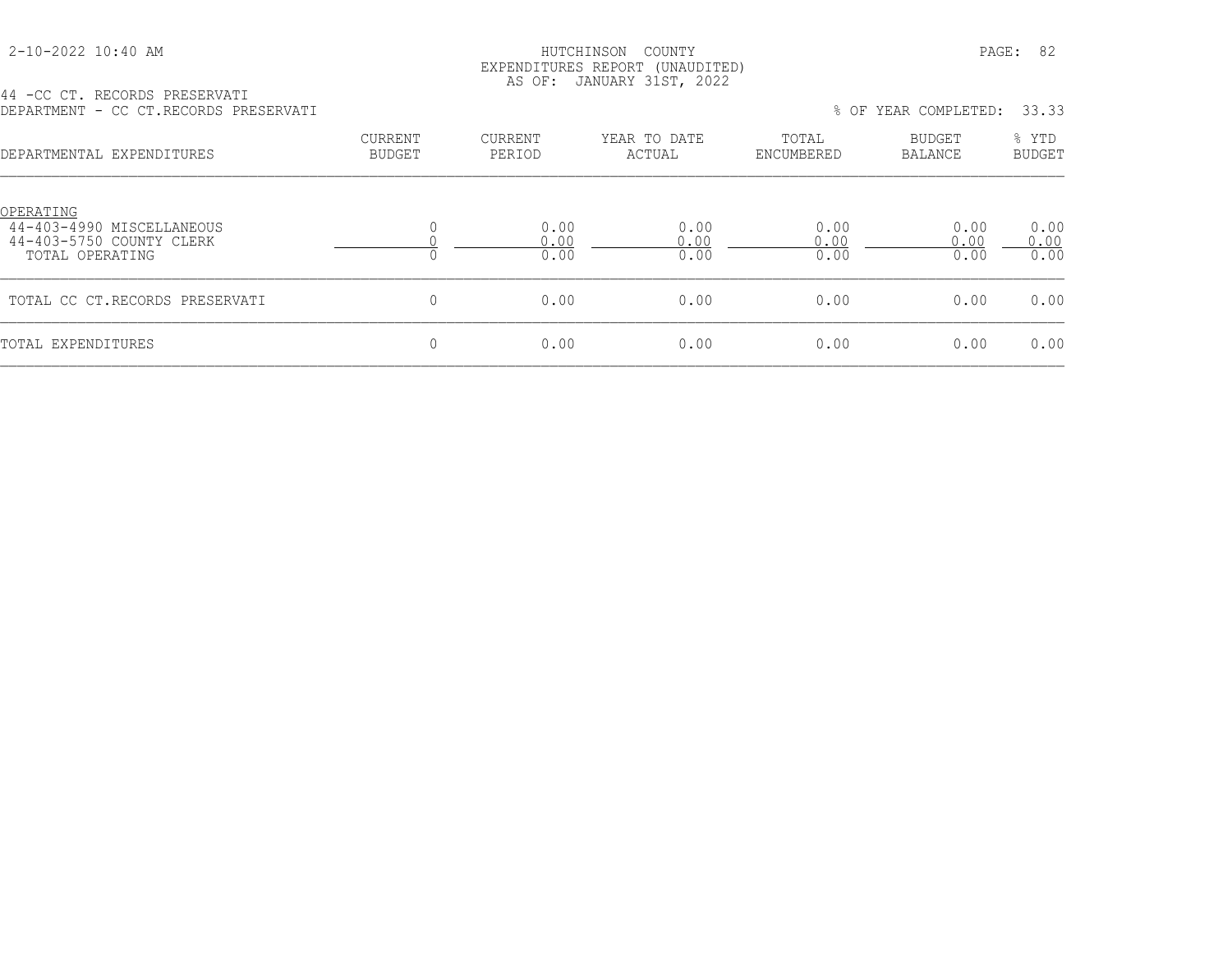HUTCHINSON COUNTY
EXPENDITURES REPORT (UNAUDITED)
AS OF: JANUARY 31ST, 2022

44 -CC CT. RECORDS PRESERVATI
DEPARTMENT - CC CT.RECORDS PRESERVATI

% OF YEAR COMPLETED: 33.33

| DEPARTMENTAL EXPENDITURES | CURRENT BUDGET | CURRENT PERIOD | YEAR TO DATE ACTUAL | TOTAL ENCUMBERED | BUDGET BALANCE | % YTD BUDGET |
|---|---|---|---|---|---|---|
| OPERATING | | | | | | |
| 44-403-4990 MISCELLANEOUS | 0 | 0.00 | 0.00 | 0.00 | 0.00 | 0.00 |
| 44-403-5750 COUNTY CLERK | 0 | 0.00 | 0.00 | 0.00 | 0.00 | 0.00 |
| TOTAL OPERATING | 0 | 0.00 | 0.00 | 0.00 | 0.00 | 0.00 |
| TOTAL CC CT.RECORDS PRESERVATI | 0 | 0.00 | 0.00 | 0.00 | 0.00 | 0.00 |
| TOTAL EXPENDITURES | 0 | 0.00 | 0.00 | 0.00 | 0.00 | 0.00 |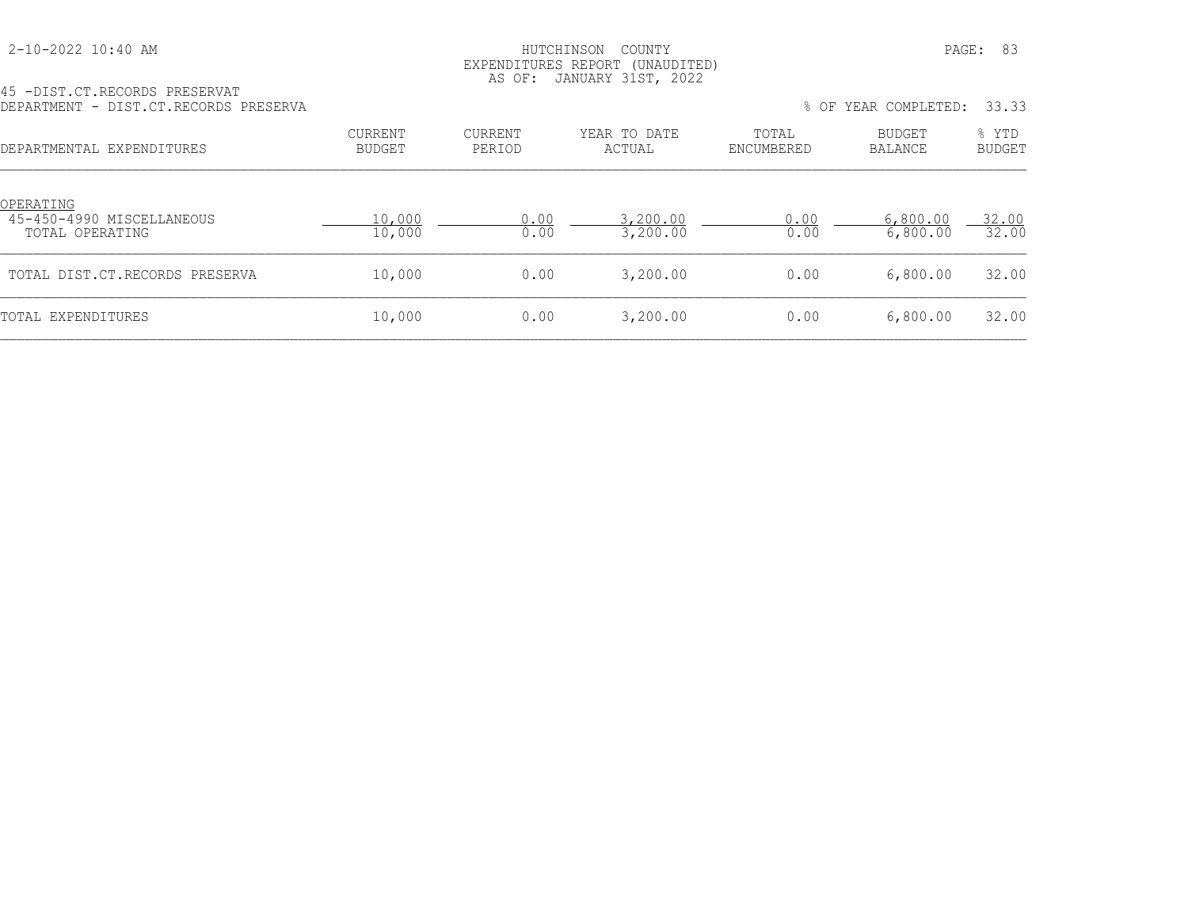HUTCHINSON COUNTY
EXPENDITURES REPORT (UNAUDITED)
AS OF: JANUARY 31ST, 2022

45 -DIST.CT.RECORDS PRESERVAT
DEPARTMENT - DIST.CT.RECORDS PRESERVA

% OF YEAR COMPLETED: 33.33

| DEPARTMENTAL EXPENDITURES | CURRENT BUDGET | CURRENT PERIOD | YEAR TO DATE ACTUAL | TOTAL ENCUMBERED | BUDGET BALANCE | % YTD BUDGET |
|---|---|---|---|---|---|---|
| OPERATING | | | | | | |
| 45-450-4990 MISCELLANEOUS | 10,000 | 0.00 | 3,200.00 | 0.00 | 6,800.00 | 32.00 |
| TOTAL OPERATING | 10,000 | 0.00 | 3,200.00 | 0.00 | 6,800.00 | 32.00 |
| TOTAL DIST.CT.RECORDS PRESERVA | 10,000 | 0.00 | 3,200.00 | 0.00 | 6,800.00 | 32.00 |
| TOTAL EXPENDITURES | 10,000 | 0.00 | 3,200.00 | 0.00 | 6,800.00 | 32.00 |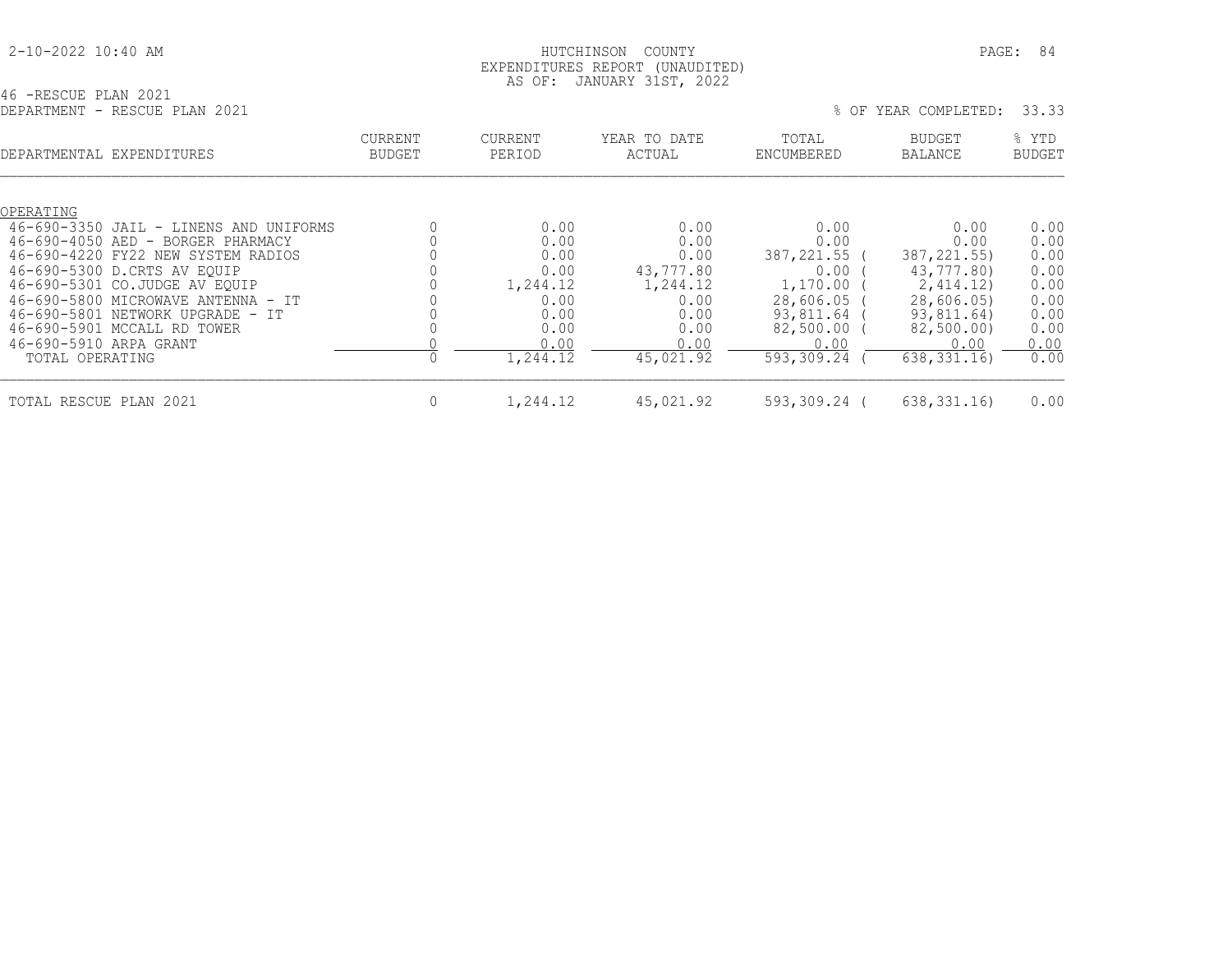2-10-2022 10:40 AM

HUTCHINSON COUNTY
EXPENDITURES REPORT (UNAUDITED)
AS OF: JANUARY 31ST, 2022

46 -RESCUE PLAN 2021
DEPARTMENT - RESCUE PLAN 2021

% OF YEAR COMPLETED: 33.33

| DEPARTMENTAL EXPENDITURES | CURRENT BUDGET | CURRENT PERIOD | YEAR TO DATE ACTUAL | TOTAL ENCUMBERED | BUDGET BALANCE | % YTD BUDGET |
|---|---|---|---|---|---|---|
| OPERATING | | | | | | |
| 46-690-3350 JAIL - LINENS AND UNIFORMS | 0 | 0.00 | 0.00 | 0.00 | 0.00 | 0.00 |
| 46-690-4050 AED - BORGER PHARMACY | 0 | 0.00 | 0.00 | 0.00 | 0.00 | 0.00 |
| 46-690-4220 FY22 NEW SYSTEM RADIOS | 0 | 0.00 | 0.00 | 387,221.55 | ( 387,221.55) | 0.00 |
| 46-690-5300 D.CRTS AV EQUIP | 0 | 0.00 | 43,777.80 | 0.00 | ( 43,777.80) | 0.00 |
| 46-690-5301 CO.JUDGE AV EQUIP | 0 | 1,244.12 | 1,244.12 | 1,170.00 | ( 2,414.12) | 0.00 |
| 46-690-5800 MICROWAVE ANTENNA - IT | 0 | 0.00 | 0.00 | 28,606.05 | ( 28,606.05) | 0.00 |
| 46-690-5801 NETWORK UPGRADE - IT | 0 | 0.00 | 0.00 | 93,811.64 | ( 93,811.64) | 0.00 |
| 46-690-5901 MCCALL RD TOWER | 0 | 0.00 | 0.00 | 82,500.00 | ( 82,500.00) | 0.00 |
| 46-690-5910 ARPA GRANT | 0 | 0.00 | 0.00 | 0.00 | 0.00 | 0.00 |
| TOTAL OPERATING | 0 | 1,244.12 | 45,021.92 | 593,309.24 | ( 638,331.16) | 0.00 |
| TOTAL RESCUE PLAN 2021 | 0 | 1,244.12 | 45,021.92 | 593,309.24 | ( 638,331.16) | 0.00 |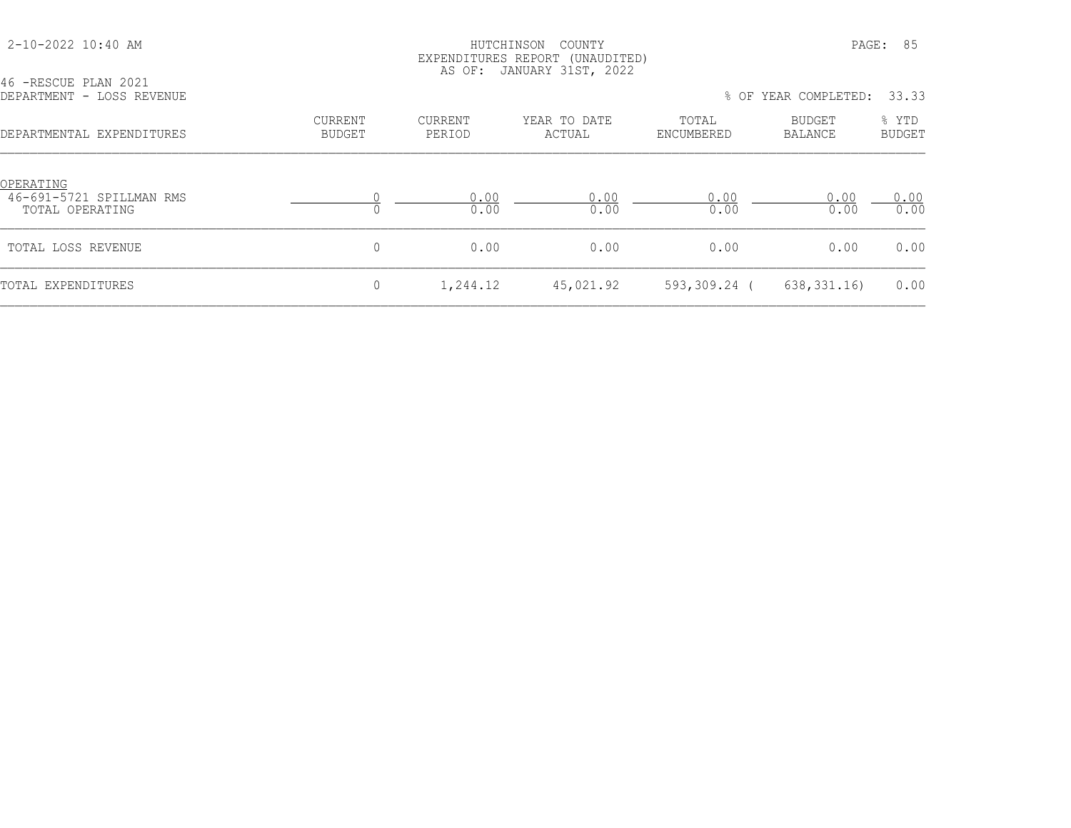HUTCHINSON COUNTY
EXPENDITURES REPORT (UNAUDITED)
AS OF: JANUARY 31ST, 2022

46 -RESCUE PLAN 2021
DEPARTMENT - LOSS REVENUE

% OF YEAR COMPLETED: 33.33

| DEPARTMENTAL EXPENDITURES | CURRENT BUDGET | CURRENT PERIOD | YEAR TO DATE ACTUAL | TOTAL ENCUMBERED | BUDGET BALANCE | % YTD BUDGET |
|---|---|---|---|---|---|---|
| OPERATING | | | | | | |
| 46-691-5721 SPILLMAN RMS | 0 | 0.00 | 0.00 | 0.00 | 0.00 | 0.00 |
| TOTAL OPERATING | 0 | 0.00 | 0.00 | 0.00 | 0.00 | 0.00 |
| TOTAL LOSS REVENUE | 0 | 0.00 | 0.00 | 0.00 | 0.00 | 0.00 |
| TOTAL EXPENDITURES | 0 | 1,244.12 | 45,021.92 | 593,309.24 | ( 638,331.16) | 0.00 |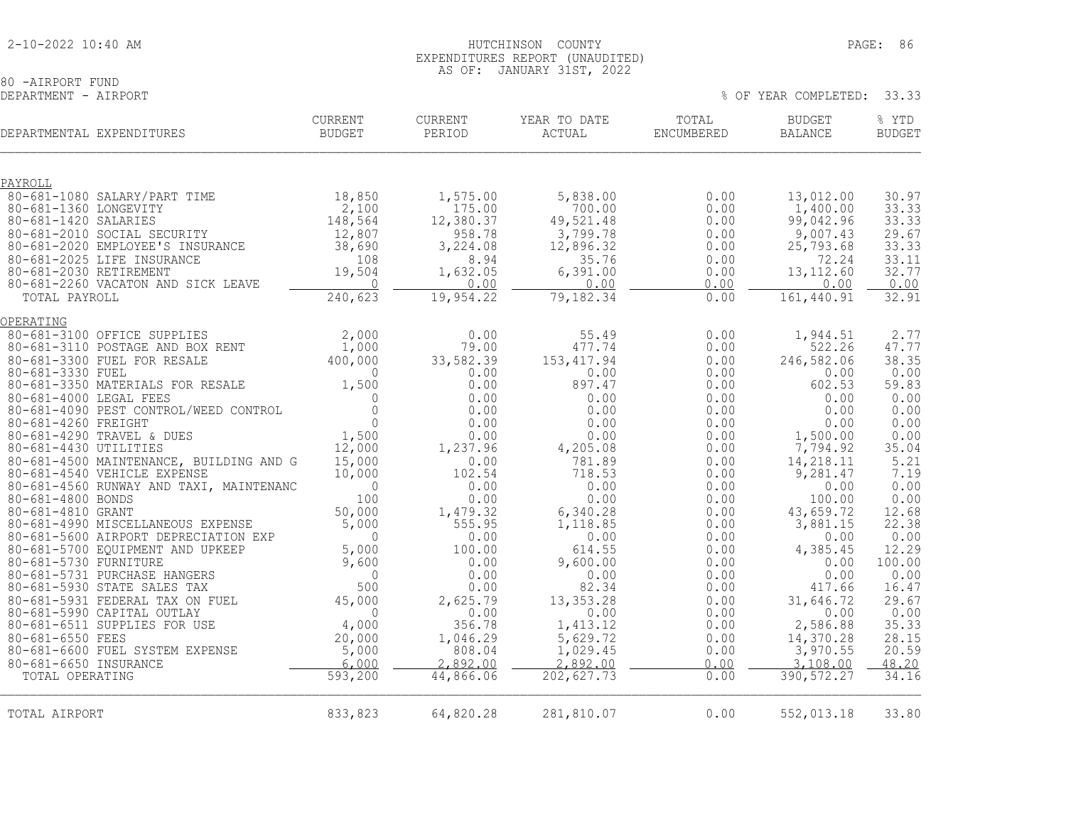HUTCHINSON COUNTY
EXPENDITURES REPORT (UNAUDITED)
AS OF: JANUARY 31ST, 2022

80 -AIRPORT FUND
DEPARTMENT - AIRPORT

% OF YEAR COMPLETED: 33.33

| DEPARTMENTAL EXPENDITURES | CURRENT BUDGET | CURRENT PERIOD | YEAR TO DATE ACTUAL | TOTAL ENCUMBERED | BUDGET BALANCE | % YTD BUDGET |
|---|---|---|---|---|---|---|
| **PAYROLL** | | | | | | |
| 80-681-1080 SALARY/PART TIME | 18,850 | 1,575.00 | 5,838.00 | 0.00 | 13,012.00 | 30.97 |
| 80-681-1360 LONGEVITY | 2,100 | 175.00 | 700.00 | 0.00 | 1,400.00 | 33.33 |
| 80-681-1420 SALARIES | 148,564 | 12,380.37 | 49,521.48 | 0.00 | 99,042.96 | 33.33 |
| 80-681-2010 SOCIAL SECURITY | 12,807 | 958.78 | 3,799.78 | 0.00 | 9,007.43 | 29.67 |
| 80-681-2020 EMPLOYEE'S INSURANCE | 38,690 | 3,224.08 | 12,896.32 | 0.00 | 25,793.68 | 33.33 |
| 80-681-2025 LIFE INSURANCE | 108 | 8.94 | 35.76 | 0.00 | 72.24 | 33.11 |
| 80-681-2030 RETIREMENT | 19,504 | 1,632.05 | 6,391.00 | 0.00 | 13,112.60 | 32.77 |
| 80-681-2260 VACATON AND SICK LEAVE | 0 | 0.00 | 0.00 | 0.00 | 0.00 | 0.00 |
| TOTAL PAYROLL | 240,623 | 19,954.22 | 79,182.34 | 0.00 | 161,440.91 | 32.91 |
| **OPERATING** | | | | | | |
| 80-681-3100 OFFICE SUPPLIES | 2,000 | 0.00 | 55.49 | 0.00 | 1,944.51 | 2.77 |
| 80-681-3110 POSTAGE AND BOX RENT | 1,000 | 79.00 | 477.74 | 0.00 | 522.26 | 47.77 |
| 80-681-3300 FUEL FOR RESALE | 400,000 | 33,582.39 | 153,417.94 | 0.00 | 246,582.06 | 38.35 |
| 80-681-3330 FUEL | 0 | 0.00 | 0.00 | 0.00 | 0.00 | 0.00 |
| 80-681-3350 MATERIALS FOR RESALE | 1,500 | 0.00 | 897.47 | 0.00 | 602.53 | 59.83 |
| 80-681-4000 LEGAL FEES | 0 | 0.00 | 0.00 | 0.00 | 0.00 | 0.00 |
| 80-681-4090 PEST CONTROL/WEED CONTROL | 0 | 0.00 | 0.00 | 0.00 | 0.00 | 0.00 |
| 80-681-4260 FREIGHT | 0 | 0.00 | 0.00 | 0.00 | 0.00 | 0.00 |
| 80-681-4290 TRAVEL & DUES | 1,500 | 0.00 | 0.00 | 0.00 | 1,500.00 | 0.00 |
| 80-681-4430 UTILITIES | 12,000 | 1,237.96 | 4,205.08 | 0.00 | 7,794.92 | 35.04 |
| 80-681-4500 MAINTENANCE, BUILDING AND G | 15,000 | 0.00 | 781.89 | 0.00 | 14,218.11 | 5.21 |
| 80-681-4540 VEHICLE EXPENSE | 10,000 | 102.54 | 718.53 | 0.00 | 9,281.47 | 7.19 |
| 80-681-4560 RUNWAY AND TAXI, MAINTENANC | 0 | 0.00 | 0.00 | 0.00 | 0.00 | 0.00 |
| 80-681-4800 BONDS | 100 | 0.00 | 0.00 | 0.00 | 100.00 | 0.00 |
| 80-681-4810 GRANT | 50,000 | 1,479.32 | 6,340.28 | 0.00 | 43,659.72 | 12.68 |
| 80-681-4990 MISCELLANEOUS EXPENSE | 5,000 | 555.95 | 1,118.85 | 0.00 | 3,881.15 | 22.38 |
| 80-681-5600 AIRPORT DEPRECIATION EXP | 0 | 0.00 | 0.00 | 0.00 | 0.00 | 0.00 |
| 80-681-5700 EQUIPMENT AND UPKEEP | 5,000 | 100.00 | 614.55 | 0.00 | 4,385.45 | 12.29 |
| 80-681-5730 FURNITURE | 9,600 | 0.00 | 9,600.00 | 0.00 | 0.00 | 100.00 |
| 80-681-5731 PURCHASE HANGERS | 0 | 0.00 | 0.00 | 0.00 | 0.00 | 0.00 |
| 80-681-5930 STATE SALES TAX | 500 | 0.00 | 82.34 | 0.00 | 417.66 | 16.47 |
| 80-681-5931 FEDERAL TAX ON FUEL | 45,000 | 2,625.79 | 13,353.28 | 0.00 | 31,646.72 | 29.67 |
| 80-681-5990 CAPITAL OUTLAY | 0 | 0.00 | 0.00 | 0.00 | 0.00 | 0.00 |
| 80-681-6511 SUPPLIES FOR USE | 4,000 | 356.78 | 1,413.12 | 0.00 | 2,586.88 | 35.33 |
| 80-681-6550 FEES | 20,000 | 1,046.29 | 5,629.72 | 0.00 | 14,370.28 | 28.15 |
| 80-681-6600 FUEL SYSTEM EXPENSE | 5,000 | 808.04 | 1,029.45 | 0.00 | 3,970.55 | 20.59 |
| 80-681-6650 INSURANCE | 6,000 | 2,892.00 | 2,892.00 | 0.00 | 3,108.00 | 48.20 |
| TOTAL OPERATING | 593,200 | 44,866.06 | 202,627.73 | 0.00 | 390,572.27 | 34.16 |
| TOTAL AIRPORT | 833,823 | 64,820.28 | 281,810.07 | 0.00 | 552,013.18 | 33.80 |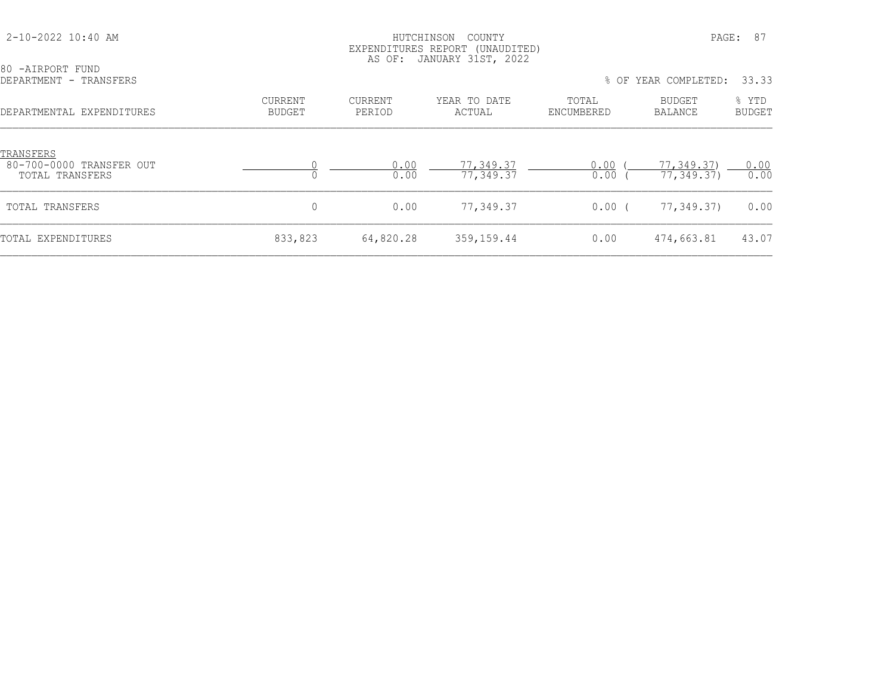HUTCHINSON COUNTY
EXPENDITURES REPORT (UNAUDITED)
AS OF: JANUARY 31ST, 2022

2-10-2022 10:40 AM

80 -AIRPORT FUND
DEPARTMENT - TRANSFERS

% OF YEAR COMPLETED: 33.33

| DEPARTMENTAL EXPENDITURES | CURRENT BUDGET | CURRENT PERIOD | YEAR TO DATE ACTUAL | TOTAL ENCUMBERED | BUDGET BALANCE | % YTD BUDGET |
|---|---|---|---|---|---|---|
| TRANSFERS | | | | | | |
| 80-700-0000 TRANSFER OUT | 0 | 0.00 | 77,349.37 | 0.00 | ( 77,349.37) | 0.00 |
| TOTAL TRANSFERS | 0 | 0.00 | 77,349.37 | 0.00 | ( 77,349.37) | 0.00 |
| TOTAL TRANSFERS | 0 | 0.00 | 77,349.37 | 0.00 | ( 77,349.37) | 0.00 |
| TOTAL EXPENDITURES | 833,823 | 64,820.28 | 359,159.44 | 0.00 | 474,663.81 | 43.07 |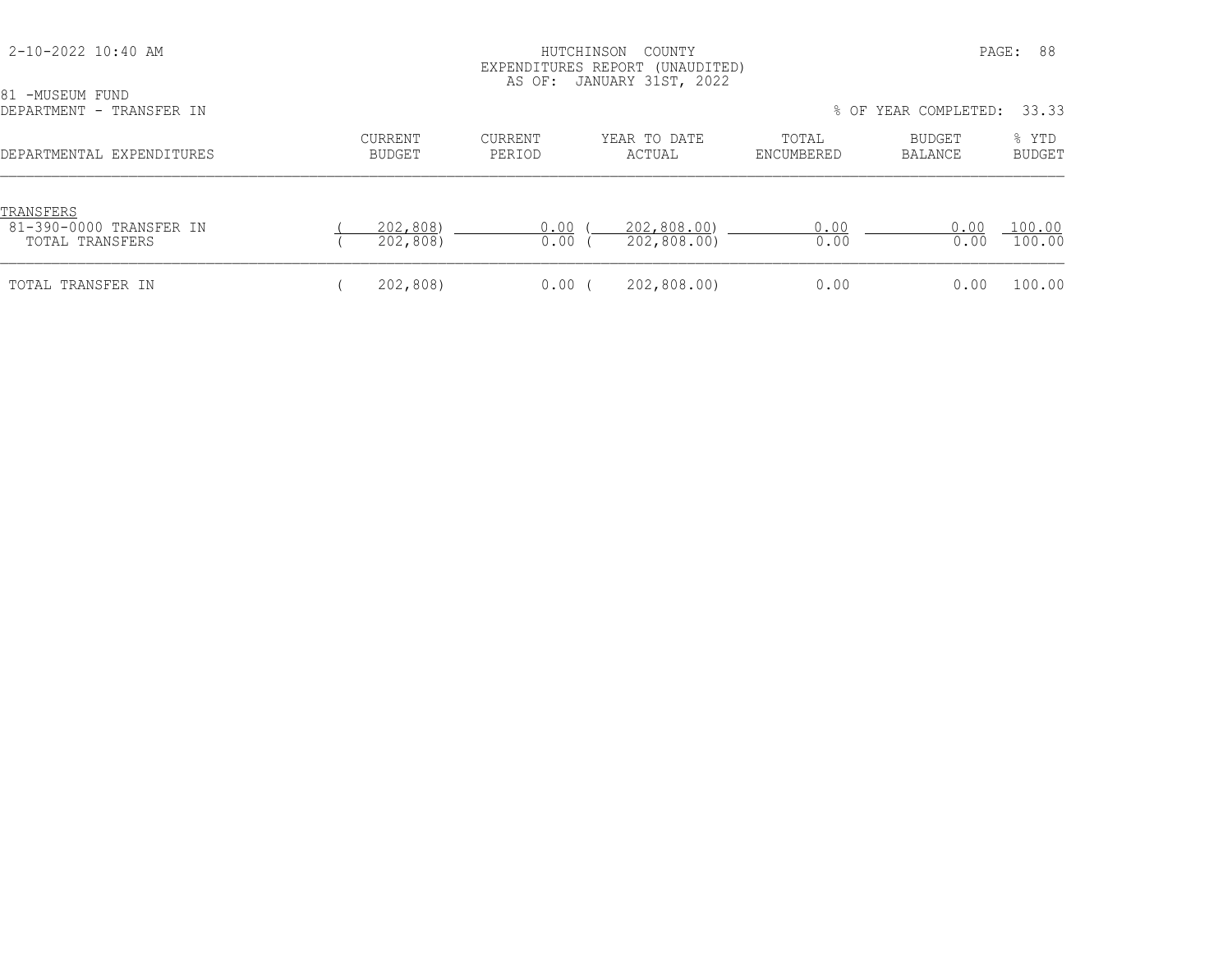HUTCHINSON COUNTY
EXPENDITURES REPORT (UNAUDITED)
AS OF: JANUARY 31ST, 2022

81 -MUSEUM FUND
DEPARTMENT - TRANSFER IN

% OF YEAR COMPLETED: 33.33

| DEPARTMENTAL EXPENDITURES | CURRENT BUDGET | CURRENT PERIOD | YEAR TO DATE ACTUAL | TOTAL ENCUMBERED | BUDGET BALANCE | % YTD BUDGET |
|---|---|---|---|---|---|---|
| TRANSFERS | | | | | | |
| 81-390-0000 TRANSFER IN | ( 202,808) | 0.00 | ( 202,808.00) | 0.00 | 0.00 | 100.00 |
| TOTAL TRANSFERS | ( 202,808) | 0.00 | ( 202,808.00) | 0.00 | 0.00 | 100.00 |
| TOTAL TRANSFER IN | ( 202,808) | 0.00 | ( 202,808.00) | 0.00 | 0.00 | 100.00 |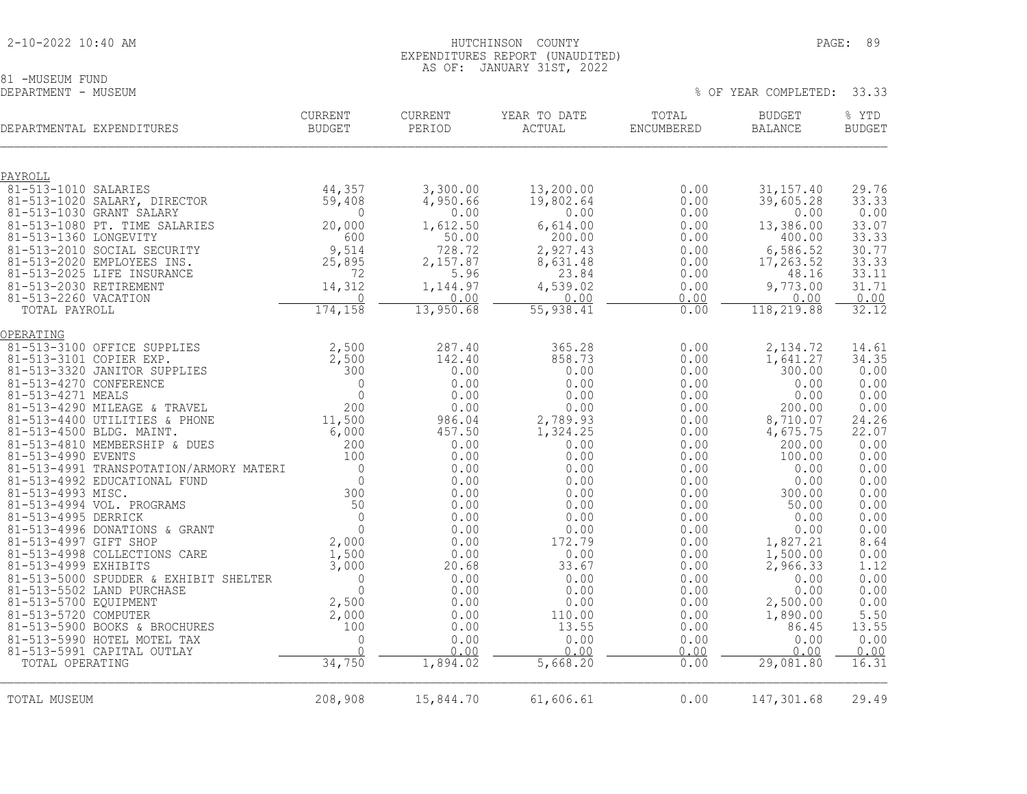HUTCHINSON COUNTY
EXPENDITURES REPORT (UNAUDITED)
AS OF: JANUARY 31ST, 2022

81 -MUSEUM FUND
DEPARTMENT - MUSEUM

% OF YEAR COMPLETED: 33.33

| DEPARTMENTAL EXPENDITURES | CURRENT BUDGET | CURRENT PERIOD | YEAR TO DATE ACTUAL | TOTAL ENCUMBERED | BUDGET BALANCE | % YTD BUDGET |
|---|---|---|---|---|---|---|
| PAYROLL | | | | | | |
| 81-513-1010 SALARIES | 44,357 | 3,300.00 | 13,200.00 | 0.00 | 31,157.40 | 29.76 |
| 81-513-1020 SALARY, DIRECTOR | 59,408 | 4,950.66 | 19,802.64 | 0.00 | 39,605.28 | 33.33 |
| 81-513-1030 GRANT SALARY | 0 | 0.00 | 0.00 | 0.00 | 0.00 | 0.00 |
| 81-513-1080 PT. TIME SALARIES | 20,000 | 1,612.50 | 6,614.00 | 0.00 | 13,386.00 | 33.07 |
| 81-513-1360 LONGEVITY | 600 | 50.00 | 200.00 | 0.00 | 400.00 | 33.33 |
| 81-513-2010 SOCIAL SECURITY | 9,514 | 728.72 | 2,927.43 | 0.00 | 6,586.52 | 30.77 |
| 81-513-2020 EMPLOYEES INS. | 25,895 | 2,157.87 | 8,631.48 | 0.00 | 17,263.52 | 33.33 |
| 81-513-2025 LIFE INSURANCE | 72 | 5.96 | 23.84 | 0.00 | 48.16 | 33.11 |
| 81-513-2030 RETIREMENT | 14,312 | 1,144.97 | 4,539.02 | 0.00 | 9,773.00 | 31.71 |
| 81-513-2260 VACATION | 0 | 0.00 | 0.00 | 0.00 | 0.00 | 0.00 |
| TOTAL PAYROLL | 174,158 | 13,950.68 | 55,938.41 | 0.00 | 118,219.88 | 32.12 |
| OPERATING | | | | | | |
| 81-513-3100 OFFICE SUPPLIES | 2,500 | 287.40 | 365.28 | 0.00 | 2,134.72 | 14.61 |
| 81-513-3101 COPIER EXP. | 2,500 | 142.40 | 858.73 | 0.00 | 1,641.27 | 34.35 |
| 81-513-3320 JANITOR SUPPLIES | 300 | 0.00 | 0.00 | 0.00 | 300.00 | 0.00 |
| 81-513-4270 CONFERENCE | 0 | 0.00 | 0.00 | 0.00 | 0.00 | 0.00 |
| 81-513-4271 MEALS | 0 | 0.00 | 0.00 | 0.00 | 0.00 | 0.00 |
| 81-513-4290 MILEAGE & TRAVEL | 200 | 0.00 | 0.00 | 0.00 | 200.00 | 0.00 |
| 81-513-4400 UTILITIES & PHONE | 11,500 | 986.04 | 2,789.93 | 0.00 | 8,710.07 | 24.26 |
| 81-513-4500 BLDG. MAINT. | 6,000 | 457.50 | 1,324.25 | 0.00 | 4,675.75 | 22.07 |
| 81-513-4810 MEMBERSHIP & DUES | 200 | 0.00 | 0.00 | 0.00 | 200.00 | 0.00 |
| 81-513-4990 EVENTS | 100 | 0.00 | 0.00 | 0.00 | 100.00 | 0.00 |
| 81-513-4991 TRANSPOTATION/ARMORY MATERI | 0 | 0.00 | 0.00 | 0.00 | 0.00 | 0.00 |
| 81-513-4992 EDUCATIONAL FUND | 0 | 0.00 | 0.00 | 0.00 | 0.00 | 0.00 |
| 81-513-4993 MISC. | 300 | 0.00 | 0.00 | 0.00 | 300.00 | 0.00 |
| 81-513-4994 VOL. PROGRAMS | 50 | 0.00 | 0.00 | 0.00 | 50.00 | 0.00 |
| 81-513-4995 DERRICK | 0 | 0.00 | 0.00 | 0.00 | 0.00 | 0.00 |
| 81-513-4996 DONATIONS & GRANT | 0 | 0.00 | 0.00 | 0.00 | 0.00 | 0.00 |
| 81-513-4997 GIFT SHOP | 2,000 | 0.00 | 172.79 | 0.00 | 1,827.21 | 8.64 |
| 81-513-4998 COLLECTIONS CARE | 1,500 | 0.00 | 0.00 | 0.00 | 1,500.00 | 0.00 |
| 81-513-4999 EXHIBITS | 3,000 | 20.68 | 33.67 | 0.00 | 2,966.33 | 1.12 |
| 81-513-5000 SPUDDER & EXHIBIT SHELTER | 0 | 0.00 | 0.00 | 0.00 | 0.00 | 0.00 |
| 81-513-5502 LAND PURCHASE | 0 | 0.00 | 0.00 | 0.00 | 0.00 | 0.00 |
| 81-513-5700 EQUIPMENT | 2,500 | 0.00 | 0.00 | 0.00 | 2,500.00 | 0.00 |
| 81-513-5720 COMPUTER | 2,000 | 0.00 | 110.00 | 0.00 | 1,890.00 | 5.50 |
| 81-513-5900 BOOKS & BROCHURES | 100 | 0.00 | 13.55 | 0.00 | 86.45 | 13.55 |
| 81-513-5990 HOTEL MOTEL TAX | 0 | 0.00 | 0.00 | 0.00 | 0.00 | 0.00 |
| 81-513-5991 CAPITAL OUTLAY | 0 | 0.00 | 0.00 | 0.00 | 0.00 | 0.00 |
| TOTAL OPERATING | 34,750 | 1,894.02 | 5,668.20 | 0.00 | 29,081.80 | 16.31 |
| TOTAL MUSEUM | 208,908 | 15,844.70 | 61,606.61 | 0.00 | 147,301.68 | 29.49 |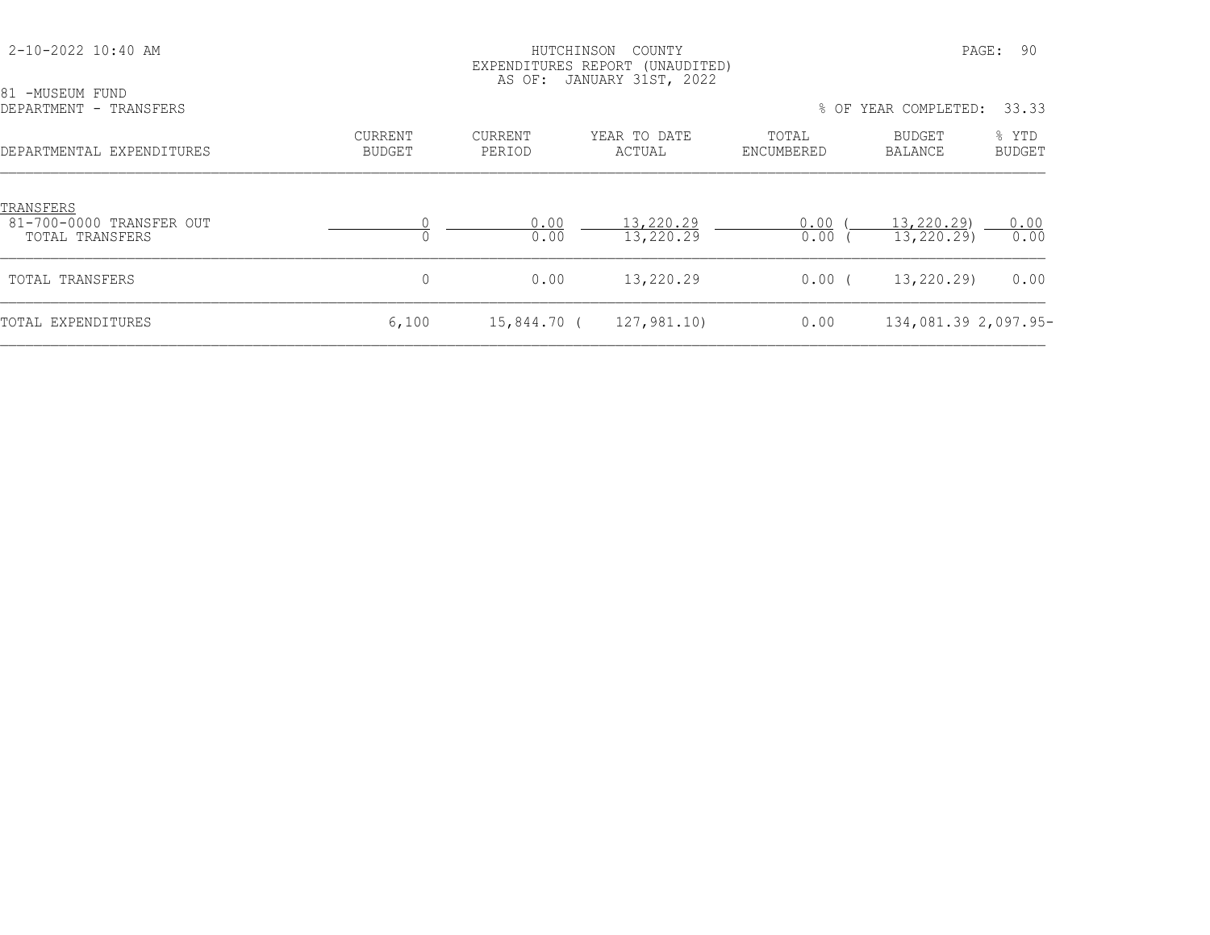HUTCHINSON COUNTY
EXPENDITURES REPORT (UNAUDITED)
AS OF: JANUARY 31ST, 2022

81 -MUSEUM FUND
DEPARTMENT - TRANSFERS

% OF YEAR COMPLETED: 33.33

| DEPARTMENTAL EXPENDITURES | CURRENT BUDGET | CURRENT PERIOD | YEAR TO DATE ACTUAL | TOTAL ENCUMBERED | BUDGET BALANCE | % YTD BUDGET |
|---|---|---|---|---|---|---|
| TRANSFERS | | | | | | |
| 81-700-0000 TRANSFER OUT | 0 | 0.00 | 13,220.29 | 0.00 | ( 13,220.29) | 0.00 |
| TOTAL TRANSFERS | 0 | 0.00 | 13,220.29 | 0.00 | ( 13,220.29) | 0.00 |
| TOTAL TRANSFERS | 0 | 0.00 | 13,220.29 | 0.00 | ( 13,220.29) | 0.00 |
| TOTAL EXPENDITURES | 6,100 | 15,844.70 | ( 127,981.10) | 0.00 | 134,081.39 | 2,097.95- |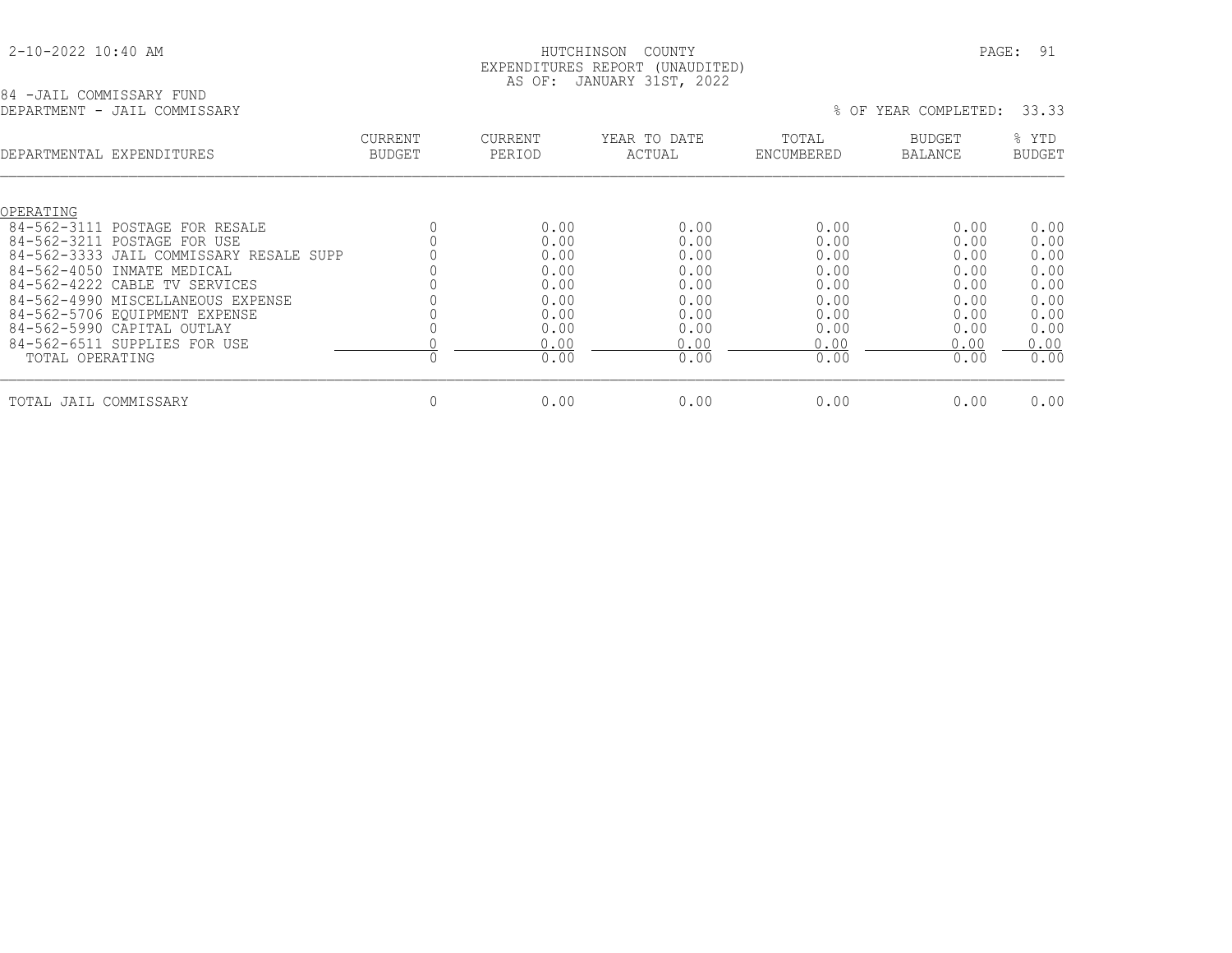HUTCHINSON COUNTY
EXPENDITURES REPORT (UNAUDITED)
AS OF: JANUARY 31ST, 2022

84 -JAIL COMMISSARY FUND
DEPARTMENT - JAIL COMMISSARY

% OF YEAR COMPLETED: 33.33

| DEPARTMENTAL EXPENDITURES | CURRENT BUDGET | CURRENT PERIOD | YEAR TO DATE ACTUAL | TOTAL ENCUMBERED | BUDGET BALANCE | % YTD BUDGET |
|---|---|---|---|---|---|---|
| OPERATING | | | | | | |
| 84-562-3111 POSTAGE FOR RESALE | 0 | 0.00 | 0.00 | 0.00 | 0.00 | 0.00 |
| 84-562-3211 POSTAGE FOR USE | 0 | 0.00 | 0.00 | 0.00 | 0.00 | 0.00 |
| 84-562-3333 JAIL COMMISSARY RESALE SUPP | 0 | 0.00 | 0.00 | 0.00 | 0.00 | 0.00 |
| 84-562-4050 INMATE MEDICAL | 0 | 0.00 | 0.00 | 0.00 | 0.00 | 0.00 |
| 84-562-4222 CABLE TV SERVICES | 0 | 0.00 | 0.00 | 0.00 | 0.00 | 0.00 |
| 84-562-4990 MISCELLANEOUS EXPENSE | 0 | 0.00 | 0.00 | 0.00 | 0.00 | 0.00 |
| 84-562-5706 EQUIPMENT EXPENSE | 0 | 0.00 | 0.00 | 0.00 | 0.00 | 0.00 |
| 84-562-5990 CAPITAL OUTLAY | 0 | 0.00 | 0.00 | 0.00 | 0.00 | 0.00 |
| 84-562-6511 SUPPLIES FOR USE | 0 | 0.00 | 0.00 | 0.00 | 0.00 | 0.00 |
| TOTAL OPERATING | 0 | 0.00 | 0.00 | 0.00 | 0.00 | 0.00 |
| TOTAL JAIL COMMISSARY | 0 | 0.00 | 0.00 | 0.00 | 0.00 | 0.00 |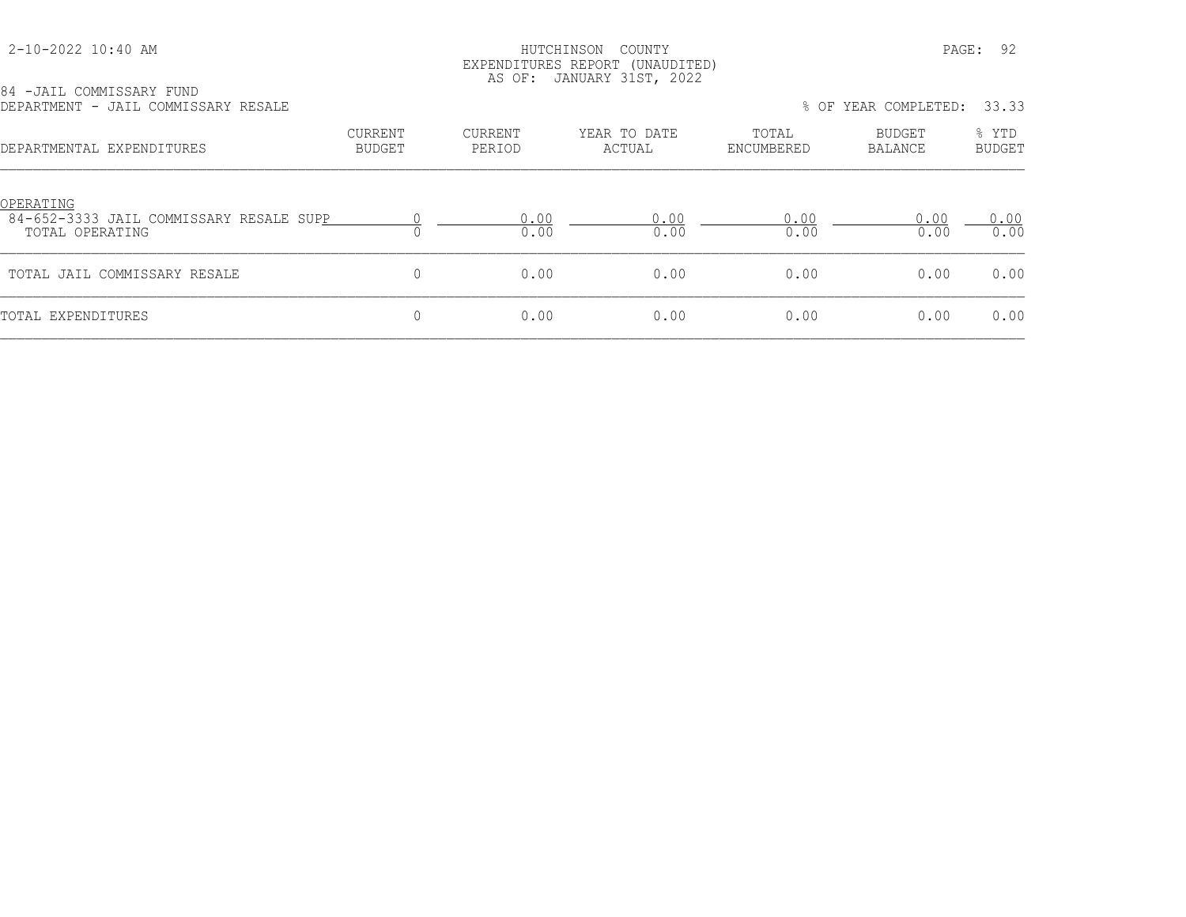HUTCHINSON COUNTY
EXPENDITURES REPORT (UNAUDITED)
AS OF: JANUARY 31ST, 2022

2-10-2022 10:40 AM

84 -JAIL COMMISSARY FUND
DEPARTMENT - JAIL COMMISSARY RESALE

% OF YEAR COMPLETED: 33.33

| DEPARTMENTAL EXPENDITURES | CURRENT BUDGET | CURRENT PERIOD | YEAR TO DATE ACTUAL | TOTAL ENCUMBERED | BUDGET BALANCE | % YTD BUDGET |
|---|---|---|---|---|---|---|
| OPERATING | | | | | | |
| 84-652-3333 JAIL COMMISSARY RESALE SUPP | 0 | 0.00 | 0.00 | 0.00 | 0.00 | 0.00 |
| TOTAL OPERATING | 0 | 0.00 | 0.00 | 0.00 | 0.00 | 0.00 |
| TOTAL JAIL COMMISSARY RESALE | 0 | 0.00 | 0.00 | 0.00 | 0.00 | 0.00 |
| TOTAL EXPENDITURES | 0 | 0.00 | 0.00 | 0.00 | 0.00 | 0.00 |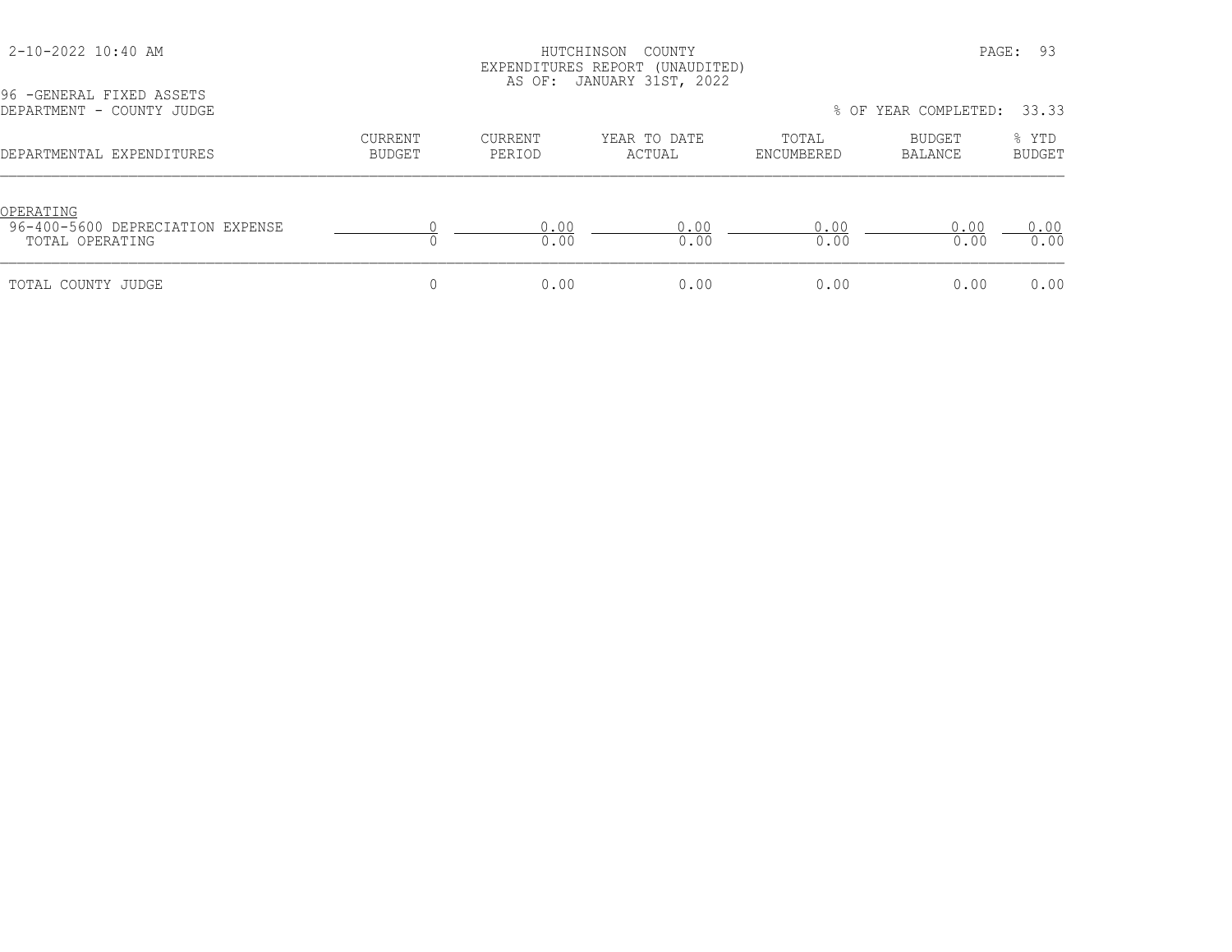HUTCHINSON COUNTY
EXPENDITURES REPORT (UNAUDITED)
AS OF: JANUARY 31ST, 2022

2-10-2022 10:40 AM

96 -GENERAL FIXED ASSETS
DEPARTMENT - COUNTY JUDGE

% OF YEAR COMPLETED: 33.33

| DEPARTMENTAL EXPENDITURES | CURRENT BUDGET | CURRENT PERIOD | YEAR TO DATE ACTUAL | TOTAL ENCUMBERED | BUDGET BALANCE | % YTD BUDGET |
|---|---|---|---|---|---|---|
| OPERATING | | | | | | |
| 96-400-5600 DEPRECIATION EXPENSE | 0 | 0.00 | 0.00 | 0.00 | 0.00 | 0.00 |
| TOTAL OPERATING | 0 | 0.00 | 0.00 | 0.00 | 0.00 | 0.00 |
| TOTAL COUNTY JUDGE | 0 | 0.00 | 0.00 | 0.00 | 0.00 | 0.00 |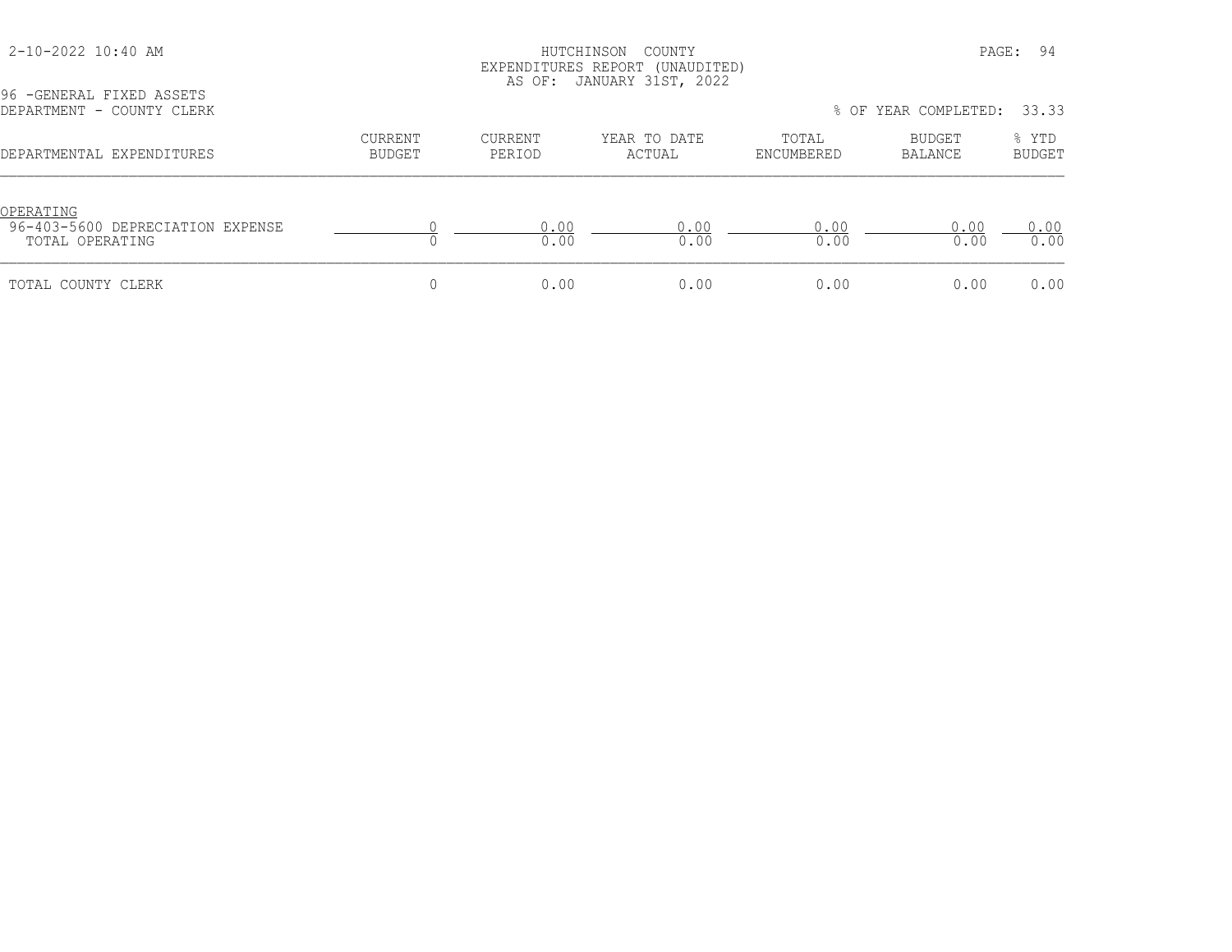HUTCHINSON COUNTY
EXPENDITURES REPORT (UNAUDITED)
AS OF: JANUARY 31ST, 2022

2-10-2022 10:40 AM

96 -GENERAL FIXED ASSETS
DEPARTMENT - COUNTY CLERK

% OF YEAR COMPLETED: 33.33

| DEPARTMENTAL EXPENDITURES | CURRENT BUDGET | CURRENT PERIOD | YEAR TO DATE ACTUAL | TOTAL ENCUMBERED | BUDGET BALANCE | % YTD BUDGET |
|---|---|---|---|---|---|---|
| OPERATING | | | | | | |
| 96-403-5600 DEPRECIATION EXPENSE | 0 | 0.00 | 0.00 | 0.00 | 0.00 | 0.00 |
| TOTAL OPERATING | 0 | 0.00 | 0.00 | 0.00 | 0.00 | 0.00 |
| TOTAL COUNTY CLERK | 0 | 0.00 | 0.00 | 0.00 | 0.00 | 0.00 |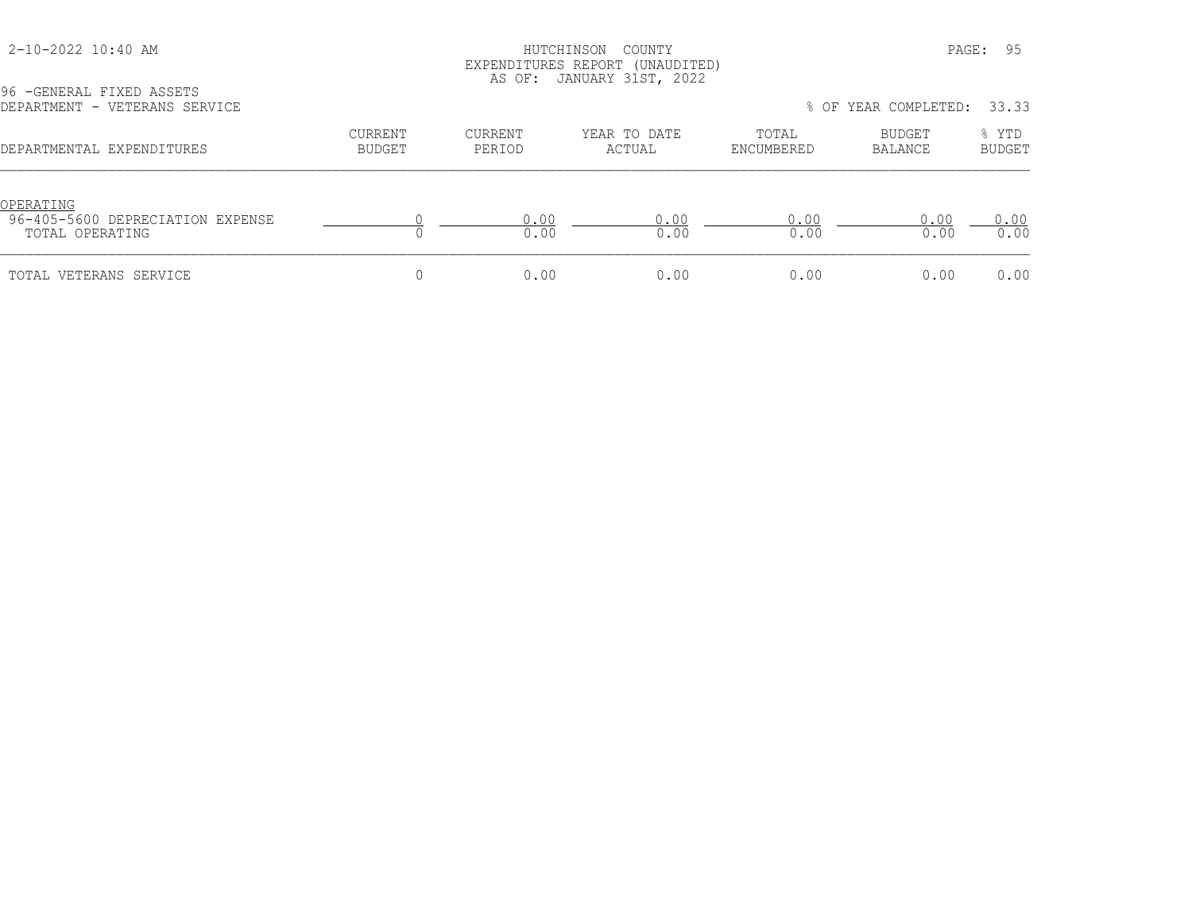HUTCHINSON COUNTY
EXPENDITURES REPORT (UNAUDITED)
AS OF: JANUARY 31ST, 2022

2-10-2022 10:40 AM

96 -GENERAL FIXED ASSETS
DEPARTMENT - VETERANS SERVICE

% OF YEAR COMPLETED: 33.33

| DEPARTMENTAL EXPENDITURES | CURRENT BUDGET | CURRENT PERIOD | YEAR TO DATE ACTUAL | TOTAL ENCUMBERED | BUDGET BALANCE | % YTD BUDGET |
|---|---|---|---|---|---|---|
| OPERATING | | | | | | |
| 96-405-5600 DEPRECIATION EXPENSE | 0 | 0.00 | 0.00 | 0.00 | 0.00 | 0.00 |
| TOTAL OPERATING | 0 | 0.00 | 0.00 | 0.00 | 0.00 | 0.00 |
| TOTAL VETERANS SERVICE | 0 | 0.00 | 0.00 | 0.00 | 0.00 | 0.00 |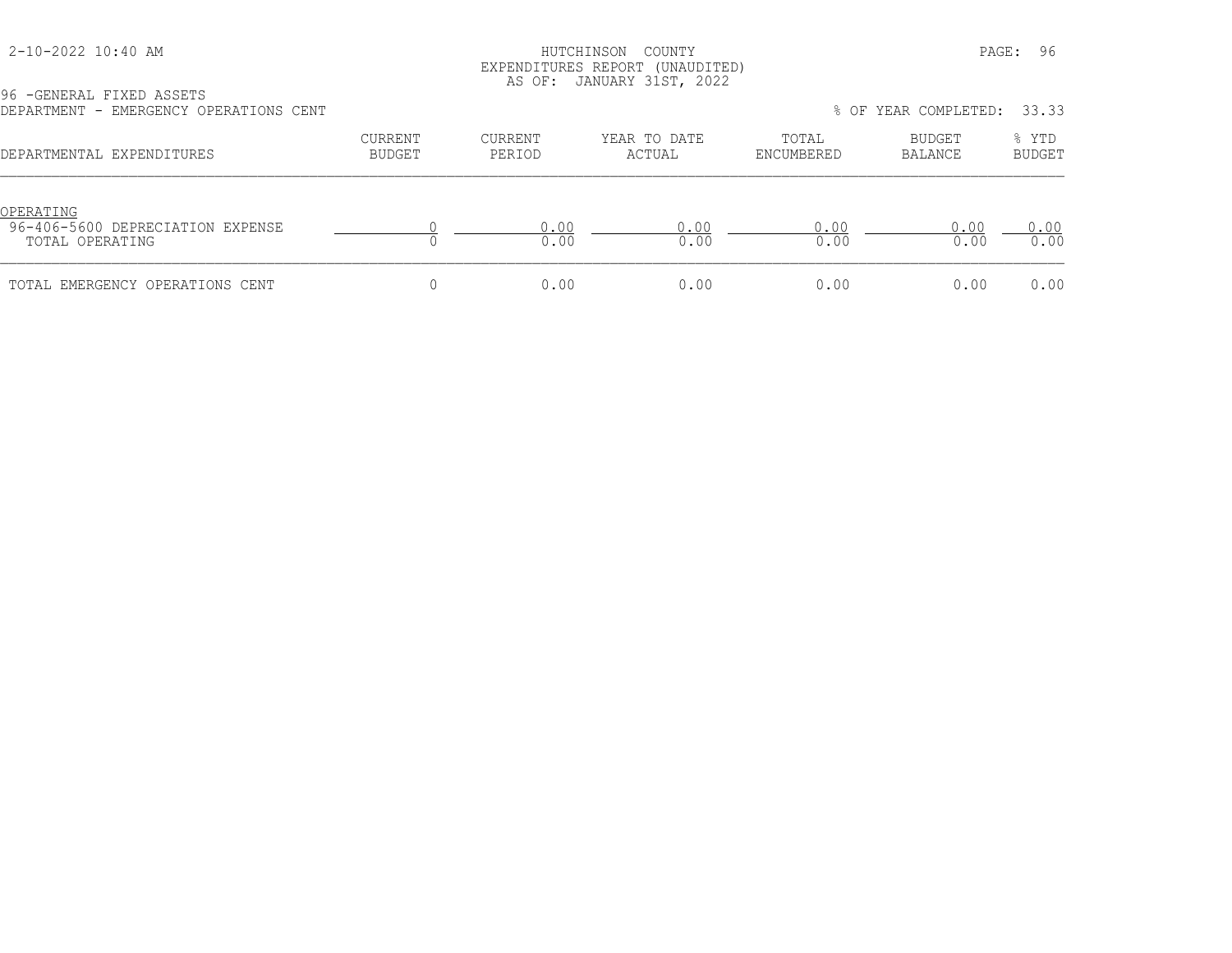HUTCHINSON COUNTY
EXPENDITURES REPORT (UNAUDITED)
AS OF: JANUARY 31ST, 2022

96 -GENERAL FIXED ASSETS
DEPARTMENT - EMERGENCY OPERATIONS CENT

% OF YEAR COMPLETED: 33.33

| DEPARTMENTAL EXPENDITURES | CURRENT BUDGET | CURRENT PERIOD | YEAR TO DATE ACTUAL | TOTAL ENCUMBERED | BUDGET BALANCE | % YTD BUDGET |
|---|---|---|---|---|---|---|
| OPERATING | | | | | | |
| 96-406-5600 DEPRECIATION EXPENSE | 0 | 0.00 | 0.00 | 0.00 | 0.00 | 0.00 |
| TOTAL OPERATING | 0 | 0.00 | 0.00 | 0.00 | 0.00 | 0.00 |
| TOTAL EMERGENCY OPERATIONS CENT | 0 | 0.00 | 0.00 | 0.00 | 0.00 | 0.00 |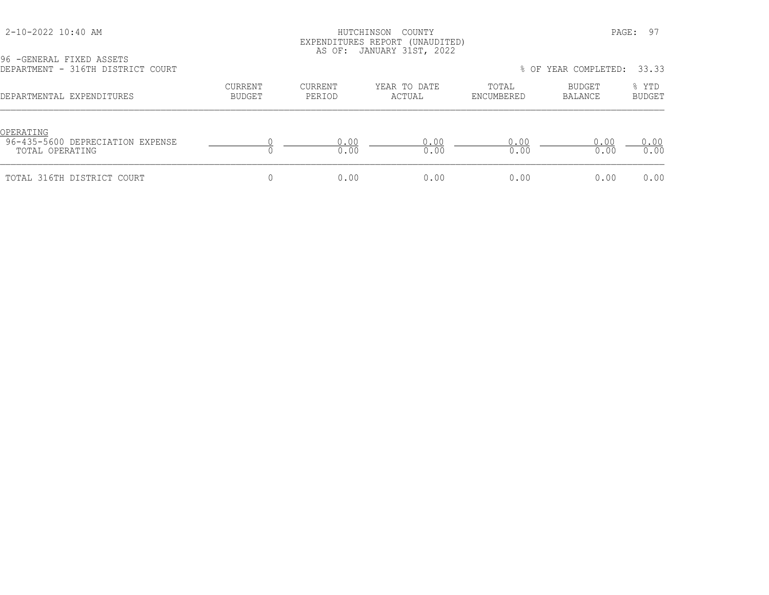HUTCHINSON COUNTY
EXPENDITURES REPORT (UNAUDITED)
AS OF: JANUARY 31ST, 2022

96 -GENERAL FIXED ASSETS
DEPARTMENT - 316TH DISTRICT COURT

% OF YEAR COMPLETED: 33.33

| DEPARTMENTAL EXPENDITURES | CURRENT BUDGET | CURRENT PERIOD | YEAR TO DATE ACTUAL | TOTAL ENCUMBERED | BUDGET BALANCE | % YTD BUDGET |
|---|---|---|---|---|---|---|
| OPERATING | | | | | | |
| 96-435-5600 DEPRECIATION EXPENSE | 0 | 0.00 | 0.00 | 0.00 | 0.00 | 0.00 |
| TOTAL OPERATING | 0 | 0.00 | 0.00 | 0.00 | 0.00 | 0.00 |
| TOTAL 316TH DISTRICT COURT | 0 | 0.00 | 0.00 | 0.00 | 0.00 | 0.00 |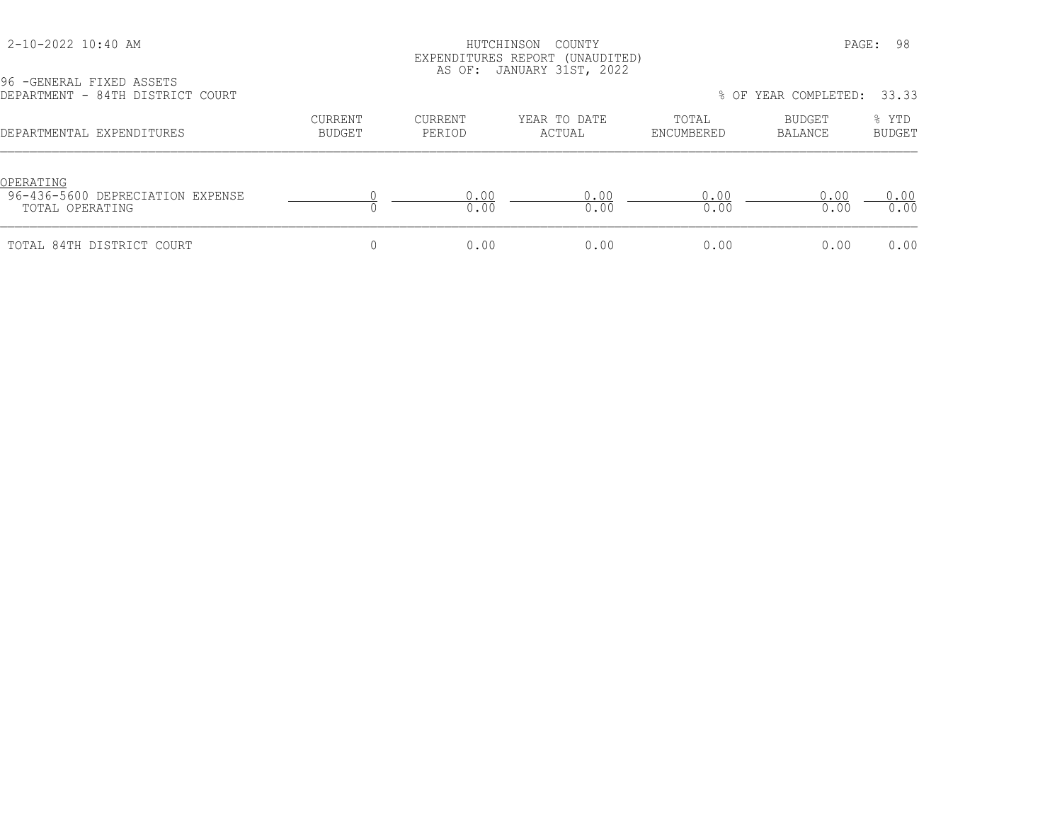HUTCHINSON COUNTY
EXPENDITURES REPORT (UNAUDITED)
AS OF: JANUARY 31ST, 2022

2-10-2022 10:40 AM

96 -GENERAL FIXED ASSETS
DEPARTMENT - 84TH DISTRICT COURT

% OF YEAR COMPLETED: 33.33

| DEPARTMENTAL EXPENDITURES | CURRENT BUDGET | CURRENT PERIOD | YEAR TO DATE ACTUAL | TOTAL ENCUMBERED | BUDGET BALANCE | % YTD BUDGET |
|---|---|---|---|---|---|---|
| OPERATING | | | | | | |
| 96-436-5600 DEPRECIATION EXPENSE | 0 | 0.00 | 0.00 | 0.00 | 0.00 | 0.00 |
| TOTAL OPERATING | 0 | 0.00 | 0.00 | 0.00 | 0.00 | 0.00 |
| TOTAL 84TH DISTRICT COURT | 0 | 0.00 | 0.00 | 0.00 | 0.00 | 0.00 |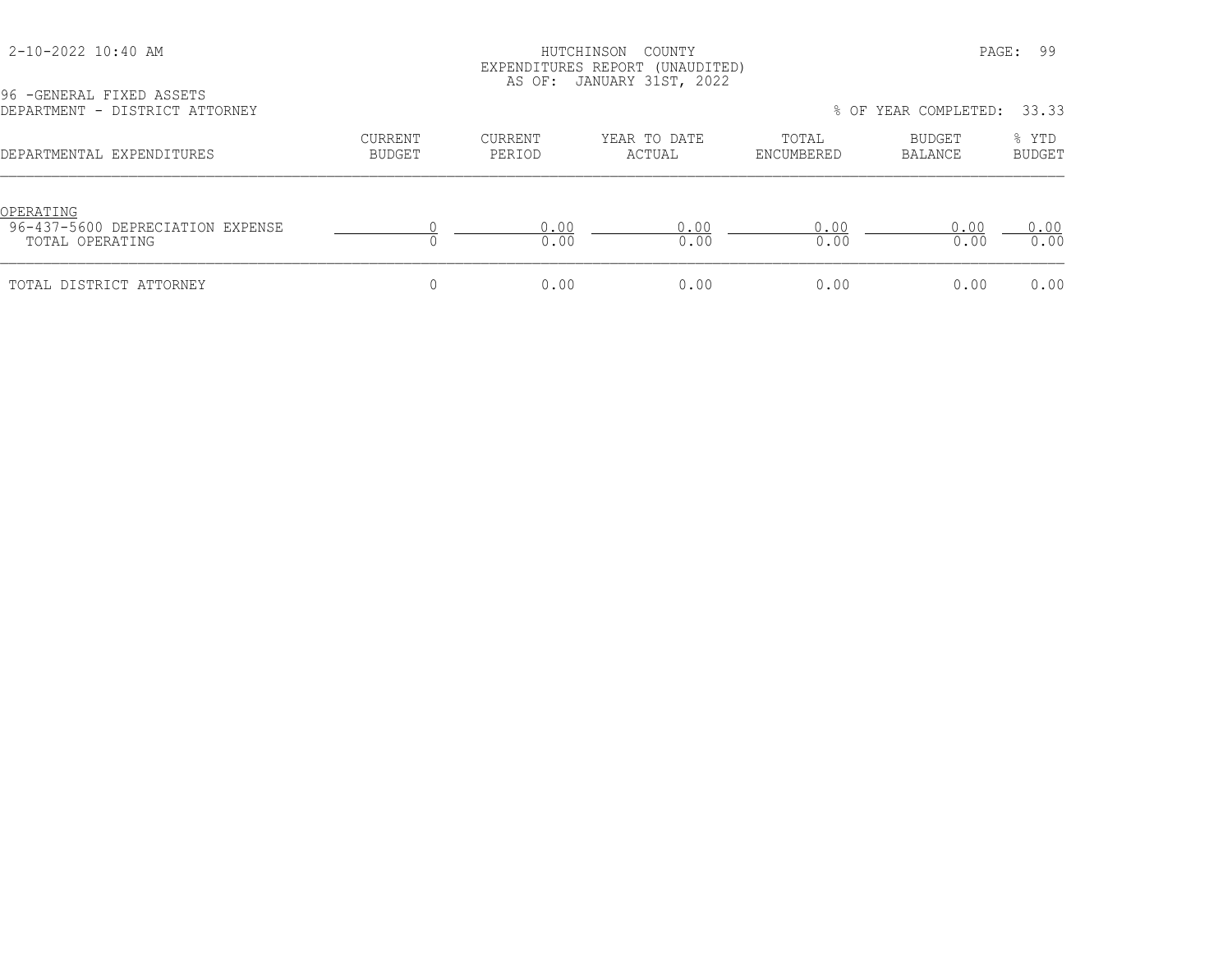HUTCHINSON COUNTY
EXPENDITURES REPORT (UNAUDITED)
AS OF: JANUARY 31ST, 2022

2-10-2022 10:40 AM

96 -GENERAL FIXED ASSETS
DEPARTMENT - DISTRICT ATTORNEY

% OF YEAR COMPLETED: 33.33

| DEPARTMENTAL EXPENDITURES | CURRENT BUDGET | CURRENT PERIOD | YEAR TO DATE ACTUAL | TOTAL ENCUMBERED | BUDGET BALANCE | % YTD BUDGET |
|---|---|---|---|---|---|---|
| OPERATING | | | | | | |
| 96-437-5600 DEPRECIATION EXPENSE | 0 | 0.00 | 0.00 | 0.00 | 0.00 | 0.00 |
| TOTAL OPERATING | 0 | 0.00 | 0.00 | 0.00 | 0.00 | 0.00 |
| TOTAL DISTRICT ATTORNEY | 0 | 0.00 | 0.00 | 0.00 | 0.00 | 0.00 |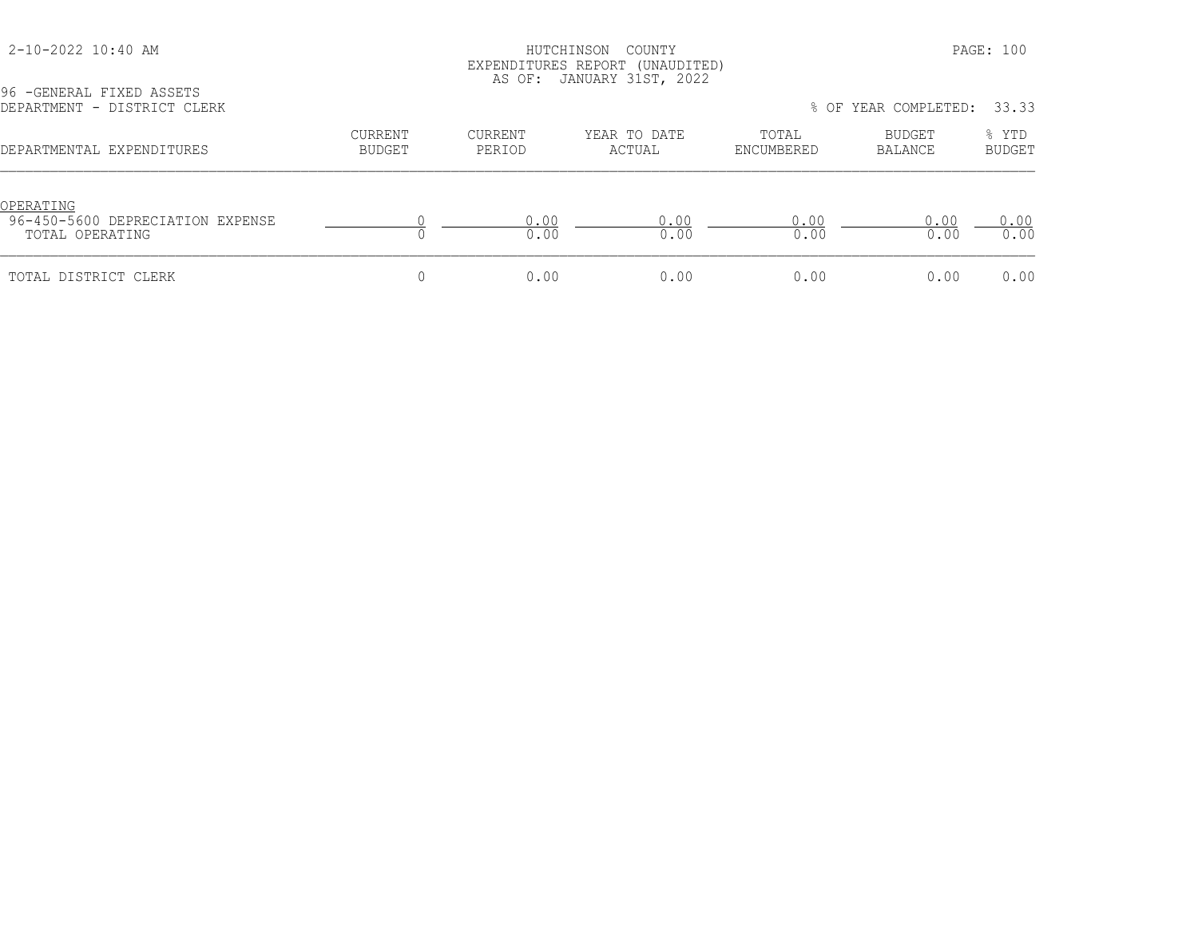2-10-2022 10:40 AM

HUTCHINSON COUNTY
EXPENDITURES REPORT (UNAUDITED)
AS OF: JANUARY 31ST, 2022

96 -GENERAL FIXED ASSETS
DEPARTMENT - DISTRICT CLERK

% OF YEAR COMPLETED: 33.33

| DEPARTMENTAL EXPENDITURES | CURRENT BUDGET | CURRENT PERIOD | YEAR TO DATE ACTUAL | TOTAL ENCUMBERED | BUDGET BALANCE | % YTD BUDGET |
|---|---|---|---|---|---|---|
| OPERATING | | | | | | |
| 96-450-5600 DEPRECIATION EXPENSE | 0 | 0.00 | 0.00 | 0.00 | 0.00 | 0.00 |
| TOTAL OPERATING | 0 | 0.00 | 0.00 | 0.00 | 0.00 | 0.00 |
| TOTAL DISTRICT CLERK | 0 | 0.00 | 0.00 | 0.00 | 0.00 | 0.00 |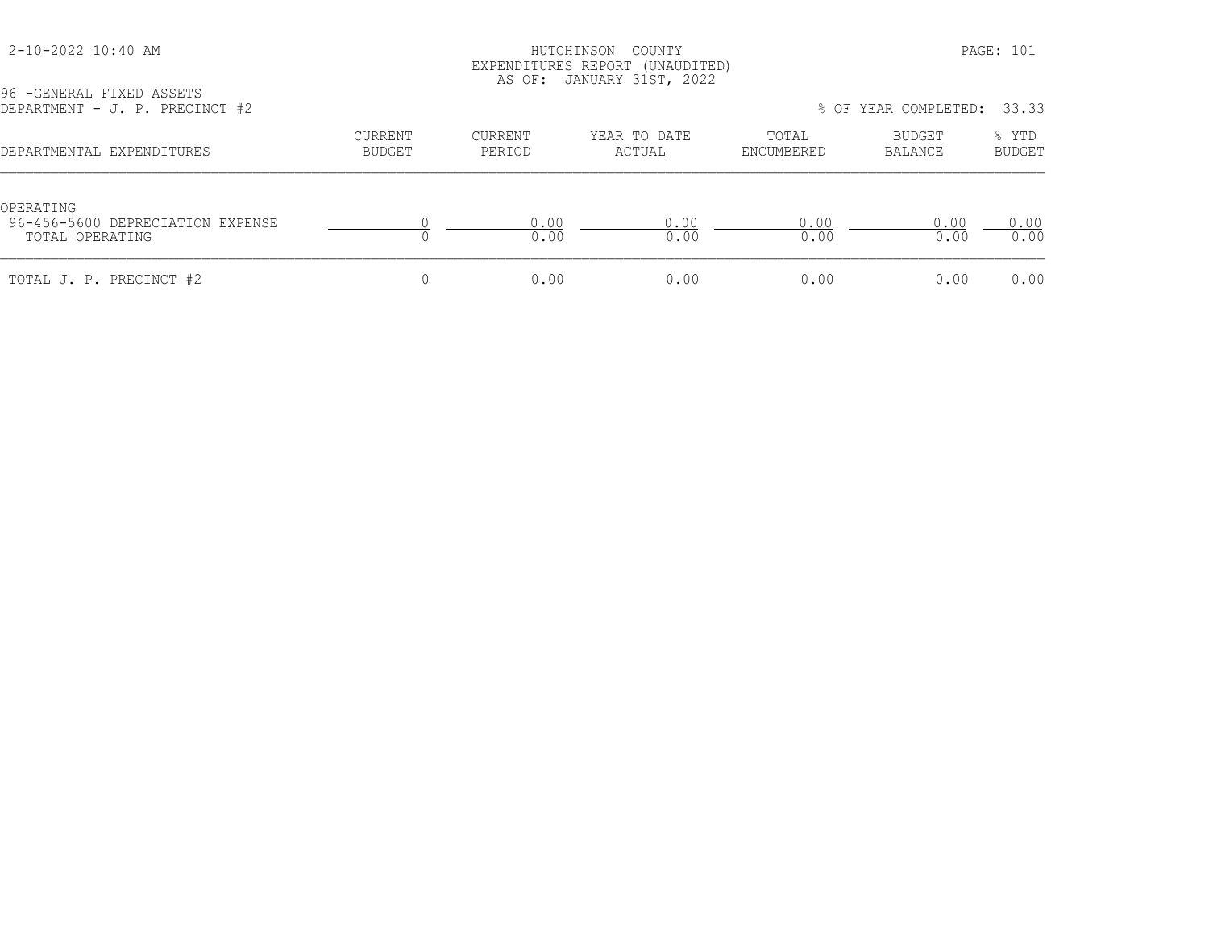HUTCHINSON COUNTY
EXPENDITURES REPORT (UNAUDITED)
AS OF: JANUARY 31ST, 2022

2-10-2022 10:40 AM

96 -GENERAL FIXED ASSETS
DEPARTMENT - J. P. PRECINCT #2

% OF YEAR COMPLETED: 33.33

| DEPARTMENTAL EXPENDITURES | CURRENT BUDGET | CURRENT PERIOD | YEAR TO DATE ACTUAL | TOTAL ENCUMBERED | BUDGET BALANCE | % YTD BUDGET |
|---|---|---|---|---|---|---|
| OPERATING | | | | | | |
| 96-456-5600 DEPRECIATION EXPENSE | 0 | 0.00 | 0.00 | 0.00 | 0.00 | 0.00 |
| TOTAL OPERATING | 0 | 0.00 | 0.00 | 0.00 | 0.00 | 0.00 |
| TOTAL J. P. PRECINCT #2 | 0 | 0.00 | 0.00 | 0.00 | 0.00 | 0.00 |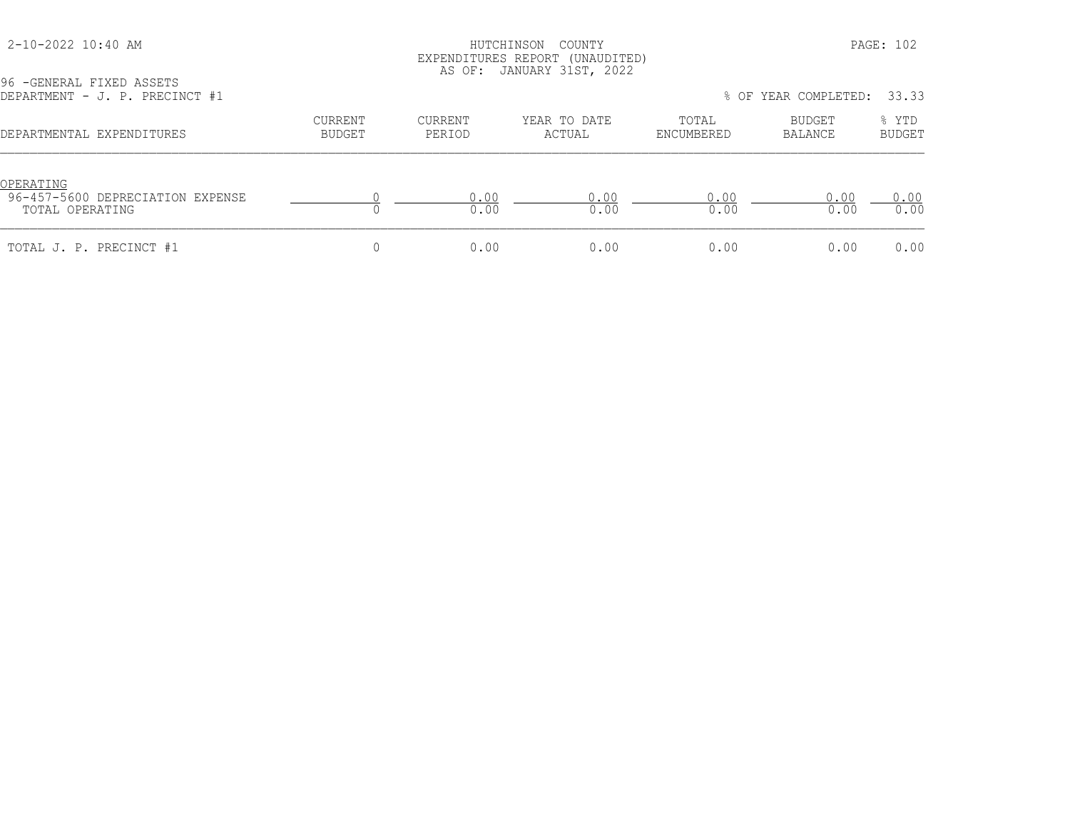HUTCHINSON COUNTY
EXPENDITURES REPORT (UNAUDITED)
AS OF: JANUARY 31ST, 2022

2-10-2022 10:40 AM

96 -GENERAL FIXED ASSETS
DEPARTMENT - J. P. PRECINCT #1

% OF YEAR COMPLETED: 33.33

| DEPARTMENTAL EXPENDITURES | CURRENT BUDGET | CURRENT PERIOD | YEAR TO DATE ACTUAL | TOTAL ENCUMBERED | BUDGET BALANCE | % YTD BUDGET |
|---|---|---|---|---|---|---|
| OPERATING | | | | | | |
| 96-457-5600 DEPRECIATION EXPENSE | 0 | 0.00 | 0.00 | 0.00 | 0.00 | 0.00 |
| TOTAL OPERATING | 0 | 0.00 | 0.00 | 0.00 | 0.00 | 0.00 |
| TOTAL J. P. PRECINCT #1 | 0 | 0.00 | 0.00 | 0.00 | 0.00 | 0.00 |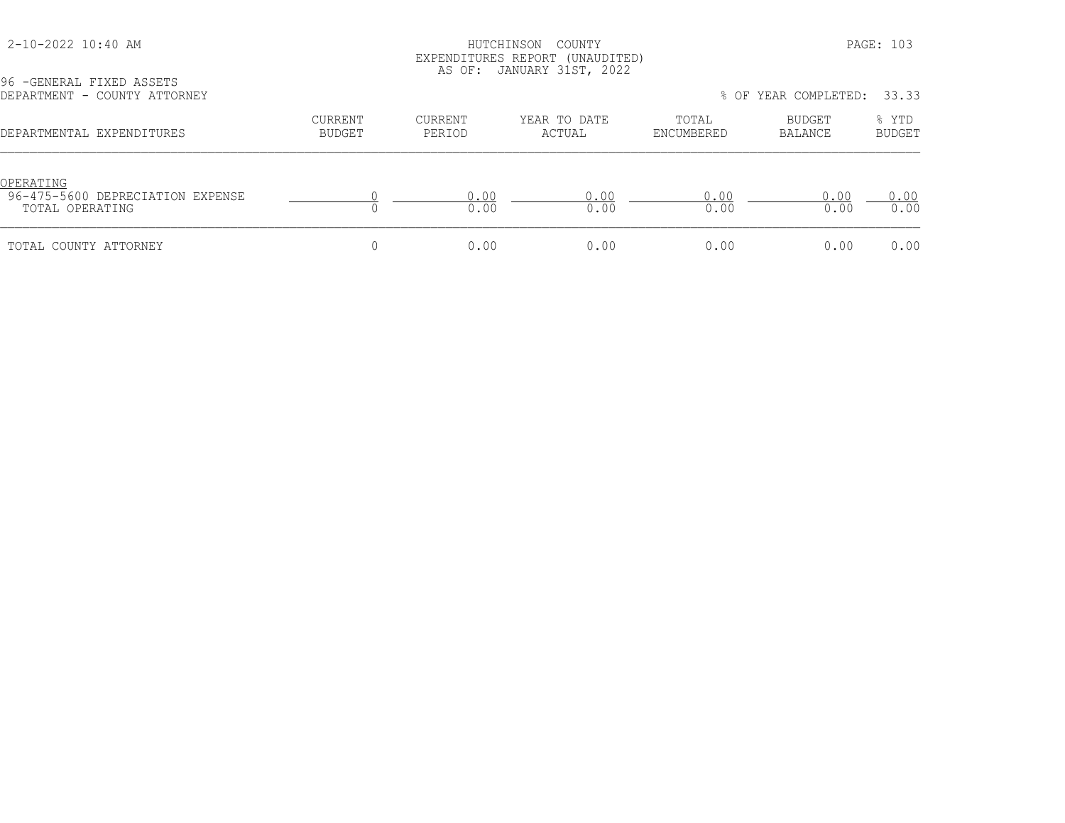HUTCHINSON COUNTY
EXPENDITURES REPORT (UNAUDITED)
AS OF: JANUARY 31ST, 2022

96 -GENERAL FIXED ASSETS
DEPARTMENT - COUNTY ATTORNEY

% OF YEAR COMPLETED: 33.33

| DEPARTMENTAL EXPENDITURES | CURRENT BUDGET | CURRENT PERIOD | YEAR TO DATE ACTUAL | TOTAL ENCUMBERED | BUDGET BALANCE | % YTD BUDGET |
|---|---|---|---|---|---|---|
| OPERATING | | | | | | |
| 96-475-5600 DEPRECIATION EXPENSE | 0 | 0.00 | 0.00 | 0.00 | 0.00 | 0.00 |
| TOTAL OPERATING | 0 | 0.00 | 0.00 | 0.00 | 0.00 | 0.00 |
| TOTAL COUNTY ATTORNEY | 0 | 0.00 | 0.00 | 0.00 | 0.00 | 0.00 |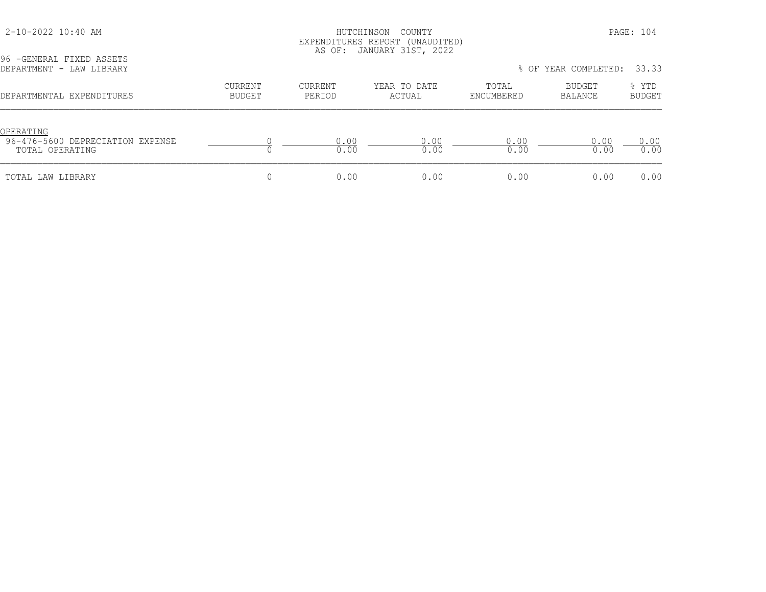HUTCHINSON COUNTY
EXPENDITURES REPORT (UNAUDITED)
AS OF: JANUARY 31ST, 2022

96 -GENERAL FIXED ASSETS
DEPARTMENT - LAW LIBRARY

% OF YEAR COMPLETED: 33.33

| DEPARTMENTAL EXPENDITURES | CURRENT BUDGET | CURRENT PERIOD | YEAR TO DATE ACTUAL | TOTAL ENCUMBERED | BUDGET BALANCE | % YTD BUDGET |
|---|---|---|---|---|---|---|
| OPERATING | | | | | | |
| 96-476-5600 DEPRECIATION EXPENSE | 0 | 0.00 | 0.00 | 0.00 | 0.00 | 0.00 |
| TOTAL OPERATING | 0 | 0.00 | 0.00 | 0.00 | 0.00 | 0.00 |
| TOTAL LAW LIBRARY | 0 | 0.00 | 0.00 | 0.00 | 0.00 | 0.00 |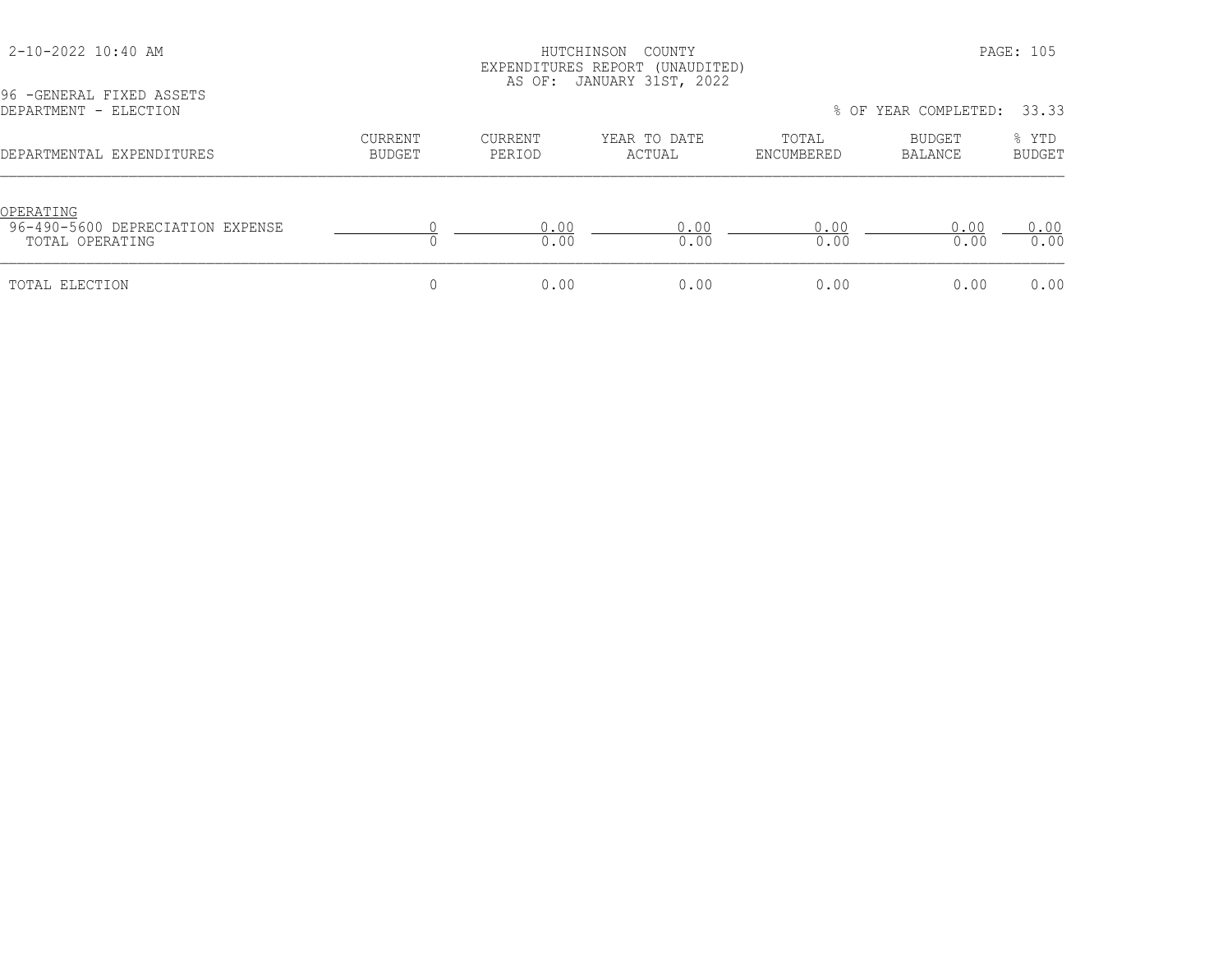HUTCHINSON COUNTY
EXPENDITURES REPORT (UNAUDITED)
AS OF: JANUARY 31ST, 2022

2-10-2022 10:40 AM

96 -GENERAL FIXED ASSETS
DEPARTMENT - ELECTION

% OF YEAR COMPLETED: 33.33

| DEPARTMENTAL EXPENDITURES | CURRENT BUDGET | CURRENT PERIOD | YEAR TO DATE ACTUAL | TOTAL ENCUMBERED | BUDGET BALANCE | % YTD BUDGET |
|---|---|---|---|---|---|---|
| OPERATING | | | | | | |
| 96-490-5600 DEPRECIATION EXPENSE | 0 | 0.00 | 0.00 | 0.00 | 0.00 | 0.00 |
| TOTAL OPERATING | 0 | 0.00 | 0.00 | 0.00 | 0.00 | 0.00 |
| TOTAL ELECTION | 0 | 0.00 | 0.00 | 0.00 | 0.00 | 0.00 |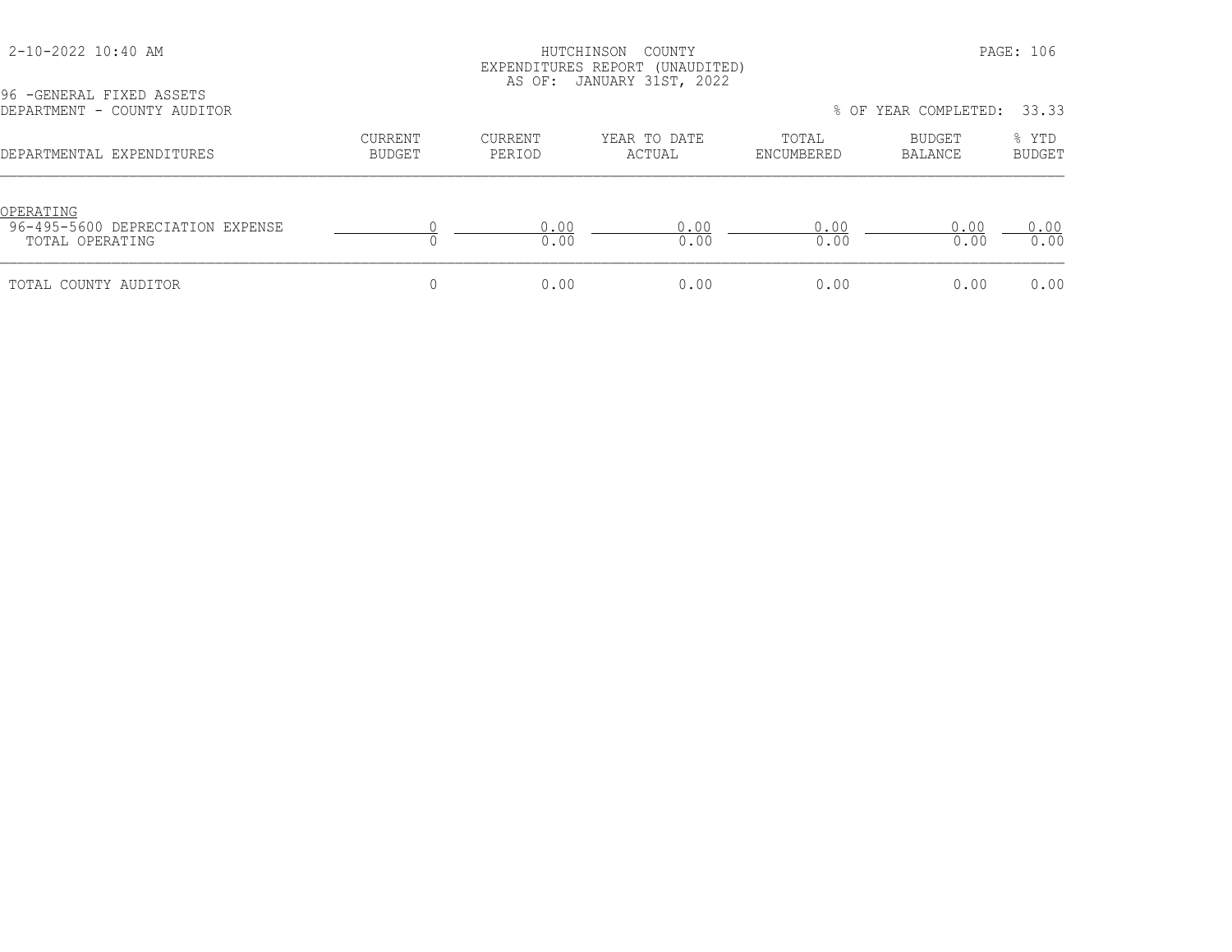2-10-2022 10:40 AM

HUTCHINSON COUNTY
EXPENDITURES REPORT (UNAUDITED)
AS OF: JANUARY 31ST, 2022

96 -GENERAL FIXED ASSETS
DEPARTMENT - COUNTY AUDITOR

% OF YEAR COMPLETED: 33.33

| DEPARTMENTAL EXPENDITURES | CURRENT BUDGET | CURRENT PERIOD | YEAR TO DATE ACTUAL | TOTAL ENCUMBERED | BUDGET BALANCE | % YTD BUDGET |
|---|---|---|---|---|---|---|
| OPERATING | | | | | | |
| 96-495-5600 DEPRECIATION EXPENSE | 0 | 0.00 | 0.00 | 0.00 | 0.00 | 0.00 |
| TOTAL OPERATING | 0 | 0.00 | 0.00 | 0.00 | 0.00 | 0.00 |
| TOTAL COUNTY AUDITOR | 0 | 0.00 | 0.00 | 0.00 | 0.00 | 0.00 |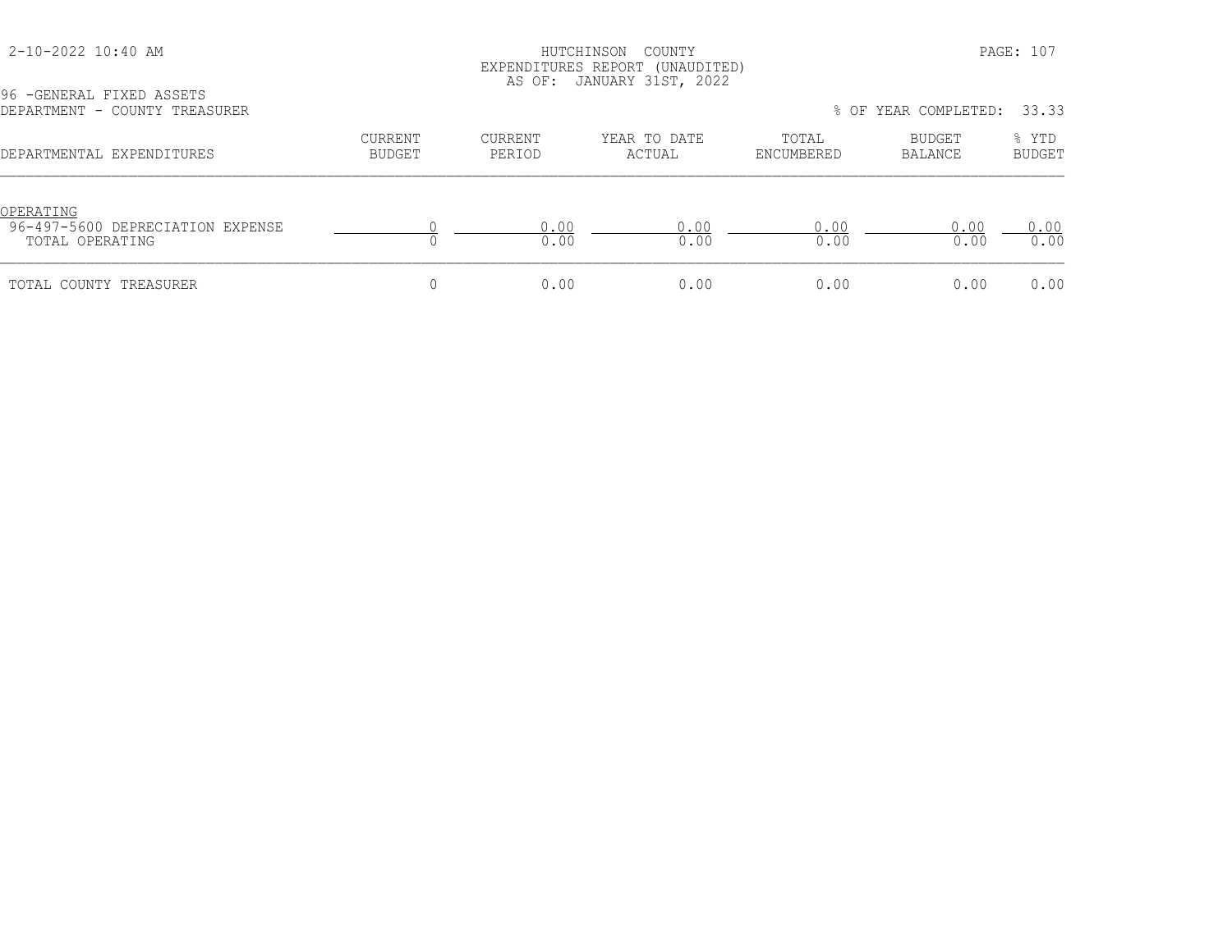HUTCHINSON COUNTY
EXPENDITURES REPORT (UNAUDITED)
AS OF: JANUARY 31ST, 2022

2-10-2022 10:40 AM

96 -GENERAL FIXED ASSETS
DEPARTMENT - COUNTY TREASURER

% OF YEAR COMPLETED: 33.33

| DEPARTMENTAL EXPENDITURES | CURRENT BUDGET | CURRENT PERIOD | YEAR TO DATE ACTUAL | TOTAL ENCUMBERED | BUDGET BALANCE | % YTD BUDGET |
|---|---|---|---|---|---|---|
| OPERATING | | | | | | |
| 96-497-5600 DEPRECIATION EXPENSE | 0 | 0.00 | 0.00 | 0.00 | 0.00 | 0.00 |
| TOTAL OPERATING | 0 | 0.00 | 0.00 | 0.00 | 0.00 | 0.00 |
| TOTAL COUNTY TREASURER | 0 | 0.00 | 0.00 | 0.00 | 0.00 | 0.00 |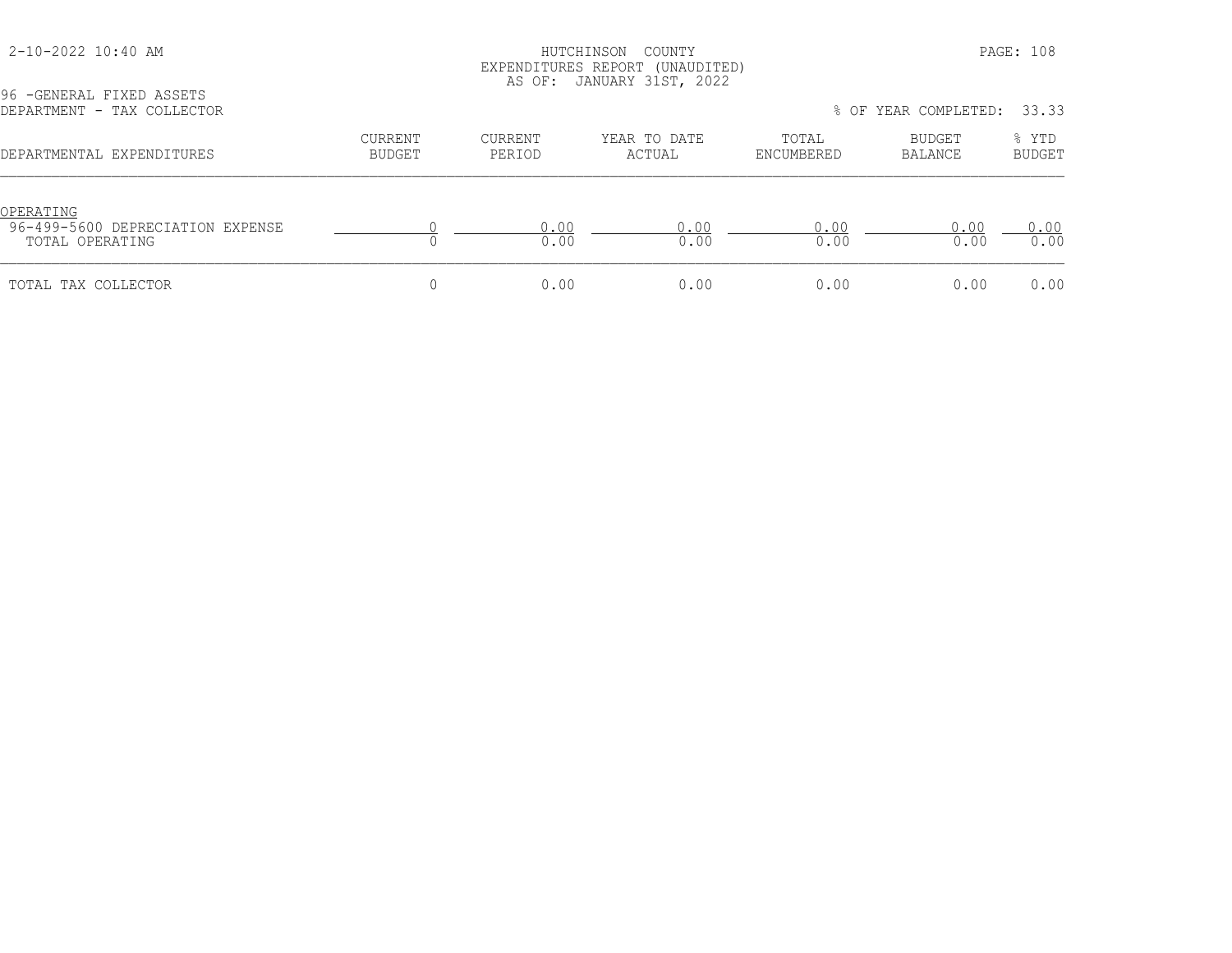HUTCHINSON COUNTY
EXPENDITURES REPORT (UNAUDITED)
AS OF: JANUARY 31ST, 2022

2-10-2022 10:40 AM

96 -GENERAL FIXED ASSETS
DEPARTMENT - TAX COLLECTOR

% OF YEAR COMPLETED: 33.33

| DEPARTMENTAL EXPENDITURES | CURRENT BUDGET | CURRENT PERIOD | YEAR TO DATE ACTUAL | TOTAL ENCUMBERED | BUDGET BALANCE | % YTD BUDGET |
|---|---|---|---|---|---|---|
| OPERATING | | | | | | |
| 96-499-5600 DEPRECIATION EXPENSE | 0 | 0.00 | 0.00 | 0.00 | 0.00 | 0.00 |
| TOTAL OPERATING | 0 | 0.00 | 0.00 | 0.00 | 0.00 | 0.00 |
| TOTAL TAX COLLECTOR | 0 | 0.00 | 0.00 | 0.00 | 0.00 | 0.00 |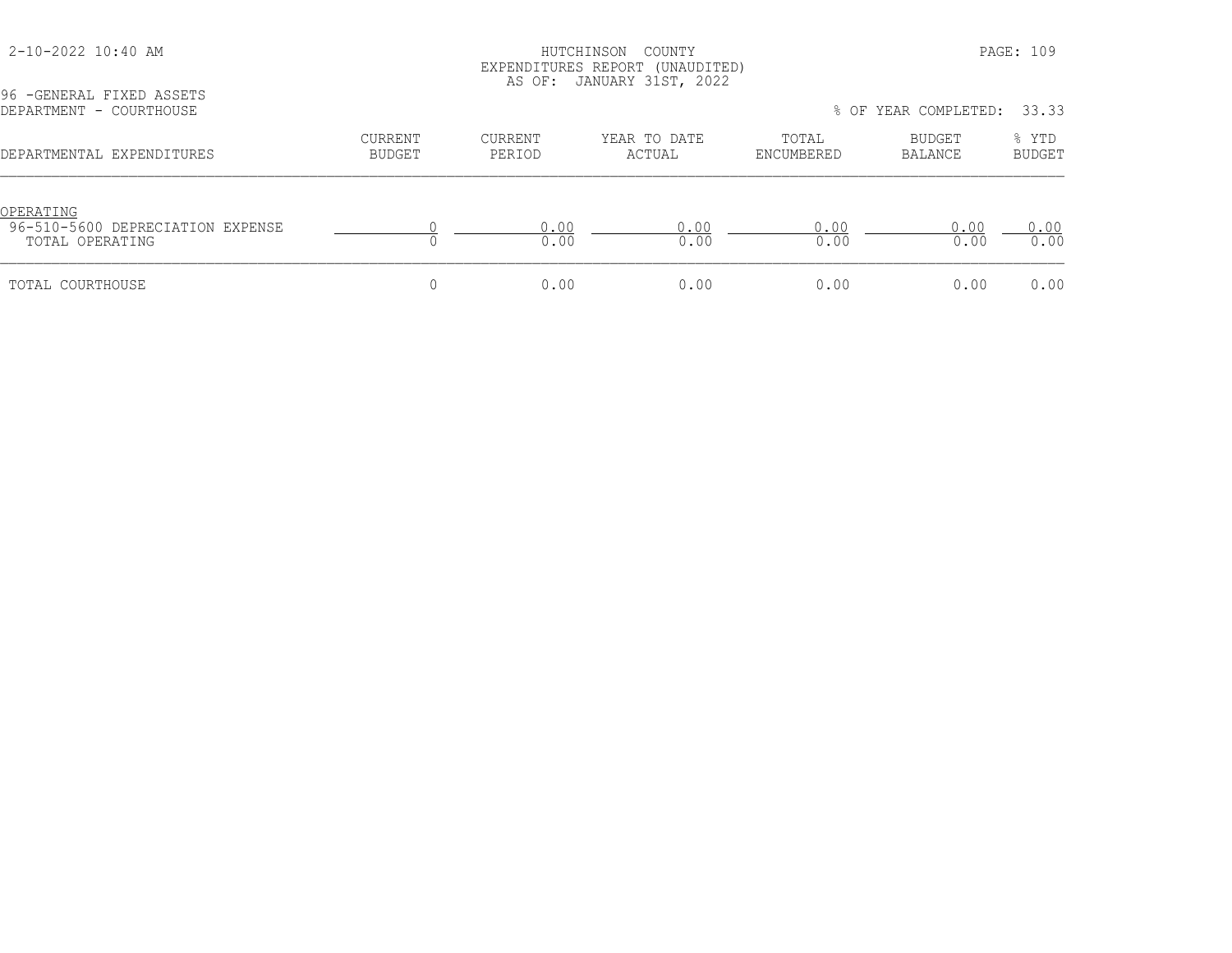HUTCHINSON COUNTY
EXPENDITURES REPORT (UNAUDITED)
AS OF: JANUARY 31ST, 2022

96 -GENERAL FIXED ASSETS
DEPARTMENT - COURTHOUSE

% OF YEAR COMPLETED: 33.33

| DEPARTMENTAL EXPENDITURES | CURRENT BUDGET | CURRENT PERIOD | YEAR TO DATE ACTUAL | TOTAL ENCUMBERED | BUDGET BALANCE | % YTD BUDGET |
|---|---|---|---|---|---|---|
| OPERATING | | | | | | |
| 96-510-5600 DEPRECIATION EXPENSE | 0 | 0.00 | 0.00 | 0.00 | 0.00 | 0.00 |
| TOTAL OPERATING | 0 | 0.00 | 0.00 | 0.00 | 0.00 | 0.00 |
| TOTAL COURTHOUSE | 0 | 0.00 | 0.00 | 0.00 | 0.00 | 0.00 |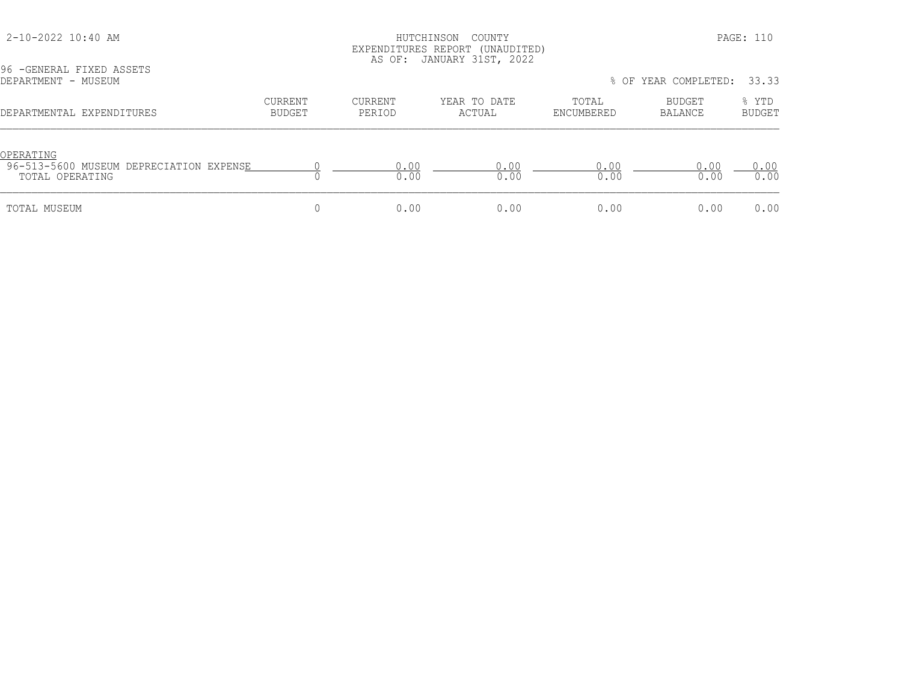HUTCHINSON COUNTY
EXPENDITURES REPORT (UNAUDITED)
AS OF: JANUARY 31ST, 2022

96 -GENERAL FIXED ASSETS
DEPARTMENT - MUSEUM

% OF YEAR COMPLETED: 33.33

| DEPARTMENTAL EXPENDITURES | CURRENT BUDGET | CURRENT PERIOD | YEAR TO DATE ACTUAL | TOTAL ENCUMBERED | BUDGET BALANCE | % YTD BUDGET |
|---|---|---|---|---|---|---|
| OPERATING | | | | | | |
| 96-513-5600 MUSEUM DEPRECIATION EXPENSE | 0 | 0.00 | 0.00 | 0.00 | 0.00 | 0.00 |
| TOTAL OPERATING | 0 | 0.00 | 0.00 | 0.00 | 0.00 | 0.00 |
| TOTAL MUSEUM | 0 | 0.00 | 0.00 | 0.00 | 0.00 | 0.00 |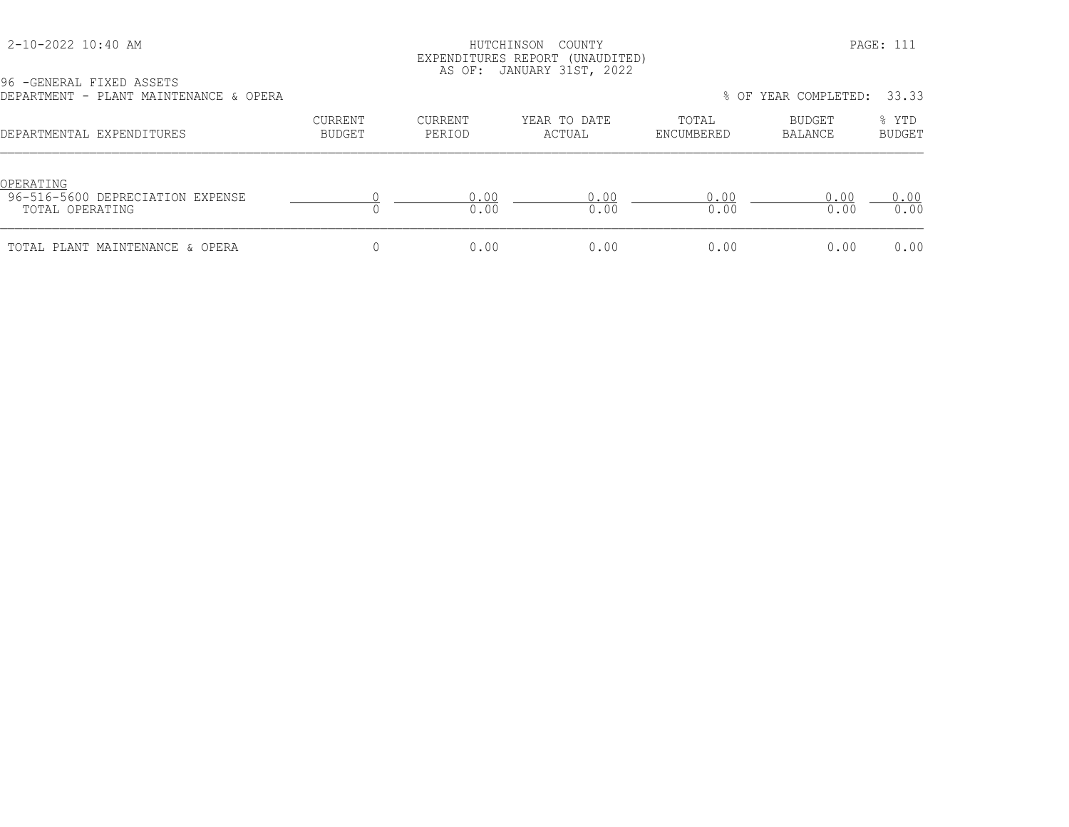HUTCHINSON COUNTY
EXPENDITURES REPORT (UNAUDITED)
AS OF: JANUARY 31ST, 2022

96 -GENERAL FIXED ASSETS
DEPARTMENT - PLANT MAINTENANCE & OPERA

% OF YEAR COMPLETED: 33.33

| DEPARTMENTAL EXPENDITURES | CURRENT BUDGET | CURRENT PERIOD | YEAR TO DATE ACTUAL | TOTAL ENCUMBERED | BUDGET BALANCE | % YTD BUDGET |
|---|---|---|---|---|---|---|
| OPERATING | | | | | | |
| 96-516-5600 DEPRECIATION EXPENSE | 0 | 0.00 | 0.00 | 0.00 | 0.00 | 0.00 |
| TOTAL OPERATING | 0 | 0.00 | 0.00 | 0.00 | 0.00 | 0.00 |
| TOTAL PLANT MAINTENANCE & OPERA | 0 | 0.00 | 0.00 | 0.00 | 0.00 | 0.00 |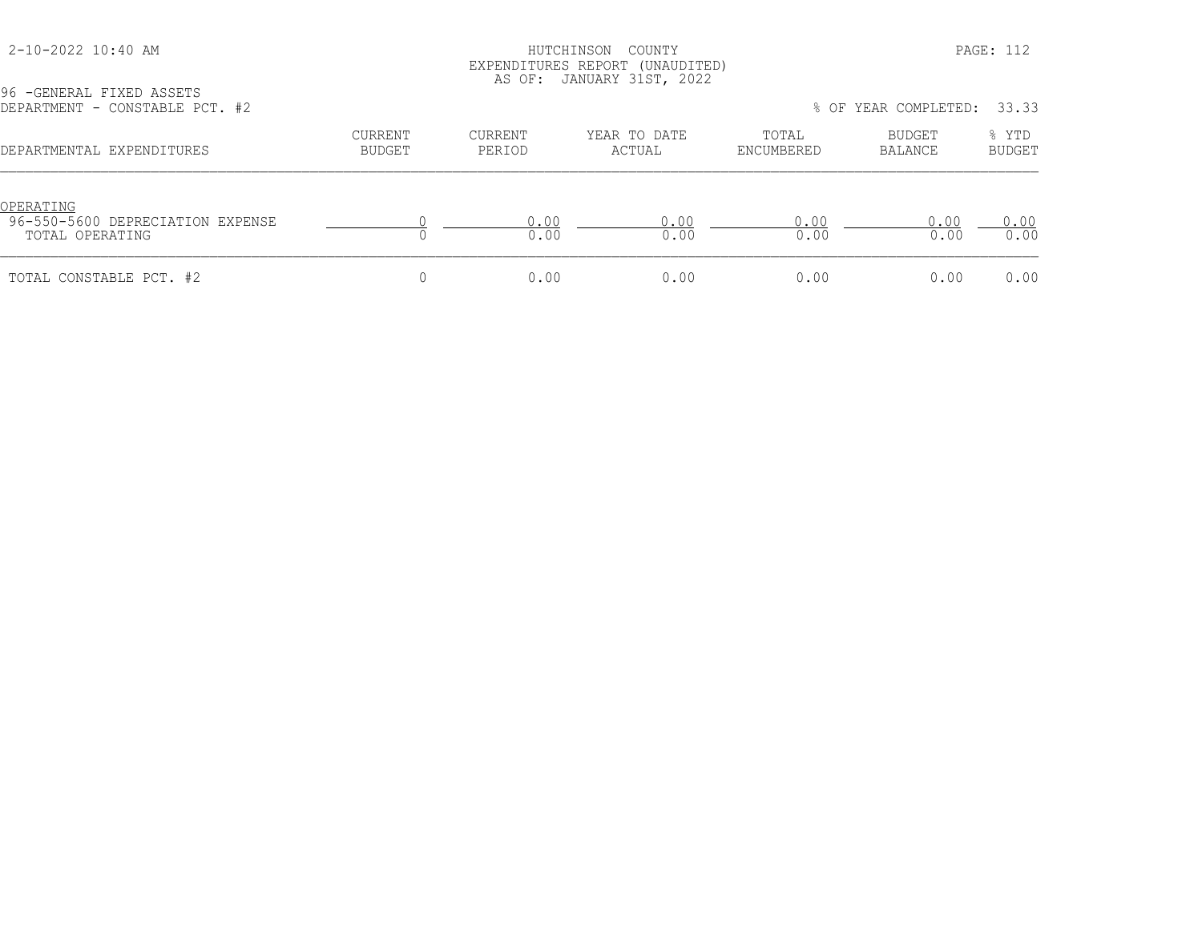HUTCHINSON COUNTY
EXPENDITURES REPORT (UNAUDITED)
AS OF: JANUARY 31ST, 2022

96 -GENERAL FIXED ASSETS
DEPARTMENT - CONSTABLE PCT. #2

% OF YEAR COMPLETED: 33.33

| DEPARTMENTAL EXPENDITURES | CURRENT BUDGET | CURRENT PERIOD | YEAR TO DATE ACTUAL | TOTAL ENCUMBERED | BUDGET BALANCE | % YTD BUDGET |
|---|---|---|---|---|---|---|
| OPERATING | | | | | | |
| 96-550-5600 DEPRECIATION EXPENSE | 0 | 0.00 | 0.00 | 0.00 | 0.00 | 0.00 |
| TOTAL OPERATING | 0 | 0.00 | 0.00 | 0.00 | 0.00 | 0.00 |
| TOTAL CONSTABLE PCT. #2 | 0 | 0.00 | 0.00 | 0.00 | 0.00 | 0.00 |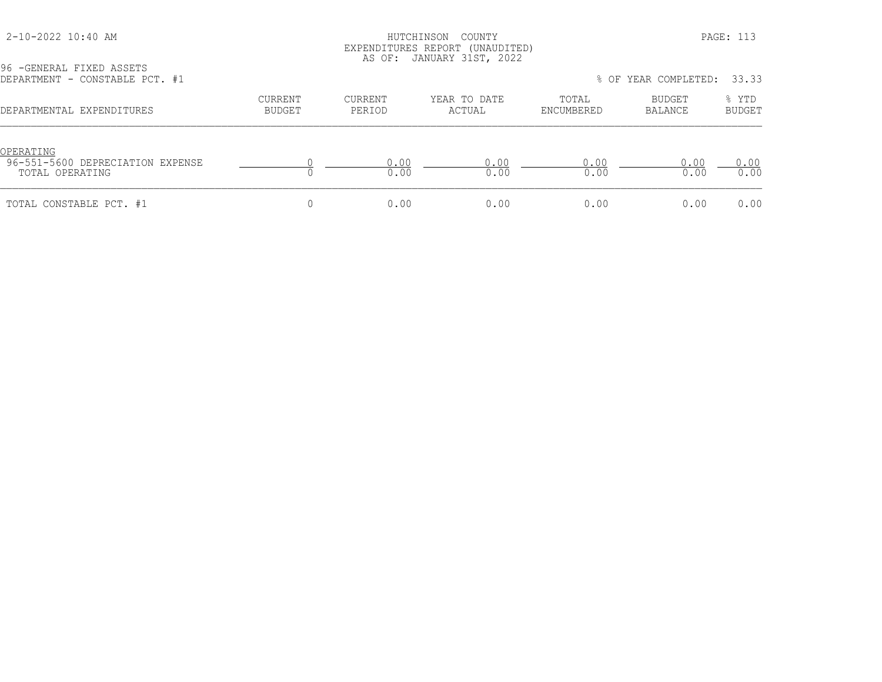HUTCHINSON COUNTY
EXPENDITURES REPORT (UNAUDITED)
AS OF: JANUARY 31ST, 2022

2-10-2022 10:40 AM

96 -GENERAL FIXED ASSETS
DEPARTMENT - CONSTABLE PCT. #1

% OF YEAR COMPLETED: 33.33

| DEPARTMENTAL EXPENDITURES | CURRENT BUDGET | CURRENT PERIOD | YEAR TO DATE ACTUAL | TOTAL ENCUMBERED | BUDGET BALANCE | % YTD BUDGET |
|---|---|---|---|---|---|---|
| OPERATING | | | | | | |
| 96-551-5600 DEPRECIATION EXPENSE | 0 | 0.00 | 0.00 | 0.00 | 0.00 | 0.00 |
| TOTAL OPERATING | 0 | 0.00 | 0.00 | 0.00 | 0.00 | 0.00 |
| TOTAL CONSTABLE PCT. #1 | 0 | 0.00 | 0.00 | 0.00 | 0.00 | 0.00 |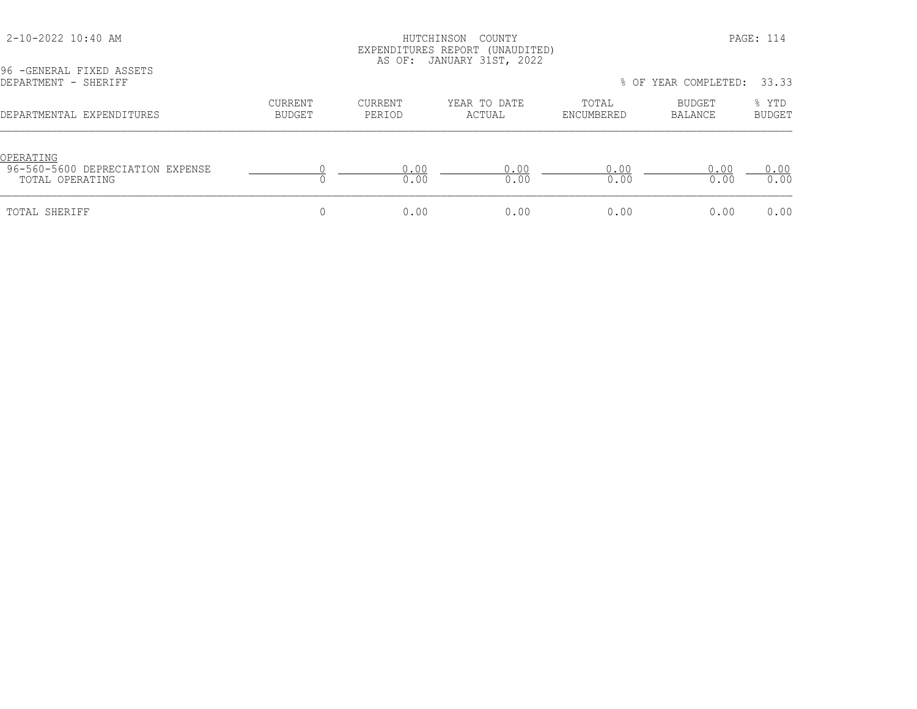HUTCHINSON COUNTY
EXPENDITURES REPORT (UNAUDITED)
AS OF: JANUARY 31ST, 2022

2-10-2022 10:40 AM

96 -GENERAL FIXED ASSETS
DEPARTMENT - SHERIFF

% OF YEAR COMPLETED: 33.33

| DEPARTMENTAL EXPENDITURES | CURRENT BUDGET | CURRENT PERIOD | YEAR TO DATE ACTUAL | TOTAL ENCUMBERED | BUDGET BALANCE | % YTD BUDGET |
|---|---|---|---|---|---|---|
| OPERATING | | | | | | |
| 96-560-5600 DEPRECIATION EXPENSE | 0 | 0.00 | 0.00 | 0.00 | 0.00 | 0.00 |
| TOTAL OPERATING | 0 | 0.00 | 0.00 | 0.00 | 0.00 | 0.00 |
| TOTAL SHERIFF | 0 | 0.00 | 0.00 | 0.00 | 0.00 | 0.00 |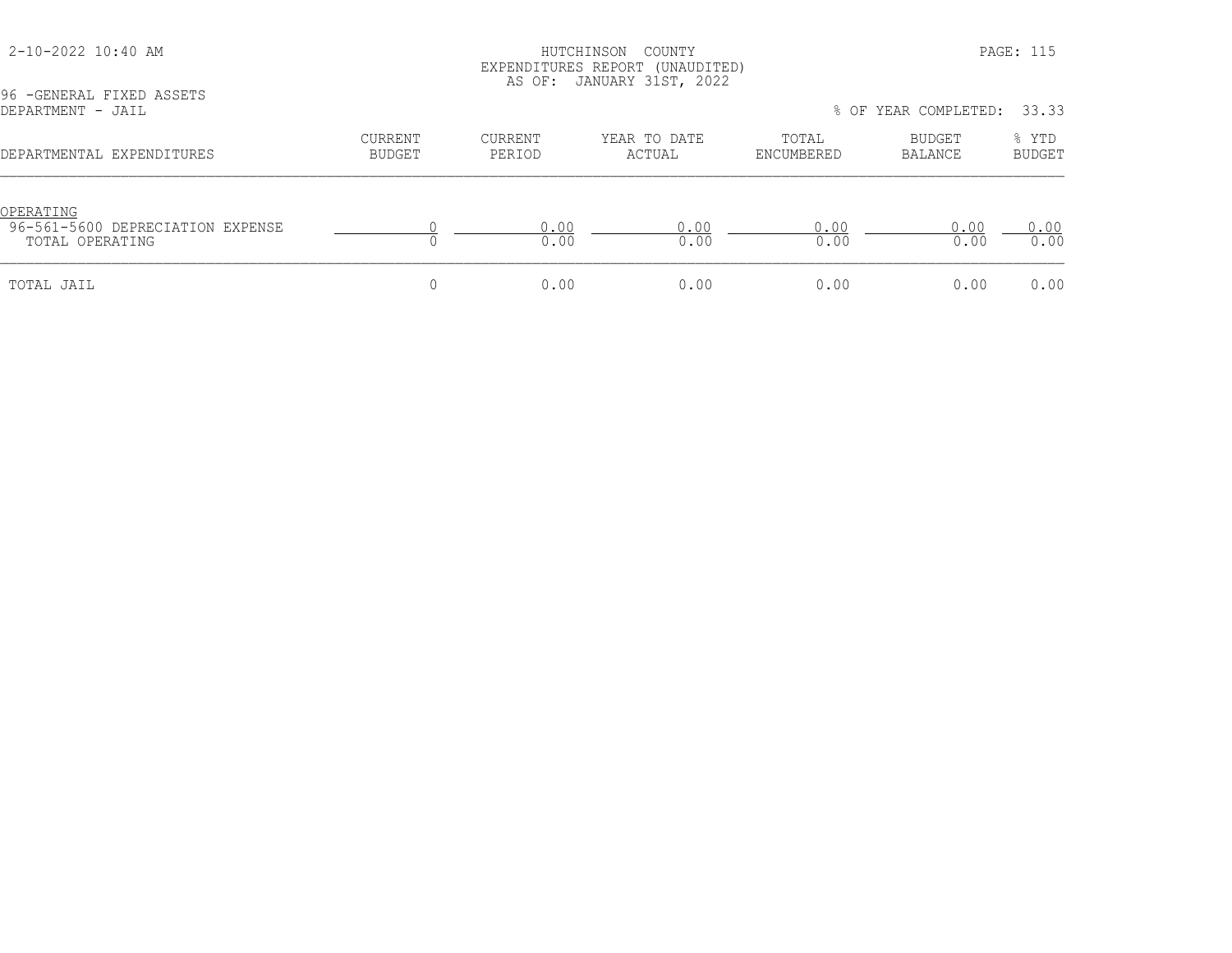HUTCHINSON COUNTY
EXPENDITURES REPORT (UNAUDITED)
AS OF: JANUARY 31ST, 2022

96 -GENERAL FIXED ASSETS
DEPARTMENT - JAIL

% OF YEAR COMPLETED: 33.33

| DEPARTMENTAL EXPENDITURES | CURRENT BUDGET | CURRENT PERIOD | YEAR TO DATE ACTUAL | TOTAL ENCUMBERED | BUDGET BALANCE | % YTD BUDGET |
|---|---|---|---|---|---|---|
| OPERATING | | | | | | |
| 96-561-5600 DEPRECIATION EXPENSE | 0 | 0.00 | 0.00 | 0.00 | 0.00 | 0.00 |
| TOTAL OPERATING | 0 | 0.00 | 0.00 | 0.00 | 0.00 | 0.00 |
| TOTAL JAIL | 0 | 0.00 | 0.00 | 0.00 | 0.00 | 0.00 |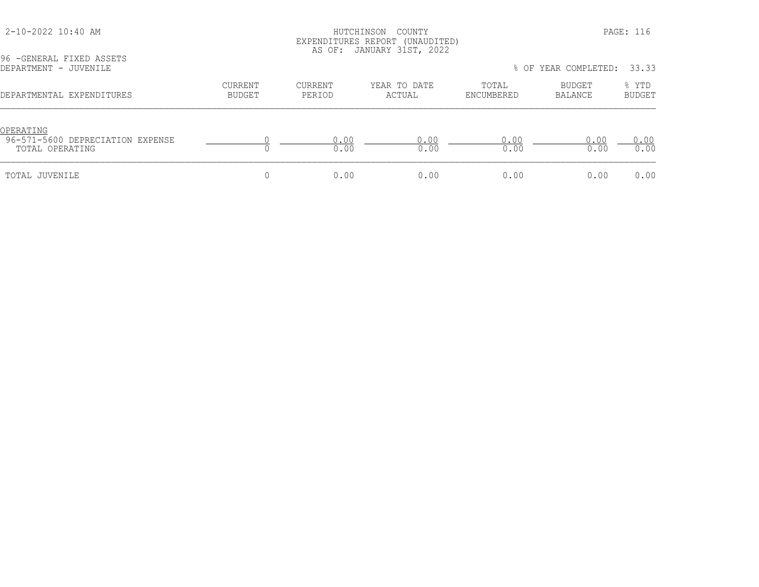HUTCHINSON COUNTY
EXPENDITURES REPORT (UNAUDITED)
AS OF: JANUARY 31ST, 2022

2-10-2022 10:40 AM

96 -GENERAL FIXED ASSETS
DEPARTMENT - JUVENILE

% OF YEAR COMPLETED: 33.33

| DEPARTMENTAL EXPENDITURES | CURRENT BUDGET | CURRENT PERIOD | YEAR TO DATE ACTUAL | TOTAL ENCUMBERED | BUDGET BALANCE | % YTD BUDGET |
|---|---|---|---|---|---|---|
| OPERATING | | | | | | |
| 96-571-5600 DEPRECIATION EXPENSE | 0 | 0.00 | 0.00 | 0.00 | 0.00 | 0.00 |
| TOTAL OPERATING | 0 | 0.00 | 0.00 | 0.00 | 0.00 | 0.00 |
| TOTAL JUVENILE | 0 | 0.00 | 0.00 | 0.00 | 0.00 | 0.00 |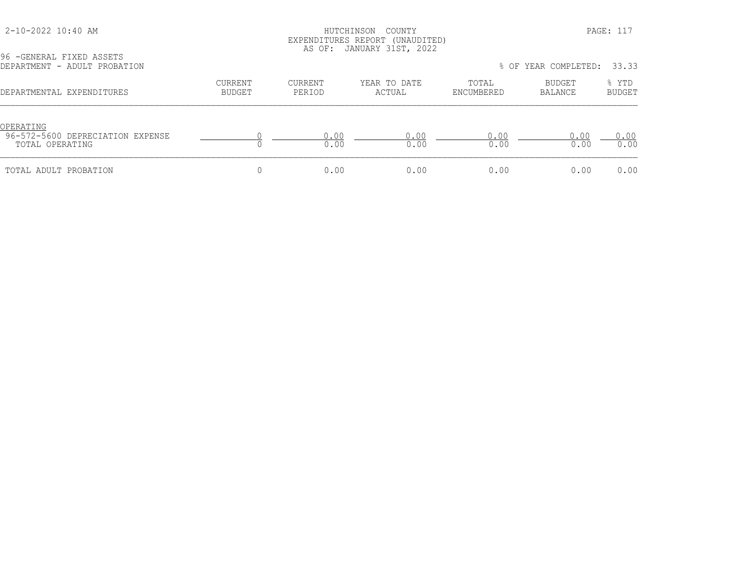HUTCHINSON COUNTY
EXPENDITURES REPORT (UNAUDITED)
AS OF: JANUARY 31ST, 2022

96 -GENERAL FIXED ASSETS
DEPARTMENT - ADULT PROBATION

% OF YEAR COMPLETED: 33.33

| DEPARTMENTAL EXPENDITURES | CURRENT BUDGET | CURRENT PERIOD | YEAR TO DATE ACTUAL | TOTAL ENCUMBERED | BUDGET BALANCE | % YTD BUDGET |
|---|---|---|---|---|---|---|
| OPERATING | | | | | | |
| 96-572-5600 DEPRECIATION EXPENSE | 0 | 0.00 | 0.00 | 0.00 | 0.00 | 0.00 |
| TOTAL OPERATING | 0 | 0.00 | 0.00 | 0.00 | 0.00 | 0.00 |
| TOTAL ADULT PROBATION | 0 | 0.00 | 0.00 | 0.00 | 0.00 | 0.00 |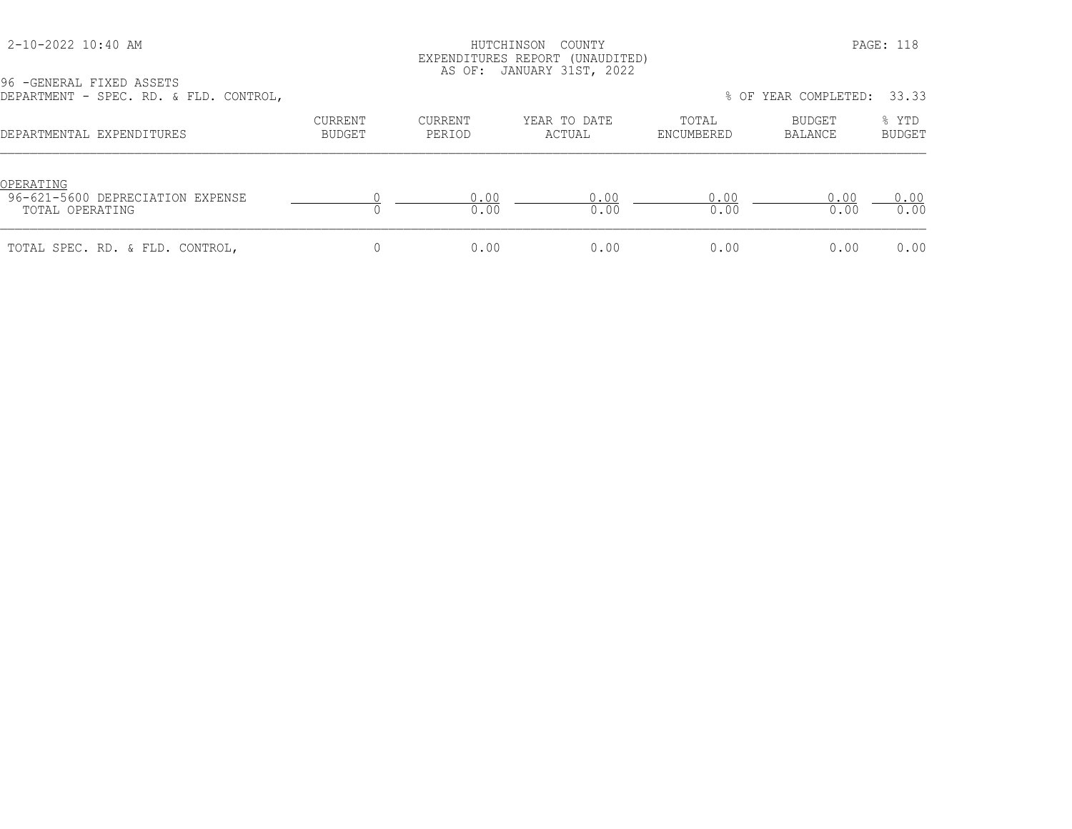HUTCHINSON COUNTY
EXPENDITURES REPORT (UNAUDITED)
AS OF: JANUARY 31ST, 2022

2-10-2022 10:40 AM

96 -GENERAL FIXED ASSETS
DEPARTMENT - SPEC. RD. & FLD. CONTROL,

% OF YEAR COMPLETED: 33.33

| DEPARTMENTAL EXPENDITURES | CURRENT BUDGET | CURRENT PERIOD | YEAR TO DATE ACTUAL | TOTAL ENCUMBERED | BUDGET BALANCE | % YTD BUDGET |
|---|---|---|---|---|---|---|
| OPERATING | | | | | | |
| 96-621-5600 DEPRECIATION EXPENSE | 0 | 0.00 | 0.00 | 0.00 | 0.00 | 0.00 |
| TOTAL OPERATING | 0 | 0.00 | 0.00 | 0.00 | 0.00 | 0.00 |
| TOTAL SPEC. RD. & FLD. CONTROL, | 0 | 0.00 | 0.00 | 0.00 | 0.00 | 0.00 |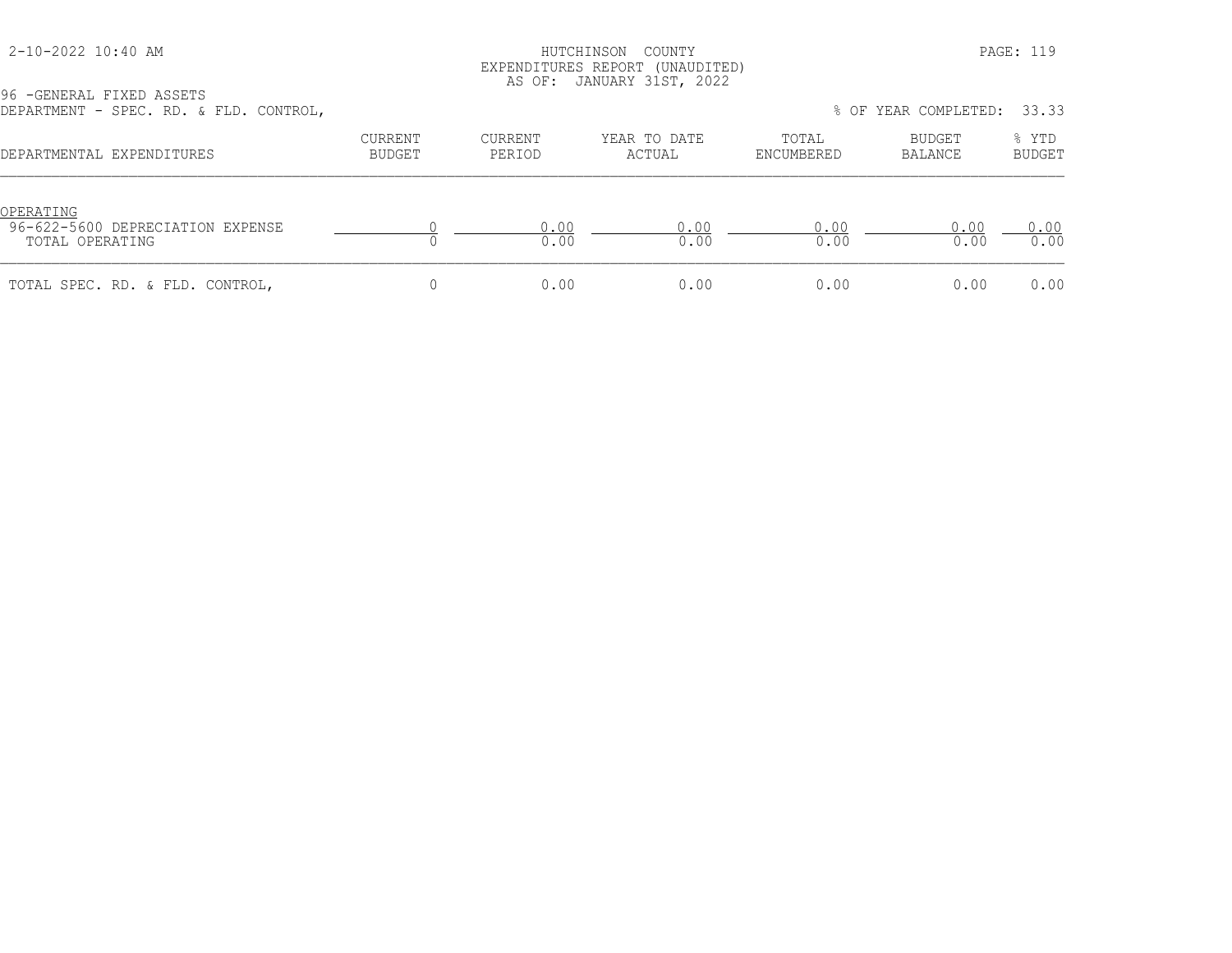HUTCHINSON COUNTY
EXPENDITURES REPORT (UNAUDITED)
AS OF: JANUARY 31ST, 2022

2-10-2022 10:40 AM

96 -GENERAL FIXED ASSETS
DEPARTMENT - SPEC. RD. & FLD. CONTROL,

% OF YEAR COMPLETED: 33.33

| DEPARTMENTAL EXPENDITURES | CURRENT BUDGET | CURRENT PERIOD | YEAR TO DATE ACTUAL | TOTAL ENCUMBERED | BUDGET BALANCE | % YTD BUDGET |
|---|---|---|---|---|---|---|
| OPERATING | | | | | | |
| 96-622-5600 DEPRECIATION EXPENSE | 0 | 0.00 | 0.00 | 0.00 | 0.00 | 0.00 |
| TOTAL OPERATING | 0 | 0.00 | 0.00 | 0.00 | 0.00 | 0.00 |
| TOTAL SPEC. RD. & FLD. CONTROL, | 0 | 0.00 | 0.00 | 0.00 | 0.00 | 0.00 |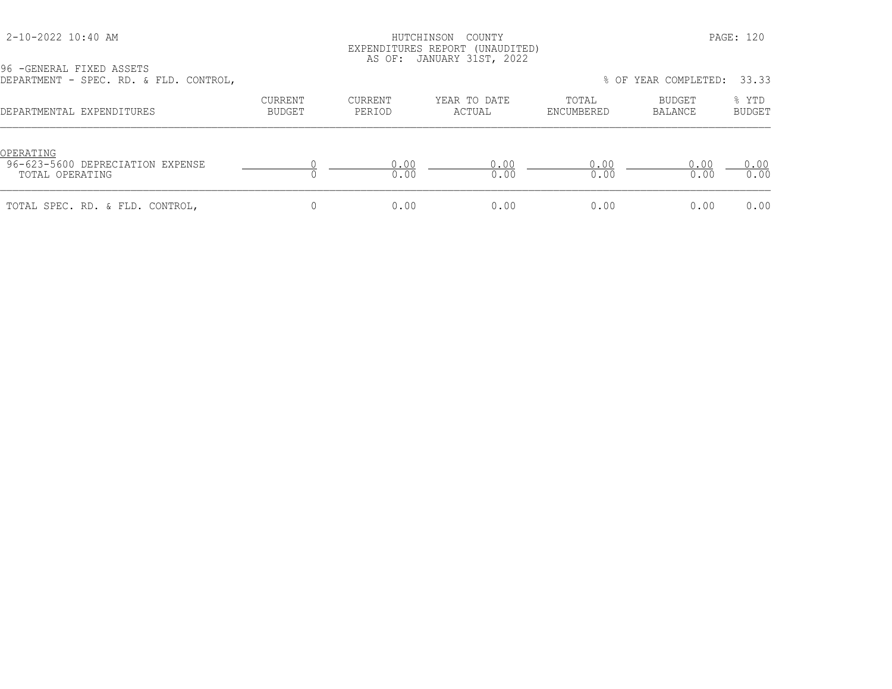HUTCHINSON COUNTY
EXPENDITURES REPORT (UNAUDITED)
AS OF: JANUARY 31ST, 2022

96 -GENERAL FIXED ASSETS
DEPARTMENT - SPEC. RD. & FLD. CONTROL,

% OF YEAR COMPLETED: 33.33

| DEPARTMENTAL EXPENDITURES | CURRENT BUDGET | CURRENT PERIOD | YEAR TO DATE ACTUAL | TOTAL ENCUMBERED | BUDGET BALANCE | % YTD BUDGET |
|---|---|---|---|---|---|---|
| OPERATING | | | | | | |
| 96-623-5600 DEPRECIATION EXPENSE | 0 | 0.00 | 0.00 | 0.00 | 0.00 | 0.00 |
| TOTAL OPERATING | 0 | 0.00 | 0.00 | 0.00 | 0.00 | 0.00 |
| TOTAL SPEC. RD. & FLD. CONTROL, | 0 | 0.00 | 0.00 | 0.00 | 0.00 | 0.00 |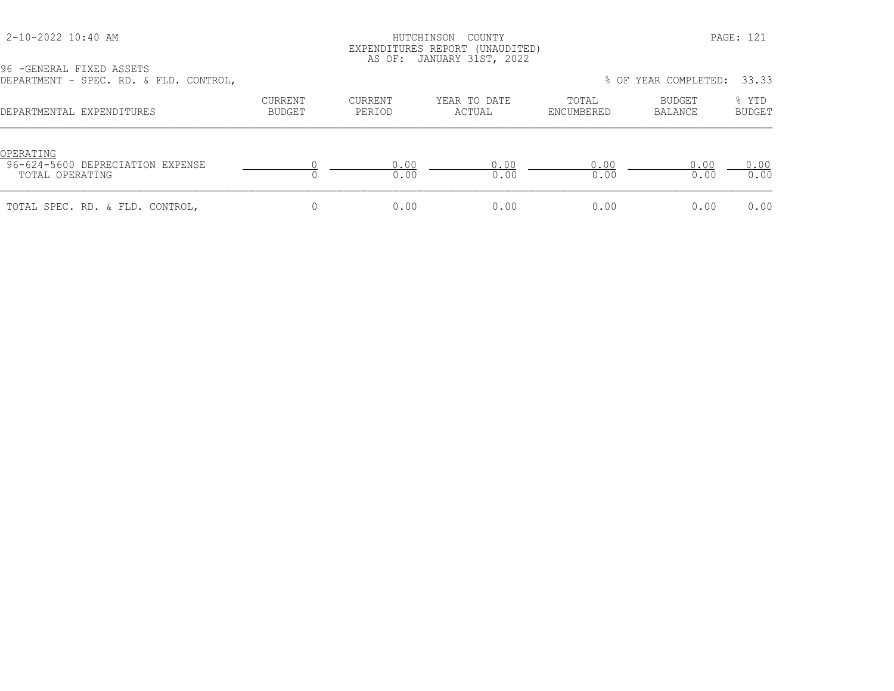HUTCHINSON COUNTY
EXPENDITURES REPORT (UNAUDITED)
AS OF: JANUARY 31ST, 2022

96 -GENERAL FIXED ASSETS
DEPARTMENT - SPEC. RD. & FLD. CONTROL,

% OF YEAR COMPLETED: 33.33

| DEPARTMENTAL EXPENDITURES | CURRENT BUDGET | CURRENT PERIOD | YEAR TO DATE ACTUAL | TOTAL ENCUMBERED | BUDGET BALANCE | % YTD BUDGET |
|---|---|---|---|---|---|---|
| OPERATING | | | | | | |
| 96-624-5600 DEPRECIATION EXPENSE | 0 | 0.00 | 0.00 | 0.00 | 0.00 | 0.00 |
| TOTAL OPERATING | 0 | 0.00 | 0.00 | 0.00 | 0.00 | 0.00 |
| TOTAL SPEC. RD. & FLD. CONTROL, | 0 | 0.00 | 0.00 | 0.00 | 0.00 | 0.00 |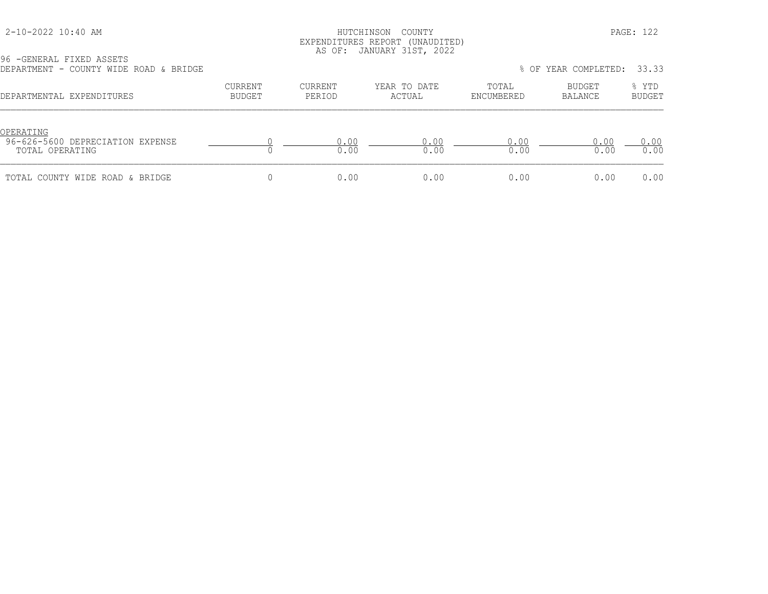HUTCHINSON COUNTY
EXPENDITURES REPORT (UNAUDITED)
AS OF: JANUARY 31ST, 2022

96 -GENERAL FIXED ASSETS
DEPARTMENT - COUNTY WIDE ROAD & BRIDGE

% OF YEAR COMPLETED: 33.33

| DEPARTMENTAL EXPENDITURES | CURRENT BUDGET | CURRENT PERIOD | YEAR TO DATE ACTUAL | TOTAL ENCUMBERED | BUDGET BALANCE | % YTD BUDGET |
|---|---|---|---|---|---|---|
| OPERATING | | | | | | |
| 96-626-5600 DEPRECIATION EXPENSE | 0 | 0.00 | 0.00 | 0.00 | 0.00 | 0.00 |
| TOTAL OPERATING | 0 | 0.00 | 0.00 | 0.00 | 0.00 | 0.00 |
| TOTAL COUNTY WIDE ROAD & BRIDGE | 0 | 0.00 | 0.00 | 0.00 | 0.00 | 0.00 |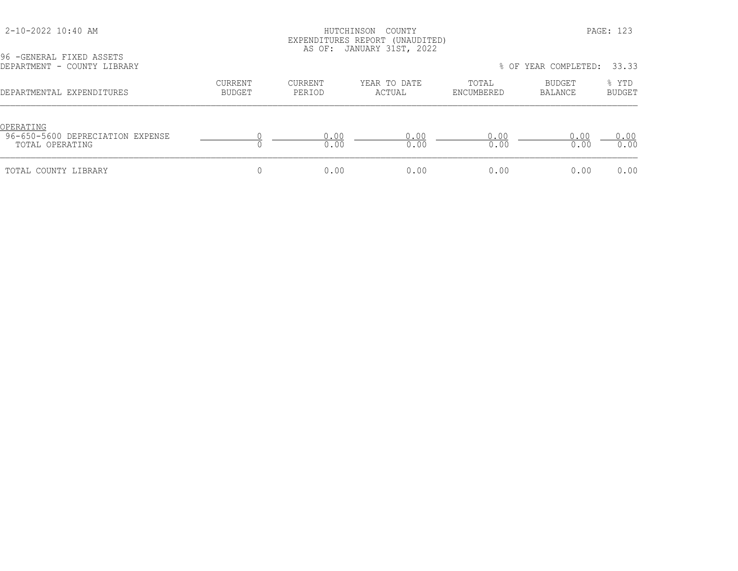HUTCHINSON COUNTY
EXPENDITURES REPORT (UNAUDITED)
AS OF: JANUARY 31ST, 2022

96 -GENERAL FIXED ASSETS
DEPARTMENT - COUNTY LIBRARY

% OF YEAR COMPLETED: 33.33

| DEPARTMENTAL EXPENDITURES | CURRENT BUDGET | CURRENT PERIOD | YEAR TO DATE ACTUAL | TOTAL ENCUMBERED | BUDGET BALANCE | % YTD BUDGET |
|---|---|---|---|---|---|---|
| OPERATING | | | | | | |
| 96-650-5600 DEPRECIATION EXPENSE | 0 | 0.00 | 0.00 | 0.00 | 0.00 | 0.00 |
| TOTAL OPERATING | 0 | 0.00 | 0.00 | 0.00 | 0.00 | 0.00 |
| TOTAL COUNTY LIBRARY | 0 | 0.00 | 0.00 | 0.00 | 0.00 | 0.00 |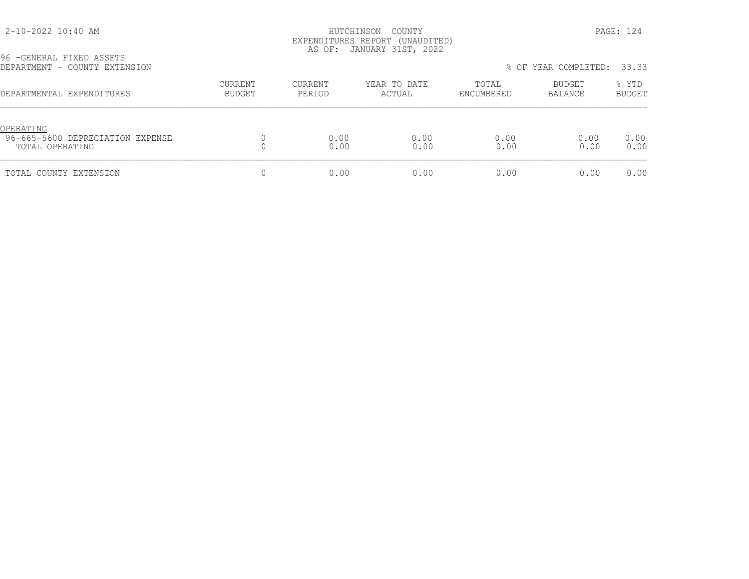HUTCHINSON COUNTY
EXPENDITURES REPORT (UNAUDITED)
AS OF: JANUARY 31ST, 2022

96 -GENERAL FIXED ASSETS
DEPARTMENT - COUNTY EXTENSION

% OF YEAR COMPLETED: 33.33

| DEPARTMENTAL EXPENDITURES | CURRENT BUDGET | CURRENT PERIOD | YEAR TO DATE ACTUAL | TOTAL ENCUMBERED | BUDGET BALANCE | % YTD BUDGET |
|---|---|---|---|---|---|---|
| OPERATING | | | | | | |
| 96-665-5600 DEPRECIATION EXPENSE | 0 | 0.00 | 0.00 | 0.00 | 0.00 | 0.00 |
| TOTAL OPERATING | 0 | 0.00 | 0.00 | 0.00 | 0.00 | 0.00 |
| TOTAL COUNTY EXTENSION | 0 | 0.00 | 0.00 | 0.00 | 0.00 | 0.00 |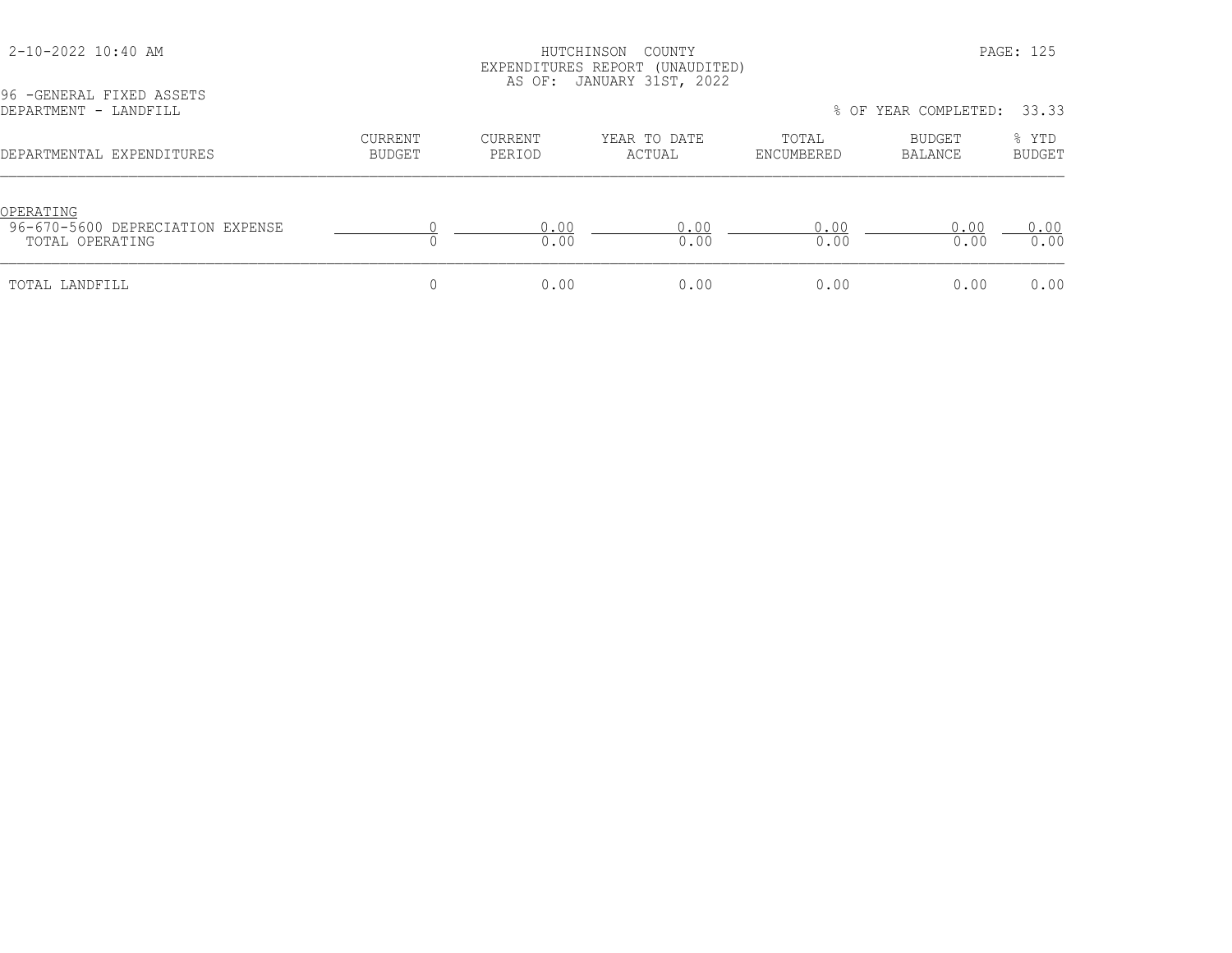HUTCHINSON COUNTY
EXPENDITURES REPORT (UNAUDITED)
AS OF: JANUARY 31ST, 2022

2-10-2022 10:40 AM

96 -GENERAL FIXED ASSETS
DEPARTMENT - LANDFILL

% OF YEAR COMPLETED: 33.33

| DEPARTMENTAL EXPENDITURES | CURRENT BUDGET | CURRENT PERIOD | YEAR TO DATE ACTUAL | TOTAL ENCUMBERED | BUDGET BALANCE | % YTD BUDGET |
|---|---|---|---|---|---|---|
| OPERATING | | | | | | |
| 96-670-5600 DEPRECIATION EXPENSE | 0 | 0.00 | 0.00 | 0.00 | 0.00 | 0.00 |
| TOTAL OPERATING | 0 | 0.00 | 0.00 | 0.00 | 0.00 | 0.00 |
| TOTAL LANDFILL | 0 | 0.00 | 0.00 | 0.00 | 0.00 | 0.00 |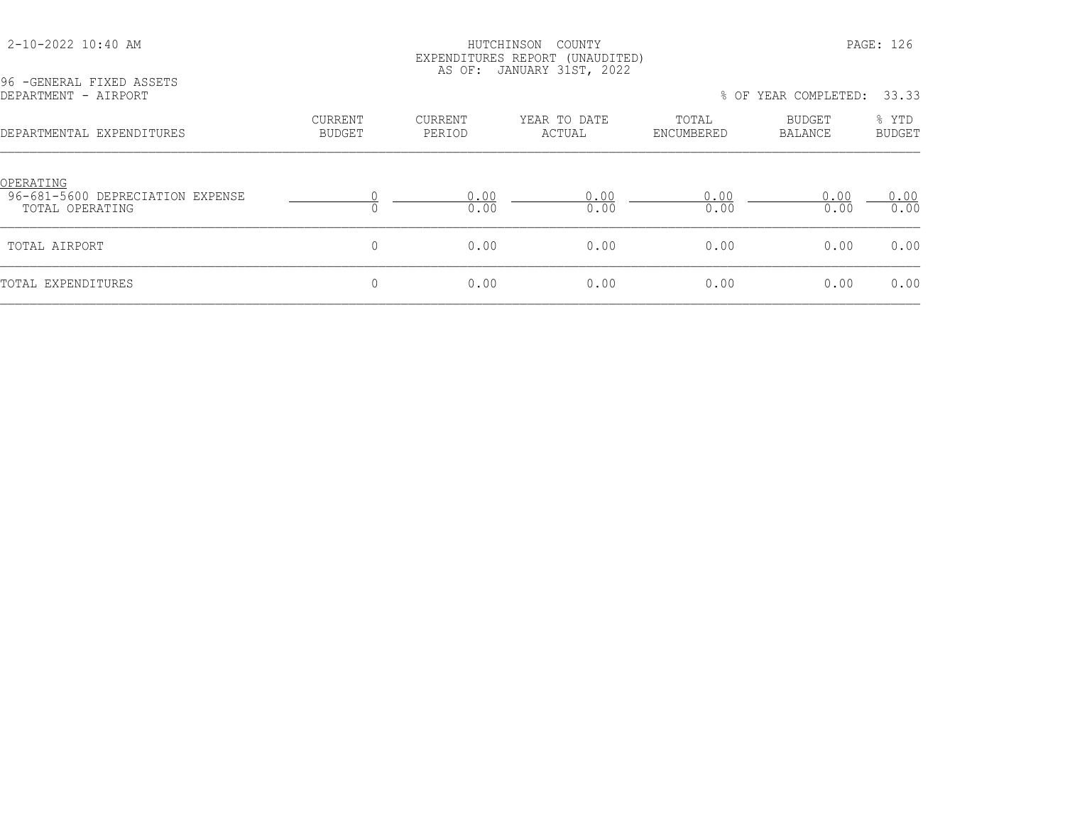HUTCHINSON COUNTY
EXPENDITURES REPORT (UNAUDITED)
AS OF: JANUARY 31ST, 2022

96 -GENERAL FIXED ASSETS
DEPARTMENT - AIRPORT

% OF YEAR COMPLETED: 33.33

| DEPARTMENTAL EXPENDITURES | CURRENT BUDGET | CURRENT PERIOD | YEAR TO DATE ACTUAL | TOTAL ENCUMBERED | BUDGET BALANCE | % YTD BUDGET |
|---|---|---|---|---|---|---|
| OPERATING | | | | | | |
| 96-681-5600 DEPRECIATION EXPENSE | 0 | 0.00 | 0.00 | 0.00 | 0.00 | 0.00 |
| TOTAL OPERATING | 0 | 0.00 | 0.00 | 0.00 | 0.00 | 0.00 |
| TOTAL AIRPORT | 0 | 0.00 | 0.00 | 0.00 | 0.00 | 0.00 |
| TOTAL EXPENDITURES | 0 | 0.00 | 0.00 | 0.00 | 0.00 | 0.00 |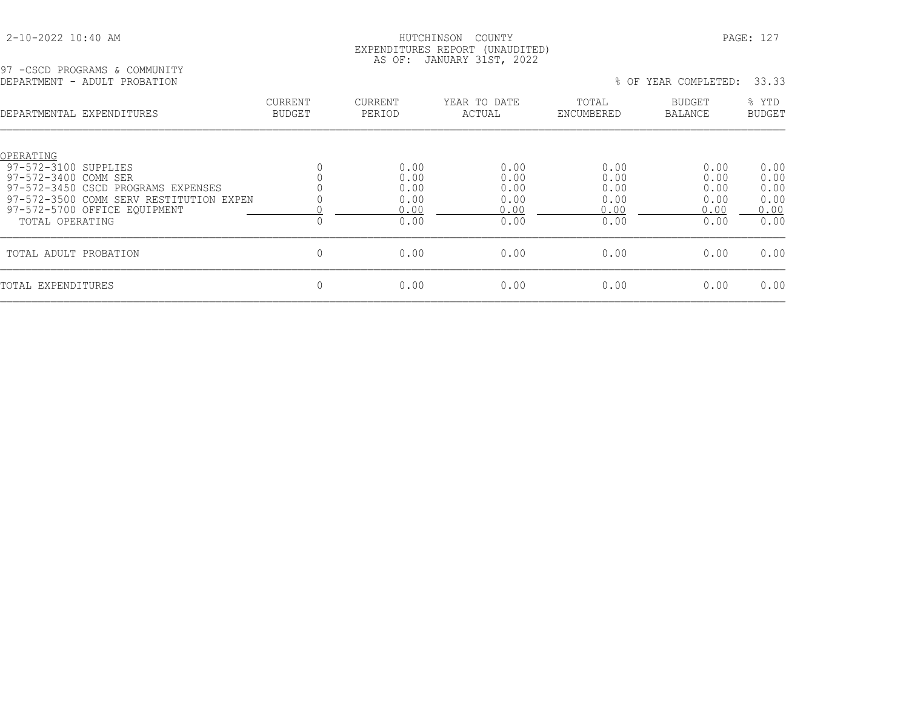2-10-2022 10:40 AM

HUTCHINSON COUNTY
EXPENDITURES REPORT (UNAUDITED)
AS OF: JANUARY 31ST, 2022

97 -CSCD PROGRAMS & COMMUNITY
DEPARTMENT - ADULT PROBATION

% OF YEAR COMPLETED: 33.33

| DEPARTMENTAL EXPENDITURES | CURRENT BUDGET | CURRENT PERIOD | YEAR TO DATE ACTUAL | TOTAL ENCUMBERED | BUDGET BALANCE | % YTD BUDGET |
|---|---|---|---|---|---|---|
| OPERATING | | | | | | |
| 97-572-3100 SUPPLIES | 0 | 0.00 | 0.00 | 0.00 | 0.00 | 0.00 |
| 97-572-3400 COMM SER | 0 | 0.00 | 0.00 | 0.00 | 0.00 | 0.00 |
| 97-572-3450 CSCD PROGRAMS EXPENSES | 0 | 0.00 | 0.00 | 0.00 | 0.00 | 0.00 |
| 97-572-3500 COMM SERV RESTITUTION EXPEN | 0 | 0.00 | 0.00 | 0.00 | 0.00 | 0.00 |
| 97-572-5700 OFFICE EQUIPMENT | 0 | 0.00 | 0.00 | 0.00 | 0.00 | 0.00 |
| TOTAL OPERATING | 0 | 0.00 | 0.00 | 0.00 | 0.00 | 0.00 |
| TOTAL ADULT PROBATION | 0 | 0.00 | 0.00 | 0.00 | 0.00 | 0.00 |
| TOTAL EXPENDITURES | 0 | 0.00 | 0.00 | 0.00 | 0.00 | 0.00 |